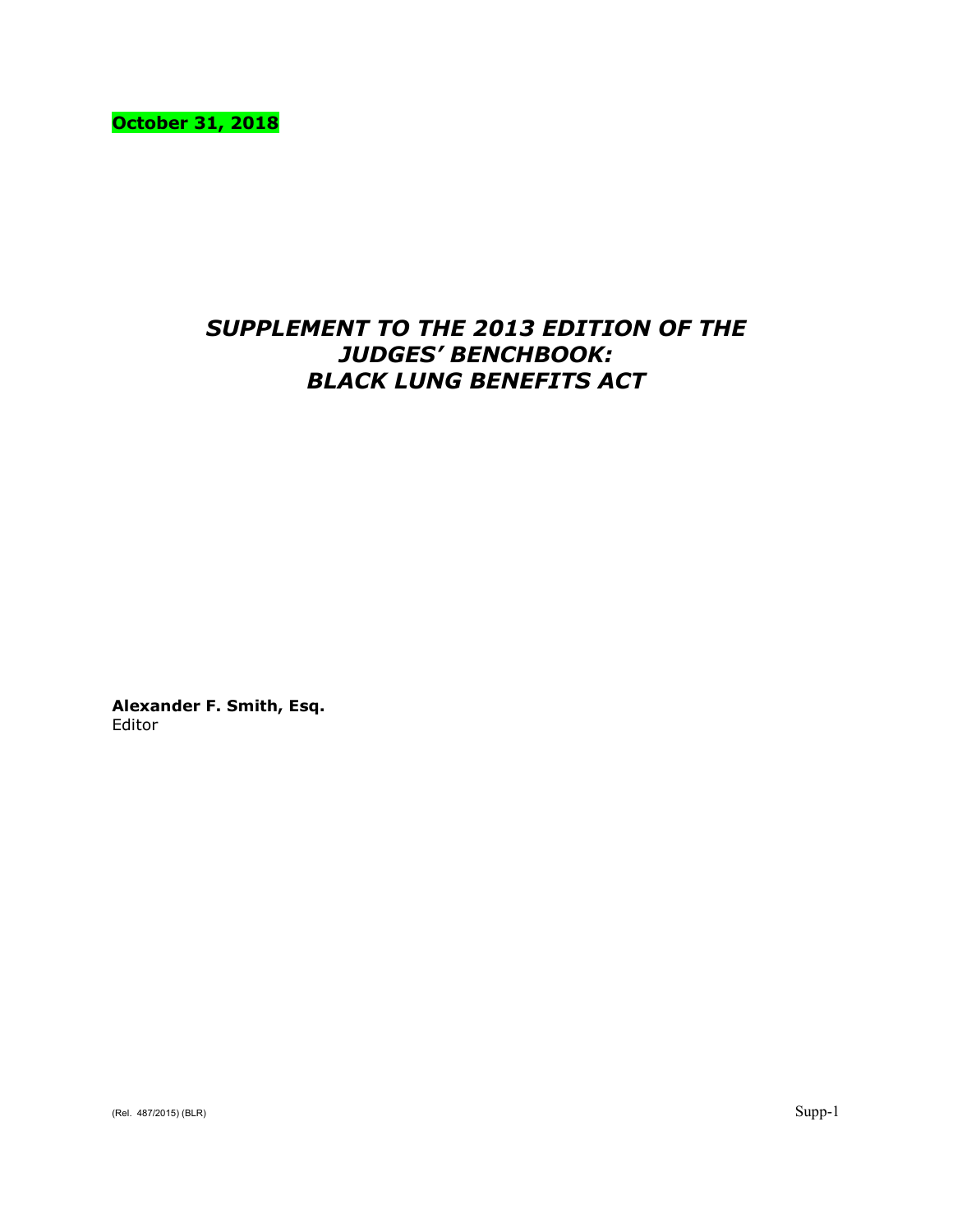**October 31, 2018**

# *SUPPLEMENT TO THE 2013 EDITION OF THE JUDGES' BENCHBOOK: BLACK LUNG BENEFITS ACT*

**Alexander F. Smith, Esq.**
Editor

(Rel. 487/2015) (BLR)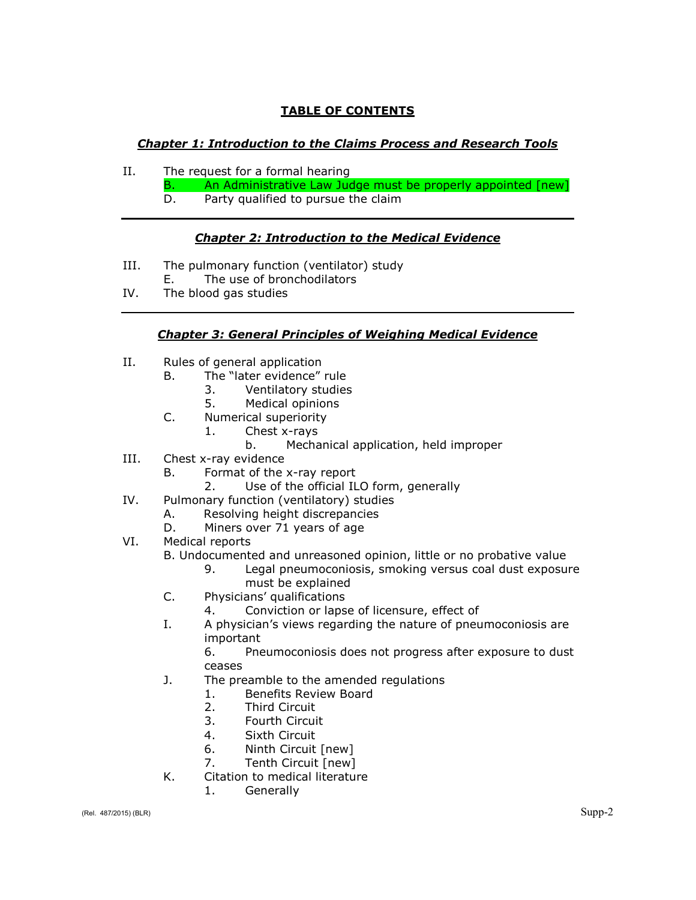## TABLE OF CONTENTS

### *Chapter 1: Introduction to the Claims Process and Research Tools*

- II. The request for a formal hearing
  - B. An Administrative Law Judge must be properly appointed [new]
  - D. Party qualified to pursue the claim

---

### *Chapter 2: Introduction to the Medical Evidence*

- III. The pulmonary function (ventilator) study
  - E. The use of bronchodilators
- IV. The blood gas studies

---

### *Chapter 3: General Principles of Weighing Medical Evidence*

- II. Rules of general application
  - B. The "later evidence" rule
    - 3. Ventilatory studies
    - 5. Medical opinions
  - C. Numerical superiority
    - 1. Chest x-rays
      - b. Mechanical application, held improper
- III. Chest x-ray evidence
  - B. Format of the x-ray report
    - 2. Use of the official ILO form, generally
- IV. Pulmonary function (ventilatory) studies
  - A. Resolving height discrepancies
  - D. Miners over 71 years of age
- VI. Medical reports
  - B. Undocumented and unreasoned opinion, little or no probative value
    - 9. Legal pneumoconiosis, smoking versus coal dust exposure must be explained
  - C. Physicians' qualifications
    - 4. Conviction or lapse of licensure, effect of
  - I. A physician's views regarding the nature of pneumoconiosis are important
    - 6. Pneumoconiosis does not progress after exposure to dust ceases
  - J. The preamble to the amended regulations
    - 1. Benefits Review Board
    - 2. Third Circuit
    - 3. Fourth Circuit
    - 4. Sixth Circuit
    - 6. Ninth Circuit [new]
    - 7. Tenth Circuit [new]
  - K. Citation to medical literature
    - 1. Generally

(Rel. 487/2015) (BLR)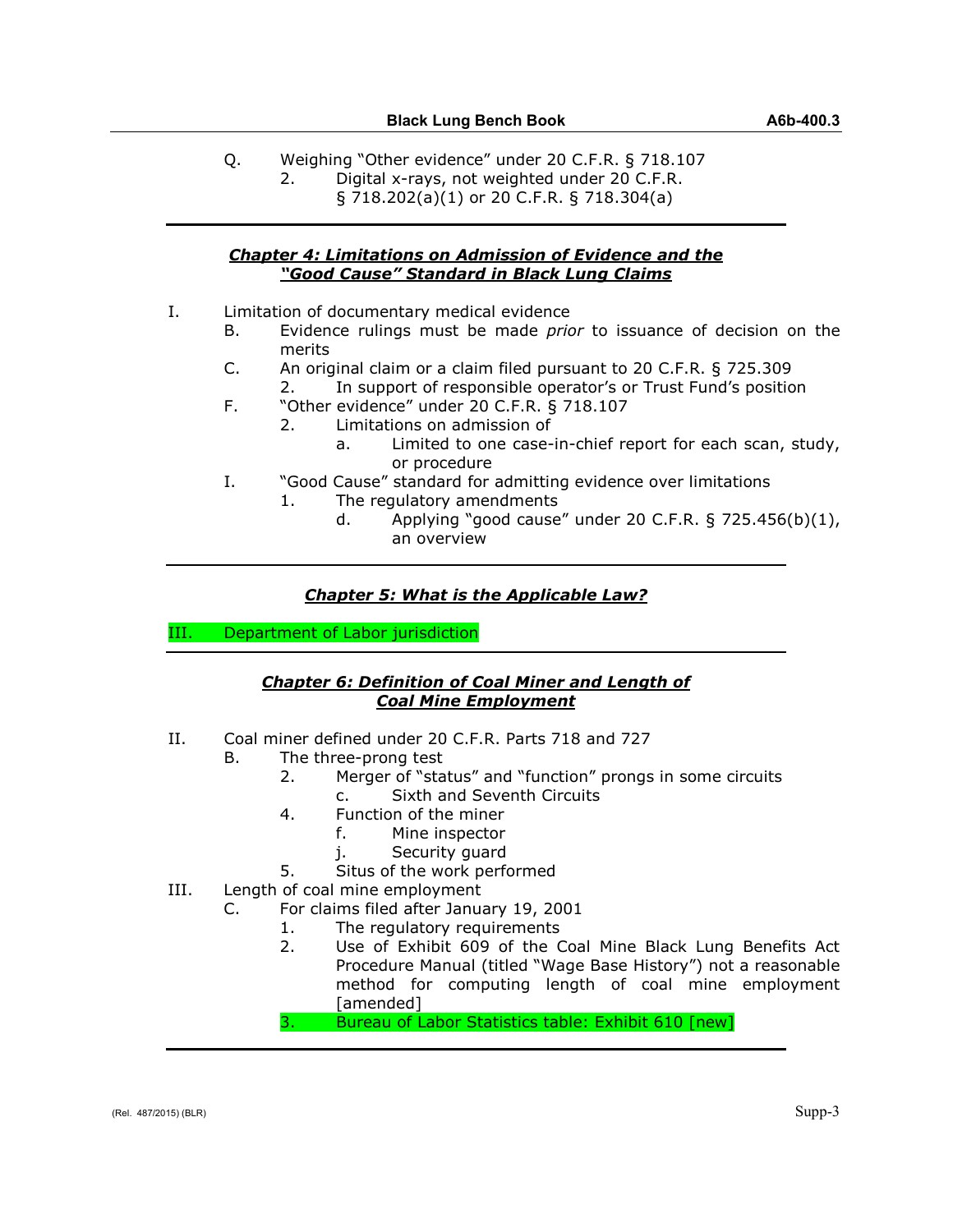Q. Weighing "Other evidence" under 20 C.F.R. § 718.107

    2. Digital x-rays, not weighted under 20 C.F.R. § 718.202(a)(1) or 20 C.F.R. § 718.304(a)

---

### ***Chapter 4: Limitations on Admission of Evidence and the "Good Cause" Standard in Black Lung Claims***

I. Limitation of documentary medical evidence

  B. Evidence rulings must be made *prior* to issuance of decision on the merits

  C. An original claim or a claim filed pursuant to 20 C.F.R. § 725.309

    2. In support of responsible operator's or Trust Fund's position

  F. "Other evidence" under 20 C.F.R. § 718.107

    2. Limitations on admission of

      a. Limited to one case-in-chief report for each scan, study, or procedure

  I. "Good Cause" standard for admitting evidence over limitations

    1. The regulatory amendments

      d. Applying "good cause" under 20 C.F.R. § 725.456(b)(1), an overview

---

### ***Chapter 5: What is the Applicable Law?***

III. Department of Labor jurisdiction

---

### ***Chapter 6: Definition of Coal Miner and Length of Coal Mine Employment***

II. Coal miner defined under 20 C.F.R. Parts 718 and 727

  B. The three-prong test

    2. Merger of "status" and "function" prongs in some circuits

      c. Sixth and Seventh Circuits

    4. Function of the miner

      f. Mine inspector

      j. Security guard

    5. Situs of the work performed

III. Length of coal mine employment

  C. For claims filed after January 19, 2001

    1. The regulatory requirements

    2. Use of Exhibit 609 of the Coal Mine Black Lung Benefits Act Procedure Manual (titled "Wage Base History") not a reasonable method for computing length of coal mine employment [amended]

    3. Bureau of Labor Statistics table: Exhibit 610 [new]

---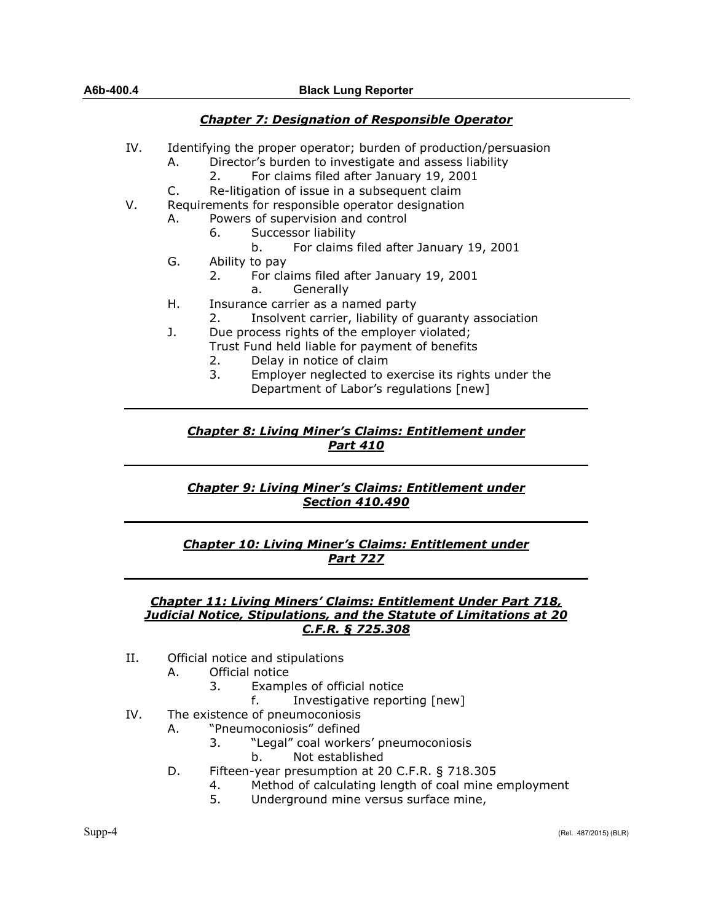## *Chapter 7: Designation of Responsible Operator*

- IV. Identifying the proper operator; burden of production/persuasion
  - A. Director's burden to investigate and assess liability
    - 2. For claims filed after January 19, 2001
  - C. Re-litigation of issue in a subsequent claim
- V. Requirements for responsible operator designation
  - A. Powers of supervision and control
    - 6. Successor liability
      - b. For claims filed after January 19, 2001
  - G. Ability to pay
    - 2. For claims filed after January 19, 2001
      - a. Generally
  - H. Insurance carrier as a named party
    - 2. Insolvent carrier, liability of guaranty association
  - J. Due process rights of the employer violated; Trust Fund held liable for payment of benefits
    - 2. Delay in notice of claim
    - 3. Employer neglected to exercise its rights under the Department of Labor's regulations [new]

---

## *Chapter 8: Living Miner's Claims: Entitlement under Part 410*

---

## *Chapter 9: Living Miner's Claims: Entitlement under Section 410.490*

---

## *Chapter 10: Living Miner's Claims: Entitlement under Part 727*

---

## *Chapter 11: Living Miners' Claims: Entitlement Under Part 718, Judicial Notice, Stipulations, and the Statute of Limitations at 20 C.F.R. § 725.308*

- II. Official notice and stipulations
  - A. Official notice
    - 3. Examples of official notice
      - f. Investigative reporting [new]
- IV. The existence of pneumoconiosis
  - A. "Pneumoconiosis" defined
    - 3. "Legal" coal workers' pneumoconiosis
      - b. Not established
  - D. Fifteen-year presumption at 20 C.F.R. § 718.305
    - 4. Method of calculating length of coal mine employment
    - 5. Underground mine versus surface mine,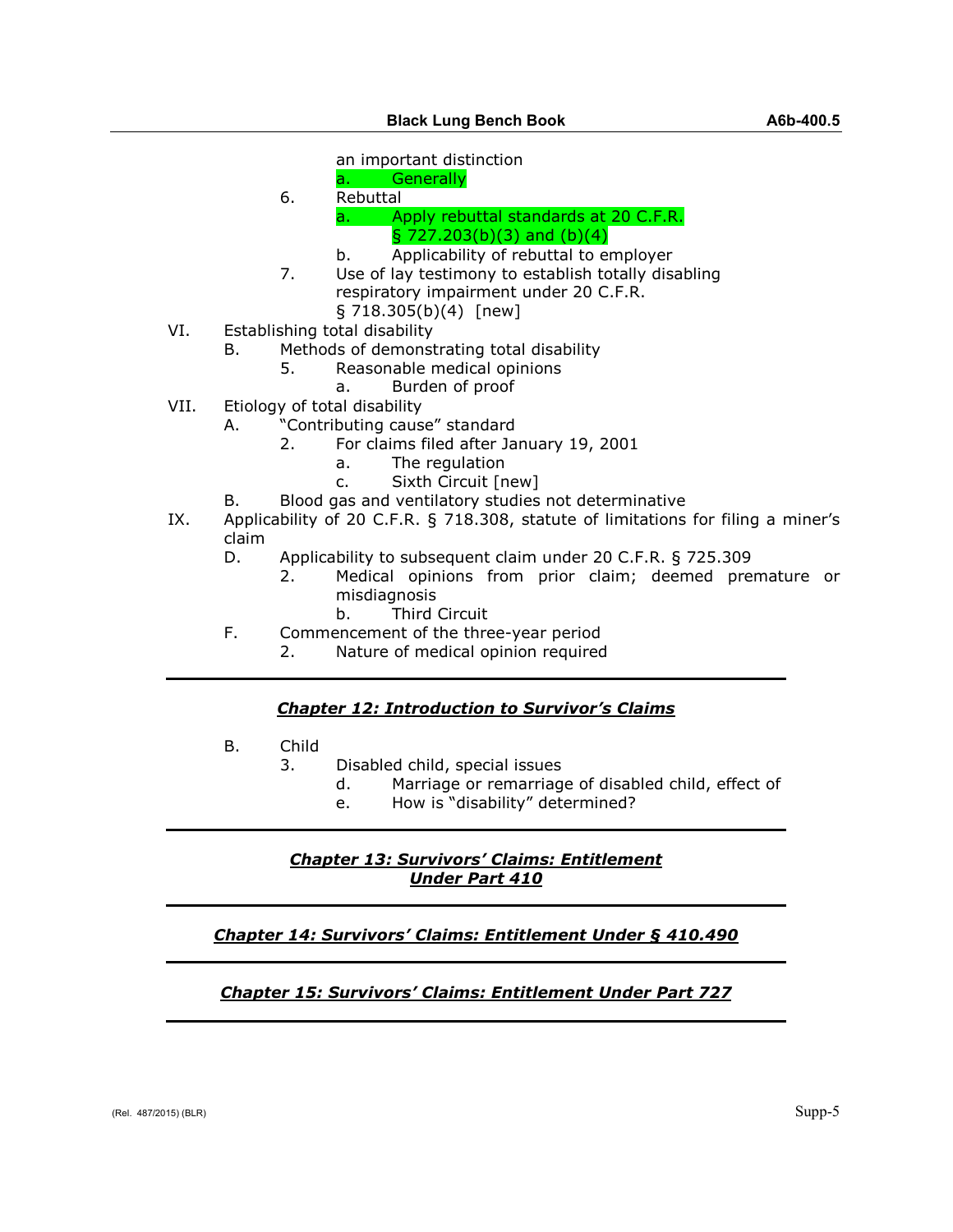an important distinction

a. Generally

6. Rebuttal

a. Apply rebuttal standards at 20 C.F.R. § 727.203(b)(3) and (b)(4)

b. Applicability of rebuttal to employer

7. Use of lay testimony to establish totally disabling respiratory impairment under 20 C.F.R. § 718.305(b)(4) [new]

VI. Establishing total disability

B. Methods of demonstrating total disability

5. Reasonable medical opinions

a. Burden of proof

VII. Etiology of total disability

A. "Contributing cause" standard

2. For claims filed after January 19, 2001

a. The regulation

c. Sixth Circuit [new]

B. Blood gas and ventilatory studies not determinative

IX. Applicability of 20 C.F.R. § 718.308, statute of limitations for filing a miner's claim

D. Applicability to subsequent claim under 20 C.F.R. § 725.309

2. Medical opinions from prior claim; deemed premature or misdiagnosis

b. Third Circuit

F. Commencement of the three-year period

2. Nature of medical opinion required

---

## ***Chapter 12: Introduction to Survivor's Claims***

B. Child

3. Disabled child, special issues

d. Marriage or remarriage of disabled child, effect of

e. How is "disability" determined?

---

## ***Chapter 13: Survivors' Claims: Entitlement Under Part 410***

---

## ***Chapter 14: Survivors' Claims: Entitlement Under § 410.490***

---

## ***Chapter 15: Survivors' Claims: Entitlement Under Part 727***

---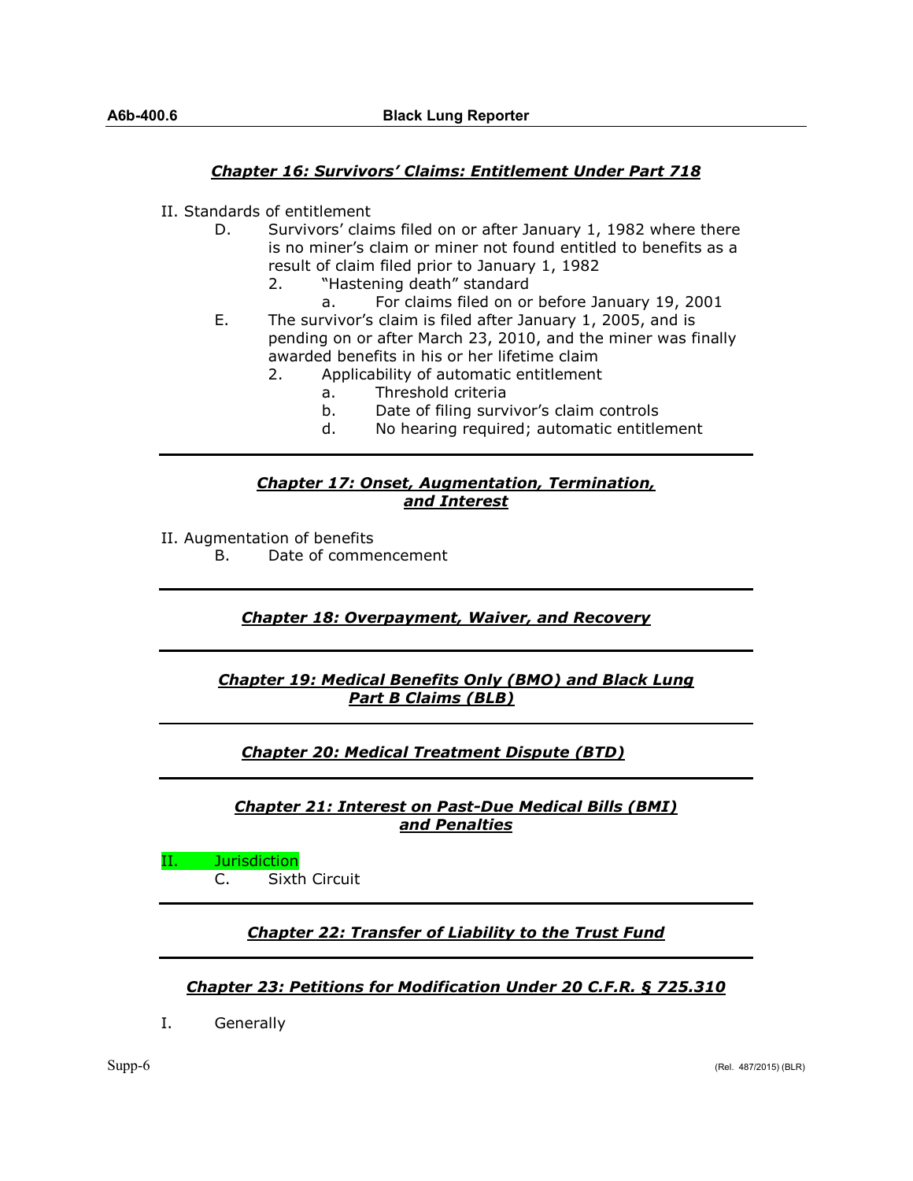### *Chapter 16: Survivors' Claims: Entitlement Under Part 718*

II. Standards of entitlement

- D. Survivors' claims filed on or after January 1, 1982 where there is no miner's claim or miner not found entitled to benefits as a result of claim filed prior to January 1, 1982
  - 2. "Hastening death" standard
    - a. For claims filed on or before January 19, 2001
- E. The survivor's claim is filed after January 1, 2005, and is pending on or after March 23, 2010, and the miner was finally awarded benefits in his or her lifetime claim
  - 2. Applicability of automatic entitlement
    - a. Threshold criteria
    - b. Date of filing survivor's claim controls
    - d. No hearing required; automatic entitlement

---

### *Chapter 17: Onset, Augmentation, Termination, and Interest*

II. Augmentation of benefits

- B. Date of commencement

---

### *Chapter 18: Overpayment, Waiver, and Recovery*

---

### *Chapter 19: Medical Benefits Only (BMO) and Black Lung Part B Claims (BLB)*

---

### *Chapter 20: Medical Treatment Dispute (BTD)*

---

### *Chapter 21: Interest on Past-Due Medical Bills (BMI) and Penalties*

II. Jurisdiction

- C. Sixth Circuit

---

### *Chapter 22: Transfer of Liability to the Trust Fund*

---

### *Chapter 23: Petitions for Modification Under 20 C.F.R. § 725.310*

I. Generally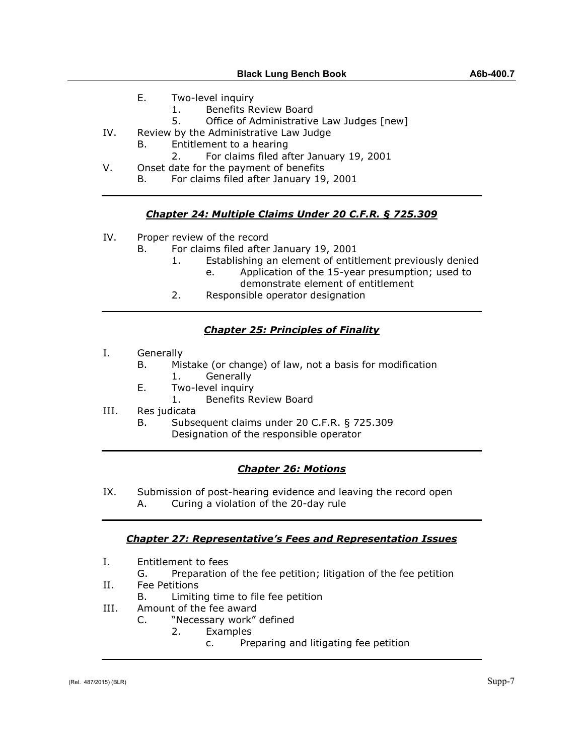- E. Two-level inquiry
  - 1. Benefits Review Board
  - 5. Office of Administrative Law Judges [new]
- IV. Review by the Administrative Law Judge
  - B. Entitlement to a hearing
    - 2. For claims filed after January 19, 2001
- V. Onset date for the payment of benefits
  - B. For claims filed after January 19, 2001

---

## ***Chapter 24: Multiple Claims Under 20 C.F.R. § 725.309***

- IV. Proper review of the record
  - B. For claims filed after January 19, 2001
    - 1. Establishing an element of entitlement previously denied
      - e. Application of the 15-year presumption; used to demonstrate element of entitlement
    - 2. Responsible operator designation

---

## ***Chapter 25: Principles of Finality***

- I. Generally
  - B. Mistake (or change) of law, not a basis for modification
    - 1. Generally
  - E. Two-level inquiry
    - 1. Benefits Review Board
- III. Res judicata
  - B. Subsequent claims under 20 C.F.R. § 725.309
    Designation of the responsible operator

---

## ***Chapter 26: Motions***

- IX. Submission of post-hearing evidence and leaving the record open
  - A. Curing a violation of the 20-day rule

---

## ***Chapter 27: Representative's Fees and Representation Issues***

- I. Entitlement to fees
  - G. Preparation of the fee petition; litigation of the fee petition
- II. Fee Petitions
  - B. Limiting time to file fee petition
- III. Amount of the fee award
  - C. "Necessary work" defined
    - 2. Examples
      - c. Preparing and litigating fee petition

---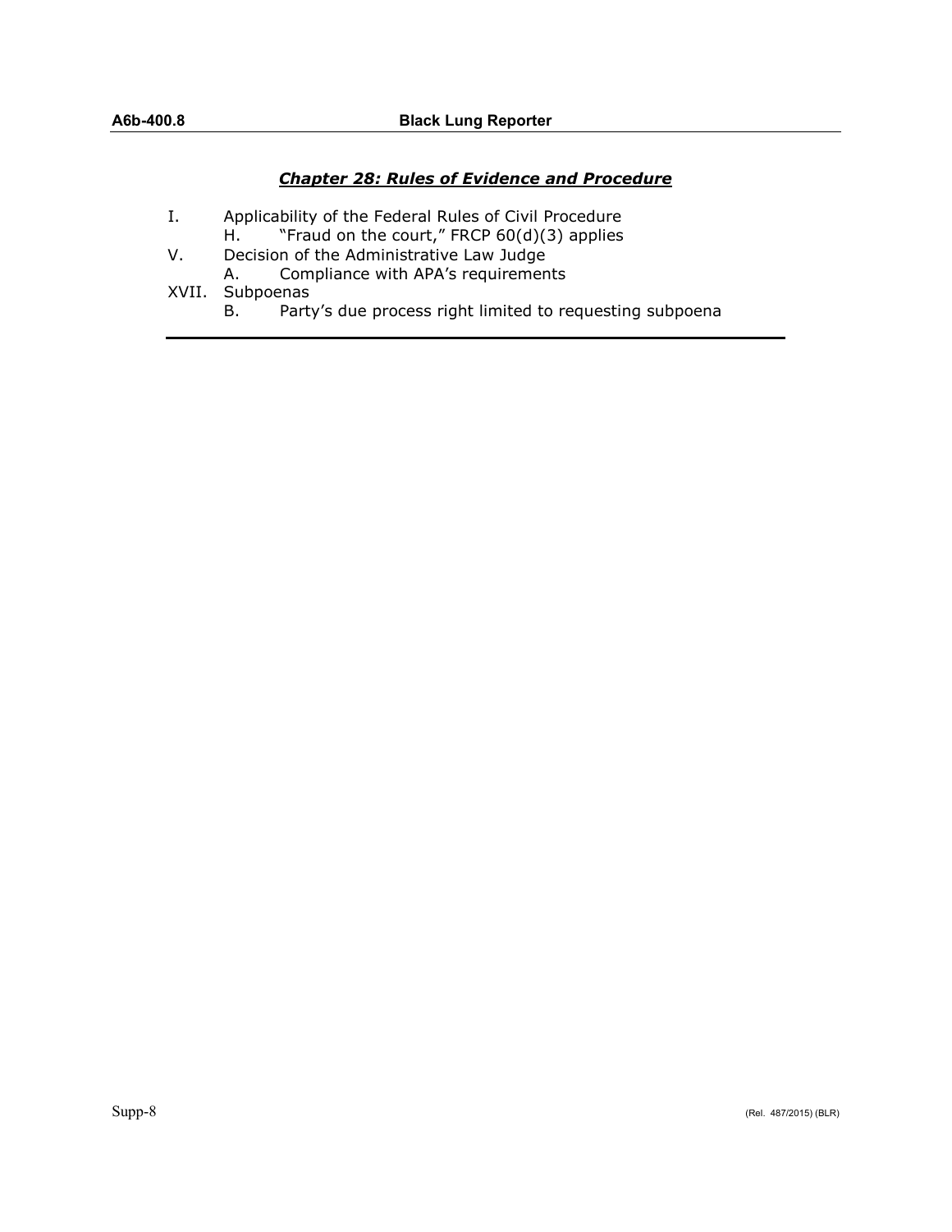## ***Chapter 28: Rules of Evidence and Procedure***

I. Applicability of the Federal Rules of Civil Procedure
   - H. "Fraud on the court," FRCP 60(d)(3) applies

V. Decision of the Administrative Law Judge
   - A. Compliance with APA's requirements

XVII. Subpoenas
   - B. Party's due process right limited to requesting subpoena

---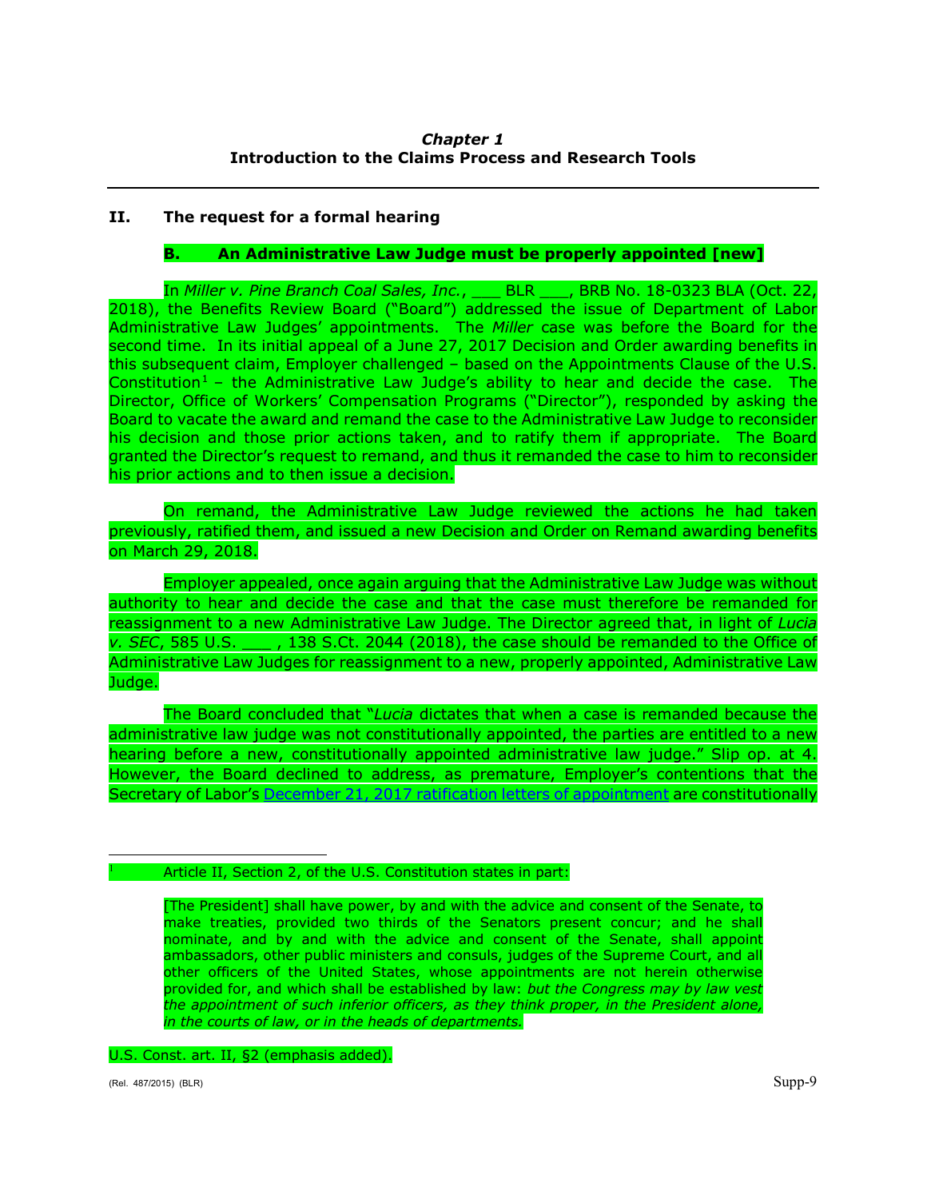## II. The request for a formal hearing

### B. An Administrative Law Judge must be properly appointed [new]

In *Miller v. Pine Branch Coal Sales, Inc.*, ___ BLR ___, BRB No. 18-0323 BLA (Oct. 22, 2018), the Benefits Review Board ("Board") addressed the issue of Department of Labor Administrative Law Judges' appointments. The *Miller* case was before the Board for the second time. In its initial appeal of a June 27, 2017 Decision and Order awarding benefits in this subsequent claim, Employer challenged – based on the Appointments Clause of the U.S. Constitution[1] – the Administrative Law Judge's ability to hear and decide the case. The Director, Office of Workers' Compensation Programs ("Director"), responded by asking the Board to vacate the award and remand the case to the Administrative Law Judge to reconsider his decision and those prior actions taken, and to ratify them if appropriate. The Board granted the Director's request to remand, and thus it remanded the case to him to reconsider his prior actions and to then issue a decision.

On remand, the Administrative Law Judge reviewed the actions he had taken previously, ratified them, and issued a new Decision and Order on Remand awarding benefits on March 29, 2018.

Employer appealed, once again arguing that the Administrative Law Judge was without authority to hear and decide the case and that the case must therefore be remanded for reassignment to a new Administrative Law Judge. The Director agreed that, in light of *Lucia v. SEC*, 585 U.S. ___ , 138 S.Ct. 2044 (2018), the case should be remanded to the Office of Administrative Law Judges for reassignment to a new, properly appointed, Administrative Law Judge.

The Board concluded that "*Lucia* dictates that when a case is remanded because the administrative law judge was not constitutionally appointed, the parties are entitled to a new hearing before a new, constitutionally appointed administrative law judge." Slip op. at 4. However, the Board declined to address, as premature, Employer's contentions that the Secretary of Labor's December 21, 2017 ratification letters of appointment are constitutionally

---

[1] Article II, Section 2, of the U.S. Constitution states in part:

> [The President] shall have power, by and with the advice and consent of the Senate, to make treaties, provided two thirds of the Senators present concur; and he shall nominate, and by and with the advice and consent of the Senate, shall appoint ambassadors, other public ministers and consuls, judges of the Supreme Court, and all other officers of the United States, whose appointments are not herein otherwise provided for, and which shall be established by law: *but the Congress may by law vest the appointment of such inferior officers, as they think proper, in the President alone, in the courts of law, or in the heads of departments.*

U.S. Const. art. II, §2 (emphasis added).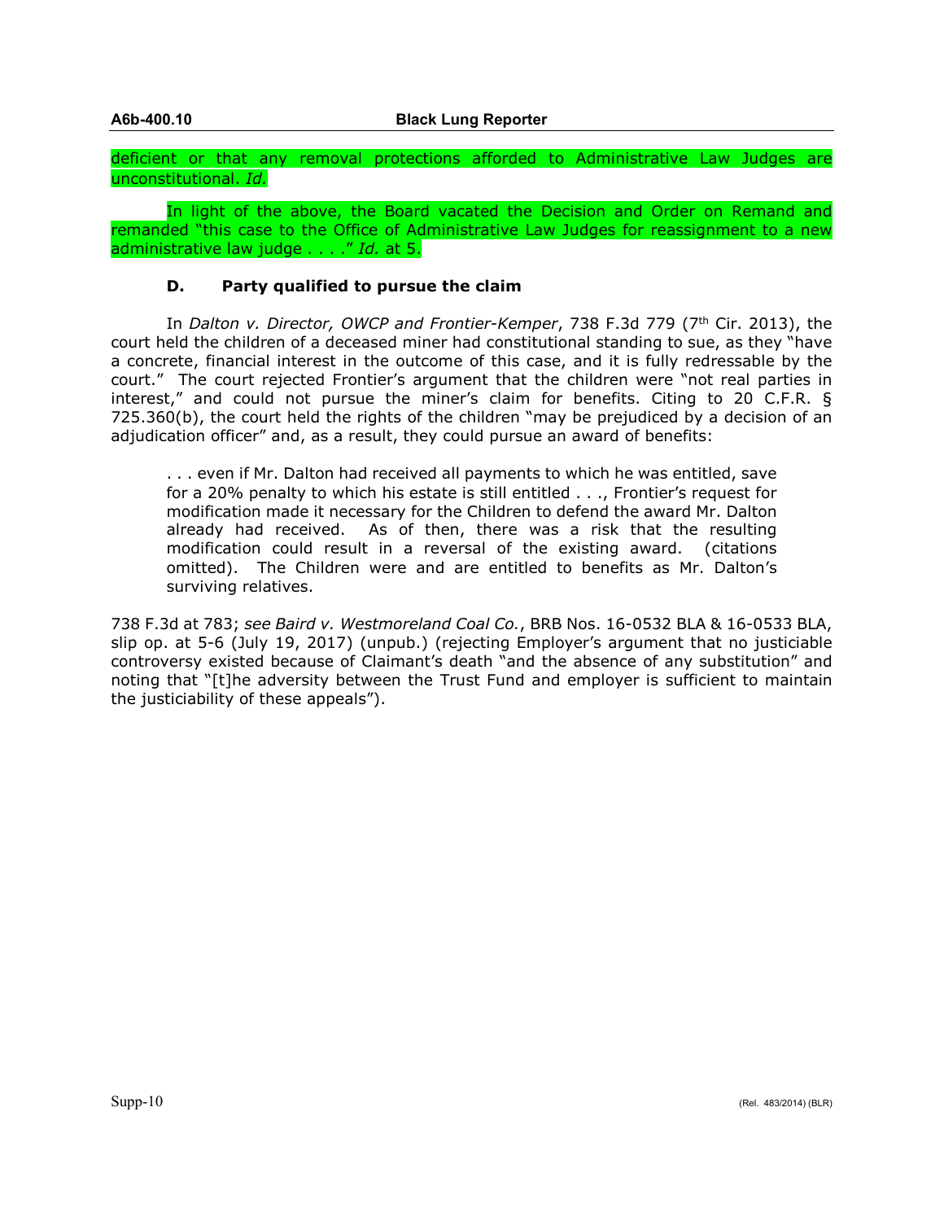deficient or that any removal protections afforded to Administrative Law Judges are unconstitutional. *Id.*

In light of the above, the Board vacated the Decision and Order on Remand and remanded "this case to the Office of Administrative Law Judges for reassignment to a new administrative law judge . . . ." *Id.* at 5.

### D. Party qualified to pursue the claim

In *Dalton v. Director, OWCP and Frontier-Kemper*, 738 F.3d 779 (7th Cir. 2013), the court held the children of a deceased miner had constitutional standing to sue, as they "have a concrete, financial interest in the outcome of this case, and it is fully redressable by the court." The court rejected Frontier's argument that the children were "not real parties in interest," and could not pursue the miner's claim for benefits. Citing to 20 C.F.R. § 725.360(b), the court held the rights of the children "may be prejudiced by a decision of an adjudication officer" and, as a result, they could pursue an award of benefits:

> . . . even if Mr. Dalton had received all payments to which he was entitled, save for a 20% penalty to which his estate is still entitled . . ., Frontier's request for modification made it necessary for the Children to defend the award Mr. Dalton already had received. As of then, there was a risk that the resulting modification could result in a reversal of the existing award. (citations omitted). The Children were and are entitled to benefits as Mr. Dalton's surviving relatives.

738 F.3d at 783; *see Baird v. Westmoreland Coal Co.*, BRB Nos. 16-0532 BLA & 16-0533 BLA, slip op. at 5-6 (July 19, 2017) (unpub.) (rejecting Employer's argument that no justiciable controversy existed because of Claimant's death "and the absence of any substitution" and noting that "[t]he adversity between the Trust Fund and employer is sufficient to maintain the justiciability of these appeals").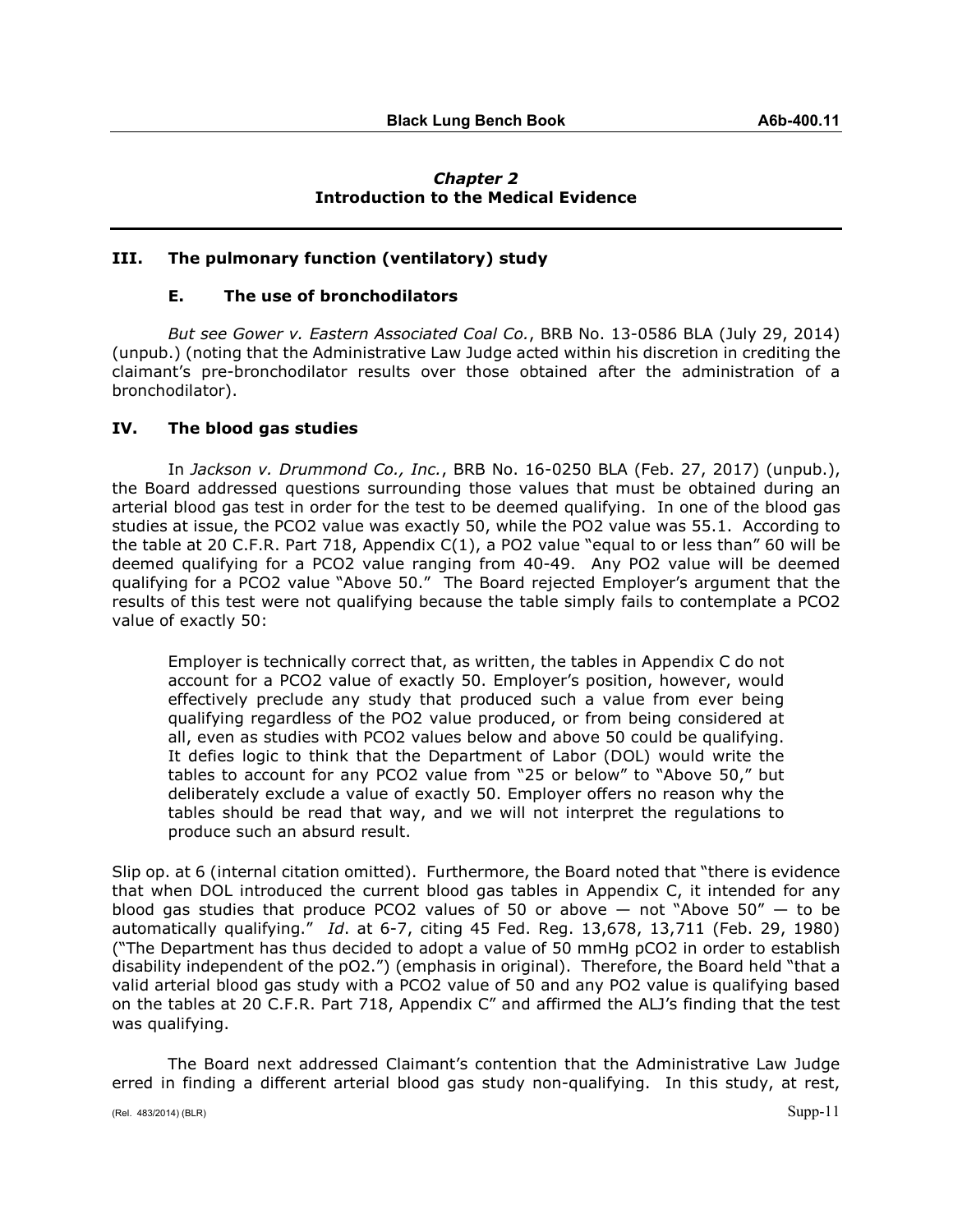## *Chapter 2*
## Introduction to the Medical Evidence

### III. The pulmonary function (ventilatory) study

#### E. The use of bronchodilators

*But see Gower v. Eastern Associated Coal Co.*, BRB No. 13-0586 BLA (July 29, 2014) (unpub.) (noting that the Administrative Law Judge acted within his discretion in crediting the claimant's pre-bronchodilator results over those obtained after the administration of a bronchodilator).

### IV. The blood gas studies

In *Jackson v. Drummond Co., Inc.*, BRB No. 16-0250 BLA (Feb. 27, 2017) (unpub.), the Board addressed questions surrounding those values that must be obtained during an arterial blood gas test in order for the test to be deemed qualifying. In one of the blood gas studies at issue, the PCO2 value was exactly 50, while the PO2 value was 55.1. According to the table at 20 C.F.R. Part 718, Appendix C(1), a PO2 value "equal to or less than" 60 will be deemed qualifying for a PCO2 value ranging from 40-49. Any PO2 value will be deemed qualifying for a PCO2 value "Above 50." The Board rejected Employer's argument that the results of this test were not qualifying because the table simply fails to contemplate a PCO2 value of exactly 50:

> Employer is technically correct that, as written, the tables in Appendix C do not account for a PCO2 value of exactly 50. Employer's position, however, would effectively preclude any study that produced such a value from ever being qualifying regardless of the PO2 value produced, or from being considered at all, even as studies with PCO2 values below and above 50 could be qualifying. It defies logic to think that the Department of Labor (DOL) would write the tables to account for any PCO2 value from "25 or below" to "Above 50," but deliberately exclude a value of exactly 50. Employer offers no reason why the tables should be read that way, and we will not interpret the regulations to produce such an absurd result.

Slip op. at 6 (internal citation omitted). Furthermore, the Board noted that "there is evidence that when DOL introduced the current blood gas tables in Appendix C, it intended for any blood gas studies that produce PCO2 values of 50 or above — not "Above 50" — to be automatically qualifying." *Id*. at 6-7, citing 45 Fed. Reg. 13,678, 13,711 (Feb. 29, 1980) ("The Department has thus decided to adopt a value of 50 mmHg pCO2 in order to establish disability independent of the pO2.") (emphasis in original). Therefore, the Board held "that a valid arterial blood gas study with a PCO2 value of 50 and any PO2 value is qualifying based on the tables at 20 C.F.R. Part 718, Appendix C" and affirmed the ALJ's finding that the test was qualifying.

The Board next addressed Claimant's contention that the Administrative Law Judge erred in finding a different arterial blood gas study non-qualifying. In this study, at rest,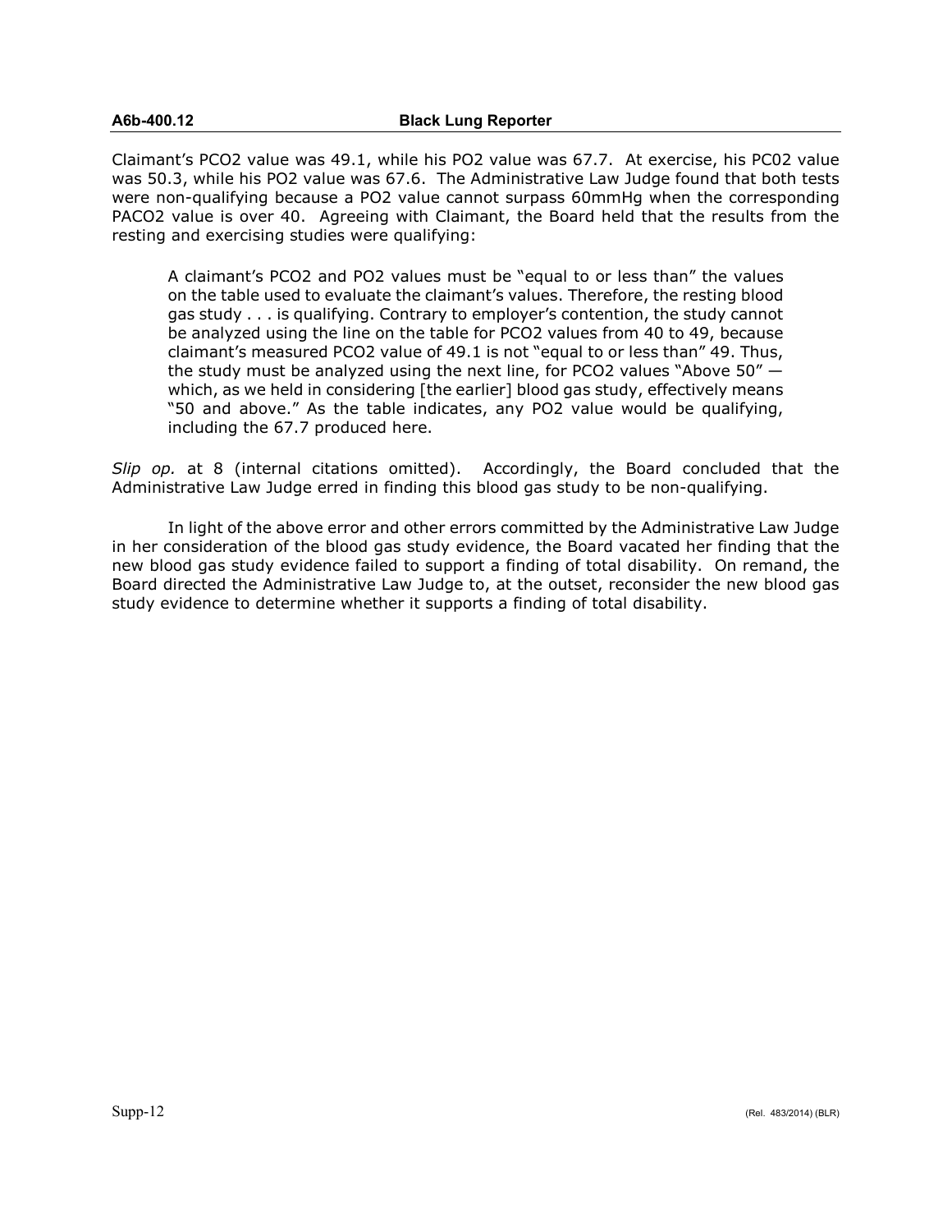Claimant's $PCO_2$ value was 49.1, while his $PO_2$ value was 67.7. At exercise, his $PC0_2$ value was 50.3, while his $PO_2$ value was 67.6. The Administrative Law Judge found that both tests were non-qualifying because a $PO_2$ value cannot surpass 60mmHg when the corresponding $PACO_2$ value is over 40. Agreeing with Claimant, the Board held that the results from the resting and exercising studies were qualifying:

> A claimant's $PCO_2$ and $PO_2$ values must be "equal to or less than" the values on the table used to evaluate the claimant's values. Therefore, the resting blood gas study . . . is qualifying. Contrary to employer's contention, the study cannot be analyzed using the line on the table for $PCO_2$ values from 40 to 49, because claimant's measured $PCO_2$ value of 49.1 is not "equal to or less than" 49. Thus, the study must be analyzed using the next line, for $PCO_2$ values "Above 50" — which, as we held in considering [the earlier] blood gas study, effectively means "50 and above." As the table indicates, any $PO_2$ value would be qualifying, including the 67.7 produced here.

*Slip op.* at 8 (internal citations omitted). Accordingly, the Board concluded that the Administrative Law Judge erred in finding this blood gas study to be non-qualifying.

In light of the above error and other errors committed by the Administrative Law Judge in her consideration of the blood gas study evidence, the Board vacated her finding that the new blood gas study evidence failed to support a finding of total disability. On remand, the Board directed the Administrative Law Judge to, at the outset, reconsider the new blood gas study evidence to determine whether it supports a finding of total disability.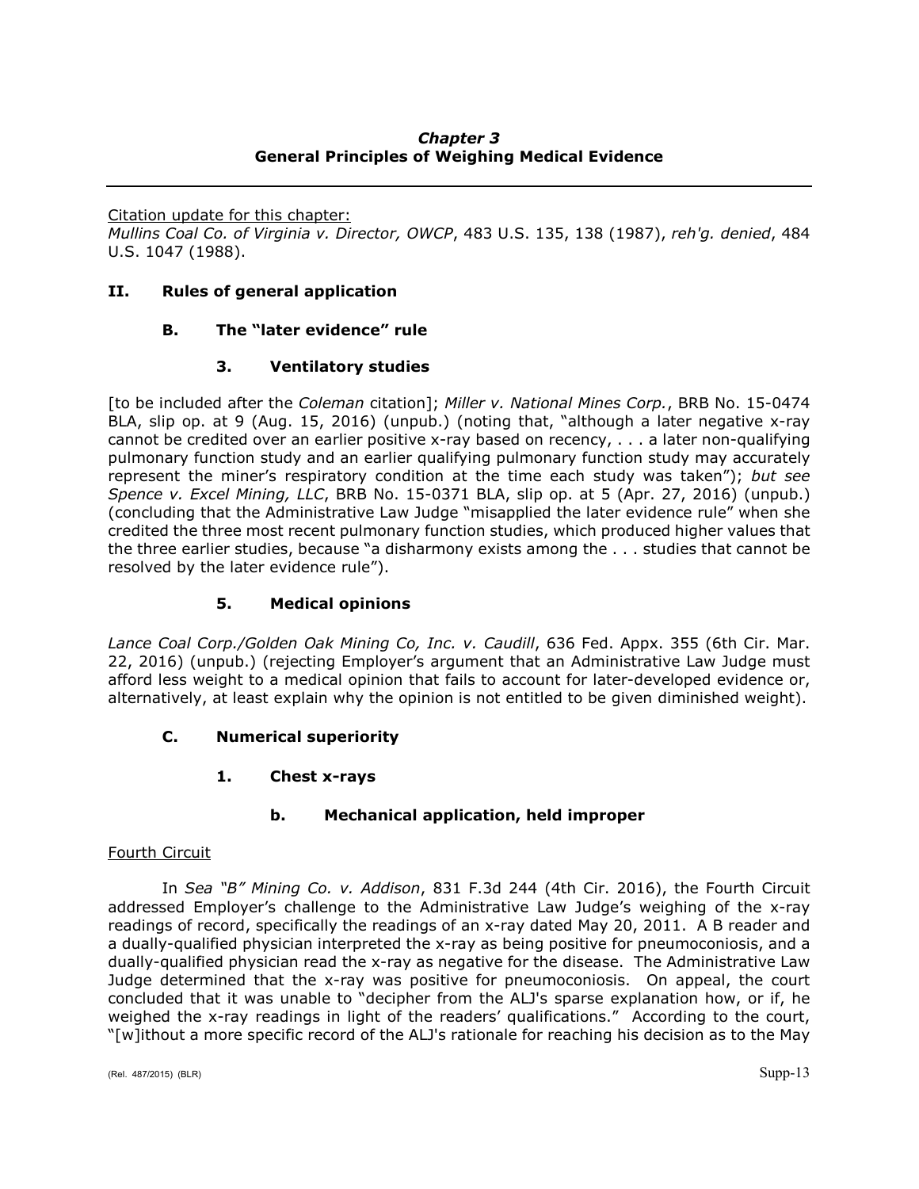## *Chapter 3*
## General Principles of Weighing Medical Evidence

---

Citation update for this chapter:
*Mullins Coal Co. of Virginia v. Director, OWCP*, 483 U.S. 135, 138 (1987), *reh'g. denied*, 484 U.S. 1047 (1988).

### II. Rules of general application

#### B. The "later evidence" rule

##### 3. Ventilatory studies

[to be included after the *Coleman* citation]; *Miller v. National Mines Corp.*, BRB No. 15-0474 BLA, slip op. at 9 (Aug. 15, 2016) (unpub.) (noting that, "although a later negative x-ray cannot be credited over an earlier positive x-ray based on recency, . . . a later non-qualifying pulmonary function study and an earlier qualifying pulmonary function study may accurately represent the miner's respiratory condition at the time each study was taken"); *but see Spence v. Excel Mining, LLC*, BRB No. 15-0371 BLA, slip op. at 5 (Apr. 27, 2016) (unpub.) (concluding that the Administrative Law Judge "misapplied the later evidence rule" when she credited the three most recent pulmonary function studies, which produced higher values that the three earlier studies, because "a disharmony exists among the . . . studies that cannot be resolved by the later evidence rule").

##### 5. Medical opinions

*Lance Coal Corp./Golden Oak Mining Co, Inc. v. Caudill*, 636 Fed. Appx. 355 (6th Cir. Mar. 22, 2016) (unpub.) (rejecting Employer's argument that an Administrative Law Judge must afford less weight to a medical opinion that fails to account for later-developed evidence or, alternatively, at least explain why the opinion is not entitled to be given diminished weight).

#### C. Numerical superiority

##### 1. Chest x-rays

###### b. Mechanical application, held improper

Fourth Circuit

In *Sea "B" Mining Co. v. Addison*, 831 F.3d 244 (4th Cir. 2016), the Fourth Circuit addressed Employer's challenge to the Administrative Law Judge's weighing of the x-ray readings of record, specifically the readings of an x-ray dated May 20, 2011. A B reader and a dually-qualified physician interpreted the x-ray as being positive for pneumoconiosis, and a dually-qualified physician read the x-ray as negative for the disease. The Administrative Law Judge determined that the x-ray was positive for pneumoconiosis. On appeal, the court concluded that it was unable to "decipher from the ALJ's sparse explanation how, or if, he weighed the x-ray readings in light of the readers' qualifications." According to the court, "[w]ithout a more specific record of the ALJ's rationale for reaching his decision as to the May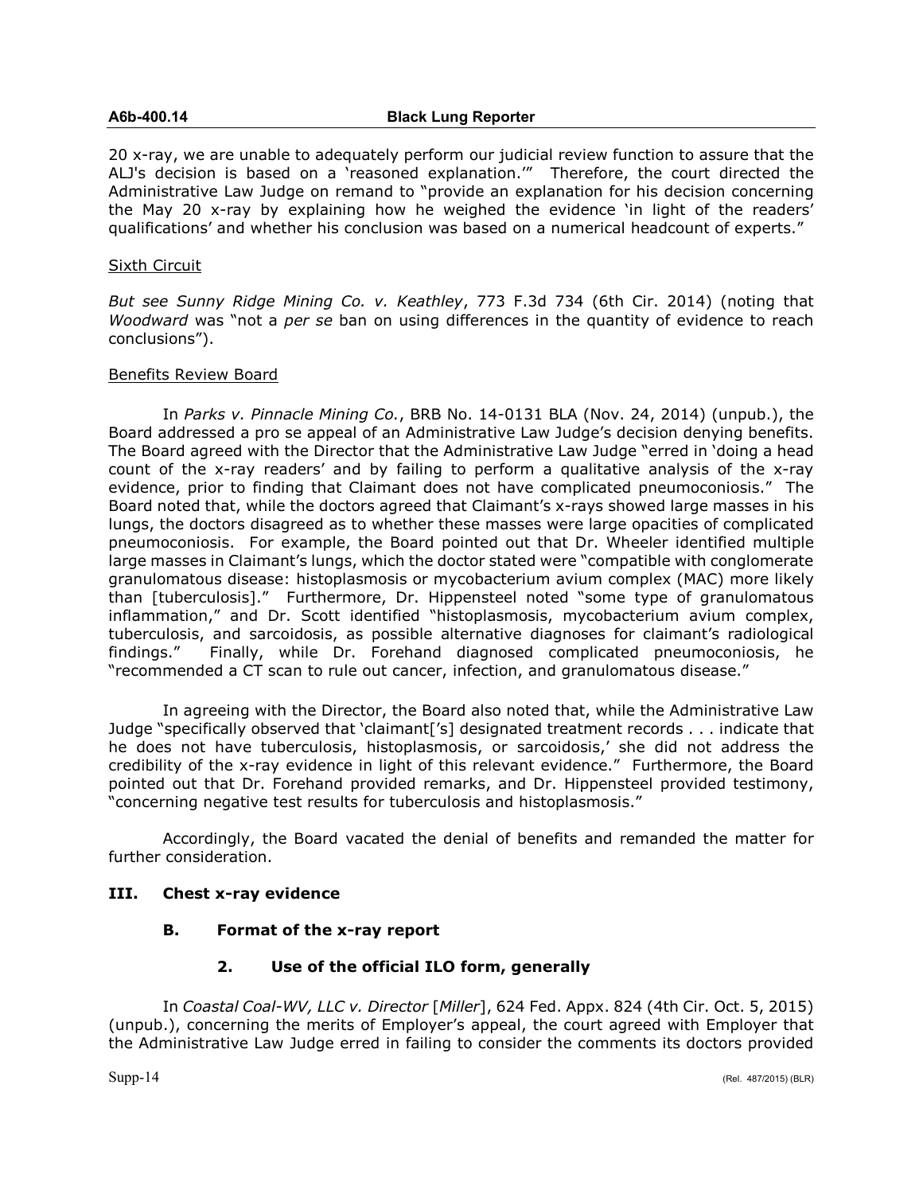20 x-ray, we are unable to adequately perform our judicial review function to assure that the ALJ's decision is based on a 'reasoned explanation.'" Therefore, the court directed the Administrative Law Judge on remand to "provide an explanation for his decision concerning the May 20 x-ray by explaining how he weighed the evidence 'in light of the readers' qualifications' and whether his conclusion was based on a numerical headcount of experts."

Sixth Circuit

*But see Sunny Ridge Mining Co. v. Keathley*, 773 F.3d 734 (6th Cir. 2014) (noting that *Woodward* was "not a *per se* ban on using differences in the quantity of evidence to reach conclusions").

Benefits Review Board

In *Parks v. Pinnacle Mining Co.*, BRB No. 14-0131 BLA (Nov. 24, 2014) (unpub.), the Board addressed a pro se appeal of an Administrative Law Judge's decision denying benefits. The Board agreed with the Director that the Administrative Law Judge "erred in 'doing a head count of the x-ray readers' and by failing to perform a qualitative analysis of the x-ray evidence, prior to finding that Claimant does not have complicated pneumoconiosis." The Board noted that, while the doctors agreed that Claimant's x-rays showed large masses in his lungs, the doctors disagreed as to whether these masses were large opacities of complicated pneumoconiosis. For example, the Board pointed out that Dr. Wheeler identified multiple large masses in Claimant's lungs, which the doctor stated were "compatible with conglomerate granulomatous disease: histoplasmosis or mycobacterium avium complex (MAC) more likely than [tuberculosis]." Furthermore, Dr. Hippensteel noted "some type of granulomatous inflammation," and Dr. Scott identified "histoplasmosis, mycobacterium avium complex, tuberculosis, and sarcoidosis, as possible alternative diagnoses for claimant's radiological findings." Finally, while Dr. Forehand diagnosed complicated pneumoconiosis, he "recommended a CT scan to rule out cancer, infection, and granulomatous disease."

In agreeing with the Director, the Board also noted that, while the Administrative Law Judge "specifically observed that 'claimant['s] designated treatment records . . . indicate that he does not have tuberculosis, histoplasmosis, or sarcoidosis,' she did not address the credibility of the x-ray evidence in light of this relevant evidence." Furthermore, the Board pointed out that Dr. Forehand provided remarks, and Dr. Hippensteel provided testimony, "concerning negative test results for tuberculosis and histoplasmosis."

Accordingly, the Board vacated the denial of benefits and remanded the matter for further consideration.

## III. Chest x-ray evidence

### B. Format of the x-ray report

#### 2. Use of the official ILO form, generally

In *Coastal Coal-WV, LLC v. Director* [*Miller*], 624 Fed. Appx. 824 (4th Cir. Oct. 5, 2015) (unpub.), concerning the merits of Employer's appeal, the court agreed with Employer that the Administrative Law Judge erred in failing to consider the comments its doctors provided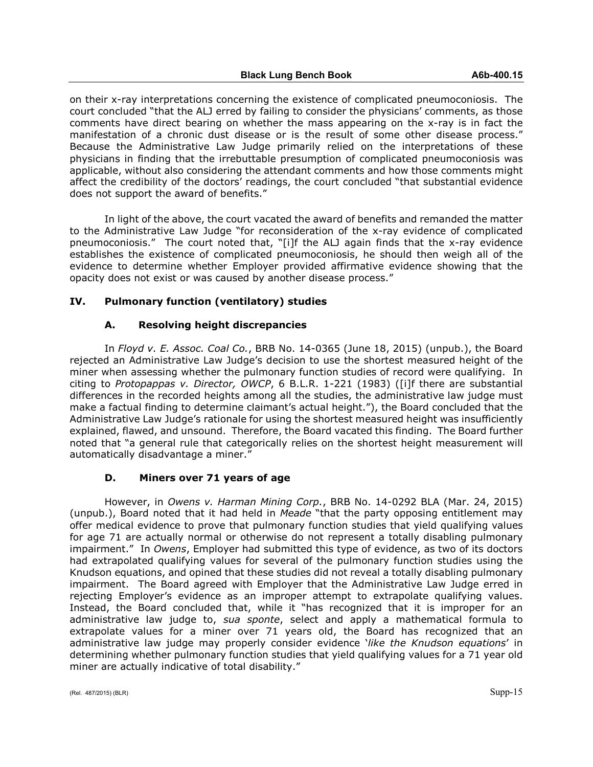on their x-ray interpretations concerning the existence of complicated pneumoconiosis. The court concluded "that the ALJ erred by failing to consider the physicians' comments, as those comments have direct bearing on whether the mass appearing on the x-ray is in fact the manifestation of a chronic dust disease or is the result of some other disease process." Because the Administrative Law Judge primarily relied on the interpretations of these physicians in finding that the irrebuttable presumption of complicated pneumoconiosis was applicable, without also considering the attendant comments and how those comments might affect the credibility of the doctors' readings, the court concluded "that substantial evidence does not support the award of benefits."

In light of the above, the court vacated the award of benefits and remanded the matter to the Administrative Law Judge "for reconsideration of the x-ray evidence of complicated pneumoconiosis." The court noted that, "[i]f the ALJ again finds that the x-ray evidence establishes the existence of complicated pneumoconiosis, he should then weigh all of the evidence to determine whether Employer provided affirmative evidence showing that the opacity does not exist or was caused by another disease process."

## IV. Pulmonary function (ventilatory) studies

### A. Resolving height discrepancies

In *Floyd v. E. Assoc. Coal Co.*, BRB No. 14-0365 (June 18, 2015) (unpub.), the Board rejected an Administrative Law Judge's decision to use the shortest measured height of the miner when assessing whether the pulmonary function studies of record were qualifying. In citing to *Protopappas v. Director, OWCP*, 6 B.L.R. 1-221 (1983) ([i]f there are substantial differences in the recorded heights among all the studies, the administrative law judge must make a factual finding to determine claimant's actual height."), the Board concluded that the Administrative Law Judge's rationale for using the shortest measured height was insufficiently explained, flawed, and unsound. Therefore, the Board vacated this finding. The Board further noted that "a general rule that categorically relies on the shortest height measurement will automatically disadvantage a miner."

### D. Miners over 71 years of age

However, in *Owens v. Harman Mining Corp.*, BRB No. 14-0292 BLA (Mar. 24, 2015) (unpub.), Board noted that it had held in *Meade* "that the party opposing entitlement may offer medical evidence to prove that pulmonary function studies that yield qualifying values for age 71 are actually normal or otherwise do not represent a totally disabling pulmonary impairment." In *Owens*, Employer had submitted this type of evidence, as two of its doctors had extrapolated qualifying values for several of the pulmonary function studies using the Knudson equations, and opined that these studies did not reveal a totally disabling pulmonary impairment. The Board agreed with Employer that the Administrative Law Judge erred in rejecting Employer's evidence as an improper attempt to extrapolate qualifying values. Instead, the Board concluded that, while it "has recognized that it is improper for an administrative law judge to, *sua sponte*, select and apply a mathematical formula to extrapolate values for a miner over 71 years old, the Board has recognized that an administrative law judge may properly consider evidence '*like the Knudson equations*' in determining whether pulmonary function studies that yield qualifying values for a 71 year old miner are actually indicative of total disability."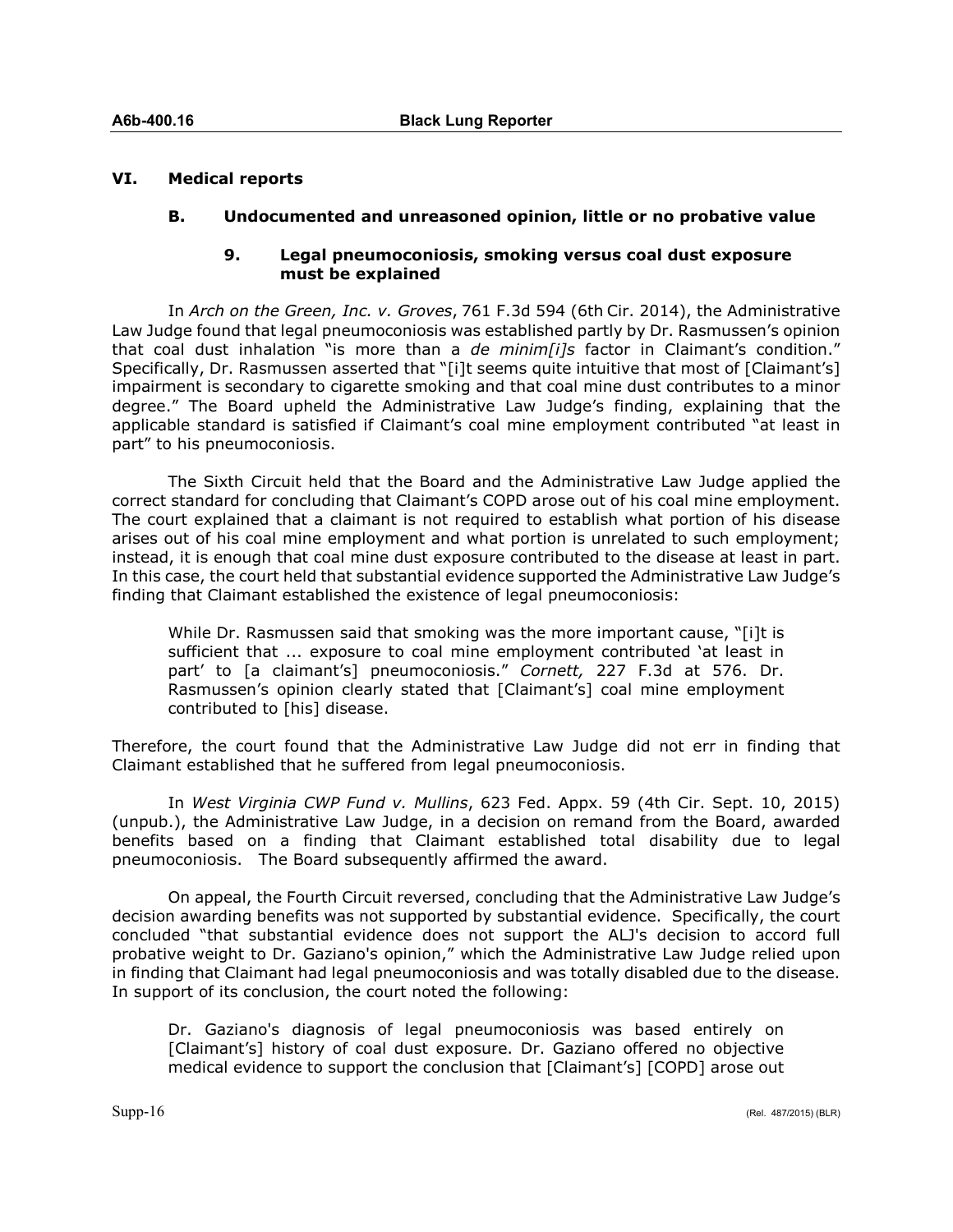## VI. Medical reports

### B. Undocumented and unreasoned opinion, little or no probative value

#### 9. Legal pneumoconiosis, smoking versus coal dust exposure must be explained

In *Arch on the Green, Inc. v. Groves*, 761 F.3d 594 (6th Cir. 2014), the Administrative Law Judge found that legal pneumoconiosis was established partly by Dr. Rasmussen's opinion that coal dust inhalation "is more than a *de minim[i]s* factor in Claimant's condition." Specifically, Dr. Rasmussen asserted that "[i]t seems quite intuitive that most of [Claimant's] impairment is secondary to cigarette smoking and that coal mine dust contributes to a minor degree." The Board upheld the Administrative Law Judge's finding, explaining that the applicable standard is satisfied if Claimant's coal mine employment contributed "at least in part" to his pneumoconiosis.

The Sixth Circuit held that the Board and the Administrative Law Judge applied the correct standard for concluding that Claimant's COPD arose out of his coal mine employment. The court explained that a claimant is not required to establish what portion of his disease arises out of his coal mine employment and what portion is unrelated to such employment; instead, it is enough that coal mine dust exposure contributed to the disease at least in part. In this case, the court held that substantial evidence supported the Administrative Law Judge's finding that Claimant established the existence of legal pneumoconiosis:

> While Dr. Rasmussen said that smoking was the more important cause, "[i]t is sufficient that ... exposure to coal mine employment contributed 'at least in part' to [a claimant's] pneumoconiosis." *Cornett,* 227 F.3d at 576. Dr. Rasmussen's opinion clearly stated that [Claimant's] coal mine employment contributed to [his] disease.

Therefore, the court found that the Administrative Law Judge did not err in finding that Claimant established that he suffered from legal pneumoconiosis.

In *West Virginia CWP Fund v. Mullins*, 623 Fed. Appx. 59 (4th Cir. Sept. 10, 2015) (unpub.), the Administrative Law Judge, in a decision on remand from the Board, awarded benefits based on a finding that Claimant established total disability due to legal pneumoconiosis. The Board subsequently affirmed the award.

On appeal, the Fourth Circuit reversed, concluding that the Administrative Law Judge's decision awarding benefits was not supported by substantial evidence. Specifically, the court concluded "that substantial evidence does not support the ALJ's decision to accord full probative weight to Dr. Gaziano's opinion," which the Administrative Law Judge relied upon in finding that Claimant had legal pneumoconiosis and was totally disabled due to the disease. In support of its conclusion, the court noted the following:

> Dr. Gaziano's diagnosis of legal pneumoconiosis was based entirely on [Claimant's] history of coal dust exposure. Dr. Gaziano offered no objective medical evidence to support the conclusion that [Claimant's] [COPD] arose out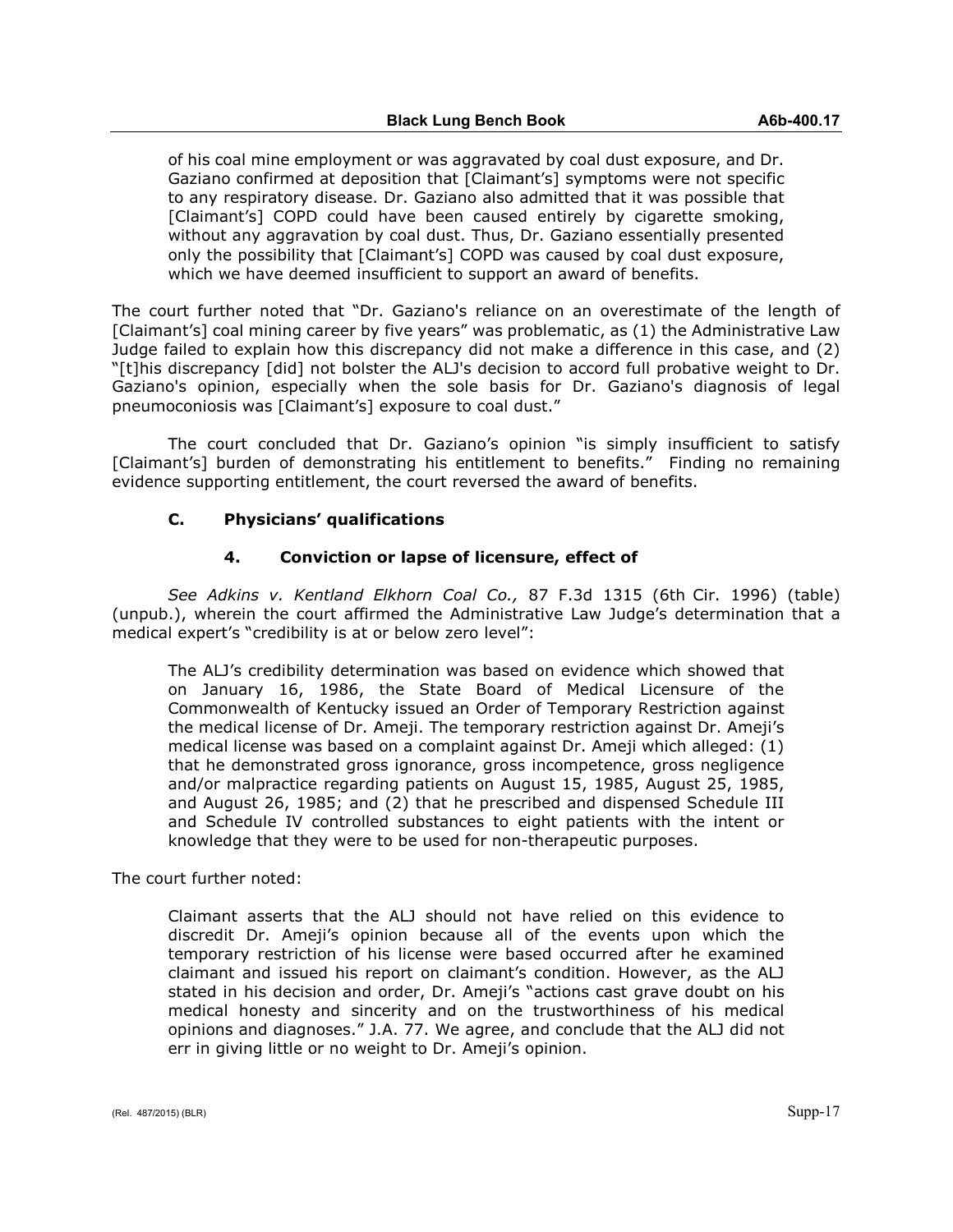> of his coal mine employment or was aggravated by coal dust exposure, and Dr. Gaziano confirmed at deposition that [Claimant's] symptoms were not specific to any respiratory disease. Dr. Gaziano also admitted that it was possible that [Claimant's] COPD could have been caused entirely by cigarette smoking, without any aggravation by coal dust. Thus, Dr. Gaziano essentially presented only the possibility that [Claimant's] COPD was caused by coal dust exposure, which we have deemed insufficient to support an award of benefits.

The court further noted that "Dr. Gaziano's reliance on an overestimate of the length of [Claimant's] coal mining career by five years" was problematic, as (1) the Administrative Law Judge failed to explain how this discrepancy did not make a difference in this case, and (2) "[t]his discrepancy [did] not bolster the ALJ's decision to accord full probative weight to Dr. Gaziano's opinion, especially when the sole basis for Dr. Gaziano's diagnosis of legal pneumoconiosis was [Claimant's] exposure to coal dust."

The court concluded that Dr. Gaziano's opinion "is simply insufficient to satisfy [Claimant's] burden of demonstrating his entitlement to benefits." Finding no remaining evidence supporting entitlement, the court reversed the award of benefits.

### C. Physicians' qualifications

#### 4. Conviction or lapse of licensure, effect of

*See Adkins v. Kentland Elkhorn Coal Co.,* 87 F.3d 1315 (6th Cir. 1996) (table) (unpub.), wherein the court affirmed the Administrative Law Judge's determination that a medical expert's "credibility is at or below zero level":

> The ALJ's credibility determination was based on evidence which showed that on January 16, 1986, the State Board of Medical Licensure of the Commonwealth of Kentucky issued an Order of Temporary Restriction against the medical license of Dr. Ameji. The temporary restriction against Dr. Ameji's medical license was based on a complaint against Dr. Ameji which alleged: (1) that he demonstrated gross ignorance, gross incompetence, gross negligence and/or malpractice regarding patients on August 15, 1985, August 25, 1985, and August 26, 1985; and (2) that he prescribed and dispensed Schedule III and Schedule IV controlled substances to eight patients with the intent or knowledge that they were to be used for non-therapeutic purposes.

The court further noted:

> Claimant asserts that the ALJ should not have relied on this evidence to discredit Dr. Ameji's opinion because all of the events upon which the temporary restriction of his license were based occurred after he examined claimant and issued his report on claimant's condition. However, as the ALJ stated in his decision and order, Dr. Ameji's "actions cast grave doubt on his medical honesty and sincerity and on the trustworthiness of his medical opinions and diagnoses." J.A. 77. We agree, and conclude that the ALJ did not err in giving little or no weight to Dr. Ameji's opinion.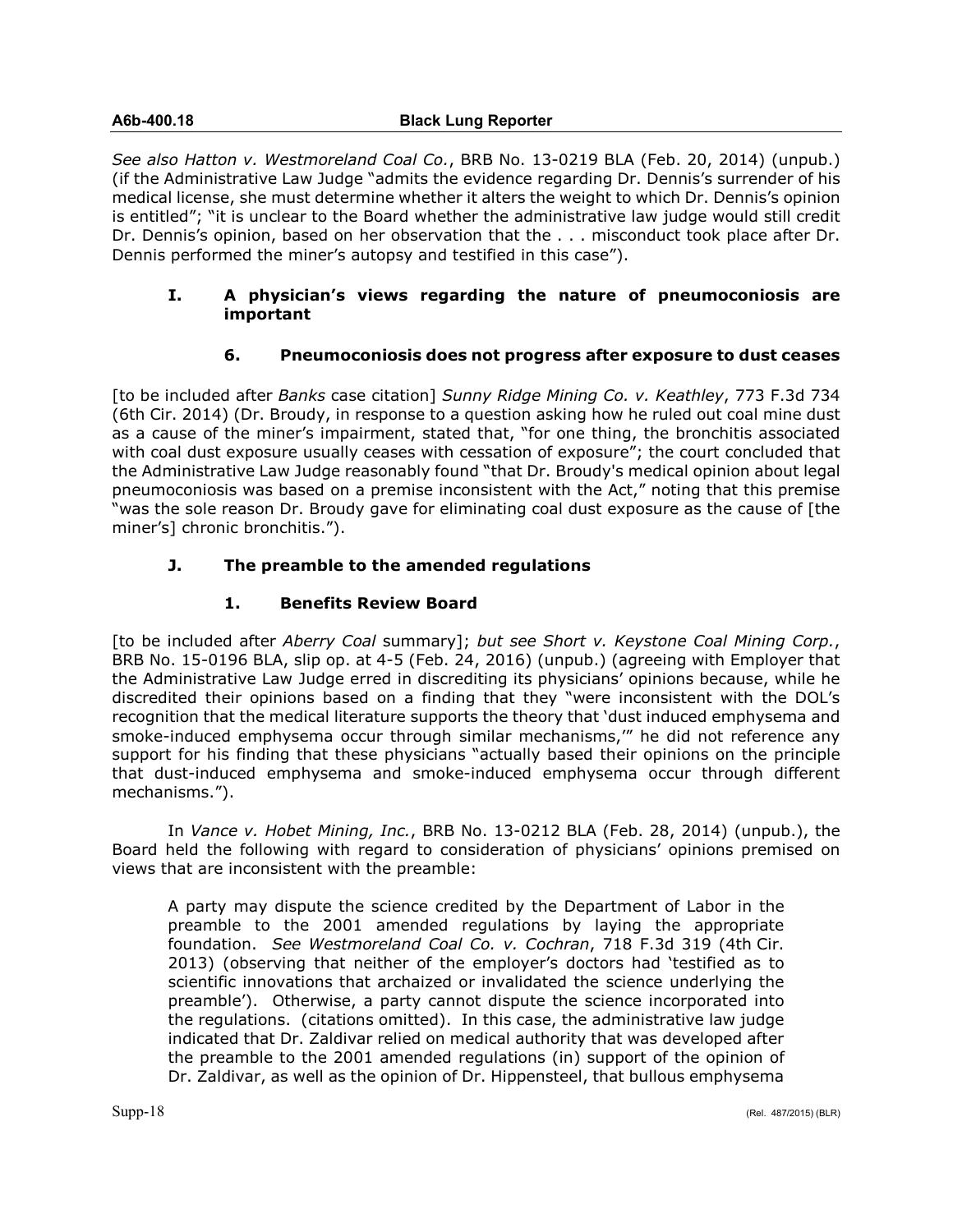*See also Hatton v. Westmoreland Coal Co.*, BRB No. 13-0219 BLA (Feb. 20, 2014) (unpub.) (if the Administrative Law Judge "admits the evidence regarding Dr. Dennis's surrender of his medical license, she must determine whether it alters the weight to which Dr. Dennis's opinion is entitled"; "it is unclear to the Board whether the administrative law judge would still credit Dr. Dennis's opinion, based on her observation that the . . . misconduct took place after Dr. Dennis performed the miner's autopsy and testified in this case").

### I. A physician's views regarding the nature of pneumoconiosis are important

#### 6. Pneumoconiosis does not progress after exposure to dust ceases

[to be included after *Banks* case citation] *Sunny Ridge Mining Co. v. Keathley*, 773 F.3d 734 (6th Cir. 2014) (Dr. Broudy, in response to a question asking how he ruled out coal mine dust as a cause of the miner's impairment, stated that, "for one thing, the bronchitis associated with coal dust exposure usually ceases with cessation of exposure"; the court concluded that the Administrative Law Judge reasonably found "that Dr. Broudy's medical opinion about legal pneumoconiosis was based on a premise inconsistent with the Act," noting that this premise "was the sole reason Dr. Broudy gave for eliminating coal dust exposure as the cause of [the miner's] chronic bronchitis.").

### J. The preamble to the amended regulations

#### 1. Benefits Review Board

[to be included after *Aberry Coal* summary]; *but see Short v. Keystone Coal Mining Corp.*, BRB No. 15-0196 BLA, slip op. at 4-5 (Feb. 24, 2016) (unpub.) (agreeing with Employer that the Administrative Law Judge erred in discrediting its physicians' opinions because, while he discredited their opinions based on a finding that they "were inconsistent with the DOL's recognition that the medical literature supports the theory that 'dust induced emphysema and smoke-induced emphysema occur through similar mechanisms,'" he did not reference any support for his finding that these physicians "actually based their opinions on the principle that dust-induced emphysema and smoke-induced emphysema occur through different mechanisms.").

In *Vance v. Hobet Mining, Inc.*, BRB No. 13-0212 BLA (Feb. 28, 2014) (unpub.), the Board held the following with regard to consideration of physicians' opinions premised on views that are inconsistent with the preamble:

> A party may dispute the science credited by the Department of Labor in the preamble to the 2001 amended regulations by laying the appropriate foundation. *See Westmoreland Coal Co. v. Cochran*, 718 F.3d 319 (4th Cir. 2013) (observing that neither of the employer's doctors had 'testified as to scientific innovations that archaized or invalidated the science underlying the preamble'). Otherwise, a party cannot dispute the science incorporated into the regulations. (citations omitted). In this case, the administrative law judge indicated that Dr. Zaldivar relied on medical authority that was developed after the preamble to the 2001 amended regulations (in) support of the opinion of Dr. Zaldivar, as well as the opinion of Dr. Hippensteel, that bullous emphysema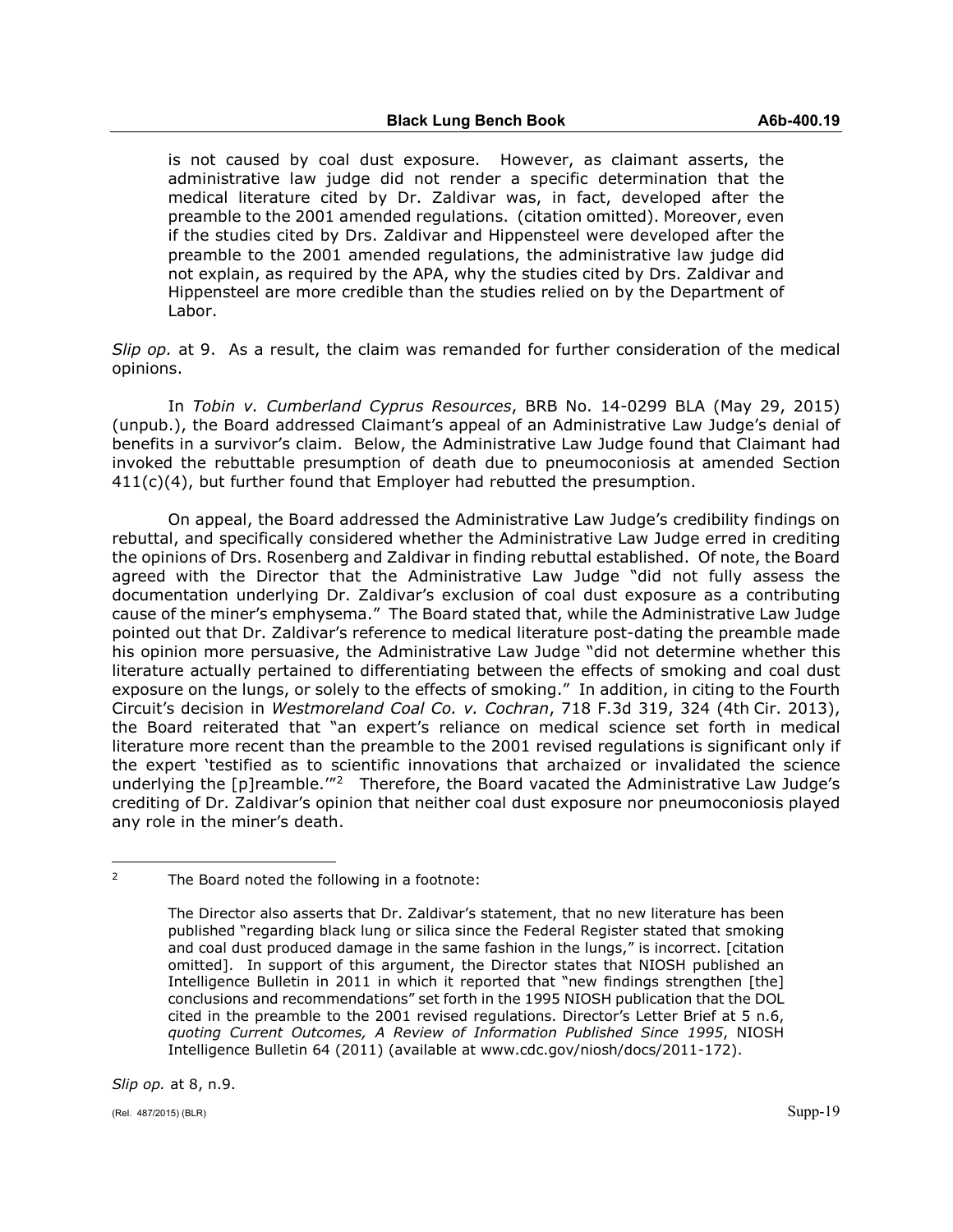> is not caused by coal dust exposure. However, as claimant asserts, the administrative law judge did not render a specific determination that the medical literature cited by Dr. Zaldivar was, in fact, developed after the preamble to the 2001 amended regulations. (citation omitted). Moreover, even if the studies cited by Drs. Zaldivar and Hippensteel were developed after the preamble to the 2001 amended regulations, the administrative law judge did not explain, as required by the APA, why the studies cited by Drs. Zaldivar and Hippensteel are more credible than the studies relied on by the Department of Labor.

*Slip op.* at 9. As a result, the claim was remanded for further consideration of the medical opinions.

In *Tobin v. Cumberland Cyprus Resources*, BRB No. 14-0299 BLA (May 29, 2015) (unpub.), the Board addressed Claimant's appeal of an Administrative Law Judge's denial of benefits in a survivor's claim. Below, the Administrative Law Judge found that Claimant had invoked the rebuttable presumption of death due to pneumoconiosis at amended Section 411(c)(4), but further found that Employer had rebutted the presumption.

On appeal, the Board addressed the Administrative Law Judge's credibility findings on rebuttal, and specifically considered whether the Administrative Law Judge erred in crediting the opinions of Drs. Rosenberg and Zaldivar in finding rebuttal established. Of note, the Board agreed with the Director that the Administrative Law Judge "did not fully assess the documentation underlying Dr. Zaldivar's exclusion of coal dust exposure as a contributing cause of the miner's emphysema." The Board stated that, while the Administrative Law Judge pointed out that Dr. Zaldivar's reference to medical literature post-dating the preamble made his opinion more persuasive, the Administrative Law Judge "did not determine whether this literature actually pertained to differentiating between the effects of smoking and coal dust exposure on the lungs, or solely to the effects of smoking." In addition, in citing to the Fourth Circuit's decision in *Westmoreland Coal Co. v. Cochran*, 718 F.3d 319, 324 (4th Cir. 2013), the Board reiterated that "an expert's reliance on medical science set forth in medical literature more recent than the preamble to the 2001 revised regulations is significant only if the expert 'testified as to scientific innovations that archaized or invalidated the science underlying the [p]reamble.'"[2] Therefore, the Board vacated the Administrative Law Judge's crediting of Dr. Zaldivar's opinion that neither coal dust exposure nor pneumoconiosis played any role in the miner's death.

---

[2] The Board noted the following in a footnote:

> The Director also asserts that Dr. Zaldivar's statement, that no new literature has been published "regarding black lung or silica since the Federal Register stated that smoking and coal dust produced damage in the same fashion in the lungs," is incorrect. [citation omitted]. In support of this argument, the Director states that NIOSH published an Intelligence Bulletin in 2011 in which it reported that "new findings strengthen [the] conclusions and recommendations" set forth in the 1995 NIOSH publication that the DOL cited in the preamble to the 2001 revised regulations. Director's Letter Brief at 5 n.6, *quoting Current Outcomes, A Review of Information Published Since 1995*, NIOSH Intelligence Bulletin 64 (2011) (available at www.cdc.gov/niosh/docs/2011-172).

*Slip op.* at 8, n.9.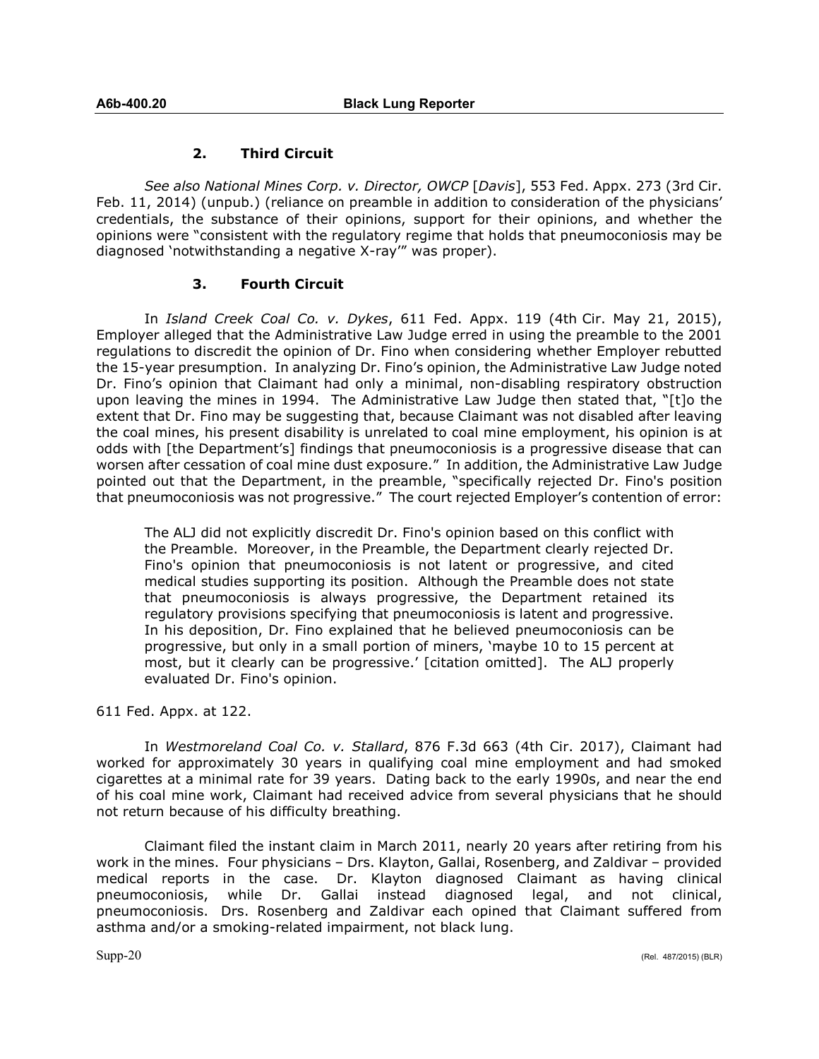### 2. Third Circuit

*See also National Mines Corp. v. Director, OWCP* [*Davis*], 553 Fed. Appx. 273 (3rd Cir. Feb. 11, 2014) (unpub.) (reliance on preamble in addition to consideration of the physicians' credentials, the substance of their opinions, support for their opinions, and whether the opinions were "consistent with the regulatory regime that holds that pneumoconiosis may be diagnosed 'notwithstanding a negative X-ray'" was proper).

### 3. Fourth Circuit

In *Island Creek Coal Co. v. Dykes*, 611 Fed. Appx. 119 (4th Cir. May 21, 2015), Employer alleged that the Administrative Law Judge erred in using the preamble to the 2001 regulations to discredit the opinion of Dr. Fino when considering whether Employer rebutted the 15-year presumption. In analyzing Dr. Fino's opinion, the Administrative Law Judge noted Dr. Fino's opinion that Claimant had only a minimal, non-disabling respiratory obstruction upon leaving the mines in 1994. The Administrative Law Judge then stated that, "[t]o the extent that Dr. Fino may be suggesting that, because Claimant was not disabled after leaving the coal mines, his present disability is unrelated to coal mine employment, his opinion is at odds with [the Department's] findings that pneumoconiosis is a progressive disease that can worsen after cessation of coal mine dust exposure." In addition, the Administrative Law Judge pointed out that the Department, in the preamble, "specifically rejected Dr. Fino's position that pneumoconiosis was not progressive." The court rejected Employer's contention of error:

> The ALJ did not explicitly discredit Dr. Fino's opinion based on this conflict with the Preamble. Moreover, in the Preamble, the Department clearly rejected Dr. Fino's opinion that pneumoconiosis is not latent or progressive, and cited medical studies supporting its position. Although the Preamble does not state that pneumoconiosis is always progressive, the Department retained its regulatory provisions specifying that pneumoconiosis is latent and progressive. In his deposition, Dr. Fino explained that he believed pneumoconiosis can be progressive, but only in a small portion of miners, 'maybe 10 to 15 percent at most, but it clearly can be progressive.' [citation omitted]. The ALJ properly evaluated Dr. Fino's opinion.

611 Fed. Appx. at 122.

In *Westmoreland Coal Co. v. Stallard*, 876 F.3d 663 (4th Cir. 2017), Claimant had worked for approximately 30 years in qualifying coal mine employment and had smoked cigarettes at a minimal rate for 39 years. Dating back to the early 1990s, and near the end of his coal mine work, Claimant had received advice from several physicians that he should not return because of his difficulty breathing.

Claimant filed the instant claim in March 2011, nearly 20 years after retiring from his work in the mines. Four physicians – Drs. Klayton, Gallai, Rosenberg, and Zaldivar – provided medical reports in the case. Dr. Klayton diagnosed Claimant as having clinical pneumoconiosis, while Dr. Gallai instead diagnosed legal, and not clinical, pneumoconiosis. Drs. Rosenberg and Zaldivar each opined that Claimant suffered from asthma and/or a smoking-related impairment, not black lung.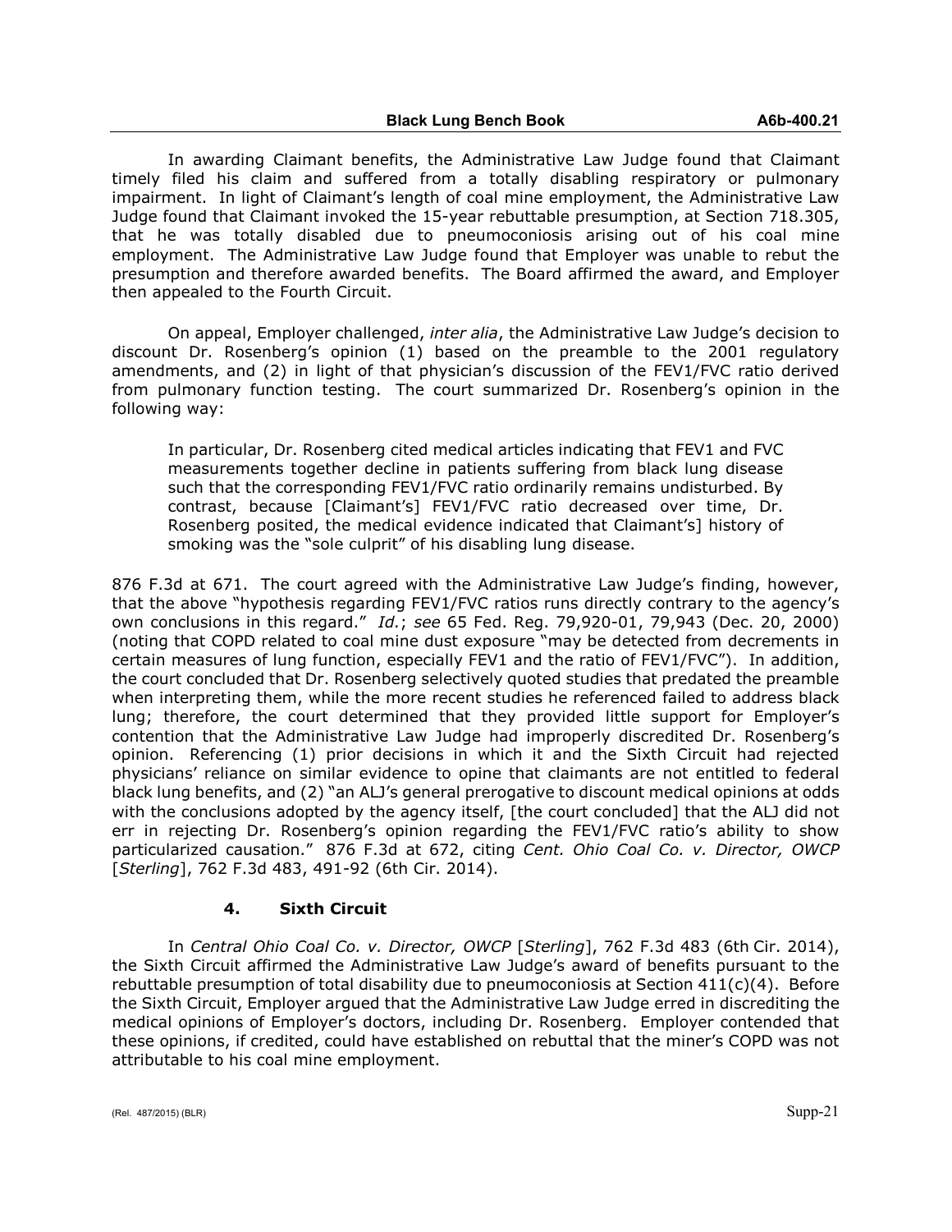In awarding Claimant benefits, the Administrative Law Judge found that Claimant timely filed his claim and suffered from a totally disabling respiratory or pulmonary impairment. In light of Claimant's length of coal mine employment, the Administrative Law Judge found that Claimant invoked the 15-year rebuttable presumption, at Section 718.305, that he was totally disabled due to pneumoconiosis arising out of his coal mine employment. The Administrative Law Judge found that Employer was unable to rebut the presumption and therefore awarded benefits. The Board affirmed the award, and Employer then appealed to the Fourth Circuit.

On appeal, Employer challenged, *inter alia*, the Administrative Law Judge's decision to discount Dr. Rosenberg's opinion (1) based on the preamble to the 2001 regulatory amendments, and (2) in light of that physician's discussion of the FEV1/FVC ratio derived from pulmonary function testing. The court summarized Dr. Rosenberg's opinion in the following way:

> In particular, Dr. Rosenberg cited medical articles indicating that FEV1 and FVC measurements together decline in patients suffering from black lung disease such that the corresponding FEV1/FVC ratio ordinarily remains undisturbed. By contrast, because [Claimant's] FEV1/FVC ratio decreased over time, Dr. Rosenberg posited, the medical evidence indicated that Claimant's] history of smoking was the "sole culprit" of his disabling lung disease.

876 F.3d at 671. The court agreed with the Administrative Law Judge's finding, however, that the above "hypothesis regarding FEV1/FVC ratios runs directly contrary to the agency's own conclusions in this regard." *Id.*; *see* 65 Fed. Reg. 79,920-01, 79,943 (Dec. 20, 2000) (noting that COPD related to coal mine dust exposure "may be detected from decrements in certain measures of lung function, especially FEV1 and the ratio of FEV1/FVC"). In addition, the court concluded that Dr. Rosenberg selectively quoted studies that predated the preamble when interpreting them, while the more recent studies he referenced failed to address black lung; therefore, the court determined that they provided little support for Employer's contention that the Administrative Law Judge had improperly discredited Dr. Rosenberg's opinion. Referencing (1) prior decisions in which it and the Sixth Circuit had rejected physicians' reliance on similar evidence to opine that claimants are not entitled to federal black lung benefits, and (2) "an ALJ's general prerogative to discount medical opinions at odds with the conclusions adopted by the agency itself, [the court concluded] that the ALJ did not err in rejecting Dr. Rosenberg's opinion regarding the FEV1/FVC ratio's ability to show particularized causation." 876 F.3d at 672, citing *Cent. Ohio Coal Co. v. Director, OWCP* [*Sterling*], 762 F.3d 483, 491-92 (6th Cir. 2014).

### 4. Sixth Circuit

In *Central Ohio Coal Co. v. Director, OWCP* [*Sterling*], 762 F.3d 483 (6th Cir. 2014), the Sixth Circuit affirmed the Administrative Law Judge's award of benefits pursuant to the rebuttable presumption of total disability due to pneumoconiosis at Section 411(c)(4). Before the Sixth Circuit, Employer argued that the Administrative Law Judge erred in discrediting the medical opinions of Employer's doctors, including Dr. Rosenberg. Employer contended that these opinions, if credited, could have established on rebuttal that the miner's COPD was not attributable to his coal mine employment.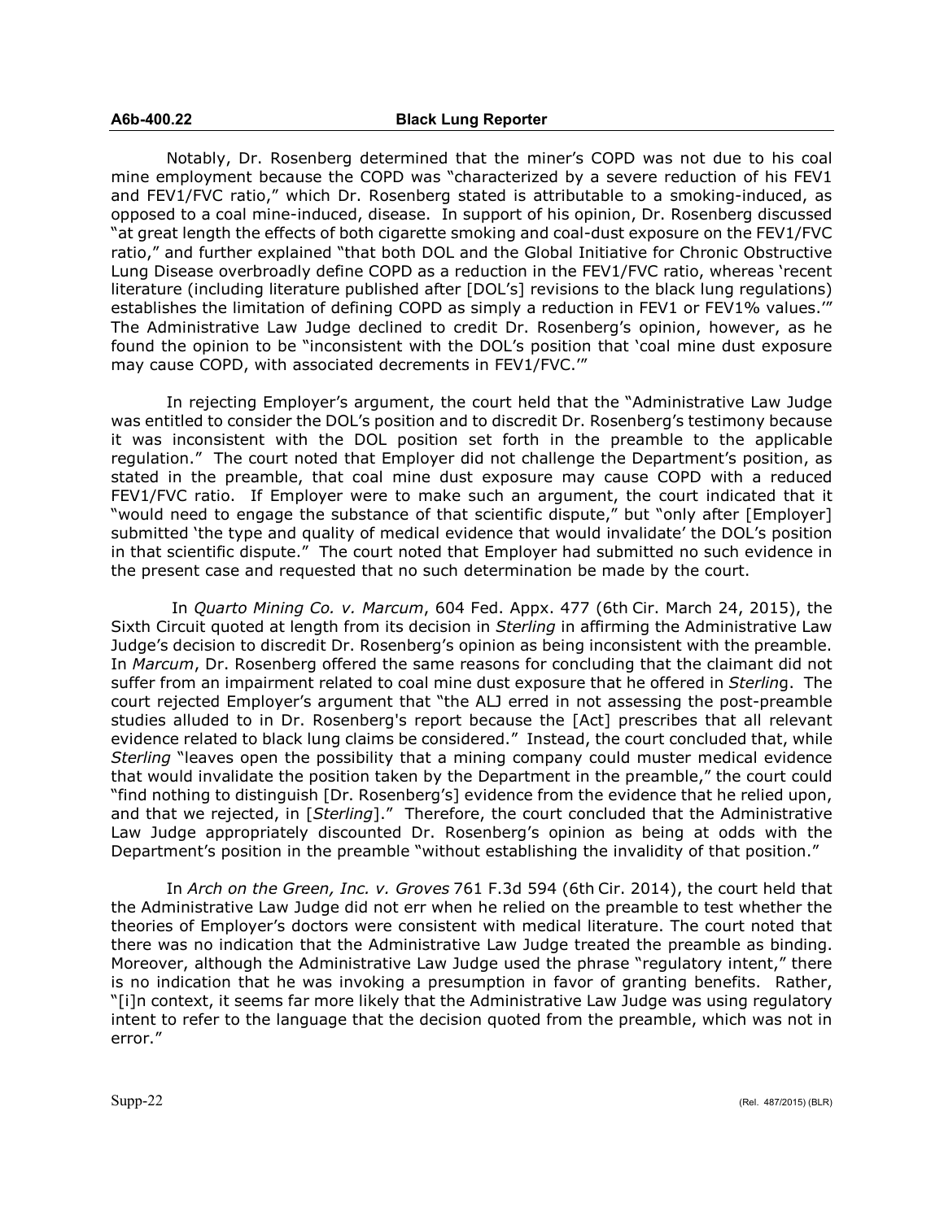Notably, Dr. Rosenberg determined that the miner's COPD was not due to his coal mine employment because the COPD was "characterized by a severe reduction of his FEV1 and FEV1/FVC ratio," which Dr. Rosenberg stated is attributable to a smoking-induced, as opposed to a coal mine-induced, disease. In support of his opinion, Dr. Rosenberg discussed "at great length the effects of both cigarette smoking and coal-dust exposure on the FEV1/FVC ratio," and further explained "that both DOL and the Global Initiative for Chronic Obstructive Lung Disease overbroadly define COPD as a reduction in the FEV1/FVC ratio, whereas 'recent literature (including literature published after [DOL's] revisions to the black lung regulations) establishes the limitation of defining COPD as simply a reduction in FEV1 or FEV1% values.'" The Administrative Law Judge declined to credit Dr. Rosenberg's opinion, however, as he found the opinion to be "inconsistent with the DOL's position that 'coal mine dust exposure may cause COPD, with associated decrements in FEV1/FVC.'"

In rejecting Employer's argument, the court held that the "Administrative Law Judge was entitled to consider the DOL's position and to discredit Dr. Rosenberg's testimony because it was inconsistent with the DOL position set forth in the preamble to the applicable regulation." The court noted that Employer did not challenge the Department's position, as stated in the preamble, that coal mine dust exposure may cause COPD with a reduced FEV1/FVC ratio. If Employer were to make such an argument, the court indicated that it "would need to engage the substance of that scientific dispute," but "only after [Employer] submitted 'the type and quality of medical evidence that would invalidate' the DOL's position in that scientific dispute." The court noted that Employer had submitted no such evidence in the present case and requested that no such determination be made by the court.

In *Quarto Mining Co. v. Marcum*, 604 Fed. Appx. 477 (6th Cir. March 24, 2015), the Sixth Circuit quoted at length from its decision in *Sterling* in affirming the Administrative Law Judge's decision to discredit Dr. Rosenberg's opinion as being inconsistent with the preamble. In *Marcum*, Dr. Rosenberg offered the same reasons for concluding that the claimant did not suffer from an impairment related to coal mine dust exposure that he offered in *Sterling*. The court rejected Employer's argument that "the ALJ erred in not assessing the post-preamble studies alluded to in Dr. Rosenberg's report because the [Act] prescribes that all relevant evidence related to black lung claims be considered." Instead, the court concluded that, while *Sterling* "leaves open the possibility that a mining company could muster medical evidence that would invalidate the position taken by the Department in the preamble," the court could "find nothing to distinguish [Dr. Rosenberg's] evidence from the evidence that he relied upon, and that we rejected, in [*Sterling*]." Therefore, the court concluded that the Administrative Law Judge appropriately discounted Dr. Rosenberg's opinion as being at odds with the Department's position in the preamble "without establishing the invalidity of that position."

In *Arch on the Green, Inc. v. Groves* 761 F.3d 594 (6th Cir. 2014), the court held that the Administrative Law Judge did not err when he relied on the preamble to test whether the theories of Employer's doctors were consistent with medical literature. The court noted that there was no indication that the Administrative Law Judge treated the preamble as binding. Moreover, although the Administrative Law Judge used the phrase "regulatory intent," there is no indication that he was invoking a presumption in favor of granting benefits. Rather, "[i]n context, it seems far more likely that the Administrative Law Judge was using regulatory intent to refer to the language that the decision quoted from the preamble, which was not in error."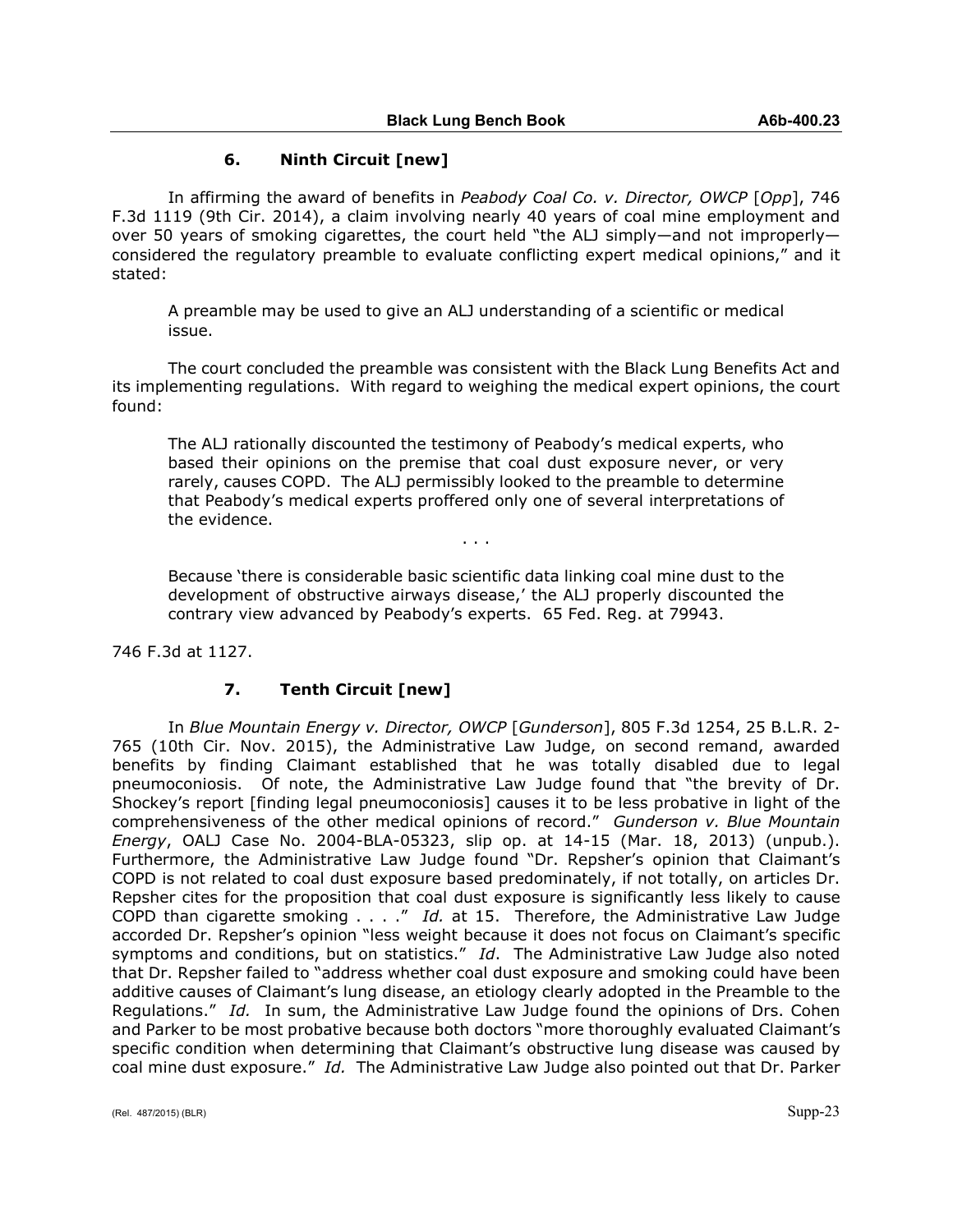### 6. Ninth Circuit [new]

In affirming the award of benefits in *Peabody Coal Co. v. Director, OWCP* [*Opp*], 746 F.3d 1119 (9th Cir. 2014), a claim involving nearly 40 years of coal mine employment and over 50 years of smoking cigarettes, the court held "the ALJ simply—and not improperly—considered the regulatory preamble to evaluate conflicting expert medical opinions," and it stated:

> A preamble may be used to give an ALJ understanding of a scientific or medical issue.

The court concluded the preamble was consistent with the Black Lung Benefits Act and its implementing regulations. With regard to weighing the medical expert opinions, the court found:

> The ALJ rationally discounted the testimony of Peabody's medical experts, who based their opinions on the premise that coal dust exposure never, or very rarely, causes COPD. The ALJ permissibly looked to the preamble to determine that Peabody's medical experts proffered only one of several interpretations of the evidence.
>
> . . .
>
> Because 'there is considerable basic scientific data linking coal mine dust to the development of obstructive airways disease,' the ALJ properly discounted the contrary view advanced by Peabody's experts. 65 Fed. Reg. at 79943.

746 F.3d at 1127.

### 7. Tenth Circuit [new]

In *Blue Mountain Energy v. Director, OWCP* [*Gunderson*], 805 F.3d 1254, 25 B.L.R. 2-765 (10th Cir. Nov. 2015), the Administrative Law Judge, on second remand, awarded benefits by finding Claimant established that he was totally disabled due to legal pneumoconiosis. Of note, the Administrative Law Judge found that "the brevity of Dr. Shockey's report [finding legal pneumoconiosis] causes it to be less probative in light of the comprehensiveness of the other medical opinions of record." *Gunderson v. Blue Mountain Energy*, OALJ Case No. 2004-BLA-05323, slip op. at 14-15 (Mar. 18, 2013) (unpub.). Furthermore, the Administrative Law Judge found "Dr. Repsher's opinion that Claimant's COPD is not related to coal dust exposure based predominately, if not totally, on articles Dr. Repsher cites for the proposition that coal dust exposure is significantly less likely to cause COPD than cigarette smoking . . . ." *Id.* at 15. Therefore, the Administrative Law Judge accorded Dr. Repsher's opinion "less weight because it does not focus on Claimant's specific symptoms and conditions, but on statistics." *Id*. The Administrative Law Judge also noted that Dr. Repsher failed to "address whether coal dust exposure and smoking could have been additive causes of Claimant's lung disease, an etiology clearly adopted in the Preamble to the Regulations." *Id.* In sum, the Administrative Law Judge found the opinions of Drs. Cohen and Parker to be most probative because both doctors "more thoroughly evaluated Claimant's specific condition when determining that Claimant's obstructive lung disease was caused by coal mine dust exposure." *Id.* The Administrative Law Judge also pointed out that Dr. Parker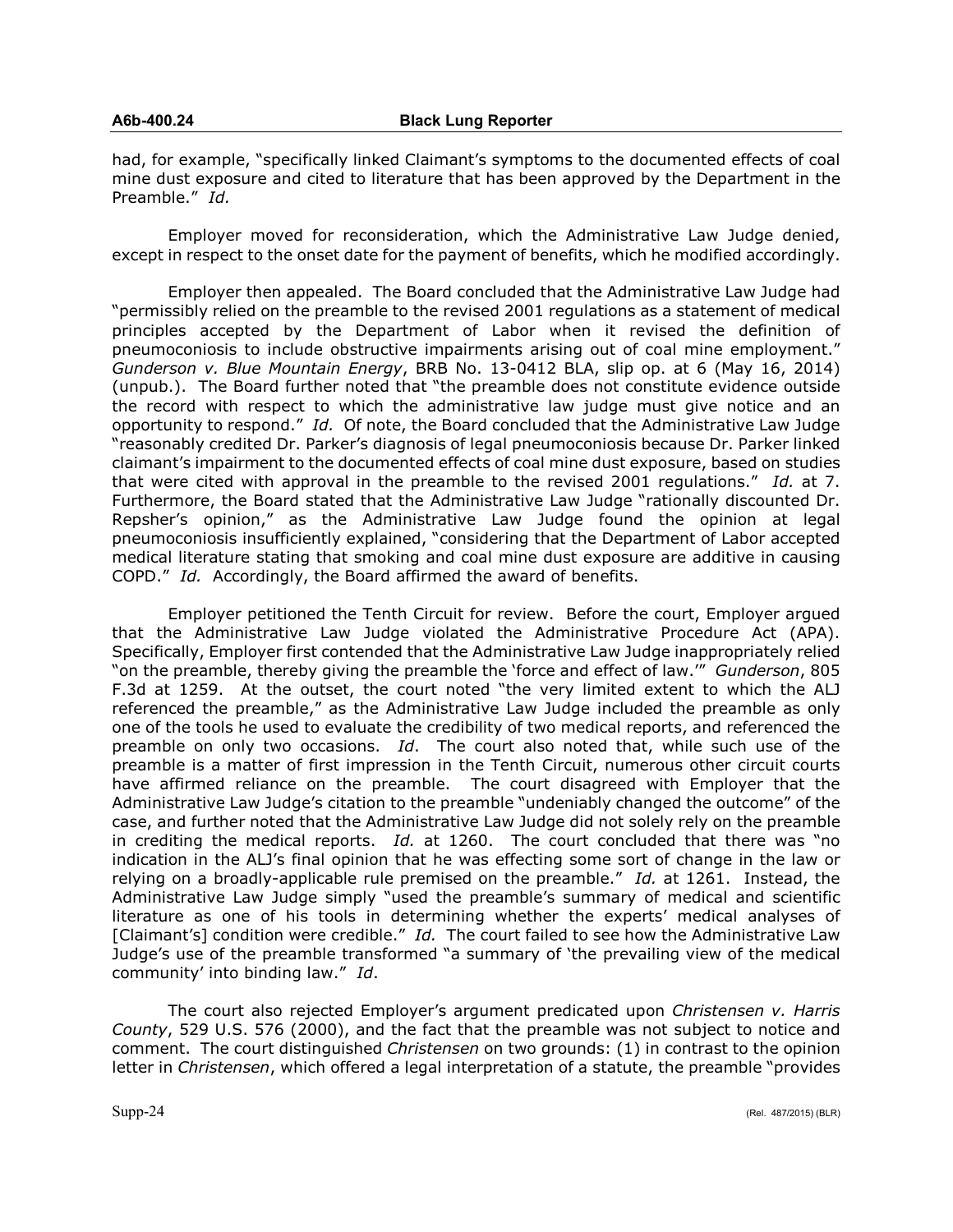had, for example, "specifically linked Claimant's symptoms to the documented effects of coal mine dust exposure and cited to literature that has been approved by the Department in the Preamble." *Id.*

Employer moved for reconsideration, which the Administrative Law Judge denied, except in respect to the onset date for the payment of benefits, which he modified accordingly.

Employer then appealed. The Board concluded that the Administrative Law Judge had "permissibly relied on the preamble to the revised 2001 regulations as a statement of medical principles accepted by the Department of Labor when it revised the definition of pneumoconiosis to include obstructive impairments arising out of coal mine employment." *Gunderson v. Blue Mountain Energy*, BRB No. 13-0412 BLA, slip op. at 6 (May 16, 2014) (unpub.). The Board further noted that "the preamble does not constitute evidence outside the record with respect to which the administrative law judge must give notice and an opportunity to respond." *Id.* Of note, the Board concluded that the Administrative Law Judge "reasonably credited Dr. Parker's diagnosis of legal pneumoconiosis because Dr. Parker linked claimant's impairment to the documented effects of coal mine dust exposure, based on studies that were cited with approval in the preamble to the revised 2001 regulations." *Id.* at 7. Furthermore, the Board stated that the Administrative Law Judge "rationally discounted Dr. Repsher's opinion," as the Administrative Law Judge found the opinion at legal pneumoconiosis insufficiently explained, "considering that the Department of Labor accepted medical literature stating that smoking and coal mine dust exposure are additive in causing COPD." *Id.* Accordingly, the Board affirmed the award of benefits.

Employer petitioned the Tenth Circuit for review. Before the court, Employer argued that the Administrative Law Judge violated the Administrative Procedure Act (APA). Specifically, Employer first contended that the Administrative Law Judge inappropriately relied "on the preamble, thereby giving the preamble the 'force and effect of law.'" *Gunderson*, 805 F.3d at 1259. At the outset, the court noted "the very limited extent to which the ALJ referenced the preamble," as the Administrative Law Judge included the preamble as only one of the tools he used to evaluate the credibility of two medical reports, and referenced the preamble on only two occasions. *Id*. The court also noted that, while such use of the preamble is a matter of first impression in the Tenth Circuit, numerous other circuit courts have affirmed reliance on the preamble. The court disagreed with Employer that the Administrative Law Judge's citation to the preamble "undeniably changed the outcome" of the case, and further noted that the Administrative Law Judge did not solely rely on the preamble in crediting the medical reports. *Id.* at 1260. The court concluded that there was "no indication in the ALJ's final opinion that he was effecting some sort of change in the law or relying on a broadly-applicable rule premised on the preamble." *Id.* at 1261. Instead, the Administrative Law Judge simply "used the preamble's summary of medical and scientific literature as one of his tools in determining whether the experts' medical analyses of [Claimant's] condition were credible." *Id.* The court failed to see how the Administrative Law Judge's use of the preamble transformed "a summary of 'the prevailing view of the medical community' into binding law." *Id*.

The court also rejected Employer's argument predicated upon *Christensen v. Harris County*, 529 U.S. 576 (2000), and the fact that the preamble was not subject to notice and comment. The court distinguished *Christensen* on two grounds: (1) in contrast to the opinion letter in *Christensen*, which offered a legal interpretation of a statute, the preamble "provides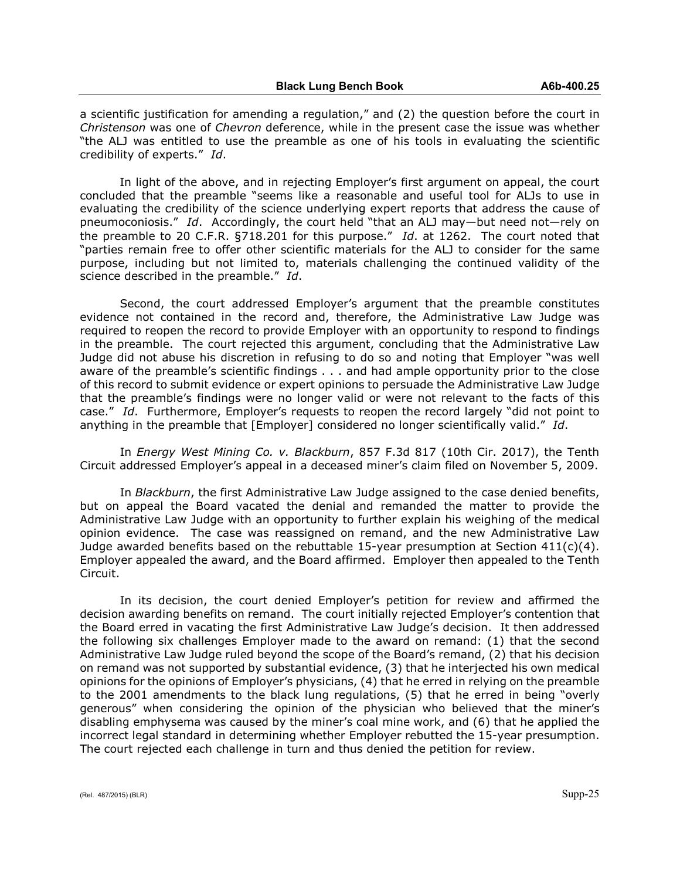a scientific justification for amending a regulation," and (2) the question before the court in *Christenson* was one of *Chevron* deference, while in the present case the issue was whether "the ALJ was entitled to use the preamble as one of his tools in evaluating the scientific credibility of experts." *Id*.

In light of the above, and in rejecting Employer's first argument on appeal, the court concluded that the preamble "seems like a reasonable and useful tool for ALJs to use in evaluating the credibility of the science underlying expert reports that address the cause of pneumoconiosis." *Id*. Accordingly, the court held "that an ALJ may—but need not—rely on the preamble to 20 C.F.R. §718.201 for this purpose." *Id*. at 1262. The court noted that "parties remain free to offer other scientific materials for the ALJ to consider for the same purpose, including but not limited to, materials challenging the continued validity of the science described in the preamble." *Id*.

Second, the court addressed Employer's argument that the preamble constitutes evidence not contained in the record and, therefore, the Administrative Law Judge was required to reopen the record to provide Employer with an opportunity to respond to findings in the preamble. The court rejected this argument, concluding that the Administrative Law Judge did not abuse his discretion in refusing to do so and noting that Employer "was well aware of the preamble's scientific findings . . . and had ample opportunity prior to the close of this record to submit evidence or expert opinions to persuade the Administrative Law Judge that the preamble's findings were no longer valid or were not relevant to the facts of this case." *Id*. Furthermore, Employer's requests to reopen the record largely "did not point to anything in the preamble that [Employer] considered no longer scientifically valid." *Id*.

In *Energy West Mining Co. v. Blackburn*, 857 F.3d 817 (10th Cir. 2017), the Tenth Circuit addressed Employer's appeal in a deceased miner's claim filed on November 5, 2009.

In *Blackburn*, the first Administrative Law Judge assigned to the case denied benefits, but on appeal the Board vacated the denial and remanded the matter to provide the Administrative Law Judge with an opportunity to further explain his weighing of the medical opinion evidence. The case was reassigned on remand, and the new Administrative Law Judge awarded benefits based on the rebuttable 15-year presumption at Section 411(c)(4). Employer appealed the award, and the Board affirmed. Employer then appealed to the Tenth Circuit.

In its decision, the court denied Employer's petition for review and affirmed the decision awarding benefits on remand. The court initially rejected Employer's contention that the Board erred in vacating the first Administrative Law Judge's decision. It then addressed the following six challenges Employer made to the award on remand: (1) that the second Administrative Law Judge ruled beyond the scope of the Board's remand, (2) that his decision on remand was not supported by substantial evidence, (3) that he interjected his own medical opinions for the opinions of Employer's physicians, (4) that he erred in relying on the preamble to the 2001 amendments to the black lung regulations, (5) that he erred in being "overly generous" when considering the opinion of the physician who believed that the miner's disabling emphysema was caused by the miner's coal mine work, and (6) that he applied the incorrect legal standard in determining whether Employer rebutted the 15-year presumption. The court rejected each challenge in turn and thus denied the petition for review.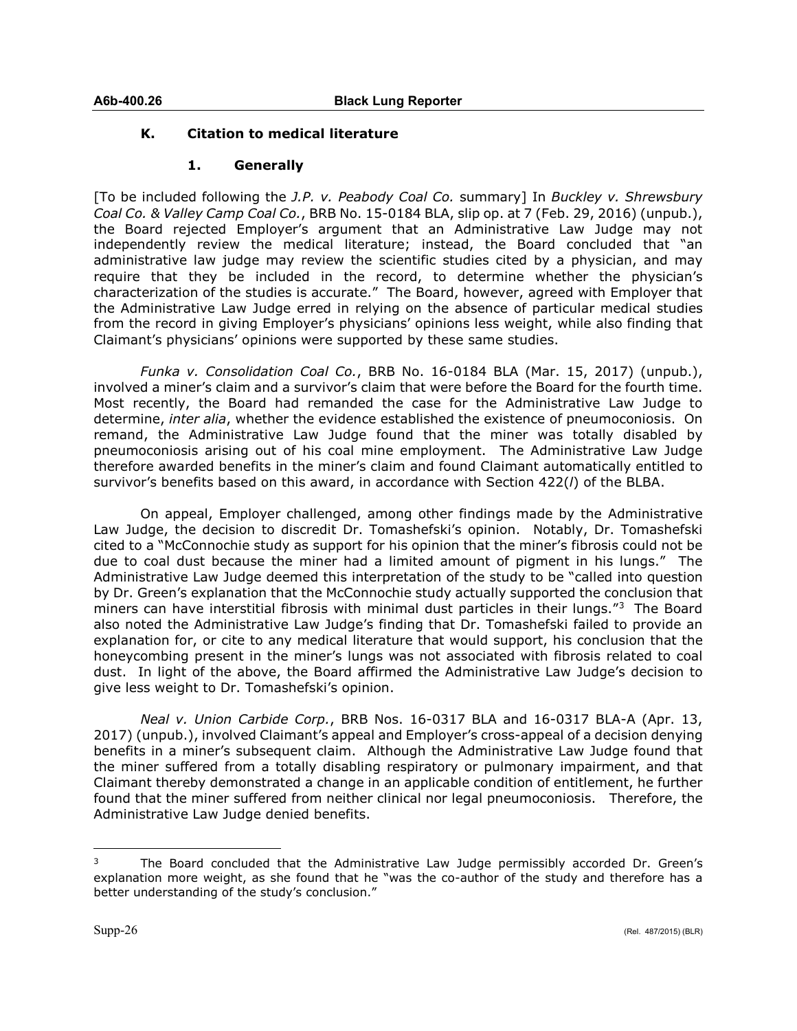### K. Citation to medical literature

#### 1. Generally

[To be included following the *J.P. v. Peabody Coal Co.* summary] In *Buckley v. Shrewsbury Coal Co. & Valley Camp Coal Co.*, BRB No. 15-0184 BLA, slip op. at 7 (Feb. 29, 2016) (unpub.), the Board rejected Employer's argument that an Administrative Law Judge may not independently review the medical literature; instead, the Board concluded that "an administrative law judge may review the scientific studies cited by a physician, and may require that they be included in the record, to determine whether the physician's characterization of the studies is accurate." The Board, however, agreed with Employer that the Administrative Law Judge erred in relying on the absence of particular medical studies from the record in giving Employer's physicians' opinions less weight, while also finding that Claimant's physicians' opinions were supported by these same studies.

*Funka v. Consolidation Coal Co.*, BRB No. 16-0184 BLA (Mar. 15, 2017) (unpub.), involved a miner's claim and a survivor's claim that were before the Board for the fourth time. Most recently, the Board had remanded the case for the Administrative Law Judge to determine, *inter alia*, whether the evidence established the existence of pneumoconiosis. On remand, the Administrative Law Judge found that the miner was totally disabled by pneumoconiosis arising out of his coal mine employment. The Administrative Law Judge therefore awarded benefits in the miner's claim and found Claimant automatically entitled to survivor's benefits based on this award, in accordance with Section 422(*l*) of the BLBA.

On appeal, Employer challenged, among other findings made by the Administrative Law Judge, the decision to discredit Dr. Tomashefski's opinion. Notably, Dr. Tomashefski cited to a "McConnochie study as support for his opinion that the miner's fibrosis could not be due to coal dust because the miner had a limited amount of pigment in his lungs." The Administrative Law Judge deemed this interpretation of the study to be "called into question by Dr. Green's explanation that the McConnochie study actually supported the conclusion that miners can have interstitial fibrosis with minimal dust particles in their lungs."[3] The Board also noted the Administrative Law Judge's finding that Dr. Tomashefski failed to provide an explanation for, or cite to any medical literature that would support, his conclusion that the honeycombing present in the miner's lungs was not associated with fibrosis related to coal dust. In light of the above, the Board affirmed the Administrative Law Judge's decision to give less weight to Dr. Tomashefski's opinion.

*Neal v. Union Carbide Corp.*, BRB Nos. 16-0317 BLA and 16-0317 BLA-A (Apr. 13, 2017) (unpub.), involved Claimant's appeal and Employer's cross-appeal of a decision denying benefits in a miner's subsequent claim. Although the Administrative Law Judge found that the miner suffered from a totally disabling respiratory or pulmonary impairment, and that Claimant thereby demonstrated a change in an applicable condition of entitlement, he further found that the miner suffered from neither clinical nor legal pneumoconiosis. Therefore, the Administrative Law Judge denied benefits.

---

[3] The Board concluded that the Administrative Law Judge permissibly accorded Dr. Green's explanation more weight, as she found that he "was the co-author of the study and therefore has a better understanding of the study's conclusion."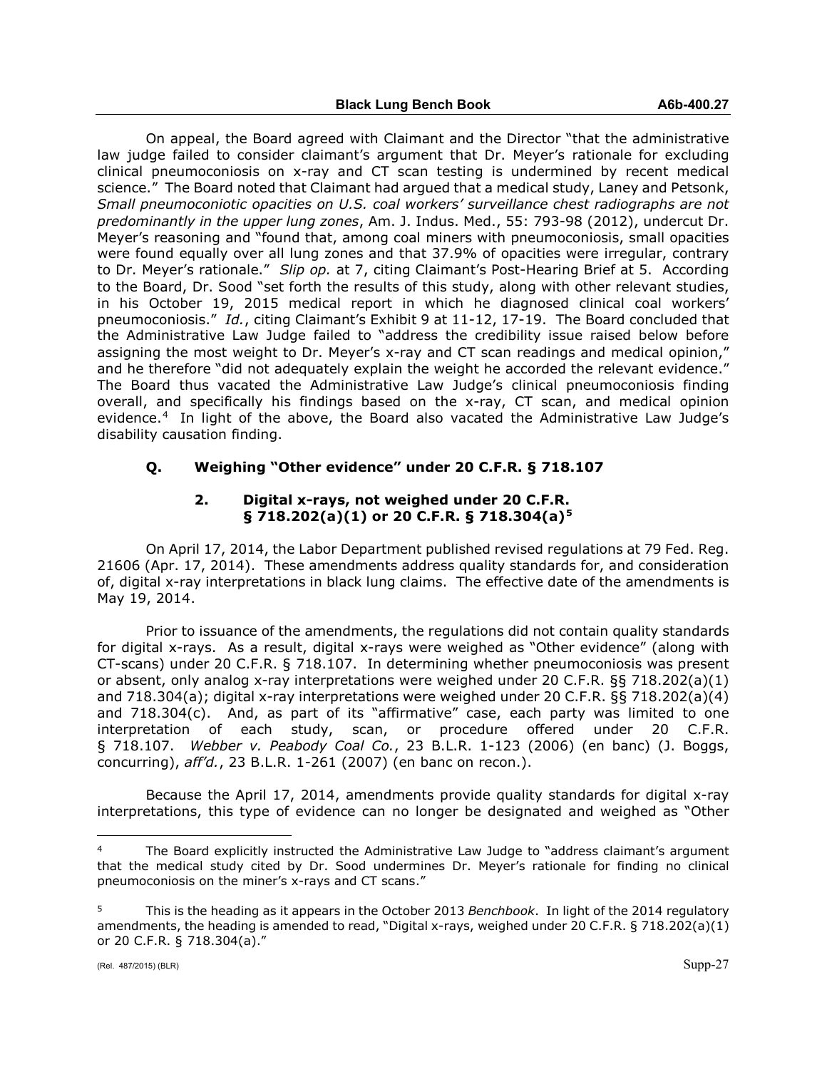On appeal, the Board agreed with Claimant and the Director "that the administrative law judge failed to consider claimant's argument that Dr. Meyer's rationale for excluding clinical pneumoconiosis on x-ray and CT scan testing is undermined by recent medical science." The Board noted that Claimant had argued that a medical study, Laney and Petsonk, *Small pneumoconiotic opacities on U.S. coal workers' surveillance chest radiographs are not predominantly in the upper lung zones*, Am. J. Indus. Med., 55: 793-98 (2012), undercut Dr. Meyer's reasoning and "found that, among coal miners with pneumoconiosis, small opacities were found equally over all lung zones and that 37.9% of opacities were irregular, contrary to Dr. Meyer's rationale." *Slip op.* at 7, citing Claimant's Post-Hearing Brief at 5. According to the Board, Dr. Sood "set forth the results of this study, along with other relevant studies, in his October 19, 2015 medical report in which he diagnosed clinical coal workers' pneumoconiosis." *Id.*, citing Claimant's Exhibit 9 at 11-12, 17-19. The Board concluded that the Administrative Law Judge failed to "address the credibility issue raised below before assigning the most weight to Dr. Meyer's x-ray and CT scan readings and medical opinion," and he therefore "did not adequately explain the weight he accorded the relevant evidence." The Board thus vacated the Administrative Law Judge's clinical pneumoconiosis finding overall, and specifically his findings based on the x-ray, CT scan, and medical opinion evidence.[4] In light of the above, the Board also vacated the Administrative Law Judge's disability causation finding.

## Q. Weighing "Other evidence" under 20 C.F.R. § 718.107

### 2. Digital x-rays, not weighed under 20 C.F.R. § 718.202(a)(1) or 20 C.F.R. § 718.304(a)[5]

On April 17, 2014, the Labor Department published revised regulations at 79 Fed. Reg. 21606 (Apr. 17, 2014). These amendments address quality standards for, and consideration of, digital x-ray interpretations in black lung claims. The effective date of the amendments is May 19, 2014.

Prior to issuance of the amendments, the regulations did not contain quality standards for digital x-rays. As a result, digital x-rays were weighed as "Other evidence" (along with CT-scans) under 20 C.F.R. § 718.107. In determining whether pneumoconiosis was present or absent, only analog x-ray interpretations were weighed under 20 C.F.R. §§ 718.202(a)(1) and 718.304(a); digital x-ray interpretations were weighed under 20 C.F.R. §§ 718.202(a)(4) and 718.304(c). And, as part of its "affirmative" case, each party was limited to one interpretation of each study, scan, or procedure offered under 20 C.F.R. § 718.107. *Webber v. Peabody Coal Co.*, 23 B.L.R. 1-123 (2006) (en banc) (J. Boggs, concurring), *aff'd.*, 23 B.L.R. 1-261 (2007) (en banc on recon.).

Because the April 17, 2014, amendments provide quality standards for digital x-ray interpretations, this type of evidence can no longer be designated and weighed as "Other

---

[4] The Board explicitly instructed the Administrative Law Judge to "address claimant's argument that the medical study cited by Dr. Sood undermines Dr. Meyer's rationale for finding no clinical pneumoconiosis on the miner's x-rays and CT scans."

[5] This is the heading as it appears in the October 2013 *Benchbook*. In light of the 2014 regulatory amendments, the heading is amended to read, "Digital x-rays, weighed under 20 C.F.R. § 718.202(a)(1) or 20 C.F.R. § 718.304(a)."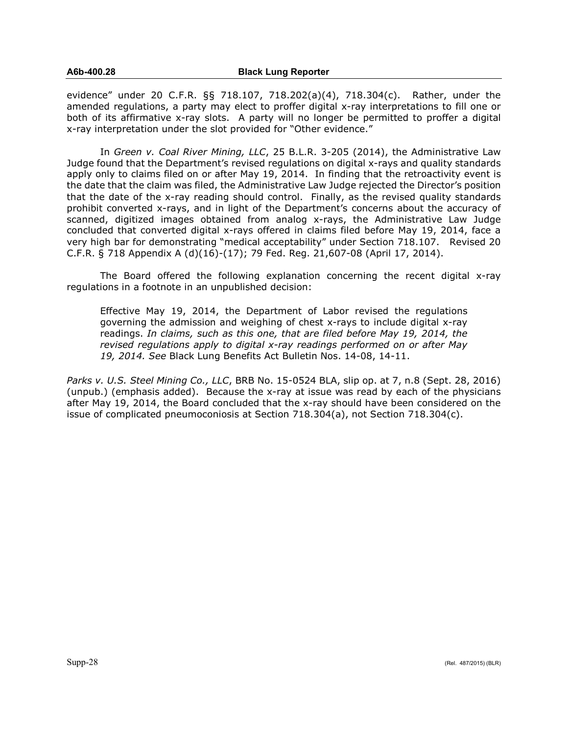evidence" under 20 C.F.R. §§ 718.107, 718.202(a)(4), 718.304(c). Rather, under the amended regulations, a party may elect to proffer digital x-ray interpretations to fill one or both of its affirmative x-ray slots. A party will no longer be permitted to proffer a digital x-ray interpretation under the slot provided for "Other evidence."

In *Green v. Coal River Mining, LLC*, 25 B.L.R. 3-205 (2014), the Administrative Law Judge found that the Department's revised regulations on digital x-rays and quality standards apply only to claims filed on or after May 19, 2014. In finding that the retroactivity event is the date that the claim was filed, the Administrative Law Judge rejected the Director's position that the date of the x-ray reading should control. Finally, as the revised quality standards prohibit converted x-rays, and in light of the Department's concerns about the accuracy of scanned, digitized images obtained from analog x-rays, the Administrative Law Judge concluded that converted digital x-rays offered in claims filed before May 19, 2014, face a very high bar for demonstrating "medical acceptability" under Section 718.107. Revised 20 C.F.R. § 718 Appendix A (d)(16)-(17); 79 Fed. Reg. 21,607-08 (April 17, 2014).

The Board offered the following explanation concerning the recent digital x-ray regulations in a footnote in an unpublished decision:

> Effective May 19, 2014, the Department of Labor revised the regulations governing the admission and weighing of chest x-rays to include digital x-ray readings. *In claims, such as this one, that are filed before May 19, 2014, the revised regulations apply to digital x-ray readings performed on or after May 19, 2014. See* Black Lung Benefits Act Bulletin Nos. 14-08, 14-11.

*Parks v. U.S. Steel Mining Co., LLC*, BRB No. 15-0524 BLA, slip op. at 7, n.8 (Sept. 28, 2016) (unpub.) (emphasis added). Because the x-ray at issue was read by each of the physicians after May 19, 2014, the Board concluded that the x-ray should have been considered on the issue of complicated pneumoconiosis at Section 718.304(a), not Section 718.304(c).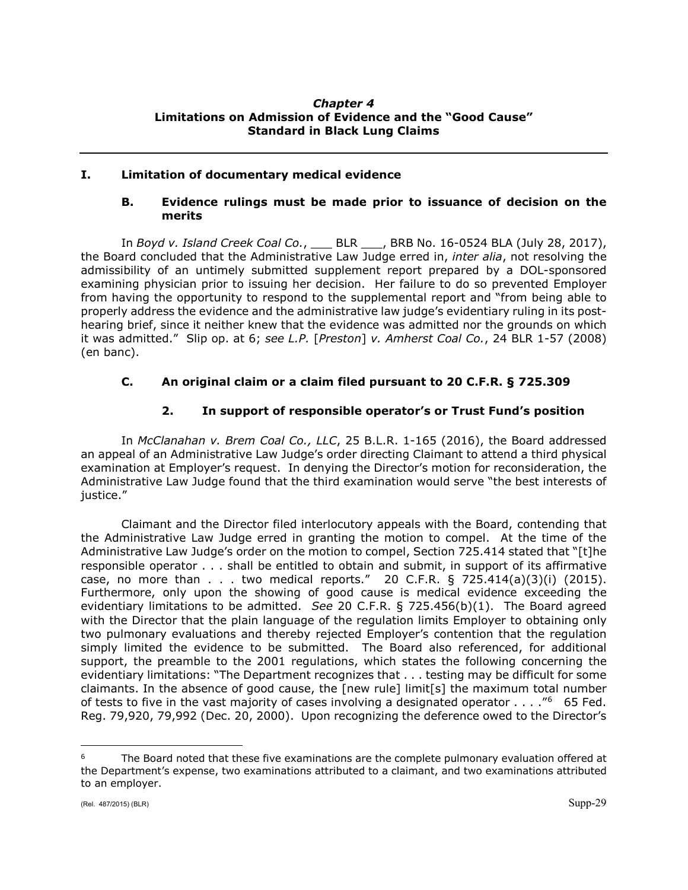***Chapter 4***
**Limitations on Admission of Evidence and the "Good Cause" Standard in Black Lung Claims**

## I. Limitation of documentary medical evidence

### B. Evidence rulings must be made prior to issuance of decision on the merits

In *Boyd v. Island Creek Coal Co.*, ___ BLR ___, BRB No. 16-0524 BLA (July 28, 2017), the Board concluded that the Administrative Law Judge erred in, *inter alia*, not resolving the admissibility of an untimely submitted supplement report prepared by a DOL-sponsored examining physician prior to issuing her decision. Her failure to do so prevented Employer from having the opportunity to respond to the supplemental report and "from being able to properly address the evidence and the administrative law judge's evidentiary ruling in its post-hearing brief, since it neither knew that the evidence was admitted nor the grounds on which it was admitted." Slip op. at 6; *see L.P.* [*Preston*] *v. Amherst Coal Co.*, 24 BLR 1-57 (2008) (en banc).

### C. An original claim or a claim filed pursuant to 20 C.F.R. § 725.309

#### 2. In support of responsible operator's or Trust Fund's position

In *McClanahan v. Brem Coal Co., LLC*, 25 B.L.R. 1-165 (2016), the Board addressed an appeal of an Administrative Law Judge's order directing Claimant to attend a third physical examination at Employer's request. In denying the Director's motion for reconsideration, the Administrative Law Judge found that the third examination would serve "the best interests of justice."

Claimant and the Director filed interlocutory appeals with the Board, contending that the Administrative Law Judge erred in granting the motion to compel. At the time of the Administrative Law Judge's order on the motion to compel, Section 725.414 stated that "[t]he responsible operator . . . shall be entitled to obtain and submit, in support of its affirmative case, no more than . . . two medical reports." 20 C.F.R. § 725.414(a)(3)(i) (2015). Furthermore, only upon the showing of good cause is medical evidence exceeding the evidentiary limitations to be admitted. *See* 20 C.F.R. § 725.456(b)(1). The Board agreed with the Director that the plain language of the regulation limits Employer to obtaining only two pulmonary evaluations and thereby rejected Employer's contention that the regulation simply limited the evidence to be submitted. The Board also referenced, for additional support, the preamble to the 2001 regulations, which states the following concerning the evidentiary limitations: "The Department recognizes that . . . testing may be difficult for some claimants. In the absence of good cause, the [new rule] limit[s] the maximum total number of tests to five in the vast majority of cases involving a designated operator . . . ."[6] 65 Fed. Reg. 79,920, 79,992 (Dec. 20, 2000). Upon recognizing the deference owed to the Director's

---

[6] The Board noted that these five examinations are the complete pulmonary evaluation offered at the Department's expense, two examinations attributed to a claimant, and two examinations attributed to an employer.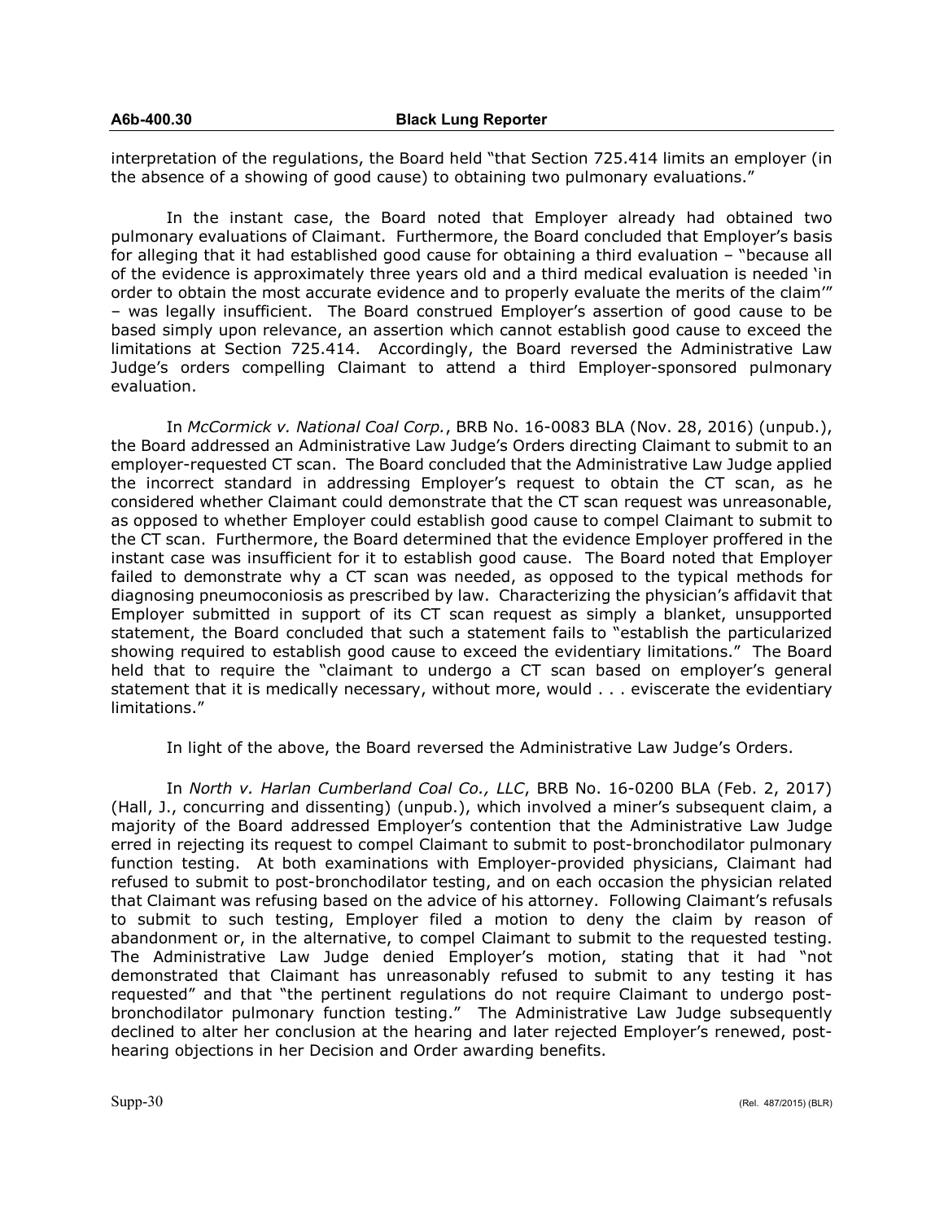interpretation of the regulations, the Board held "that Section 725.414 limits an employer (in the absence of a showing of good cause) to obtaining two pulmonary evaluations."

In the instant case, the Board noted that Employer already had obtained two pulmonary evaluations of Claimant. Furthermore, the Board concluded that Employer's basis for alleging that it had established good cause for obtaining a third evaluation – "because all of the evidence is approximately three years old and a third medical evaluation is needed 'in order to obtain the most accurate evidence and to properly evaluate the merits of the claim'" – was legally insufficient. The Board construed Employer's assertion of good cause to be based simply upon relevance, an assertion which cannot establish good cause to exceed the limitations at Section 725.414. Accordingly, the Board reversed the Administrative Law Judge's orders compelling Claimant to attend a third Employer-sponsored pulmonary evaluation.

In *McCormick v. National Coal Corp.*, BRB No. 16-0083 BLA (Nov. 28, 2016) (unpub.), the Board addressed an Administrative Law Judge's Orders directing Claimant to submit to an employer-requested CT scan. The Board concluded that the Administrative Law Judge applied the incorrect standard in addressing Employer's request to obtain the CT scan, as he considered whether Claimant could demonstrate that the CT scan request was unreasonable, as opposed to whether Employer could establish good cause to compel Claimant to submit to the CT scan. Furthermore, the Board determined that the evidence Employer proffered in the instant case was insufficient for it to establish good cause. The Board noted that Employer failed to demonstrate why a CT scan was needed, as opposed to the typical methods for diagnosing pneumoconiosis as prescribed by law. Characterizing the physician's affidavit that Employer submitted in support of its CT scan request as simply a blanket, unsupported statement, the Board concluded that such a statement fails to "establish the particularized showing required to establish good cause to exceed the evidentiary limitations." The Board held that to require the "claimant to undergo a CT scan based on employer's general statement that it is medically necessary, without more, would . . . eviscerate the evidentiary limitations."

In light of the above, the Board reversed the Administrative Law Judge's Orders.

In *North v. Harlan Cumberland Coal Co., LLC*, BRB No. 16-0200 BLA (Feb. 2, 2017) (Hall, J., concurring and dissenting) (unpub.), which involved a miner's subsequent claim, a majority of the Board addressed Employer's contention that the Administrative Law Judge erred in rejecting its request to compel Claimant to submit to post-bronchodilator pulmonary function testing. At both examinations with Employer-provided physicians, Claimant had refused to submit to post-bronchodilator testing, and on each occasion the physician related that Claimant was refusing based on the advice of his attorney. Following Claimant's refusals to submit to such testing, Employer filed a motion to deny the claim by reason of abandonment or, in the alternative, to compel Claimant to submit to the requested testing. The Administrative Law Judge denied Employer's motion, stating that it had "not demonstrated that Claimant has unreasonably refused to submit to any testing it has requested" and that "the pertinent regulations do not require Claimant to undergo post-bronchodilator pulmonary function testing." The Administrative Law Judge subsequently declined to alter her conclusion at the hearing and later rejected Employer's renewed, post-hearing objections in her Decision and Order awarding benefits.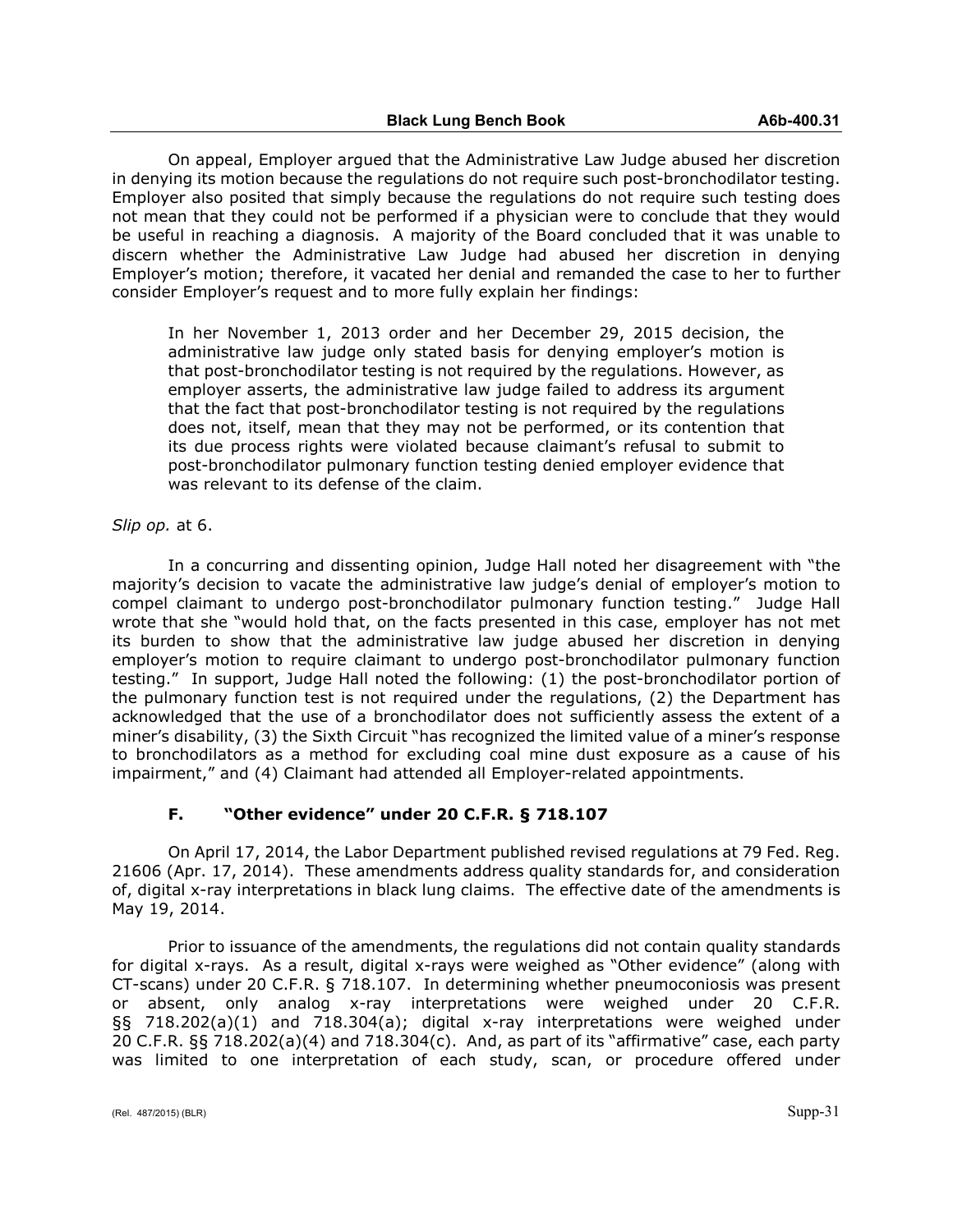On appeal, Employer argued that the Administrative Law Judge abused her discretion in denying its motion because the regulations do not require such post-bronchodilator testing. Employer also posited that simply because the regulations do not require such testing does not mean that they could not be performed if a physician were to conclude that they would be useful in reaching a diagnosis. A majority of the Board concluded that it was unable to discern whether the Administrative Law Judge had abused her discretion in denying Employer's motion; therefore, it vacated her denial and remanded the case to her to further consider Employer's request and to more fully explain her findings:

> In her November 1, 2013 order and her December 29, 2015 decision, the administrative law judge only stated basis for denying employer's motion is that post-bronchodilator testing is not required by the regulations. However, as employer asserts, the administrative law judge failed to address its argument that the fact that post-bronchodilator testing is not required by the regulations does not, itself, mean that they may not be performed, or its contention that its due process rights were violated because claimant's refusal to submit to post-bronchodilator pulmonary function testing denied employer evidence that was relevant to its defense of the claim.

*Slip op.* at 6.

In a concurring and dissenting opinion, Judge Hall noted her disagreement with "the majority's decision to vacate the administrative law judge's denial of employer's motion to compel claimant to undergo post-bronchodilator pulmonary function testing." Judge Hall wrote that she "would hold that, on the facts presented in this case, employer has not met its burden to show that the administrative law judge abused her discretion in denying employer's motion to require claimant to undergo post-bronchodilator pulmonary function testing." In support, Judge Hall noted the following: (1) the post-bronchodilator portion of the pulmonary function test is not required under the regulations, (2) the Department has acknowledged that the use of a bronchodilator does not sufficiently assess the extent of a miner's disability, (3) the Sixth Circuit "has recognized the limited value of a miner's response to bronchodilators as a method for excluding coal mine dust exposure as a cause of his impairment," and (4) Claimant had attended all Employer-related appointments.

### F. "Other evidence" under 20 C.F.R. § 718.107

On April 17, 2014, the Labor Department published revised regulations at 79 Fed. Reg. 21606 (Apr. 17, 2014). These amendments address quality standards for, and consideration of, digital x-ray interpretations in black lung claims. The effective date of the amendments is May 19, 2014.

Prior to issuance of the amendments, the regulations did not contain quality standards for digital x-rays. As a result, digital x-rays were weighed as "Other evidence" (along with CT-scans) under 20 C.F.R. § 718.107. In determining whether pneumoconiosis was present or absent, only analog x-ray interpretations were weighed under 20 C.F.R. §§ 718.202(a)(1) and 718.304(a); digital x-ray interpretations were weighed under 20 C.F.R. §§ 718.202(a)(4) and 718.304(c). And, as part of its "affirmative" case, each party was limited to one interpretation of each study, scan, or procedure offered under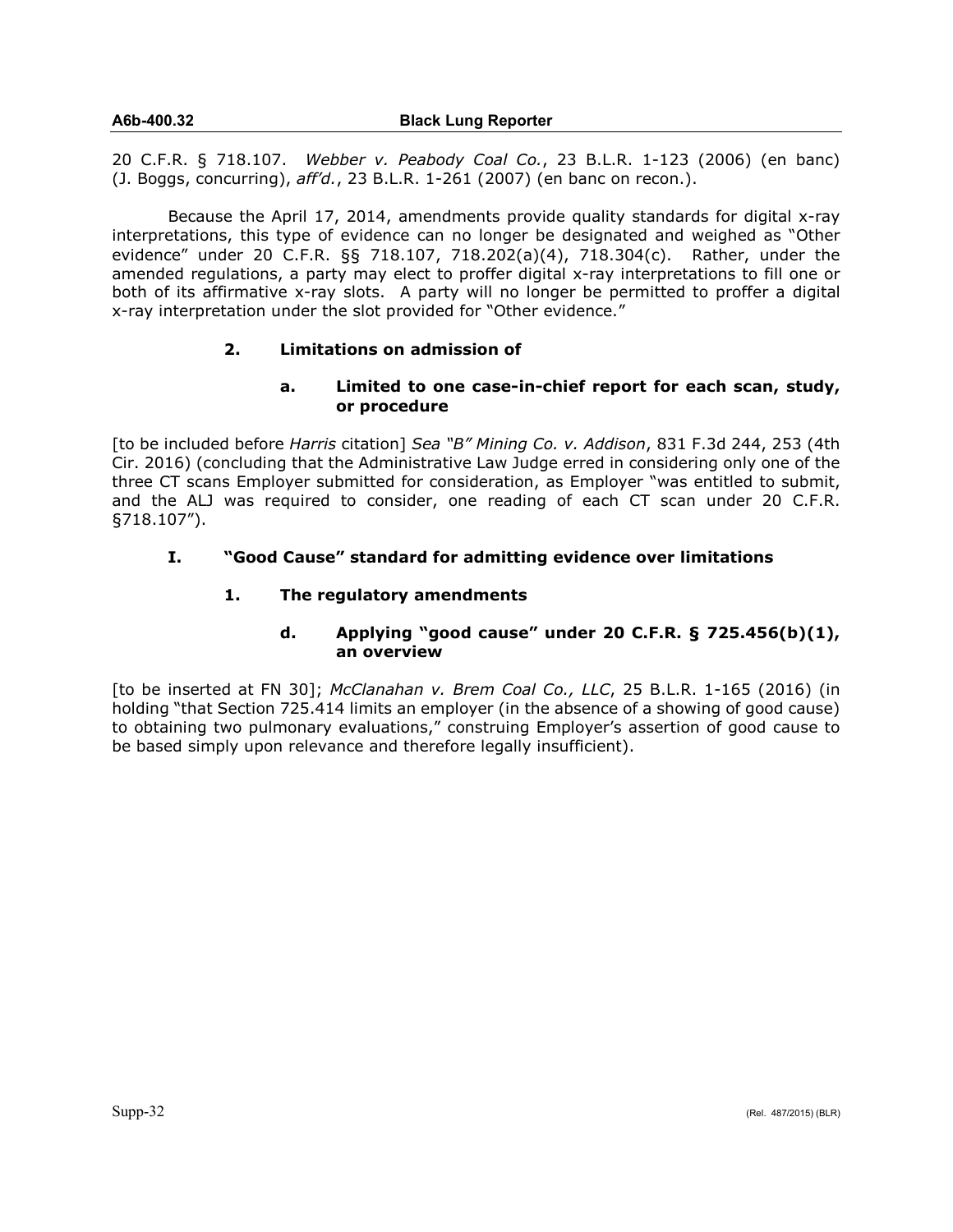20 C.F.R. § 718.107. *Webber v. Peabody Coal Co.*, 23 B.L.R. 1-123 (2006) (en banc) (J. Boggs, concurring), *aff'd.*, 23 B.L.R. 1-261 (2007) (en banc on recon.).

Because the April 17, 2014, amendments provide quality standards for digital x-ray interpretations, this type of evidence can no longer be designated and weighed as "Other evidence" under 20 C.F.R. §§ 718.107, 718.202(a)(4), 718.304(c). Rather, under the amended regulations, a party may elect to proffer digital x-ray interpretations to fill one or both of its affirmative x-ray slots. A party will no longer be permitted to proffer a digital x-ray interpretation under the slot provided for "Other evidence."

### 2. Limitations on admission of

#### a. Limited to one case-in-chief report for each scan, study, or procedure

[to be included before *Harris* citation] *Sea "B" Mining Co. v. Addison*, 831 F.3d 244, 253 (4th Cir. 2016) (concluding that the Administrative Law Judge erred in considering only one of the three CT scans Employer submitted for consideration, as Employer "was entitled to submit, and the ALJ was required to consider, one reading of each CT scan under 20 C.F.R. §718.107").

## I. "Good Cause" standard for admitting evidence over limitations

### 1. The regulatory amendments

#### d. Applying "good cause" under 20 C.F.R. § 725.456(b)(1), an overview

[to be inserted at FN 30]; *McClanahan v. Brem Coal Co., LLC*, 25 B.L.R. 1-165 (2016) (in holding "that Section 725.414 limits an employer (in the absence of a showing of good cause) to obtaining two pulmonary evaluations," construing Employer's assertion of good cause to be based simply upon relevance and therefore legally insufficient).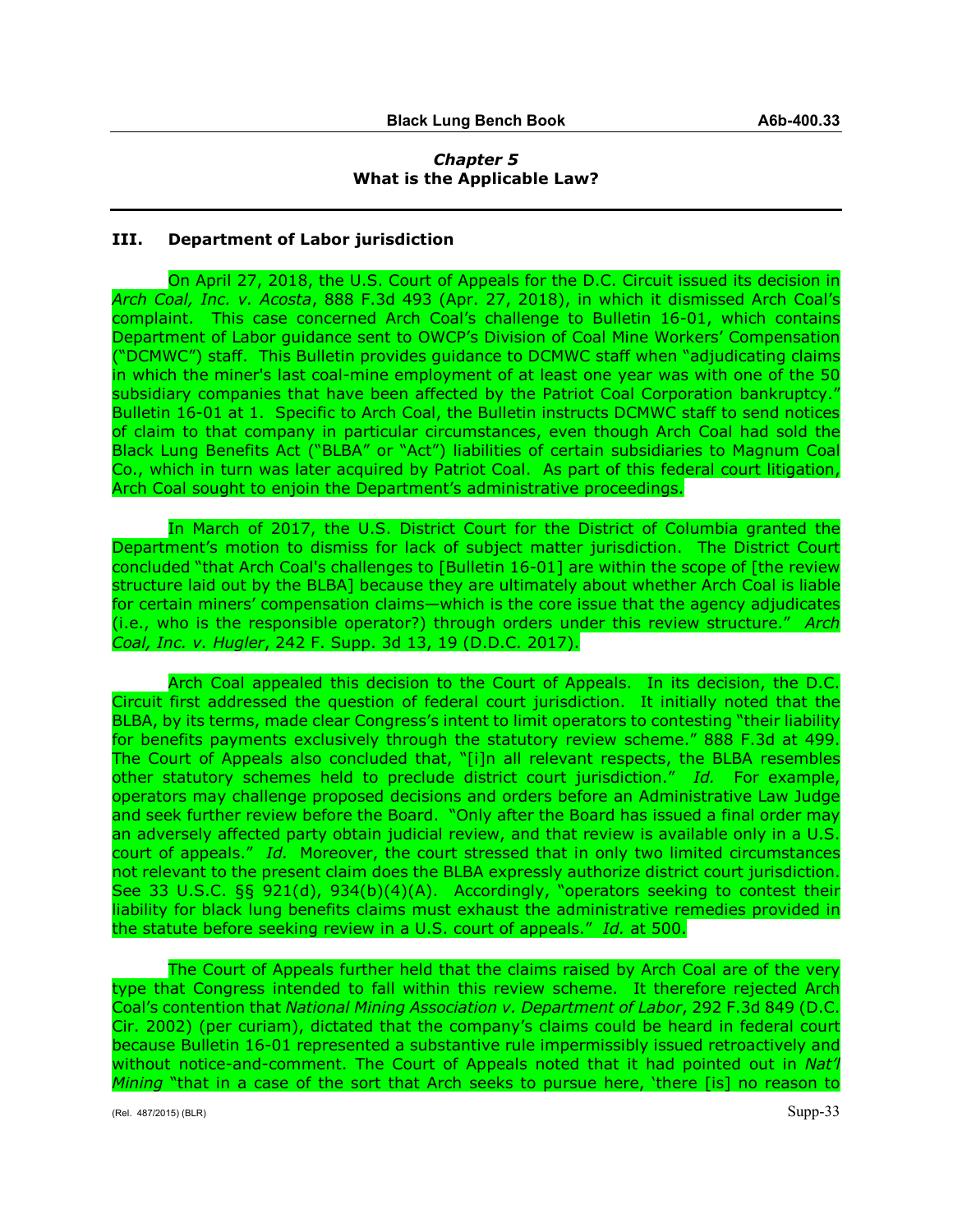*Chapter 5*
**What is the Applicable Law?**

### III. Department of Labor jurisdiction

On April 27, 2018, the U.S. Court of Appeals for the D.C. Circuit issued its decision in *Arch Coal, Inc. v. Acosta*, 888 F.3d 493 (Apr. 27, 2018), in which it dismissed Arch Coal's complaint. This case concerned Arch Coal's challenge to Bulletin 16-01, which contains Department of Labor guidance sent to OWCP's Division of Coal Mine Workers' Compensation ("DCMWC") staff. This Bulletin provides guidance to DCMWC staff when "adjudicating claims in which the miner's last coal-mine employment of at least one year was with one of the 50 subsidiary companies that have been affected by the Patriot Coal Corporation bankruptcy." Bulletin 16-01 at 1. Specific to Arch Coal, the Bulletin instructs DCMWC staff to send notices of claim to that company in particular circumstances, even though Arch Coal had sold the Black Lung Benefits Act ("BLBA" or "Act") liabilities of certain subsidiaries to Magnum Coal Co., which in turn was later acquired by Patriot Coal. As part of this federal court litigation, Arch Coal sought to enjoin the Department's administrative proceedings.

In March of 2017, the U.S. District Court for the District of Columbia granted the Department's motion to dismiss for lack of subject matter jurisdiction. The District Court concluded "that Arch Coal's challenges to [Bulletin 16-01] are within the scope of [the review structure laid out by the BLBA] because they are ultimately about whether Arch Coal is liable for certain miners' compensation claims—which is the core issue that the agency adjudicates (i.e., who is the responsible operator?) through orders under this review structure." *Arch Coal, Inc. v. Hugler*, 242 F. Supp. 3d 13, 19 (D.D.C. 2017).

Arch Coal appealed this decision to the Court of Appeals. In its decision, the D.C. Circuit first addressed the question of federal court jurisdiction. It initially noted that the BLBA, by its terms, made clear Congress's intent to limit operators to contesting "their liability for benefits payments exclusively through the statutory review scheme." 888 F.3d at 499. The Court of Appeals also concluded that, "[i]n all relevant respects, the BLBA resembles other statutory schemes held to preclude district court jurisdiction." *Id.* For example, operators may challenge proposed decisions and orders before an Administrative Law Judge and seek further review before the Board. "Only after the Board has issued a final order may an adversely affected party obtain judicial review, and that review is available only in a U.S. court of appeals." *Id.* Moreover, the court stressed that in only two limited circumstances not relevant to the present claim does the BLBA expressly authorize district court jurisdiction. See 33 U.S.C. §§ 921(d), 934(b)(4)(A). Accordingly, "operators seeking to contest their liability for black lung benefits claims must exhaust the administrative remedies provided in the statute before seeking review in a U.S. court of appeals." *Id.* at 500.

The Court of Appeals further held that the claims raised by Arch Coal are of the very type that Congress intended to fall within this review scheme. It therefore rejected Arch Coal's contention that *National Mining Association v. Department of Labor*, 292 F.3d 849 (D.C. Cir. 2002) (per curiam), dictated that the company's claims could be heard in federal court because Bulletin 16-01 represented a substantive rule impermissibly issued retroactively and without notice-and-comment. The Court of Appeals noted that it had pointed out in *Nat'l Mining* "that in a case of the sort that Arch seeks to pursue here, 'there [is] no reason to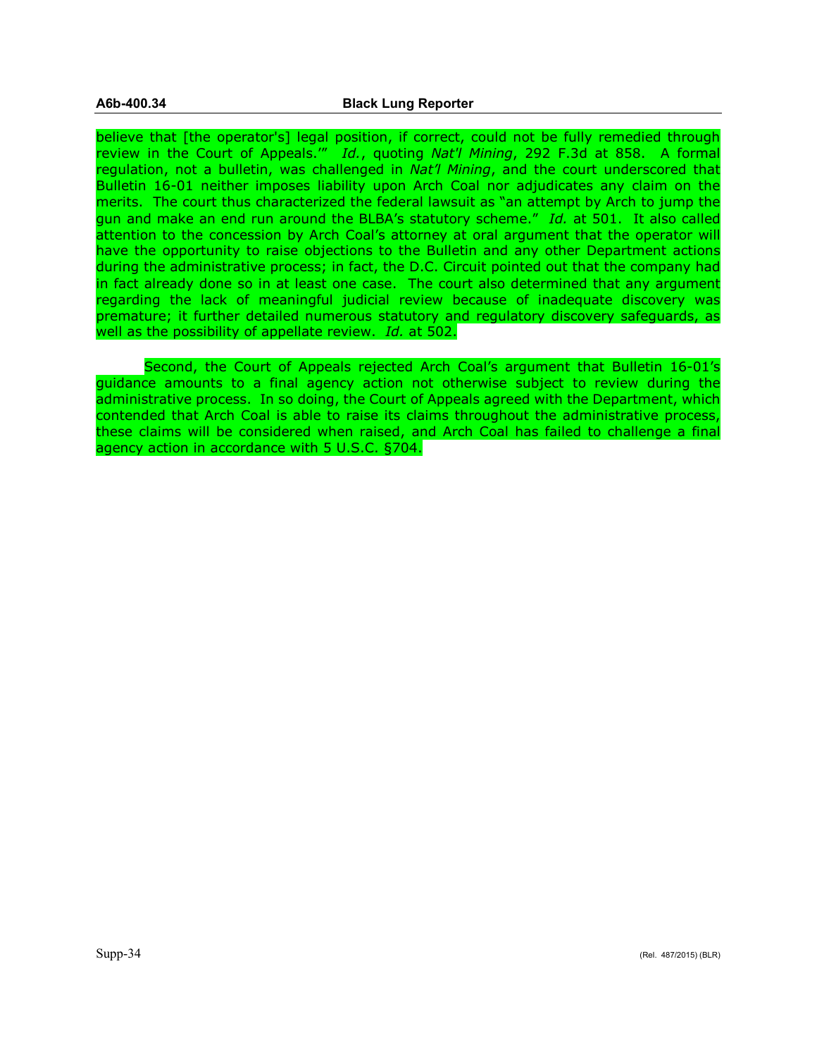believe that [the operator's] legal position, if correct, could not be fully remedied through review in the Court of Appeals.'" *Id.*, quoting *Nat'l Mining*, 292 F.3d at 858. A formal regulation, not a bulletin, was challenged in *Nat'l Mining*, and the court underscored that Bulletin 16-01 neither imposes liability upon Arch Coal nor adjudicates any claim on the merits. The court thus characterized the federal lawsuit as "an attempt by Arch to jump the gun and make an end run around the BLBA's statutory scheme." *Id.* at 501. It also called attention to the concession by Arch Coal's attorney at oral argument that the operator will have the opportunity to raise objections to the Bulletin and any other Department actions during the administrative process; in fact, the D.C. Circuit pointed out that the company had in fact already done so in at least one case. The court also determined that any argument regarding the lack of meaningful judicial review because of inadequate discovery was premature; it further detailed numerous statutory and regulatory discovery safeguards, as well as the possibility of appellate review. *Id.* at 502.

Second, the Court of Appeals rejected Arch Coal's argument that Bulletin 16-01's guidance amounts to a final agency action not otherwise subject to review during the administrative process. In so doing, the Court of Appeals agreed with the Department, which contended that Arch Coal is able to raise its claims throughout the administrative process, these claims will be considered when raised, and Arch Coal has failed to challenge a final agency action in accordance with 5 U.S.C. §704.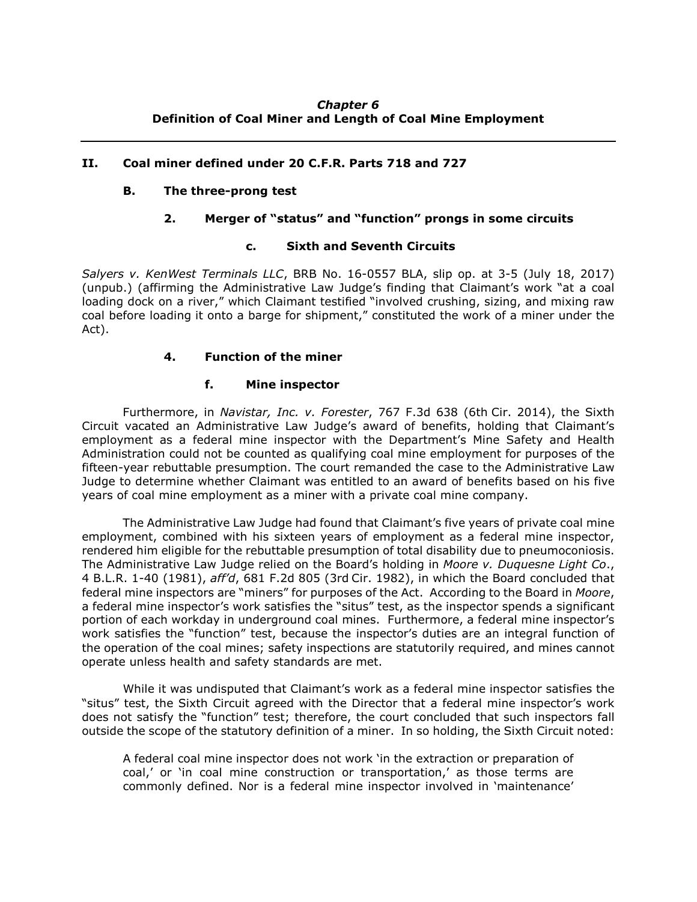*Chapter 6*
**Definition of Coal Miner and Length of Coal Mine Employment**

---

## II. Coal miner defined under 20 C.F.R. Parts 718 and 727

### B. The three-prong test

#### 2. Merger of "status" and "function" prongs in some circuits

##### c. Sixth and Seventh Circuits

*Salyers v. KenWest Terminals LLC*, BRB No. 16-0557 BLA, slip op. at 3-5 (July 18, 2017) (unpub.) (affirming the Administrative Law Judge's finding that Claimant's work "at a coal loading dock on a river," which Claimant testified "involved crushing, sizing, and mixing raw coal before loading it onto a barge for shipment," constituted the work of a miner under the Act).

#### 4. Function of the miner

##### f. Mine inspector

Furthermore, in *Navistar, Inc. v. Forester*, 767 F.3d 638 (6th Cir. 2014), the Sixth Circuit vacated an Administrative Law Judge's award of benefits, holding that Claimant's employment as a federal mine inspector with the Department's Mine Safety and Health Administration could not be counted as qualifying coal mine employment for purposes of the fifteen-year rebuttable presumption. The court remanded the case to the Administrative Law Judge to determine whether Claimant was entitled to an award of benefits based on his five years of coal mine employment as a miner with a private coal mine company.

The Administrative Law Judge had found that Claimant's five years of private coal mine employment, combined with his sixteen years of employment as a federal mine inspector, rendered him eligible for the rebuttable presumption of total disability due to pneumoconiosis. The Administrative Law Judge relied on the Board's holding in *Moore v. Duquesne Light Co*., 4 B.L.R. 1-40 (1981), *aff'd*, 681 F.2d 805 (3rd Cir. 1982), in which the Board concluded that federal mine inspectors are "miners" for purposes of the Act. According to the Board in *Moore*, a federal mine inspector's work satisfies the "situs" test, as the inspector spends a significant portion of each workday in underground coal mines. Furthermore, a federal mine inspector's work satisfies the "function" test, because the inspector's duties are an integral function of the operation of the coal mines; safety inspections are statutorily required, and mines cannot operate unless health and safety standards are met.

While it was undisputed that Claimant's work as a federal mine inspector satisfies the "situs" test, the Sixth Circuit agreed with the Director that a federal mine inspector's work does not satisfy the "function" test; therefore, the court concluded that such inspectors fall outside the scope of the statutory definition of a miner. In so holding, the Sixth Circuit noted:

> A federal coal mine inspector does not work 'in the extraction or preparation of coal,' or 'in coal mine construction or transportation,' as those terms are commonly defined. Nor is a federal mine inspector involved in 'maintenance'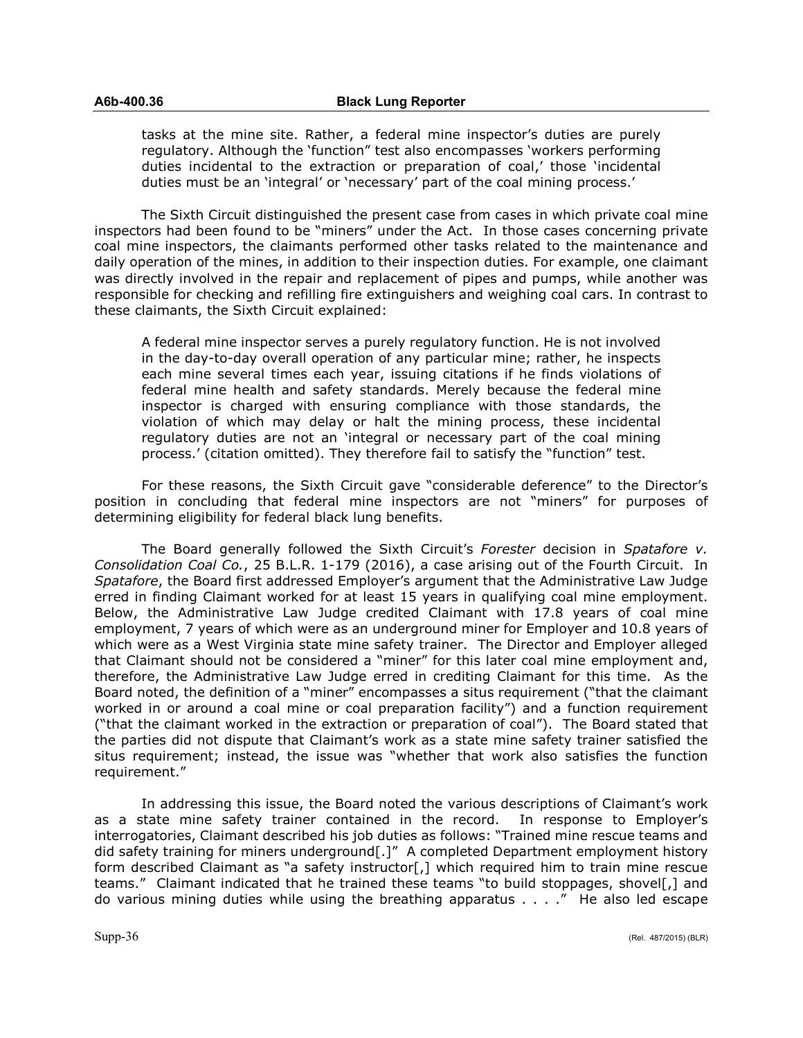> tasks at the mine site. Rather, a federal mine inspector's duties are purely regulatory. Although the 'function" test also encompasses 'workers performing duties incidental to the extraction or preparation of coal,' those 'incidental duties must be an 'integral' or 'necessary' part of the coal mining process.'

The Sixth Circuit distinguished the present case from cases in which private coal mine inspectors had been found to be "miners" under the Act. In those cases concerning private coal mine inspectors, the claimants performed other tasks related to the maintenance and daily operation of the mines, in addition to their inspection duties. For example, one claimant was directly involved in the repair and replacement of pipes and pumps, while another was responsible for checking and refilling fire extinguishers and weighing coal cars. In contrast to these claimants, the Sixth Circuit explained:

> A federal mine inspector serves a purely regulatory function. He is not involved in the day-to-day overall operation of any particular mine; rather, he inspects each mine several times each year, issuing citations if he finds violations of federal mine health and safety standards. Merely because the federal mine inspector is charged with ensuring compliance with those standards, the violation of which may delay or halt the mining process, these incidental regulatory duties are not an 'integral or necessary part of the coal mining process.' (citation omitted). They therefore fail to satisfy the "function" test.

For these reasons, the Sixth Circuit gave "considerable deference" to the Director's position in concluding that federal mine inspectors are not "miners" for purposes of determining eligibility for federal black lung benefits.

The Board generally followed the Sixth Circuit's *Forester* decision in *Spatafore v. Consolidation Coal Co.*, 25 B.L.R. 1-179 (2016), a case arising out of the Fourth Circuit. In *Spatafore*, the Board first addressed Employer's argument that the Administrative Law Judge erred in finding Claimant worked for at least 15 years in qualifying coal mine employment. Below, the Administrative Law Judge credited Claimant with 17.8 years of coal mine employment, 7 years of which were as an underground miner for Employer and 10.8 years of which were as a West Virginia state mine safety trainer. The Director and Employer alleged that Claimant should not be considered a "miner" for this later coal mine employment and, therefore, the Administrative Law Judge erred in crediting Claimant for this time. As the Board noted, the definition of a "miner" encompasses a situs requirement ("that the claimant worked in or around a coal mine or coal preparation facility") and a function requirement ("that the claimant worked in the extraction or preparation of coal"). The Board stated that the parties did not dispute that Claimant's work as a state mine safety trainer satisfied the situs requirement; instead, the issue was "whether that work also satisfies the function requirement."

In addressing this issue, the Board noted the various descriptions of Claimant's work as a state mine safety trainer contained in the record. In response to Employer's interrogatories, Claimant described his job duties as follows: "Trained mine rescue teams and did safety training for miners underground[.]" A completed Department employment history form described Claimant as "a safety instructor[,] which required him to train mine rescue teams." Claimant indicated that he trained these teams "to build stoppages, shovel[,] and do various mining duties while using the breathing apparatus . . . ." He also led escape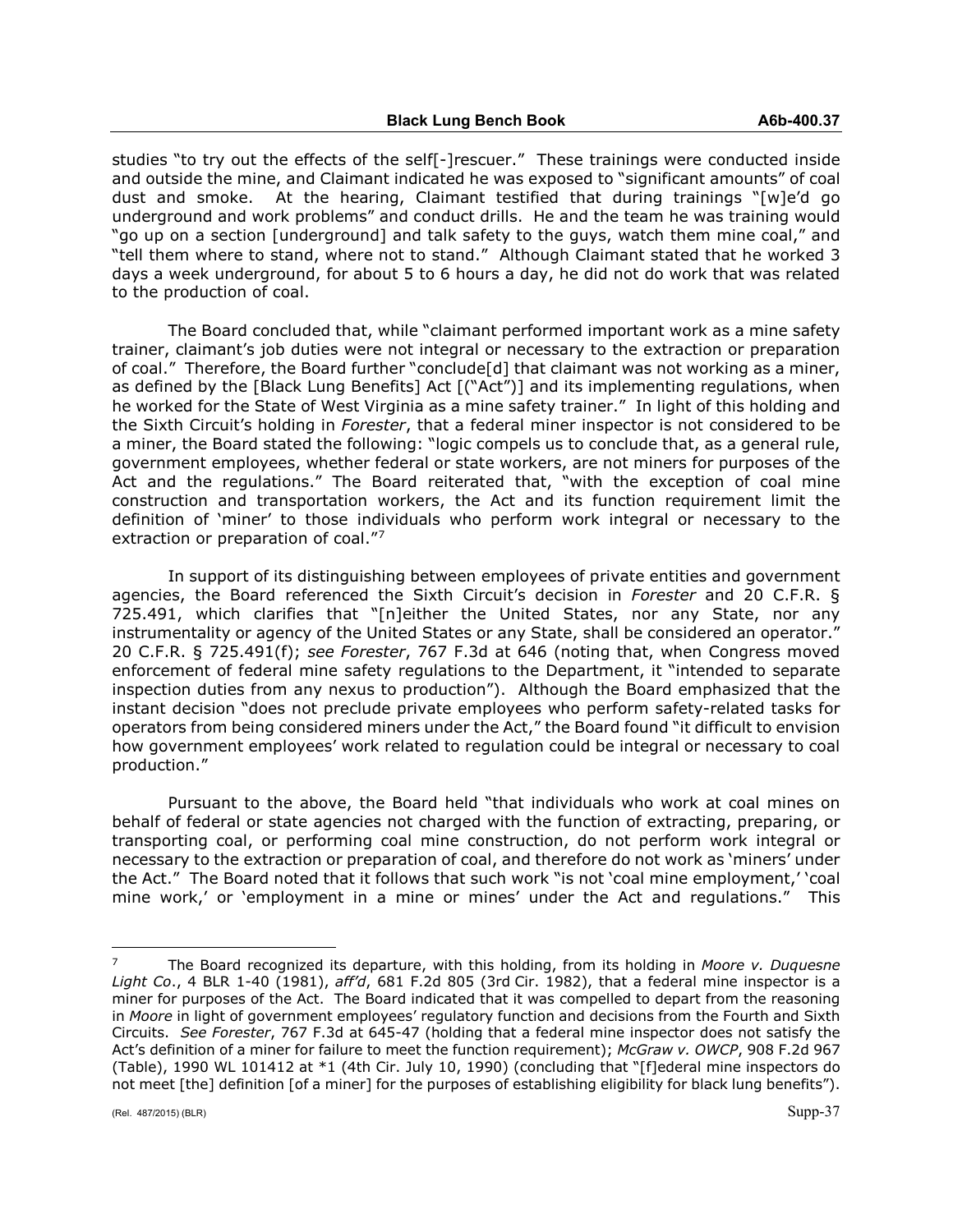studies "to try out the effects of the self[-]rescuer." These trainings were conducted inside and outside the mine, and Claimant indicated he was exposed to "significant amounts" of coal dust and smoke. At the hearing, Claimant testified that during trainings "[w]e'd go underground and work problems" and conduct drills. He and the team he was training would "go up on a section [underground] and talk safety to the guys, watch them mine coal," and "tell them where to stand, where not to stand." Although Claimant stated that he worked 3 days a week underground, for about 5 to 6 hours a day, he did not do work that was related to the production of coal.

The Board concluded that, while "claimant performed important work as a mine safety trainer, claimant's job duties were not integral or necessary to the extraction or preparation of coal." Therefore, the Board further "conclude[d] that claimant was not working as a miner, as defined by the [Black Lung Benefits] Act [("Act")] and its implementing regulations, when he worked for the State of West Virginia as a mine safety trainer." In light of this holding and the Sixth Circuit's holding in *Forester*, that a federal miner inspector is not considered to be a miner, the Board stated the following: "logic compels us to conclude that, as a general rule, government employees, whether federal or state workers, are not miners for purposes of the Act and the regulations." The Board reiterated that, "with the exception of coal mine construction and transportation workers, the Act and its function requirement limit the definition of 'miner' to those individuals who perform work integral or necessary to the extraction or preparation of coal."[7]

In support of its distinguishing between employees of private entities and government agencies, the Board referenced the Sixth Circuit's decision in *Forester* and 20 C.F.R. § 725.491, which clarifies that "[n]either the United States, nor any State, nor any instrumentality or agency of the United States or any State, shall be considered an operator." 20 C.F.R. § 725.491(f); *see Forester*, 767 F.3d at 646 (noting that, when Congress moved enforcement of federal mine safety regulations to the Department, it "intended to separate inspection duties from any nexus to production"). Although the Board emphasized that the instant decision "does not preclude private employees who perform safety-related tasks for operators from being considered miners under the Act," the Board found "it difficult to envision how government employees' work related to regulation could be integral or necessary to coal production."

Pursuant to the above, the Board held "that individuals who work at coal mines on behalf of federal or state agencies not charged with the function of extracting, preparing, or transporting coal, or performing coal mine construction, do not perform work integral or necessary to the extraction or preparation of coal, and therefore do not work as 'miners' under the Act." The Board noted that it follows that such work "is not 'coal mine employment,' 'coal mine work,' or 'employment in a mine or mines' under the Act and regulations." This

---

[7] The Board recognized its departure, with this holding, from its holding in *Moore v. Duquesne Light Co.*, 4 BLR 1-40 (1981), *aff'd*, 681 F.2d 805 (3rd Cir. 1982), that a federal mine inspector is a miner for purposes of the Act. The Board indicated that it was compelled to depart from the reasoning in *Moore* in light of government employees' regulatory function and decisions from the Fourth and Sixth Circuits. *See Forester*, 767 F.3d at 645-47 (holding that a federal mine inspector does not satisfy the Act's definition of a miner for failure to meet the function requirement); *McGraw v. OWCP*, 908 F.2d 967 (Table), 1990 WL 101412 at *1 (4th Cir. July 10, 1990) (concluding that "[f]ederal mine inspectors do not meet [the] definition [of a miner] for the purposes of establishing eligibility for black lung benefits").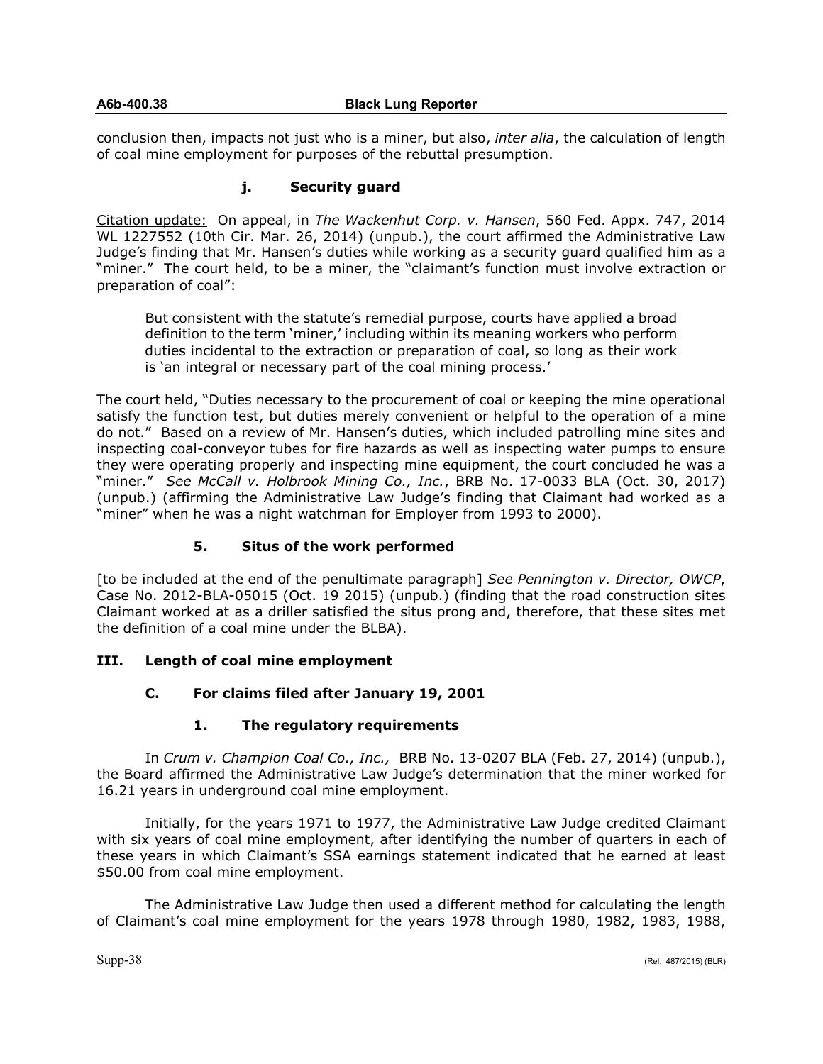conclusion then, impacts not just who is a miner, but also, *inter alia*, the calculation of length of coal mine employment for purposes of the rebuttal presumption.

#### j. Security guard

Citation update: On appeal, in *The Wackenhut Corp. v. Hansen*, 560 Fed. Appx. 747, 2014 WL 1227552 (10th Cir. Mar. 26, 2014) (unpub.), the court affirmed the Administrative Law Judge's finding that Mr. Hansen's duties while working as a security guard qualified him as a "miner." The court held, to be a miner, the "claimant's function must involve extraction or preparation of coal":

> But consistent with the statute's remedial purpose, courts have applied a broad definition to the term 'miner,' including within its meaning workers who perform duties incidental to the extraction or preparation of coal, so long as their work is 'an integral or necessary part of the coal mining process.'

The court held, "Duties necessary to the procurement of coal or keeping the mine operational satisfy the function test, but duties merely convenient or helpful to the operation of a mine do not." Based on a review of Mr. Hansen's duties, which included patrolling mine sites and inspecting coal-conveyor tubes for fire hazards as well as inspecting water pumps to ensure they were operating properly and inspecting mine equipment, the court concluded he was a "miner." *See McCall v. Holbrook Mining Co., Inc.*, BRB No. 17-0033 BLA (Oct. 30, 2017) (unpub.) (affirming the Administrative Law Judge's finding that Claimant had worked as a "miner" when he was a night watchman for Employer from 1993 to 2000).

### 5. Situs of the work performed

[to be included at the end of the penultimate paragraph] *See Pennington v. Director, OWCP*, Case No. 2012-BLA-05015 (Oct. 19 2015) (unpub.) (finding that the road construction sites Claimant worked at as a driller satisfied the situs prong and, therefore, that these sites met the definition of a coal mine under the BLBA).

## III. Length of coal mine employment

### C. For claims filed after January 19, 2001

#### 1. The regulatory requirements

In *Crum v. Champion Coal Co., Inc.,* BRB No. 13-0207 BLA (Feb. 27, 2014) (unpub.), the Board affirmed the Administrative Law Judge's determination that the miner worked for 16.21 years in underground coal mine employment.

Initially, for the years 1971 to 1977, the Administrative Law Judge credited Claimant with six years of coal mine employment, after identifying the number of quarters in each of these years in which Claimant's SSA earnings statement indicated that he earned at least $50.00 from coal mine employment.

The Administrative Law Judge then used a different method for calculating the length of Claimant's coal mine employment for the years 1978 through 1980, 1982, 1983, 1988,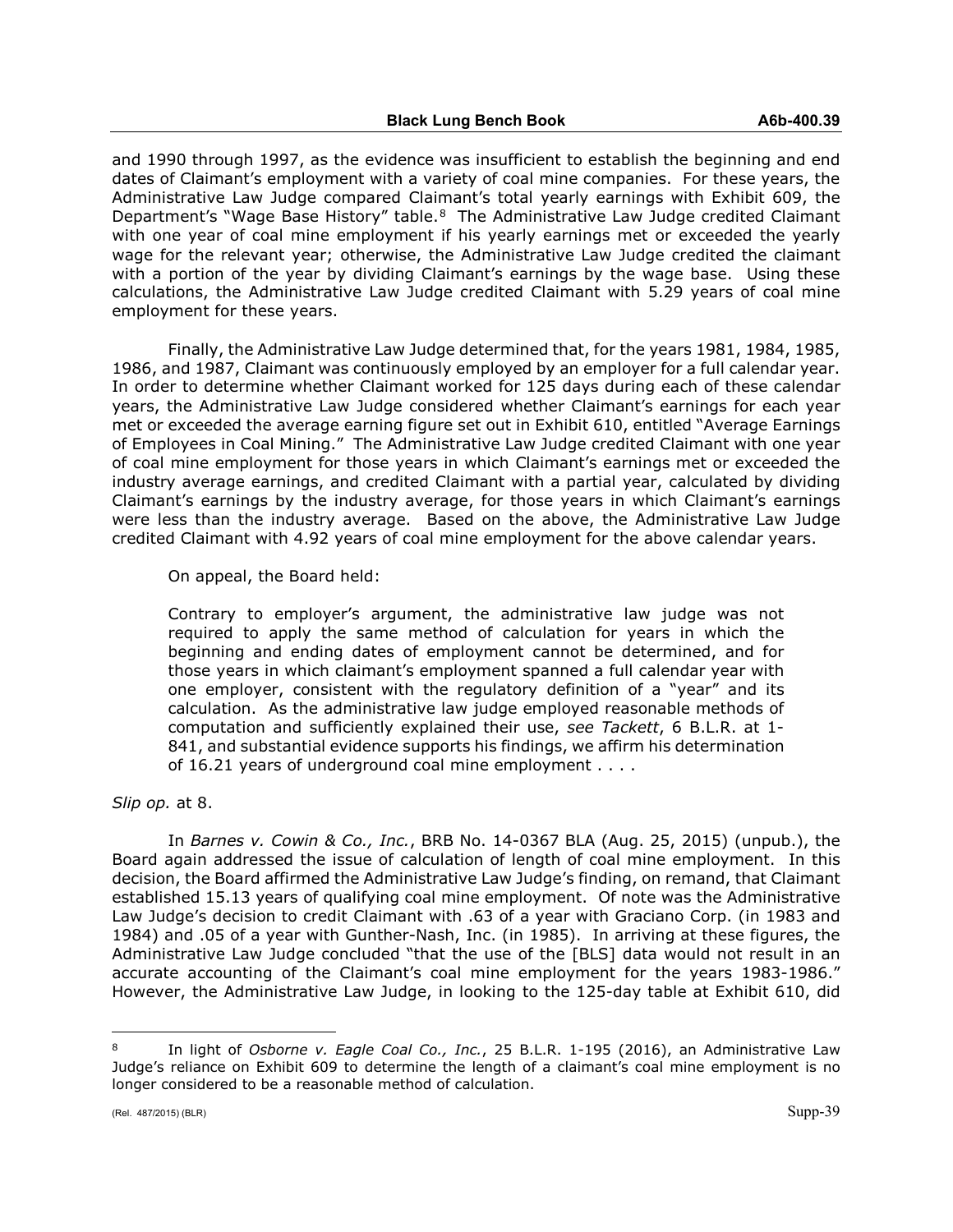and 1990 through 1997, as the evidence was insufficient to establish the beginning and end dates of Claimant's employment with a variety of coal mine companies. For these years, the Administrative Law Judge compared Claimant's total yearly earnings with Exhibit 609, the Department's "Wage Base History" table.[8] The Administrative Law Judge credited Claimant with one year of coal mine employment if his yearly earnings met or exceeded the yearly wage for the relevant year; otherwise, the Administrative Law Judge credited the claimant with a portion of the year by dividing Claimant's earnings by the wage base. Using these calculations, the Administrative Law Judge credited Claimant with 5.29 years of coal mine employment for these years.

Finally, the Administrative Law Judge determined that, for the years 1981, 1984, 1985, 1986, and 1987, Claimant was continuously employed by an employer for a full calendar year. In order to determine whether Claimant worked for 125 days during each of these calendar years, the Administrative Law Judge considered whether Claimant's earnings for each year met or exceeded the average earning figure set out in Exhibit 610, entitled "Average Earnings of Employees in Coal Mining." The Administrative Law Judge credited Claimant with one year of coal mine employment for those years in which Claimant's earnings met or exceeded the industry average earnings, and credited Claimant with a partial year, calculated by dividing Claimant's earnings by the industry average, for those years in which Claimant's earnings were less than the industry average. Based on the above, the Administrative Law Judge credited Claimant with 4.92 years of coal mine employment for the above calendar years.

On appeal, the Board held:

> Contrary to employer's argument, the administrative law judge was not required to apply the same method of calculation for years in which the beginning and ending dates of employment cannot be determined, and for those years in which claimant's employment spanned a full calendar year with one employer, consistent with the regulatory definition of a "year" and its calculation. As the administrative law judge employed reasonable methods of computation and sufficiently explained their use, *see Tackett*, 6 B.L.R. at 1-841, and substantial evidence supports his findings, we affirm his determination of 16.21 years of underground coal mine employment . . . .

*Slip op.* at 8.

In *Barnes v. Cowin & Co., Inc.*, BRB No. 14-0367 BLA (Aug. 25, 2015) (unpub.), the Board again addressed the issue of calculation of length of coal mine employment. In this decision, the Board affirmed the Administrative Law Judge's finding, on remand, that Claimant established 15.13 years of qualifying coal mine employment. Of note was the Administrative Law Judge's decision to credit Claimant with .63 of a year with Graciano Corp. (in 1983 and 1984) and .05 of a year with Gunther-Nash, Inc. (in 1985). In arriving at these figures, the Administrative Law Judge concluded "that the use of the [BLS] data would not result in an accurate accounting of the Claimant's coal mine employment for the years 1983-1986." However, the Administrative Law Judge, in looking to the 125-day table at Exhibit 610, did

---

[8] In light of *Osborne v. Eagle Coal Co., Inc.*, 25 B.L.R. 1-195 (2016), an Administrative Law Judge's reliance on Exhibit 609 to determine the length of a claimant's coal mine employment is no longer considered to be a reasonable method of calculation.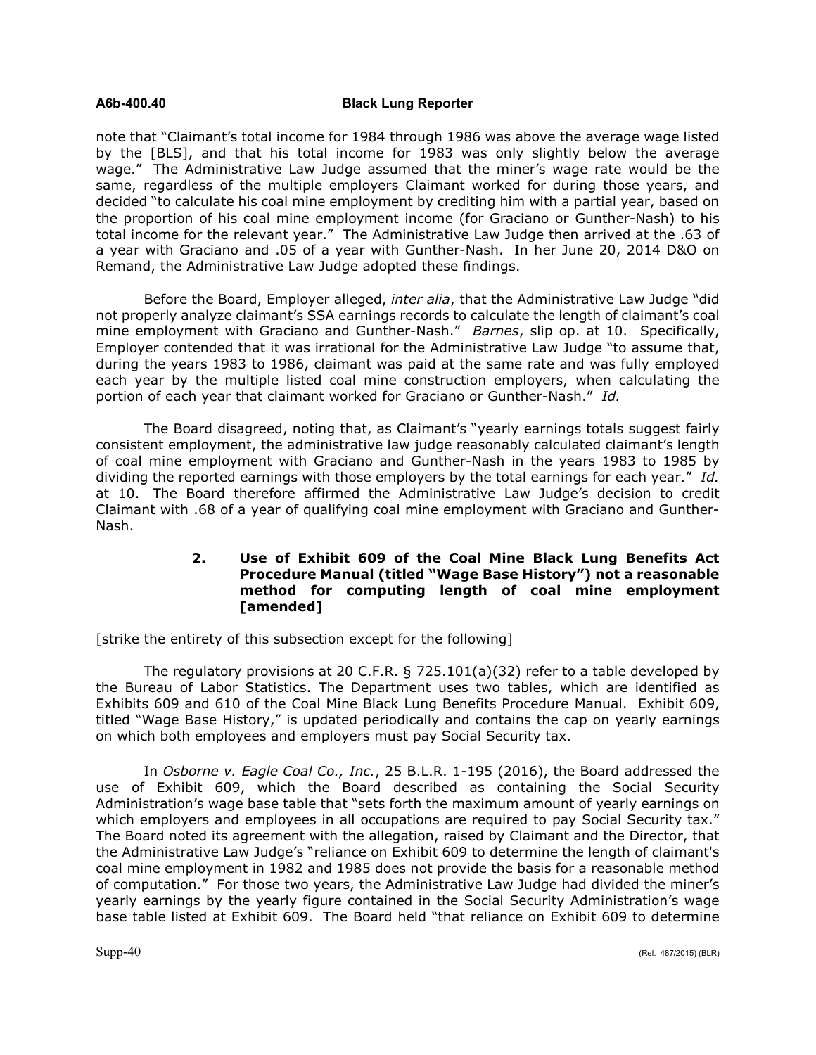note that "Claimant's total income for 1984 through 1986 was above the average wage listed by the [BLS], and that his total income for 1983 was only slightly below the average wage." The Administrative Law Judge assumed that the miner's wage rate would be the same, regardless of the multiple employers Claimant worked for during those years, and decided "to calculate his coal mine employment by crediting him with a partial year, based on the proportion of his coal mine employment income (for Graciano or Gunther-Nash) to his total income for the relevant year." The Administrative Law Judge then arrived at the .63 of a year with Graciano and .05 of a year with Gunther-Nash. In her June 20, 2014 D&O on Remand, the Administrative Law Judge adopted these findings.

Before the Board, Employer alleged, *inter alia*, that the Administrative Law Judge "did not properly analyze claimant's SSA earnings records to calculate the length of claimant's coal mine employment with Graciano and Gunther-Nash." *Barnes*, slip op. at 10. Specifically, Employer contended that it was irrational for the Administrative Law Judge "to assume that, during the years 1983 to 1986, claimant was paid at the same rate and was fully employed each year by the multiple listed coal mine construction employers, when calculating the portion of each year that claimant worked for Graciano or Gunther-Nash." *Id.*

The Board disagreed, noting that, as Claimant's "yearly earnings totals suggest fairly consistent employment, the administrative law judge reasonably calculated claimant's length of coal mine employment with Graciano and Gunther-Nash in the years 1983 to 1985 by dividing the reported earnings with those employers by the total earnings for each year." *Id.* at 10. The Board therefore affirmed the Administrative Law Judge's decision to credit Claimant with .68 of a year of qualifying coal mine employment with Graciano and Gunther-Nash.

### 2. Use of Exhibit 609 of the Coal Mine Black Lung Benefits Act Procedure Manual (titled "Wage Base History") not a reasonable method for computing length of coal mine employment [amended]

[strike the entirety of this subsection except for the following]

The regulatory provisions at 20 C.F.R. § 725.101(a)(32) refer to a table developed by the Bureau of Labor Statistics. The Department uses two tables, which are identified as Exhibits 609 and 610 of the Coal Mine Black Lung Benefits Procedure Manual. Exhibit 609, titled "Wage Base History," is updated periodically and contains the cap on yearly earnings on which both employees and employers must pay Social Security tax.

In *Osborne v. Eagle Coal Co., Inc.*, 25 B.L.R. 1-195 (2016), the Board addressed the use of Exhibit 609, which the Board described as containing the Social Security Administration's wage base table that "sets forth the maximum amount of yearly earnings on which employers and employees in all occupations are required to pay Social Security tax." The Board noted its agreement with the allegation, raised by Claimant and the Director, that the Administrative Law Judge's "reliance on Exhibit 609 to determine the length of claimant's coal mine employment in 1982 and 1985 does not provide the basis for a reasonable method of computation." For those two years, the Administrative Law Judge had divided the miner's yearly earnings by the yearly figure contained in the Social Security Administration's wage base table listed at Exhibit 609. The Board held "that reliance on Exhibit 609 to determine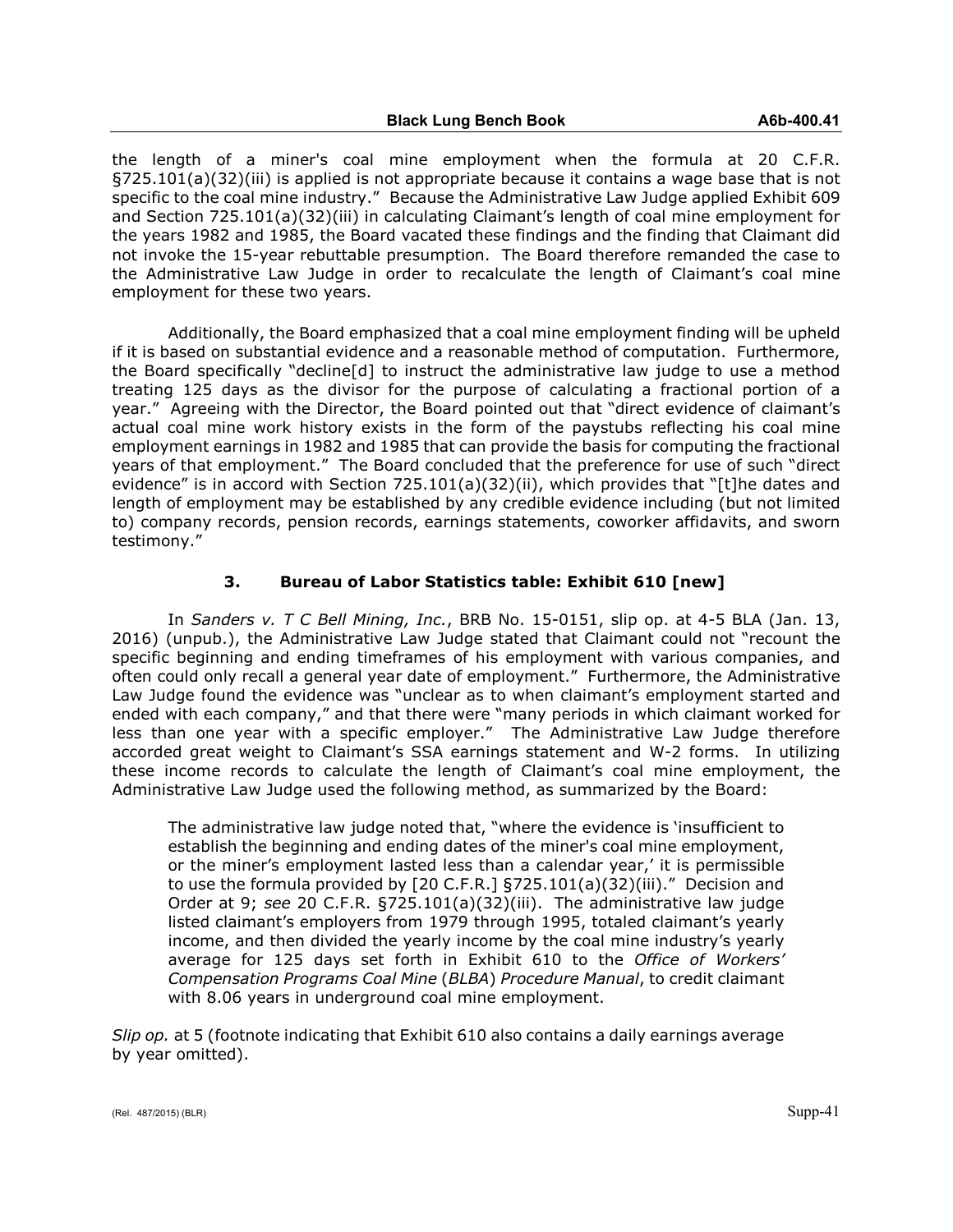the length of a miner's coal mine employment when the formula at 20 C.F.R. §725.101(a)(32)(iii) is applied is not appropriate because it contains a wage base that is not specific to the coal mine industry." Because the Administrative Law Judge applied Exhibit 609 and Section 725.101(a)(32)(iii) in calculating Claimant's length of coal mine employment for the years 1982 and 1985, the Board vacated these findings and the finding that Claimant did not invoke the 15-year rebuttable presumption. The Board therefore remanded the case to the Administrative Law Judge in order to recalculate the length of Claimant's coal mine employment for these two years.

Additionally, the Board emphasized that a coal mine employment finding will be upheld if it is based on substantial evidence and a reasonable method of computation. Furthermore, the Board specifically "decline[d] to instruct the administrative law judge to use a method treating 125 days as the divisor for the purpose of calculating a fractional portion of a year." Agreeing with the Director, the Board pointed out that "direct evidence of claimant's actual coal mine work history exists in the form of the paystubs reflecting his coal mine employment earnings in 1982 and 1985 that can provide the basis for computing the fractional years of that employment." The Board concluded that the preference for use of such "direct evidence" is in accord with Section 725.101(a)(32)(ii), which provides that "[t]he dates and length of employment may be established by any credible evidence including (but not limited to) company records, pension records, earnings statements, coworker affidavits, and sworn testimony."

### 3. Bureau of Labor Statistics table: Exhibit 610 [new]

In *Sanders v. T C Bell Mining, Inc.*, BRB No. 15-0151, slip op. at 4-5 BLA (Jan. 13, 2016) (unpub.), the Administrative Law Judge stated that Claimant could not "recount the specific beginning and ending timeframes of his employment with various companies, and often could only recall a general year date of employment." Furthermore, the Administrative Law Judge found the evidence was "unclear as to when claimant's employment started and ended with each company," and that there were "many periods in which claimant worked for less than one year with a specific employer." The Administrative Law Judge therefore accorded great weight to Claimant's SSA earnings statement and W-2 forms. In utilizing these income records to calculate the length of Claimant's coal mine employment, the Administrative Law Judge used the following method, as summarized by the Board:

> The administrative law judge noted that, "where the evidence is 'insufficient to establish the beginning and ending dates of the miner's coal mine employment, or the miner's employment lasted less than a calendar year,' it is permissible to use the formula provided by [20 C.F.R.] §725.101(a)(32)(iii)." Decision and Order at 9; *see* 20 C.F.R. §725.101(a)(32)(iii). The administrative law judge listed claimant's employers from 1979 through 1995, totaled claimant's yearly income, and then divided the yearly income by the coal mine industry's yearly average for 125 days set forth in Exhibit 610 to the *Office of Workers' Compensation Programs Coal Mine* (*BLBA*) *Procedure Manual*, to credit claimant with 8.06 years in underground coal mine employment.

*Slip op.* at 5 (footnote indicating that Exhibit 610 also contains a daily earnings average by year omitted).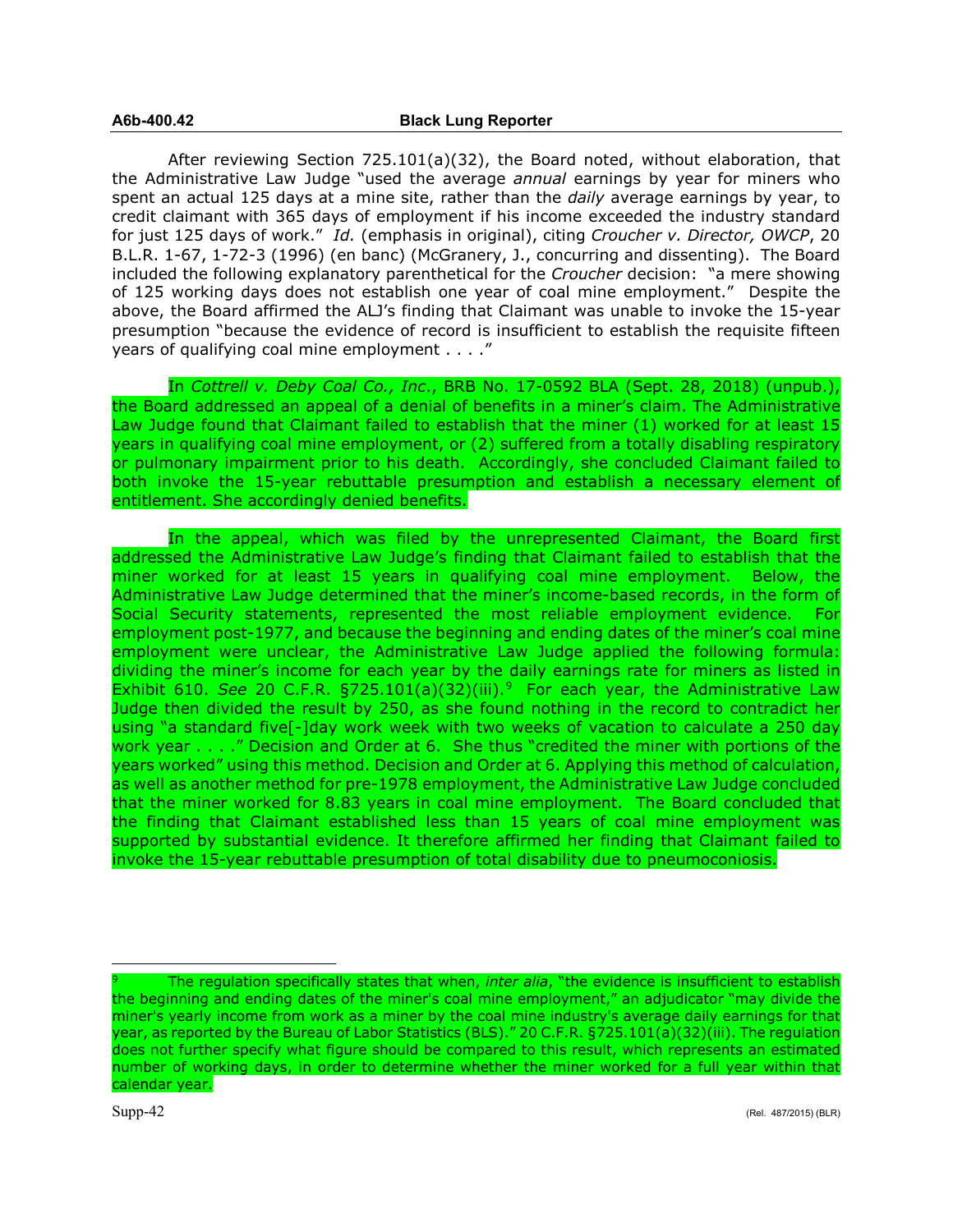After reviewing Section 725.101(a)(32), the Board noted, without elaboration, that the Administrative Law Judge "used the average *annual* earnings by year for miners who spent an actual 125 days at a mine site, rather than the *daily* average earnings by year, to credit claimant with 365 days of employment if his income exceeded the industry standard for just 125 days of work." *Id.* (emphasis in original), citing *Croucher v. Director, OWCP*, 20 B.L.R. 1-67, 1-72-3 (1996) (en banc) (McGranery, J., concurring and dissenting). The Board included the following explanatory parenthetical for the *Croucher* decision: "a mere showing of 125 working days does not establish one year of coal mine employment." Despite the above, the Board affirmed the ALJ's finding that Claimant was unable to invoke the 15-year presumption "because the evidence of record is insufficient to establish the requisite fifteen years of qualifying coal mine employment . . . ."

In *Cottrell v. Deby Coal Co., Inc.*, BRB No. 17-0592 BLA (Sept. 28, 2018) (unpub.), the Board addressed an appeal of a denial of benefits in a miner's claim. The Administrative Law Judge found that Claimant failed to establish that the miner (1) worked for at least 15 years in qualifying coal mine employment, or (2) suffered from a totally disabling respiratory or pulmonary impairment prior to his death. Accordingly, she concluded Claimant failed to both invoke the 15-year rebuttable presumption and establish a necessary element of entitlement. She accordingly denied benefits.

In the appeal, which was filed by the unrepresented Claimant, the Board first addressed the Administrative Law Judge's finding that Claimant failed to establish that the miner worked for at least 15 years in qualifying coal mine employment. Below, the Administrative Law Judge determined that the miner's income-based records, in the form of Social Security statements, represented the most reliable employment evidence. For employment post-1977, and because the beginning and ending dates of the miner's coal mine employment were unclear, the Administrative Law Judge applied the following formula: dividing the miner's income for each year by the daily earnings rate for miners as listed in Exhibit 610. *See* 20 C.F.R. §725.101(a)(32)(iii).[9] For each year, the Administrative Law Judge then divided the result by 250, as she found nothing in the record to contradict her using "a standard five[-]day work week with two weeks of vacation to calculate a 250 day work year . . . ." Decision and Order at 6. She thus "credited the miner with portions of the years worked" using this method. Decision and Order at 6. Applying this method of calculation, as well as another method for pre-1978 employment, the Administrative Law Judge concluded that the miner worked for 8.83 years in coal mine employment. The Board concluded that the finding that Claimant established less than 15 years of coal mine employment was supported by substantial evidence. It therefore affirmed her finding that Claimant failed to invoke the 15-year rebuttable presumption of total disability due to pneumoconiosis.

---

[9] The regulation specifically states that when, *inter alia*, "the evidence is insufficient to establish the beginning and ending dates of the miner's coal mine employment," an adjudicator "may divide the miner's yearly income from work as a miner by the coal mine industry's average daily earnings for that year, as reported by the Bureau of Labor Statistics (BLS)." 20 C.F.R. §725.101(a)(32)(iii). The regulation does not further specify what figure should be compared to this result, which represents an estimated number of working days, in order to determine whether the miner worked for a full year within that calendar year.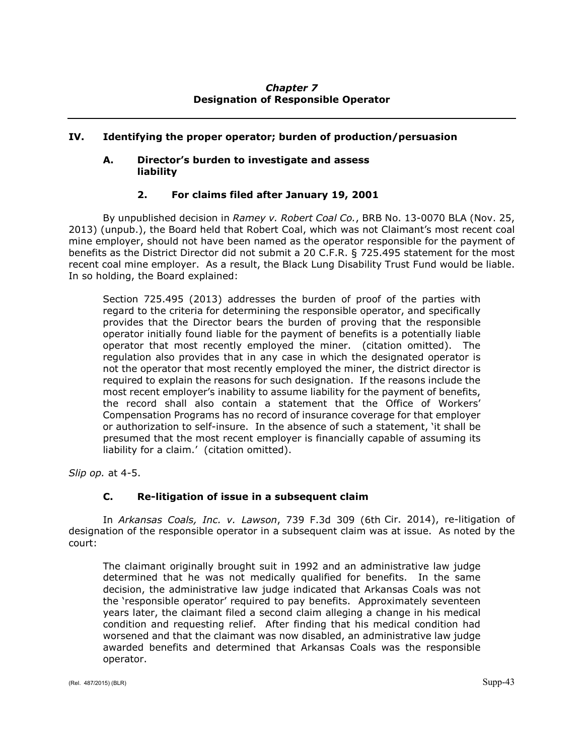*Chapter 7*
**Designation of Responsible Operator**

---

## IV. Identifying the proper operator; burden of production/persuasion

### A. Director's burden to investigate and assess liability

#### 2. For claims filed after January 19, 2001

By unpublished decision in *Ramey v. Robert Coal Co.*, BRB No. 13-0070 BLA (Nov. 25, 2013) (unpub.), the Board held that Robert Coal, which was not Claimant's most recent coal mine employer, should not have been named as the operator responsible for the payment of benefits as the District Director did not submit a 20 C.F.R. § 725.495 statement for the most recent coal mine employer. As a result, the Black Lung Disability Trust Fund would be liable. In so holding, the Board explained:

> Section 725.495 (2013) addresses the burden of proof of the parties with regard to the criteria for determining the responsible operator, and specifically provides that the Director bears the burden of proving that the responsible operator initially found liable for the payment of benefits is a potentially liable operator that most recently employed the miner. (citation omitted). The regulation also provides that in any case in which the designated operator is not the operator that most recently employed the miner, the district director is required to explain the reasons for such designation. If the reasons include the most recent employer's inability to assume liability for the payment of benefits, the record shall also contain a statement that the Office of Workers' Compensation Programs has no record of insurance coverage for that employer or authorization to self-insure. In the absence of such a statement, 'it shall be presumed that the most recent employer is financially capable of assuming its liability for a claim.' (citation omitted).

*Slip op.* at 4-5.

### C. Re-litigation of issue in a subsequent claim

In *Arkansas Coals, Inc. v. Lawson*, 739 F.3d 309 (6th Cir. 2014), re-litigation of designation of the responsible operator in a subsequent claim was at issue. As noted by the court:

> The claimant originally brought suit in 1992 and an administrative law judge determined that he was not medically qualified for benefits. In the same decision, the administrative law judge indicated that Arkansas Coals was not the 'responsible operator' required to pay benefits. Approximately seventeen years later, the claimant filed a second claim alleging a change in his medical condition and requesting relief. After finding that his medical condition had worsened and that the claimant was now disabled, an administrative law judge awarded benefits and determined that Arkansas Coals was the responsible operator.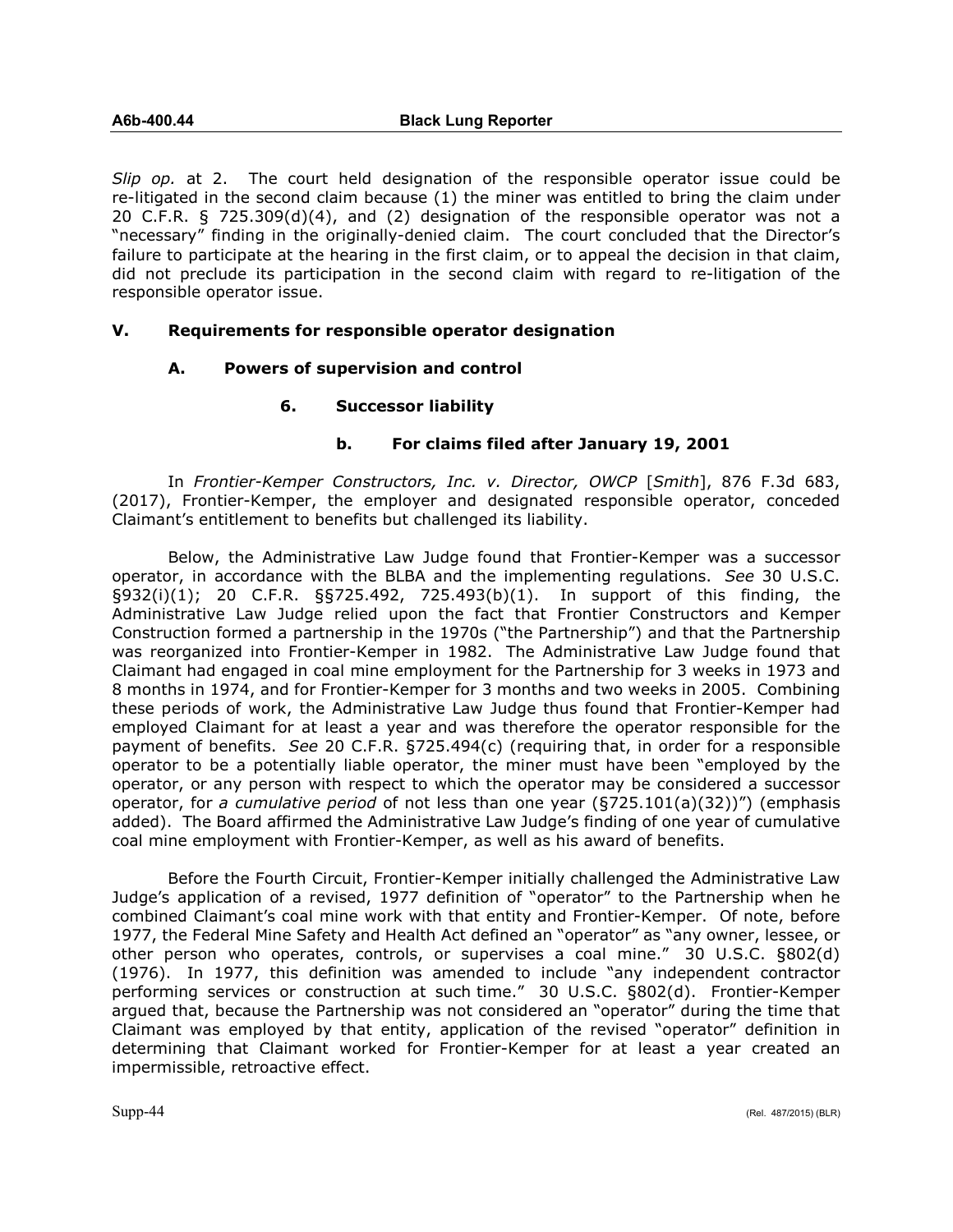*Slip op.* at 2. The court held designation of the responsible operator issue could be re-litigated in the second claim because (1) the miner was entitled to bring the claim under 20 C.F.R. § 725.309(d)(4), and (2) designation of the responsible operator was not a "necessary" finding in the originally-denied claim. The court concluded that the Director's failure to participate at the hearing in the first claim, or to appeal the decision in that claim, did not preclude its participation in the second claim with regard to re-litigation of the responsible operator issue.

## V. Requirements for responsible operator designation

### A. Powers of supervision and control

#### 6. Successor liability

##### b. For claims filed after January 19, 2001

In *Frontier-Kemper Constructors, Inc. v. Director, OWCP* [*Smith*], 876 F.3d 683, (2017), Frontier-Kemper, the employer and designated responsible operator, conceded Claimant's entitlement to benefits but challenged its liability.

Below, the Administrative Law Judge found that Frontier-Kemper was a successor operator, in accordance with the BLBA and the implementing regulations. *See* 30 U.S.C. §932(i)(1); 20 C.F.R. §§725.492, 725.493(b)(1). In support of this finding, the Administrative Law Judge relied upon the fact that Frontier Constructors and Kemper Construction formed a partnership in the 1970s ("the Partnership") and that the Partnership was reorganized into Frontier-Kemper in 1982. The Administrative Law Judge found that Claimant had engaged in coal mine employment for the Partnership for 3 weeks in 1973 and 8 months in 1974, and for Frontier-Kemper for 3 months and two weeks in 2005. Combining these periods of work, the Administrative Law Judge thus found that Frontier-Kemper had employed Claimant for at least a year and was therefore the operator responsible for the payment of benefits. *See* 20 C.F.R. §725.494(c) (requiring that, in order for a responsible operator to be a potentially liable operator, the miner must have been "employed by the operator, or any person with respect to which the operator may be considered a successor operator, for *a cumulative period* of not less than one year (§725.101(a)(32))") (emphasis added). The Board affirmed the Administrative Law Judge's finding of one year of cumulative coal mine employment with Frontier-Kemper, as well as his award of benefits.

Before the Fourth Circuit, Frontier-Kemper initially challenged the Administrative Law Judge's application of a revised, 1977 definition of "operator" to the Partnership when he combined Claimant's coal mine work with that entity and Frontier-Kemper. Of note, before 1977, the Federal Mine Safety and Health Act defined an "operator" as "any owner, lessee, or other person who operates, controls, or supervises a coal mine." 30 U.S.C. §802(d) (1976). In 1977, this definition was amended to include "any independent contractor performing services or construction at such time." 30 U.S.C. §802(d). Frontier-Kemper argued that, because the Partnership was not considered an "operator" during the time that Claimant was employed by that entity, application of the revised "operator" definition in determining that Claimant worked for Frontier-Kemper for at least a year created an impermissible, retroactive effect.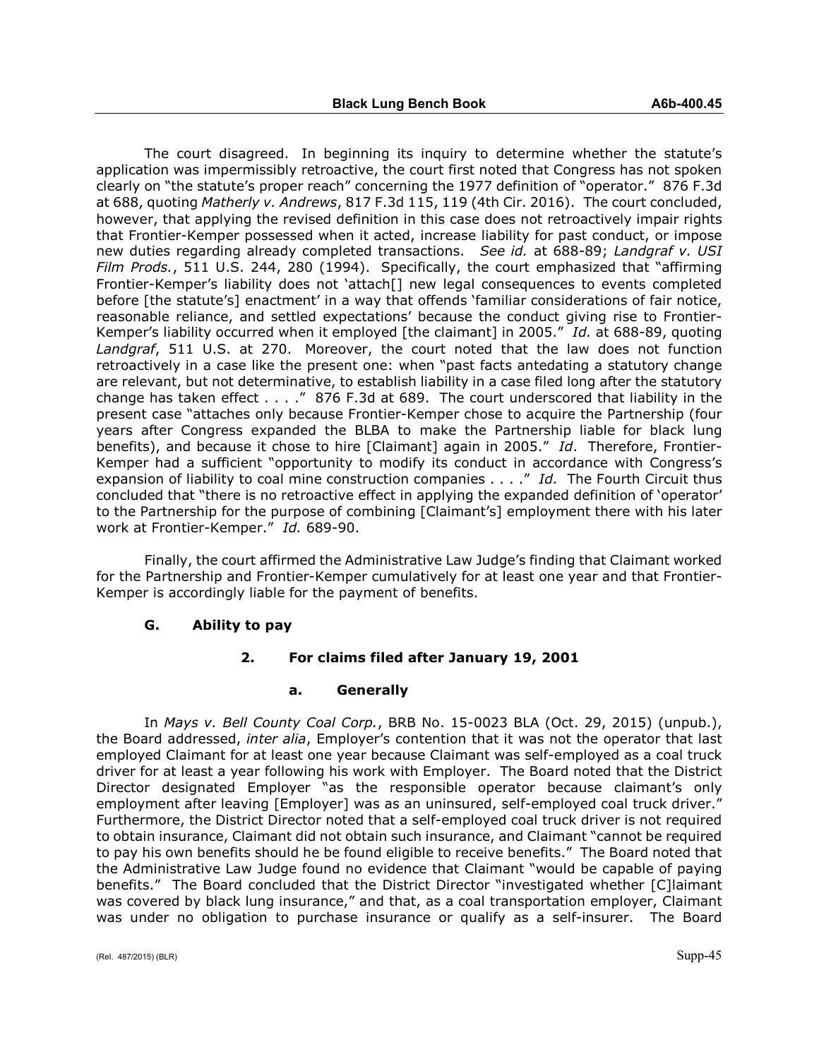The court disagreed. In beginning its inquiry to determine whether the statute's application was impermissibly retroactive, the court first noted that Congress has not spoken clearly on "the statute's proper reach" concerning the 1977 definition of "operator." 876 F.3d at 688, quoting *Matherly v. Andrews*, 817 F.3d 115, 119 (4th Cir. 2016). The court concluded, however, that applying the revised definition in this case does not retroactively impair rights that Frontier-Kemper possessed when it acted, increase liability for past conduct, or impose new duties regarding already completed transactions. *See id.* at 688-89; *Landgraf v. USI Film Prods.*, 511 U.S. 244, 280 (1994). Specifically, the court emphasized that "affirming Frontier-Kemper's liability does not 'attach[] new legal consequences to events completed before [the statute's] enactment' in a way that offends 'familiar considerations of fair notice, reasonable reliance, and settled expectations' because the conduct giving rise to Frontier-Kemper's liability occurred when it employed [the claimant] in 2005." *Id.* at 688-89, quoting *Landgraf*, 511 U.S. at 270. Moreover, the court noted that the law does not function retroactively in a case like the present one: when "past facts antedating a statutory change are relevant, but not determinative, to establish liability in a case filed long after the statutory change has taken effect . . . ." 876 F.3d at 689. The court underscored that liability in the present case "attaches only because Frontier-Kemper chose to acquire the Partnership (four years after Congress expanded the BLBA to make the Partnership liable for black lung benefits), and because it chose to hire [Claimant] again in 2005." *Id*. Therefore, Frontier-Kemper had a sufficient "opportunity to modify its conduct in accordance with Congress's expansion of liability to coal mine construction companies . . . ." *Id.* The Fourth Circuit thus concluded that "there is no retroactive effect in applying the expanded definition of 'operator' to the Partnership for the purpose of combining [Claimant's] employment there with his later work at Frontier-Kemper." *Id.* 689-90.

Finally, the court affirmed the Administrative Law Judge's finding that Claimant worked for the Partnership and Frontier-Kemper cumulatively for at least one year and that Frontier-Kemper is accordingly liable for the payment of benefits.

### G. Ability to pay

#### 2. For claims filed after January 19, 2001

##### a. Generally

In *Mays v. Bell County Coal Corp.*, BRB No. 15-0023 BLA (Oct. 29, 2015) (unpub.), the Board addressed, *inter alia*, Employer's contention that it was not the operator that last employed Claimant for at least one year because Claimant was self-employed as a coal truck driver for at least a year following his work with Employer. The Board noted that the District Director designated Employer "as the responsible operator because claimant's only employment after leaving [Employer] was as an uninsured, self-employed coal truck driver." Furthermore, the District Director noted that a self-employed coal truck driver is not required to obtain insurance, Claimant did not obtain such insurance, and Claimant "cannot be required to pay his own benefits should he be found eligible to receive benefits." The Board noted that the Administrative Law Judge found no evidence that Claimant "would be capable of paying benefits." The Board concluded that the District Director "investigated whether [C]laimant was covered by black lung insurance," and that, as a coal transportation employer, Claimant was under no obligation to purchase insurance or qualify as a self-insurer. The Board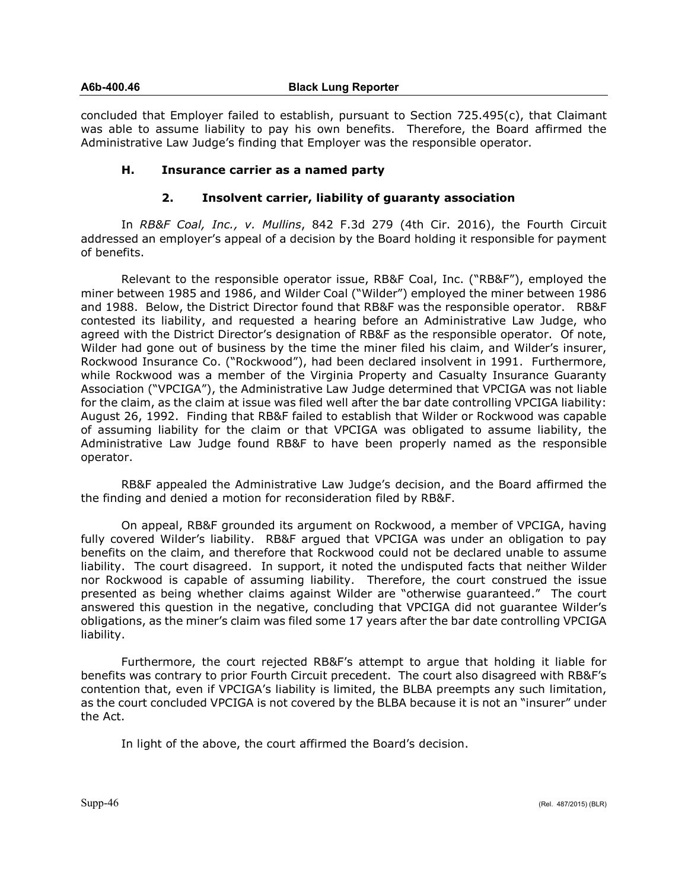concluded that Employer failed to establish, pursuant to Section 725.495(c), that Claimant was able to assume liability to pay his own benefits. Therefore, the Board affirmed the Administrative Law Judge's finding that Employer was the responsible operator.

### H. Insurance carrier as a named party

#### 2. Insolvent carrier, liability of guaranty association

In *RB&F Coal, Inc., v. Mullins*, 842 F.3d 279 (4th Cir. 2016), the Fourth Circuit addressed an employer's appeal of a decision by the Board holding it responsible for payment of benefits.

Relevant to the responsible operator issue, RB&F Coal, Inc. ("RB&F"), employed the miner between 1985 and 1986, and Wilder Coal ("Wilder") employed the miner between 1986 and 1988. Below, the District Director found that RB&F was the responsible operator. RB&F contested its liability, and requested a hearing before an Administrative Law Judge, who agreed with the District Director's designation of RB&F as the responsible operator. Of note, Wilder had gone out of business by the time the miner filed his claim, and Wilder's insurer, Rockwood Insurance Co. ("Rockwood"), had been declared insolvent in 1991. Furthermore, while Rockwood was a member of the Virginia Property and Casualty Insurance Guaranty Association ("VPCIGA"), the Administrative Law Judge determined that VPCIGA was not liable for the claim, as the claim at issue was filed well after the bar date controlling VPCIGA liability: August 26, 1992. Finding that RB&F failed to establish that Wilder or Rockwood was capable of assuming liability for the claim or that VPCIGA was obligated to assume liability, the Administrative Law Judge found RB&F to have been properly named as the responsible operator.

RB&F appealed the Administrative Law Judge's decision, and the Board affirmed the the finding and denied a motion for reconsideration filed by RB&F.

On appeal, RB&F grounded its argument on Rockwood, a member of VPCIGA, having fully covered Wilder's liability. RB&F argued that VPCIGA was under an obligation to pay benefits on the claim, and therefore that Rockwood could not be declared unable to assume liability. The court disagreed. In support, it noted the undisputed facts that neither Wilder nor Rockwood is capable of assuming liability. Therefore, the court construed the issue presented as being whether claims against Wilder are "otherwise guaranteed." The court answered this question in the negative, concluding that VPCIGA did not guarantee Wilder's obligations, as the miner's claim was filed some 17 years after the bar date controlling VPCIGA liability.

Furthermore, the court rejected RB&F's attempt to argue that holding it liable for benefits was contrary to prior Fourth Circuit precedent. The court also disagreed with RB&F's contention that, even if VPCIGA's liability is limited, the BLBA preempts any such limitation, as the court concluded VPCIGA is not covered by the BLBA because it is not an "insurer" under the Act.

In light of the above, the court affirmed the Board's decision.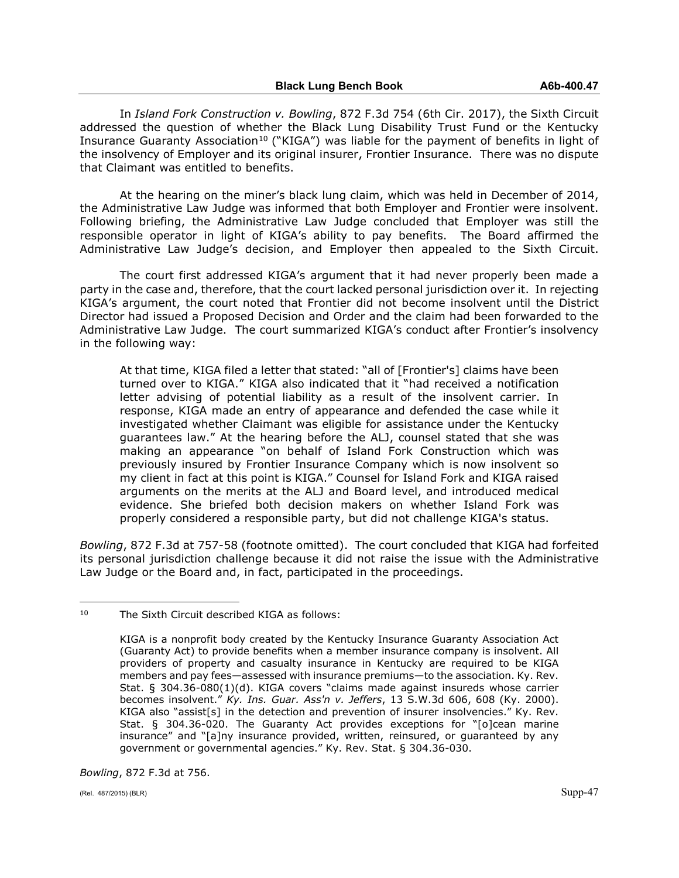In *Island Fork Construction v. Bowling*, 872 F.3d 754 (6th Cir. 2017), the Sixth Circuit addressed the question of whether the Black Lung Disability Trust Fund or the Kentucky Insurance Guaranty Association[10] ("KIGA") was liable for the payment of benefits in light of the insolvency of Employer and its original insurer, Frontier Insurance. There was no dispute that Claimant was entitled to benefits.

At the hearing on the miner's black lung claim, which was held in December of 2014, the Administrative Law Judge was informed that both Employer and Frontier were insolvent. Following briefing, the Administrative Law Judge concluded that Employer was still the responsible operator in light of KIGA's ability to pay benefits. The Board affirmed the Administrative Law Judge's decision, and Employer then appealed to the Sixth Circuit.

The court first addressed KIGA's argument that it had never properly been made a party in the case and, therefore, that the court lacked personal jurisdiction over it. In rejecting KIGA's argument, the court noted that Frontier did not become insolvent until the District Director had issued a Proposed Decision and Order and the claim had been forwarded to the Administrative Law Judge. The court summarized KIGA's conduct after Frontier's insolvency in the following way:

> At that time, KIGA filed a letter that stated: "all of [Frontier's] claims have been turned over to KIGA." KIGA also indicated that it "had received a notification letter advising of potential liability as a result of the insolvent carrier. In response, KIGA made an entry of appearance and defended the case while it investigated whether Claimant was eligible for assistance under the Kentucky guarantees law." At the hearing before the ALJ, counsel stated that she was making an appearance "on behalf of Island Fork Construction which was previously insured by Frontier Insurance Company which is now insolvent so my client in fact at this point is KIGA." Counsel for Island Fork and KIGA raised arguments on the merits at the ALJ and Board level, and introduced medical evidence. She briefed both decision makers on whether Island Fork was properly considered a responsible party, but did not challenge KIGA's status.

*Bowling*, 872 F.3d at 757-58 (footnote omitted). The court concluded that KIGA had forfeited its personal jurisdiction challenge because it did not raise the issue with the Administrative Law Judge or the Board and, in fact, participated in the proceedings.

---

[10] The Sixth Circuit described KIGA as follows:

> KIGA is a nonprofit body created by the Kentucky Insurance Guaranty Association Act (Guaranty Act) to provide benefits when a member insurance company is insolvent. All providers of property and casualty insurance in Kentucky are required to be KIGA members and pay fees—assessed with insurance premiums—to the association. Ky. Rev. Stat. § 304.36-080(1)(d). KIGA covers "claims made against insureds whose carrier becomes insolvent." *Ky. Ins. Guar. Ass'n v. Jeffers*, 13 S.W.3d 606, 608 (Ky. 2000). KIGA also "assist[s] in the detection and prevention of insurer insolvencies." Ky. Rev. Stat. § 304.36-020. The Guaranty Act provides exceptions for "[o]cean marine insurance" and "[a]ny insurance provided, written, reinsured, or guaranteed by any government or governmental agencies." Ky. Rev. Stat. § 304.36-030.

*Bowling*, 872 F.3d at 756.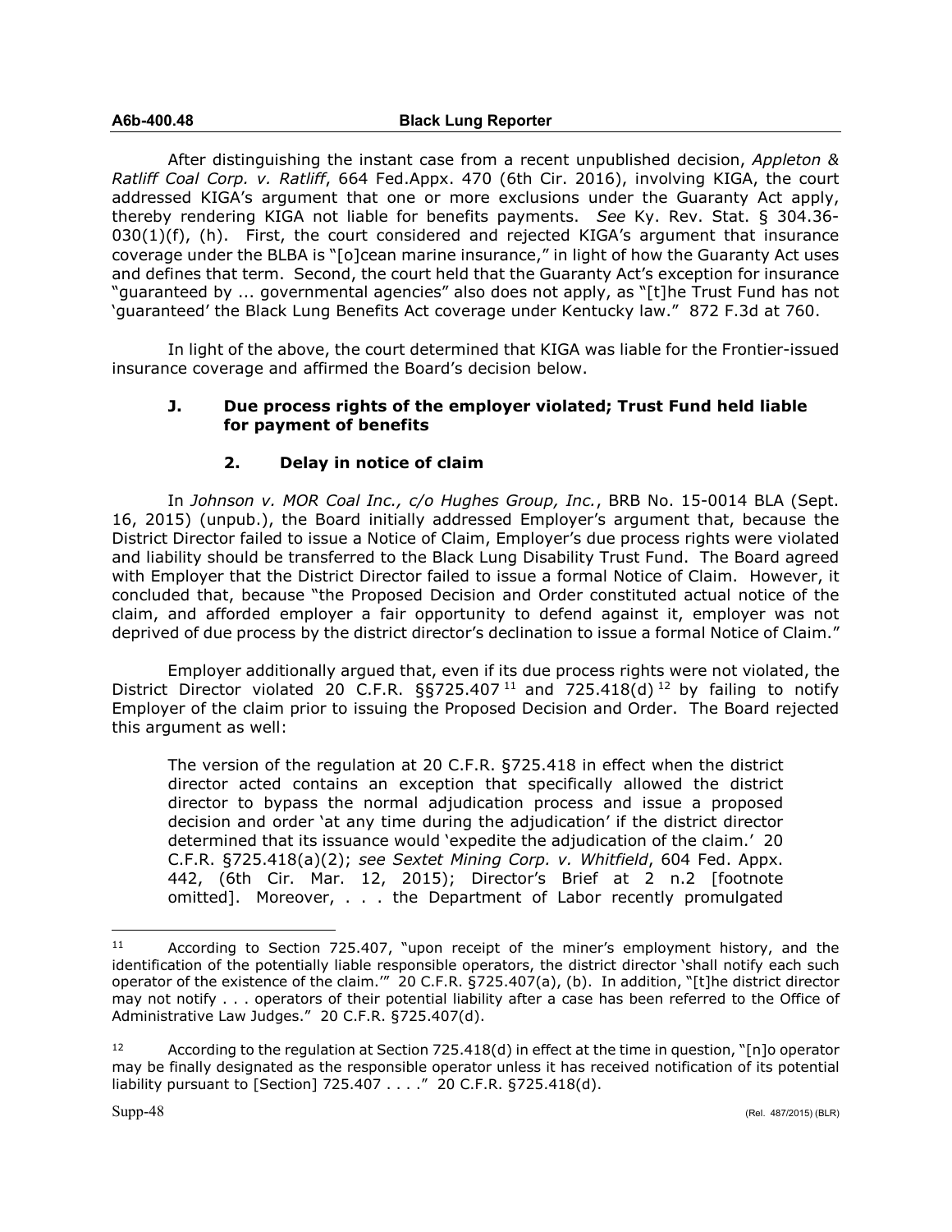After distinguishing the instant case from a recent unpublished decision, *Appleton & Ratliff Coal Corp. v. Ratliff*, 664 Fed.Appx. 470 (6th Cir. 2016), involving KIGA, the court addressed KIGA's argument that one or more exclusions under the Guaranty Act apply, thereby rendering KIGA not liable for benefits payments. *See* Ky. Rev. Stat. § 304.36-030(1)(f), (h). First, the court considered and rejected KIGA's argument that insurance coverage under the BLBA is "[o]cean marine insurance," in light of how the Guaranty Act uses and defines that term. Second, the court held that the Guaranty Act's exception for insurance "guaranteed by ... governmental agencies" also does not apply, as "[t]he Trust Fund has not 'guaranteed' the Black Lung Benefits Act coverage under Kentucky law." 872 F.3d at 760.

In light of the above, the court determined that KIGA was liable for the Frontier-issued insurance coverage and affirmed the Board's decision below.

### J. Due process rights of the employer violated; Trust Fund held liable for payment of benefits

#### 2. Delay in notice of claim

In *Johnson v. MOR Coal Inc., c/o Hughes Group, Inc.*, BRB No. 15-0014 BLA (Sept. 16, 2015) (unpub.), the Board initially addressed Employer's argument that, because the District Director failed to issue a Notice of Claim, Employer's due process rights were violated and liability should be transferred to the Black Lung Disability Trust Fund. The Board agreed with Employer that the District Director failed to issue a formal Notice of Claim. However, it concluded that, because "the Proposed Decision and Order constituted actual notice of the claim, and afforded employer a fair opportunity to defend against it, employer was not deprived of due process by the district director's declination to issue a formal Notice of Claim."

Employer additionally argued that, even if its due process rights were not violated, the District Director violated 20 C.F.R. §§725.407 [11] and 725.418(d) [12] by failing to notify Employer of the claim prior to issuing the Proposed Decision and Order. The Board rejected this argument as well:

> The version of the regulation at 20 C.F.R. §725.418 in effect when the district director acted contains an exception that specifically allowed the district director to bypass the normal adjudication process and issue a proposed decision and order 'at any time during the adjudication' if the district director determined that its issuance would 'expedite the adjudication of the claim.' 20 C.F.R. §725.418(a)(2); *see Sextet Mining Corp. v. Whitfield*, 604 Fed. Appx. 442, (6th Cir. Mar. 12, 2015); Director's Brief at 2 n.2 [footnote omitted]. Moreover, . . . the Department of Labor recently promulgated

---

[11] According to Section 725.407, "upon receipt of the miner's employment history, and the identification of the potentially liable responsible operators, the district director 'shall notify each such operator of the existence of the claim.'" 20 C.F.R. §725.407(a), (b). In addition, "[t]he district director may not notify . . . operators of their potential liability after a case has been referred to the Office of Administrative Law Judges." 20 C.F.R. §725.407(d).

[12] According to the regulation at Section 725.418(d) in effect at the time in question, "[n]o operator may be finally designated as the responsible operator unless it has received notification of its potential liability pursuant to [Section] 725.407 . . . ." 20 C.F.R. §725.418(d).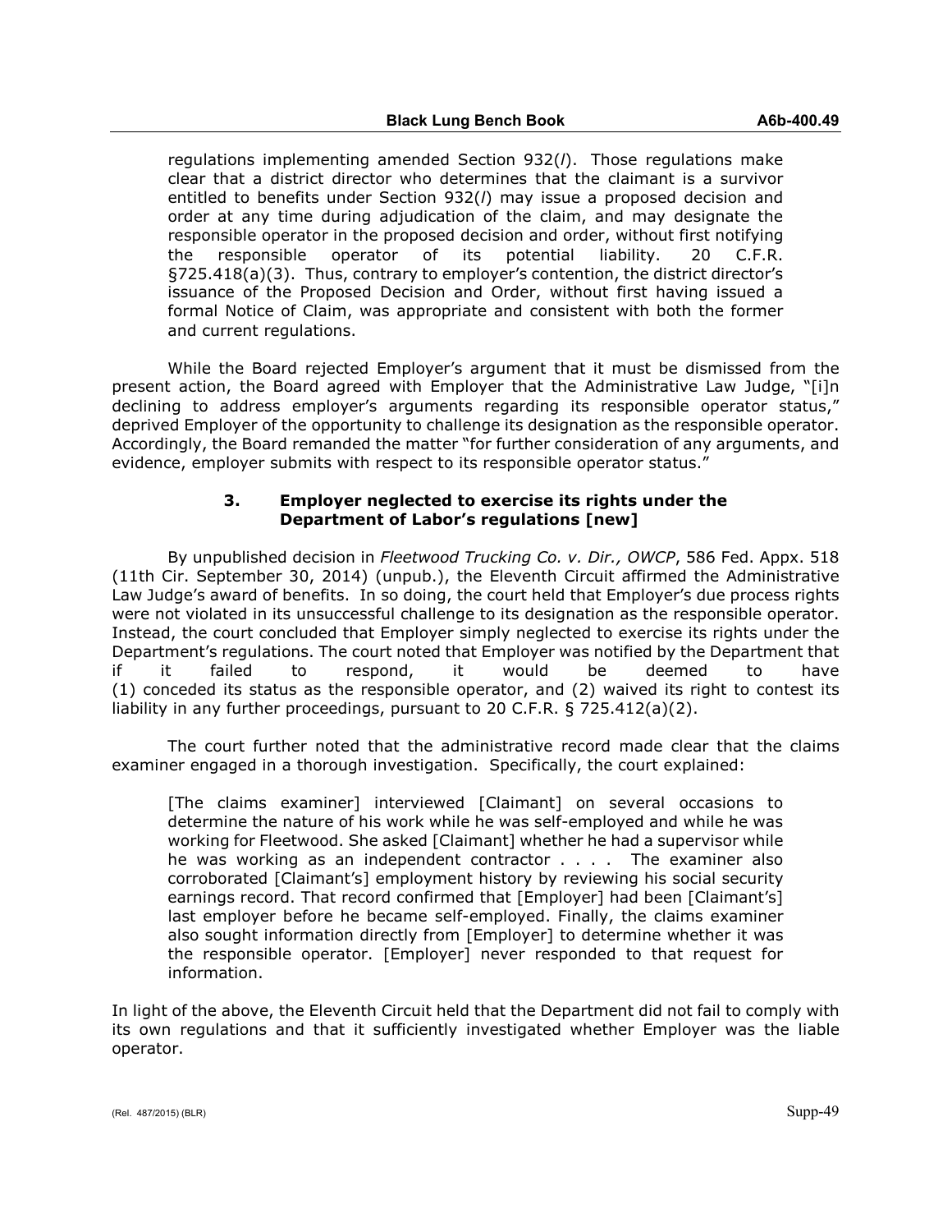regulations implementing amended Section 932(*l*). Those regulations make clear that a district director who determines that the claimant is a survivor entitled to benefits under Section 932(*l*) may issue a proposed decision and order at any time during adjudication of the claim, and may designate the responsible operator in the proposed decision and order, without first notifying the responsible operator of its potential liability. 20 C.F.R. §725.418(a)(3). Thus, contrary to employer's contention, the district director's issuance of the Proposed Decision and Order, without first having issued a formal Notice of Claim, was appropriate and consistent with both the former and current regulations.

While the Board rejected Employer's argument that it must be dismissed from the present action, the Board agreed with Employer that the Administrative Law Judge, "[i]n declining to address employer's arguments regarding its responsible operator status," deprived Employer of the opportunity to challenge its designation as the responsible operator. Accordingly, the Board remanded the matter "for further consideration of any arguments, and evidence, employer submits with respect to its responsible operator status."

### 3. Employer neglected to exercise its rights under the Department of Labor's regulations [new]

By unpublished decision in *Fleetwood Trucking Co. v. Dir., OWCP*, 586 Fed. Appx. 518 (11th Cir. September 30, 2014) (unpub.), the Eleventh Circuit affirmed the Administrative Law Judge's award of benefits. In so doing, the court held that Employer's due process rights were not violated in its unsuccessful challenge to its designation as the responsible operator. Instead, the court concluded that Employer simply neglected to exercise its rights under the Department's regulations. The court noted that Employer was notified by the Department that if it failed to respond, it would be deemed to have (1) conceded its status as the responsible operator, and (2) waived its right to contest its liability in any further proceedings, pursuant to 20 C.F.R. § 725.412(a)(2).

The court further noted that the administrative record made clear that the claims examiner engaged in a thorough investigation. Specifically, the court explained:

> [The claims examiner] interviewed [Claimant] on several occasions to determine the nature of his work while he was self-employed and while he was working for Fleetwood. She asked [Claimant] whether he had a supervisor while he was working as an independent contractor . . . . The examiner also corroborated [Claimant's] employment history by reviewing his social security earnings record. That record confirmed that [Employer] had been [Claimant's] last employer before he became self-employed. Finally, the claims examiner also sought information directly from [Employer] to determine whether it was the responsible operator. [Employer] never responded to that request for information.

In light of the above, the Eleventh Circuit held that the Department did not fail to comply with its own regulations and that it sufficiently investigated whether Employer was the liable operator.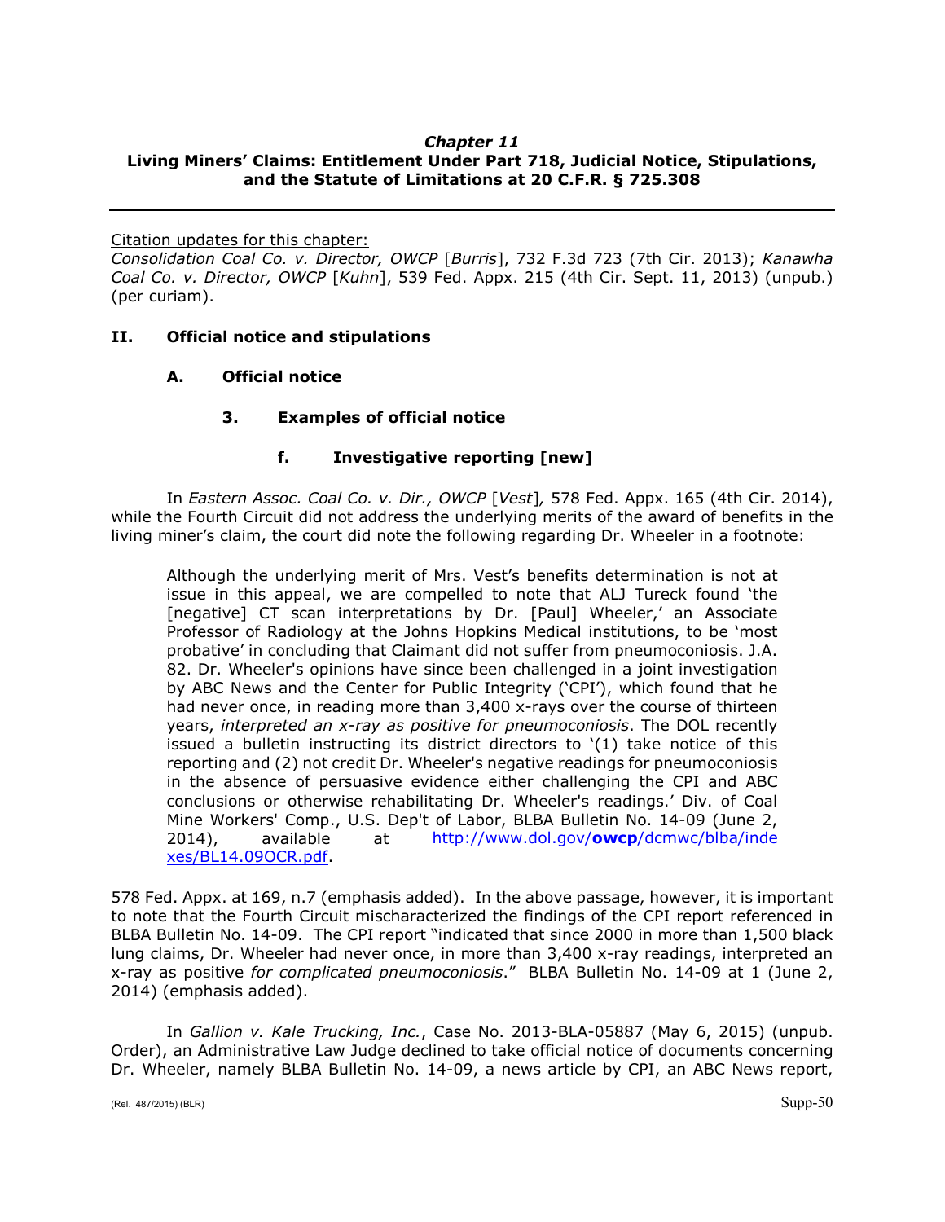*Chapter 11*
**Living Miners' Claims: Entitlement Under Part 718, Judicial Notice, Stipulations, and the Statute of Limitations at 20 C.F.R. § 725.308**

---

Citation updates for this chapter:
*Consolidation Coal Co. v. Director, OWCP* [*Burris*], 732 F.3d 723 (7th Cir. 2013); *Kanawha Coal Co. v. Director, OWCP* [*Kuhn*], 539 Fed. Appx. 215 (4th Cir. Sept. 11, 2013) (unpub.) (per curiam).

## II. Official notice and stipulations

### A. Official notice

#### 3. Examples of official notice

##### f. Investigative reporting [new]

In *Eastern Assoc. Coal Co. v. Dir., OWCP* [*Vest*]*,* 578 Fed. Appx. 165 (4th Cir. 2014), while the Fourth Circuit did not address the underlying merits of the award of benefits in the living miner's claim, the court did note the following regarding Dr. Wheeler in a footnote:

> Although the underlying merit of Mrs. Vest's benefits determination is not at issue in this appeal, we are compelled to note that ALJ Tureck found 'the [negative] CT scan interpretations by Dr. [Paul] Wheeler,' an Associate Professor of Radiology at the Johns Hopkins Medical institutions, to be 'most probative' in concluding that Claimant did not suffer from pneumoconiosis. J.A. 82. Dr. Wheeler's opinions have since been challenged in a joint investigation by ABC News and the Center for Public Integrity ('CPI'), which found that he had never once, in reading more than 3,400 x-rays over the course of thirteen years, *interpreted an x-ray as positive for pneumoconiosis*. The DOL recently issued a bulletin instructing its district directors to '(1) take notice of this reporting and (2) not credit Dr. Wheeler's negative readings for pneumoconiosis in the absence of persuasive evidence either challenging the CPI and ABC conclusions or otherwise rehabilitating Dr. Wheeler's readings.' Div. of Coal Mine Workers' Comp., U.S. Dep't of Labor, BLBA Bulletin No. 14-09 (June 2, 2014), available at http://www.dol.gov/owcp/dcmwc/blba/indexes/BL14.09OCR.pdf.

578 Fed. Appx. at 169, n.7 (emphasis added). In the above passage, however, it is important to note that the Fourth Circuit mischaracterized the findings of the CPI report referenced in BLBA Bulletin No. 14-09. The CPI report "indicated that since 2000 in more than 1,500 black lung claims, Dr. Wheeler had never once, in more than 3,400 x-ray readings, interpreted an x-ray as positive *for complicated pneumoconiosis*." BLBA Bulletin No. 14-09 at 1 (June 2, 2014) (emphasis added).

In *Gallion v. Kale Trucking, Inc.*, Case No. 2013-BLA-05887 (May 6, 2015) (unpub. Order), an Administrative Law Judge declined to take official notice of documents concerning Dr. Wheeler, namely BLBA Bulletin No. 14-09, a news article by CPI, an ABC News report,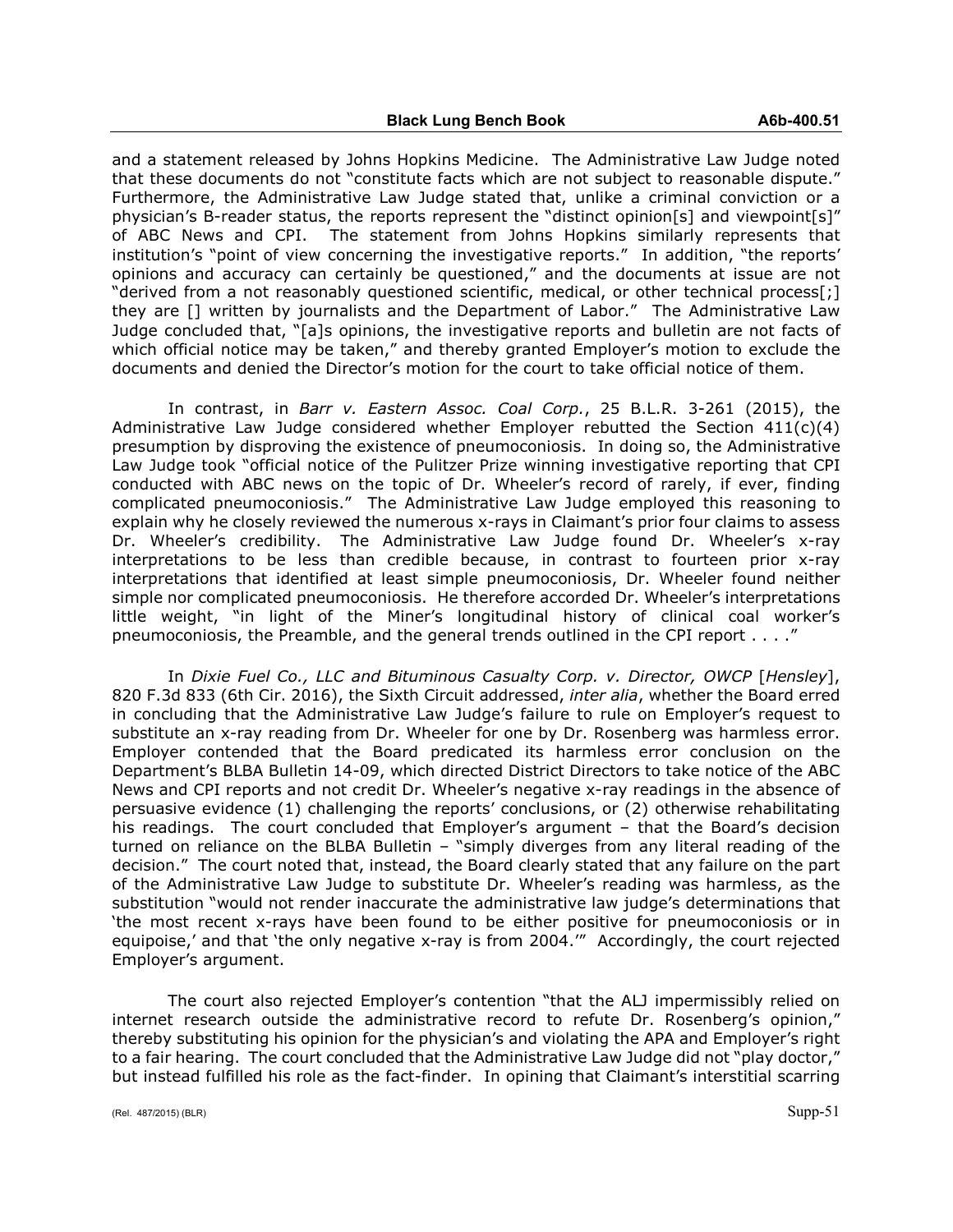and a statement released by Johns Hopkins Medicine. The Administrative Law Judge noted that these documents do not "constitute facts which are not subject to reasonable dispute." Furthermore, the Administrative Law Judge stated that, unlike a criminal conviction or a physician's B-reader status, the reports represent the "distinct opinion[s] and viewpoint[s]" of ABC News and CPI. The statement from Johns Hopkins similarly represents that institution's "point of view concerning the investigative reports." In addition, "the reports' opinions and accuracy can certainly be questioned," and the documents at issue are not "derived from a not reasonably questioned scientific, medical, or other technical process[;] they are [] written by journalists and the Department of Labor." The Administrative Law Judge concluded that, "[a]s opinions, the investigative reports and bulletin are not facts of which official notice may be taken," and thereby granted Employer's motion to exclude the documents and denied the Director's motion for the court to take official notice of them.

In contrast, in *Barr v. Eastern Assoc. Coal Corp.*, 25 B.L.R. 3-261 (2015), the Administrative Law Judge considered whether Employer rebutted the Section 411(c)(4) presumption by disproving the existence of pneumoconiosis. In doing so, the Administrative Law Judge took "official notice of the Pulitzer Prize winning investigative reporting that CPI conducted with ABC news on the topic of Dr. Wheeler's record of rarely, if ever, finding complicated pneumoconiosis." The Administrative Law Judge employed this reasoning to explain why he closely reviewed the numerous x-rays in Claimant's prior four claims to assess Dr. Wheeler's credibility. The Administrative Law Judge found Dr. Wheeler's x-ray interpretations to be less than credible because, in contrast to fourteen prior x-ray interpretations that identified at least simple pneumoconiosis, Dr. Wheeler found neither simple nor complicated pneumoconiosis. He therefore accorded Dr. Wheeler's interpretations little weight, "in light of the Miner's longitudinal history of clinical coal worker's pneumoconiosis, the Preamble, and the general trends outlined in the CPI report . . . ."

In *Dixie Fuel Co., LLC and Bituminous Casualty Corp. v. Director, OWCP* [*Hensley*], 820 F.3d 833 (6th Cir. 2016), the Sixth Circuit addressed, *inter alia*, whether the Board erred in concluding that the Administrative Law Judge's failure to rule on Employer's request to substitute an x-ray reading from Dr. Wheeler for one by Dr. Rosenberg was harmless error. Employer contended that the Board predicated its harmless error conclusion on the Department's BLBA Bulletin 14-09, which directed District Directors to take notice of the ABC News and CPI reports and not credit Dr. Wheeler's negative x-ray readings in the absence of persuasive evidence (1) challenging the reports' conclusions, or (2) otherwise rehabilitating his readings. The court concluded that Employer's argument – that the Board's decision turned on reliance on the BLBA Bulletin – "simply diverges from any literal reading of the decision." The court noted that, instead, the Board clearly stated that any failure on the part of the Administrative Law Judge to substitute Dr. Wheeler's reading was harmless, as the substitution "would not render inaccurate the administrative law judge's determinations that 'the most recent x-rays have been found to be either positive for pneumoconiosis or in equipoise,' and that 'the only negative x-ray is from 2004.'" Accordingly, the court rejected Employer's argument.

The court also rejected Employer's contention "that the ALJ impermissibly relied on internet research outside the administrative record to refute Dr. Rosenberg's opinion," thereby substituting his opinion for the physician's and violating the APA and Employer's right to a fair hearing. The court concluded that the Administrative Law Judge did not "play doctor," but instead fulfilled his role as the fact-finder. In opining that Claimant's interstitial scarring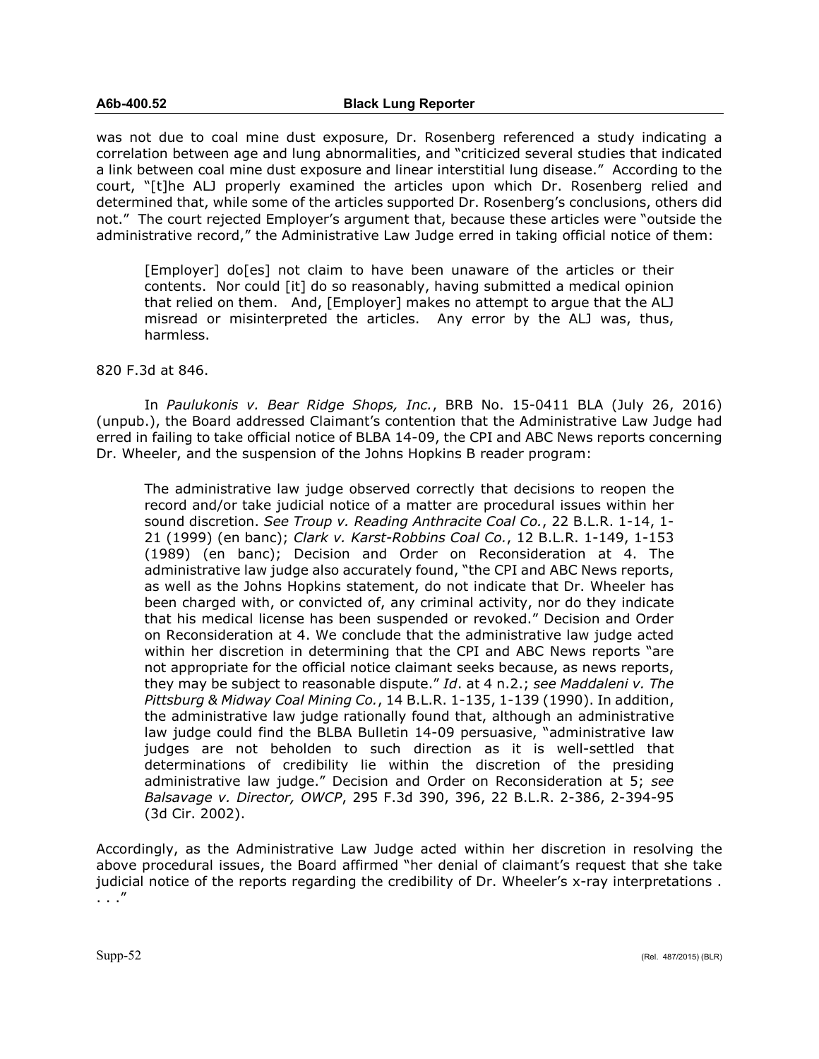was not due to coal mine dust exposure, Dr. Rosenberg referenced a study indicating a correlation between age and lung abnormalities, and "criticized several studies that indicated a link between coal mine dust exposure and linear interstitial lung disease." According to the court, "[t]he ALJ properly examined the articles upon which Dr. Rosenberg relied and determined that, while some of the articles supported Dr. Rosenberg's conclusions, others did not." The court rejected Employer's argument that, because these articles were "outside the administrative record," the Administrative Law Judge erred in taking official notice of them:

> [Employer] do[es] not claim to have been unaware of the articles or their contents. Nor could [it] do so reasonably, having submitted a medical opinion that relied on them. And, [Employer] makes no attempt to argue that the ALJ misread or misinterpreted the articles. Any error by the ALJ was, thus, harmless.

820 F.3d at 846.

In *Paulukonis v. Bear Ridge Shops, Inc.*, BRB No. 15-0411 BLA (July 26, 2016) (unpub.), the Board addressed Claimant's contention that the Administrative Law Judge had erred in failing to take official notice of BLBA 14-09, the CPI and ABC News reports concerning Dr. Wheeler, and the suspension of the Johns Hopkins B reader program:

> The administrative law judge observed correctly that decisions to reopen the record and/or take judicial notice of a matter are procedural issues within her sound discretion. *See Troup v. Reading Anthracite Coal Co.*, 22 B.L.R. 1-14, 1-21 (1999) (en banc); *Clark v. Karst-Robbins Coal Co.*, 12 B.L.R. 1-149, 1-153 (1989) (en banc); Decision and Order on Reconsideration at 4. The administrative law judge also accurately found, "the CPI and ABC News reports, as well as the Johns Hopkins statement, do not indicate that Dr. Wheeler has been charged with, or convicted of, any criminal activity, nor do they indicate that his medical license has been suspended or revoked." Decision and Order on Reconsideration at 4. We conclude that the administrative law judge acted within her discretion in determining that the CPI and ABC News reports "are not appropriate for the official notice claimant seeks because, as news reports, they may be subject to reasonable dispute." *Id*. at 4 n.2.; *see Maddaleni v. The Pittsburg & Midway Coal Mining Co.*, 14 B.L.R. 1-135, 1-139 (1990). In addition, the administrative law judge rationally found that, although an administrative law judge could find the BLBA Bulletin 14-09 persuasive, "administrative law judges are not beholden to such direction as it is well-settled that determinations of credibility lie within the discretion of the presiding administrative law judge." Decision and Order on Reconsideration at 5; *see Balsavage v. Director, OWCP*, 295 F.3d 390, 396, 22 B.L.R. 2-386, 2-394-95 (3d Cir. 2002).

Accordingly, as the Administrative Law Judge acted within her discretion in resolving the above procedural issues, the Board affirmed "her denial of claimant's request that she take judicial notice of the reports regarding the credibility of Dr. Wheeler's x-ray interpretations . . . ."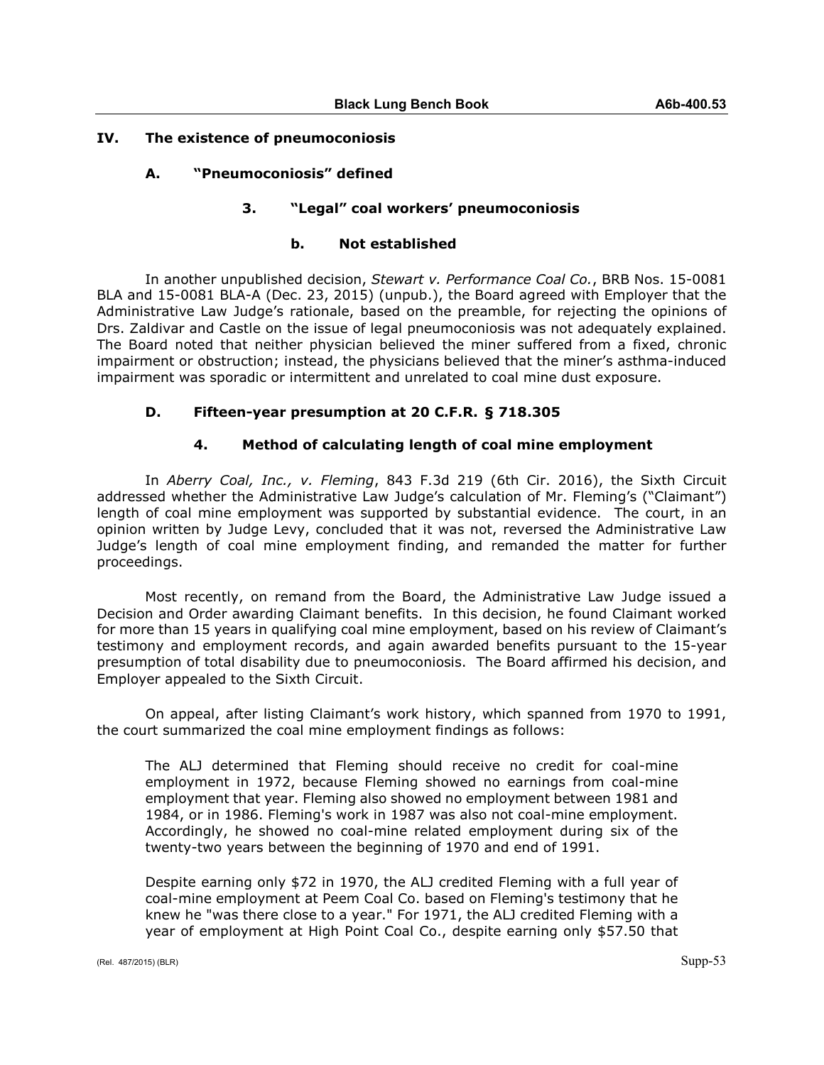## IV. The existence of pneumoconiosis

### A. "Pneumoconiosis" defined

#### 3. "Legal" coal workers' pneumoconiosis

##### b. Not established

In another unpublished decision, *Stewart v. Performance Coal Co.*, BRB Nos. 15-0081 BLA and 15-0081 BLA-A (Dec. 23, 2015) (unpub.), the Board agreed with Employer that the Administrative Law Judge's rationale, based on the preamble, for rejecting the opinions of Drs. Zaldivar and Castle on the issue of legal pneumoconiosis was not adequately explained. The Board noted that neither physician believed the miner suffered from a fixed, chronic impairment or obstruction; instead, the physicians believed that the miner's asthma-induced impairment was sporadic or intermittent and unrelated to coal mine dust exposure.

### D. Fifteen-year presumption at 20 C.F.R. § 718.305

#### 4. Method of calculating length of coal mine employment

In *Aberry Coal, Inc., v. Fleming*, 843 F.3d 219 (6th Cir. 2016), the Sixth Circuit addressed whether the Administrative Law Judge's calculation of Mr. Fleming's ("Claimant") length of coal mine employment was supported by substantial evidence. The court, in an opinion written by Judge Levy, concluded that it was not, reversed the Administrative Law Judge's length of coal mine employment finding, and remanded the matter for further proceedings.

Most recently, on remand from the Board, the Administrative Law Judge issued a Decision and Order awarding Claimant benefits. In this decision, he found Claimant worked for more than 15 years in qualifying coal mine employment, based on his review of Claimant's testimony and employment records, and again awarded benefits pursuant to the 15-year presumption of total disability due to pneumoconiosis. The Board affirmed his decision, and Employer appealed to the Sixth Circuit.

On appeal, after listing Claimant's work history, which spanned from 1970 to 1991, the court summarized the coal mine employment findings as follows:

> The ALJ determined that Fleming should receive no credit for coal-mine employment in 1972, because Fleming showed no earnings from coal-mine employment that year. Fleming also showed no employment between 1981 and 1984, or in 1986. Fleming's work in 1987 was also not coal-mine employment. Accordingly, he showed no coal-mine related employment during six of the twenty-two years between the beginning of 1970 and end of 1991.
>
> Despite earning only $72 in 1970, the ALJ credited Fleming with a full year of coal-mine employment at Peem Coal Co. based on Fleming's testimony that he knew he "was there close to a year." For 1971, the ALJ credited Fleming with a year of employment at High Point Coal Co., despite earning only $57.50 that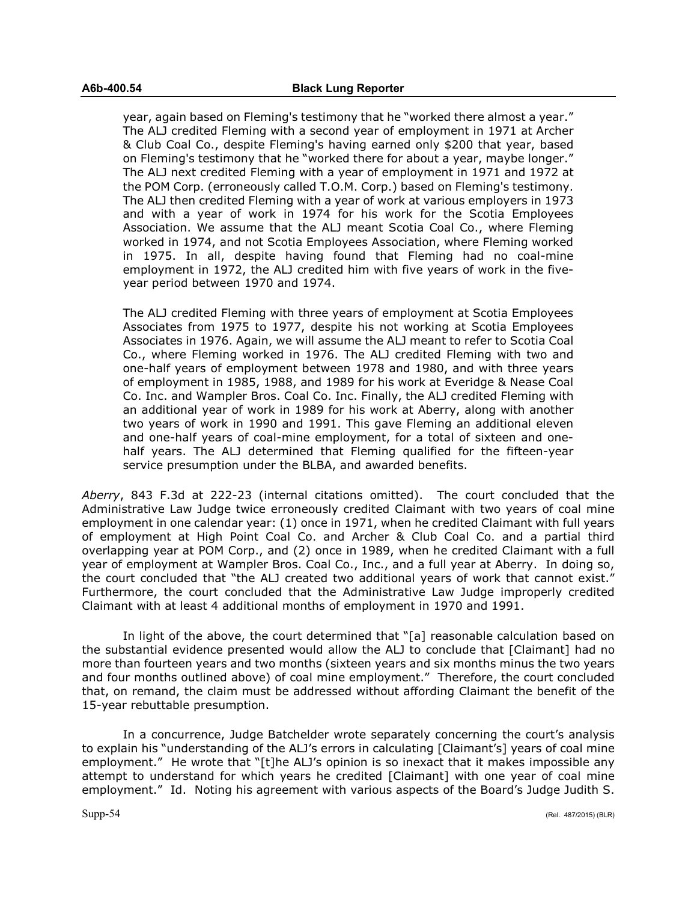year, again based on Fleming's testimony that he "worked there almost a year." The ALJ credited Fleming with a second year of employment in 1971 at Archer & Club Coal Co., despite Fleming's having earned only $200 that year, based on Fleming's testimony that he "worked there for about a year, maybe longer." The ALJ next credited Fleming with a year of employment in 1971 and 1972 at the POM Corp. (erroneously called T.O.M. Corp.) based on Fleming's testimony. The ALJ then credited Fleming with a year of work at various employers in 1973 and with a year of work in 1974 for his work for the Scotia Employees Association. We assume that the ALJ meant Scotia Coal Co., where Fleming worked in 1974, and not Scotia Employees Association, where Fleming worked in 1975. In all, despite having found that Fleming had no coal-mine employment in 1972, the ALJ credited him with five years of work in the five-year period between 1970 and 1974.

> The ALJ credited Fleming with three years of employment at Scotia Employees Associates from 1975 to 1977, despite his not working at Scotia Employees Associates in 1976. Again, we will assume the ALJ meant to refer to Scotia Coal Co., where Fleming worked in 1976. The ALJ credited Fleming with two and one-half years of employment between 1978 and 1980, and with three years of employment in 1985, 1988, and 1989 for his work at Everidge & Nease Coal Co. Inc. and Wampler Bros. Coal Co. Inc. Finally, the ALJ credited Fleming with an additional year of work in 1989 for his work at Aberry, along with another two years of work in 1990 and 1991. This gave Fleming an additional eleven and one-half years of coal-mine employment, for a total of sixteen and one-half years. The ALJ determined that Fleming qualified for the fifteen-year service presumption under the BLBA, and awarded benefits.

*Aberry*, 843 F.3d at 222-23 (internal citations omitted). The court concluded that the Administrative Law Judge twice erroneously credited Claimant with two years of coal mine employment in one calendar year: (1) once in 1971, when he credited Claimant with full years of employment at High Point Coal Co. and Archer & Club Coal Co. and a partial third overlapping year at POM Corp., and (2) once in 1989, when he credited Claimant with a full year of employment at Wampler Bros. Coal Co., Inc., and a full year at Aberry. In doing so, the court concluded that "the ALJ created two additional years of work that cannot exist." Furthermore, the court concluded that the Administrative Law Judge improperly credited Claimant with at least 4 additional months of employment in 1970 and 1991.

In light of the above, the court determined that "[a] reasonable calculation based on the substantial evidence presented would allow the ALJ to conclude that [Claimant] had no more than fourteen years and two months (sixteen years and six months minus the two years and four months outlined above) of coal mine employment." Therefore, the court concluded that, on remand, the claim must be addressed without affording Claimant the benefit of the 15-year rebuttable presumption.

In a concurrence, Judge Batchelder wrote separately concerning the court's analysis to explain his "understanding of the ALJ's errors in calculating [Claimant's] years of coal mine employment." He wrote that "[t]he ALJ's opinion is so inexact that it makes impossible any attempt to understand for which years he credited [Claimant] with one year of coal mine employment." Id. Noting his agreement with various aspects of the Board's Judge Judith S.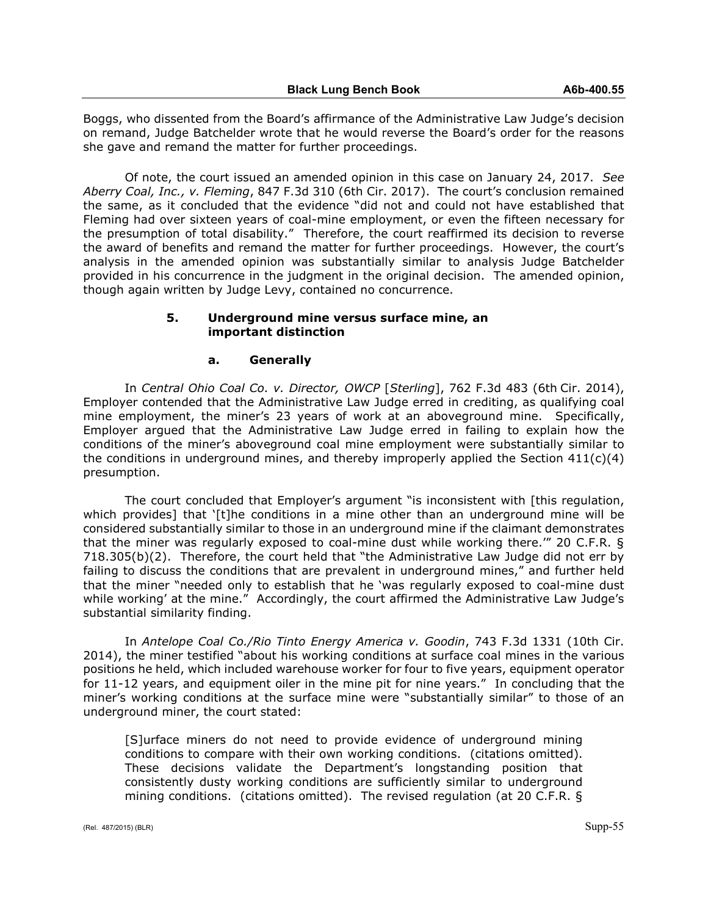Boggs, who dissented from the Board's affirmance of the Administrative Law Judge's decision on remand, Judge Batchelder wrote that he would reverse the Board's order for the reasons she gave and remand the matter for further proceedings.

Of note, the court issued an amended opinion in this case on January 24, 2017. *See Aberry Coal, Inc., v. Fleming*, 847 F.3d 310 (6th Cir. 2017). The court's conclusion remained the same, as it concluded that the evidence "did not and could not have established that Fleming had over sixteen years of coal-mine employment, or even the fifteen necessary for the presumption of total disability." Therefore, the court reaffirmed its decision to reverse the award of benefits and remand the matter for further proceedings. However, the court's analysis in the amended opinion was substantially similar to analysis Judge Batchelder provided in his concurrence in the judgment in the original decision. The amended opinion, though again written by Judge Levy, contained no concurrence.

### 5. Underground mine versus surface mine, an important distinction

#### a. Generally

In *Central Ohio Coal Co. v. Director, OWCP* [*Sterling*], 762 F.3d 483 (6th Cir. 2014), Employer contended that the Administrative Law Judge erred in crediting, as qualifying coal mine employment, the miner's 23 years of work at an aboveground mine. Specifically, Employer argued that the Administrative Law Judge erred in failing to explain how the conditions of the miner's aboveground coal mine employment were substantially similar to the conditions in underground mines, and thereby improperly applied the Section 411(c)(4) presumption.

The court concluded that Employer's argument "is inconsistent with [this regulation, which provides] that '[t]he conditions in a mine other than an underground mine will be considered substantially similar to those in an underground mine if the claimant demonstrates that the miner was regularly exposed to coal-mine dust while working there.'" 20 C.F.R. § 718.305(b)(2). Therefore, the court held that "the Administrative Law Judge did not err by failing to discuss the conditions that are prevalent in underground mines," and further held that the miner "needed only to establish that he 'was regularly exposed to coal-mine dust while working' at the mine." Accordingly, the court affirmed the Administrative Law Judge's substantial similarity finding.

In *Antelope Coal Co./Rio Tinto Energy America v. Goodin*, 743 F.3d 1331 (10th Cir. 2014), the miner testified "about his working conditions at surface coal mines in the various positions he held, which included warehouse worker for four to five years, equipment operator for 11-12 years, and equipment oiler in the mine pit for nine years." In concluding that the miner's working conditions at the surface mine were "substantially similar" to those of an underground miner, the court stated:

> [S]urface miners do not need to provide evidence of underground mining conditions to compare with their own working conditions. (citations omitted). These decisions validate the Department's longstanding position that consistently dusty working conditions are sufficiently similar to underground mining conditions. (citations omitted). The revised regulation (at 20 C.F.R. §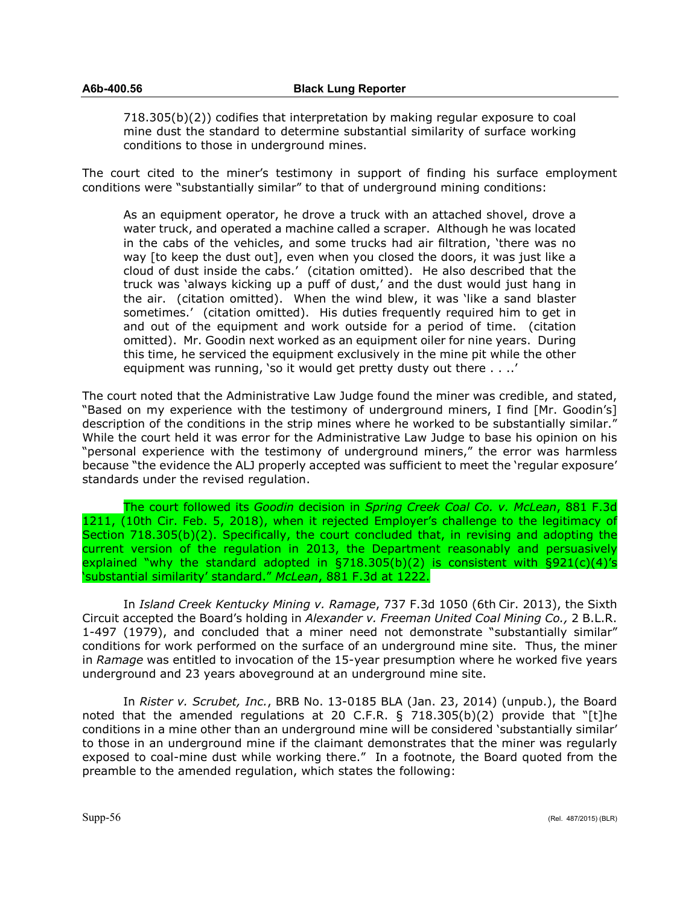718.305(b)(2)) codifies that interpretation by making regular exposure to coal mine dust the standard to determine substantial similarity of surface working conditions to those in underground mines.

The court cited to the miner's testimony in support of finding his surface employment conditions were "substantially similar" to that of underground mining conditions:

> As an equipment operator, he drove a truck with an attached shovel, drove a water truck, and operated a machine called a scraper. Although he was located in the cabs of the vehicles, and some trucks had air filtration, 'there was no way [to keep the dust out], even when you closed the doors, it was just like a cloud of dust inside the cabs.' (citation omitted). He also described that the truck was 'always kicking up a puff of dust,' and the dust would just hang in the air. (citation omitted). When the wind blew, it was 'like a sand blaster sometimes.' (citation omitted). His duties frequently required him to get in and out of the equipment and work outside for a period of time. (citation omitted). Mr. Goodin next worked as an equipment oiler for nine years. During this time, he serviced the equipment exclusively in the mine pit while the other equipment was running, 'so it would get pretty dusty out there . . ..'

The court noted that the Administrative Law Judge found the miner was credible, and stated, "Based on my experience with the testimony of underground miners, I find [Mr. Goodin's] description of the conditions in the strip mines where he worked to be substantially similar." While the court held it was error for the Administrative Law Judge to base his opinion on his "personal experience with the testimony of underground miners," the error was harmless because "the evidence the ALJ properly accepted was sufficient to meet the 'regular exposure' standards under the revised regulation.

The court followed its *Goodin* decision in *Spring Creek Coal Co. v. McLean*, 881 F.3d 1211, (10th Cir. Feb. 5, 2018), when it rejected Employer's challenge to the legitimacy of Section 718.305(b)(2). Specifically, the court concluded that, in revising and adopting the current version of the regulation in 2013, the Department reasonably and persuasively explained "why the standard adopted in §718.305(b)(2) is consistent with §921(c)(4)'s 'substantial similarity' standard." *McLean*, 881 F.3d at 1222.

In *Island Creek Kentucky Mining v. Ramage*, 737 F.3d 1050 (6th Cir. 2013), the Sixth Circuit accepted the Board's holding in *Alexander v. Freeman United Coal Mining Co.,* 2 B.L.R. 1-497 (1979), and concluded that a miner need not demonstrate "substantially similar" conditions for work performed on the surface of an underground mine site. Thus, the miner in *Ramage* was entitled to invocation of the 15-year presumption where he worked five years underground and 23 years aboveground at an underground mine site.

In *Rister v. Scrubet, Inc.*, BRB No. 13-0185 BLA (Jan. 23, 2014) (unpub.), the Board noted that the amended regulations at 20 C.F.R. § 718.305(b)(2) provide that "[t]he conditions in a mine other than an underground mine will be considered 'substantially similar' to those in an underground mine if the claimant demonstrates that the miner was regularly exposed to coal-mine dust while working there." In a footnote, the Board quoted from the preamble to the amended regulation, which states the following: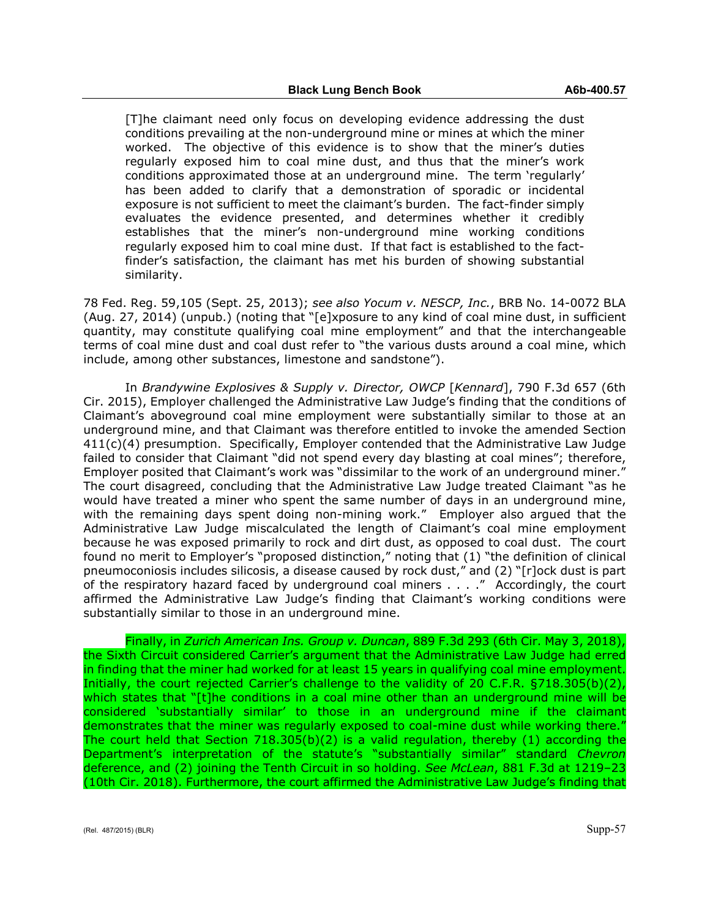> [T]he claimant need only focus on developing evidence addressing the dust conditions prevailing at the non-underground mine or mines at which the miner worked. The objective of this evidence is to show that the miner's duties regularly exposed him to coal mine dust, and thus that the miner's work conditions approximated those at an underground mine. The term 'regularly' has been added to clarify that a demonstration of sporadic or incidental exposure is not sufficient to meet the claimant's burden. The fact-finder simply evaluates the evidence presented, and determines whether it credibly establishes that the miner's non-underground mine working conditions regularly exposed him to coal mine dust. If that fact is established to the fact-finder's satisfaction, the claimant has met his burden of showing substantial similarity.

78 Fed. Reg. 59,105 (Sept. 25, 2013); *see also Yocum v. NESCP, Inc.*, BRB No. 14-0072 BLA (Aug. 27, 2014) (unpub.) (noting that "[e]xposure to any kind of coal mine dust, in sufficient quantity, may constitute qualifying coal mine employment" and that the interchangeable terms of coal mine dust and coal dust refer to "the various dusts around a coal mine, which include, among other substances, limestone and sandstone").

In *Brandywine Explosives & Supply v. Director, OWCP* [*Kennard*], 790 F.3d 657 (6th Cir. 2015), Employer challenged the Administrative Law Judge's finding that the conditions of Claimant's aboveground coal mine employment were substantially similar to those at an underground mine, and that Claimant was therefore entitled to invoke the amended Section 411(c)(4) presumption. Specifically, Employer contended that the Administrative Law Judge failed to consider that Claimant "did not spend every day blasting at coal mines"; therefore, Employer posited that Claimant's work was "dissimilar to the work of an underground miner." The court disagreed, concluding that the Administrative Law Judge treated Claimant "as he would have treated a miner who spent the same number of days in an underground mine, with the remaining days spent doing non-mining work." Employer also argued that the Administrative Law Judge miscalculated the length of Claimant's coal mine employment because he was exposed primarily to rock and dirt dust, as opposed to coal dust. The court found no merit to Employer's "proposed distinction," noting that (1) "the definition of clinical pneumoconiosis includes silicosis, a disease caused by rock dust," and (2) "[r]ock dust is part of the respiratory hazard faced by underground coal miners . . . ." Accordingly, the court affirmed the Administrative Law Judge's finding that Claimant's working conditions were substantially similar to those in an underground mine.

Finally, in *Zurich American Ins. Group v. Duncan*, 889 F.3d 293 (6th Cir. May 3, 2018), the Sixth Circuit considered Carrier's argument that the Administrative Law Judge had erred in finding that the miner had worked for at least 15 years in qualifying coal mine employment. Initially, the court rejected Carrier's challenge to the validity of 20 C.F.R. §718.305(b)(2), which states that "[t]he conditions in a coal mine other than an underground mine will be considered 'substantially similar' to those in an underground mine if the claimant demonstrates that the miner was regularly exposed to coal-mine dust while working there." The court held that Section 718.305(b)(2) is a valid regulation, thereby (1) according the Department's interpretation of the statute's "substantially similar" standard *Chevron* deference, and (2) joining the Tenth Circuit in so holding. *See McLean*, 881 F.3d at 1219–23 (10th Cir. 2018). Furthermore, the court affirmed the Administrative Law Judge's finding that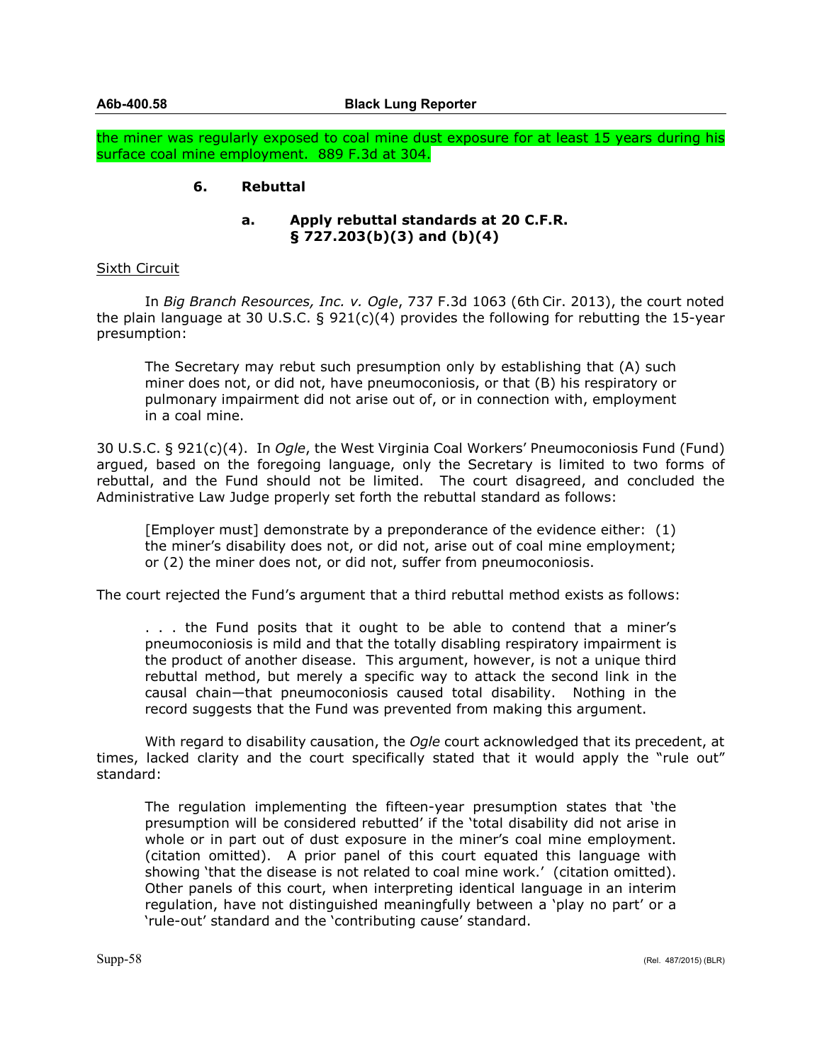the miner was regularly exposed to coal mine dust exposure for at least 15 years during his surface coal mine employment. 889 F.3d at 304.

### 6. Rebuttal

#### a. Apply rebuttal standards at 20 C.F.R. § 727.203(b)(3) and (b)(4)

Sixth Circuit

In *Big Branch Resources, Inc. v. Ogle*, 737 F.3d 1063 (6th Cir. 2013), the court noted the plain language at 30 U.S.C. § 921(c)(4) provides the following for rebutting the 15-year presumption:

> The Secretary may rebut such presumption only by establishing that (A) such miner does not, or did not, have pneumoconiosis, or that (B) his respiratory or pulmonary impairment did not arise out of, or in connection with, employment in a coal mine.

30 U.S.C. § 921(c)(4). In *Ogle*, the West Virginia Coal Workers' Pneumoconiosis Fund (Fund) argued, based on the foregoing language, only the Secretary is limited to two forms of rebuttal, and the Fund should not be limited. The court disagreed, and concluded the Administrative Law Judge properly set forth the rebuttal standard as follows:

> [Employer must] demonstrate by a preponderance of the evidence either: (1) the miner's disability does not, or did not, arise out of coal mine employment; or (2) the miner does not, or did not, suffer from pneumoconiosis.

The court rejected the Fund's argument that a third rebuttal method exists as follows:

> . . . the Fund posits that it ought to be able to contend that a miner's pneumoconiosis is mild and that the totally disabling respiratory impairment is the product of another disease. This argument, however, is not a unique third rebuttal method, but merely a specific way to attack the second link in the causal chain—that pneumoconiosis caused total disability. Nothing in the record suggests that the Fund was prevented from making this argument.

With regard to disability causation, the *Ogle* court acknowledged that its precedent, at times, lacked clarity and the court specifically stated that it would apply the "rule out" standard:

> The regulation implementing the fifteen-year presumption states that 'the presumption will be considered rebutted' if the 'total disability did not arise in whole or in part out of dust exposure in the miner's coal mine employment. (citation omitted). A prior panel of this court equated this language with showing 'that the disease is not related to coal mine work.' (citation omitted). Other panels of this court, when interpreting identical language in an interim regulation, have not distinguished meaningfully between a 'play no part' or a 'rule-out' standard and the 'contributing cause' standard.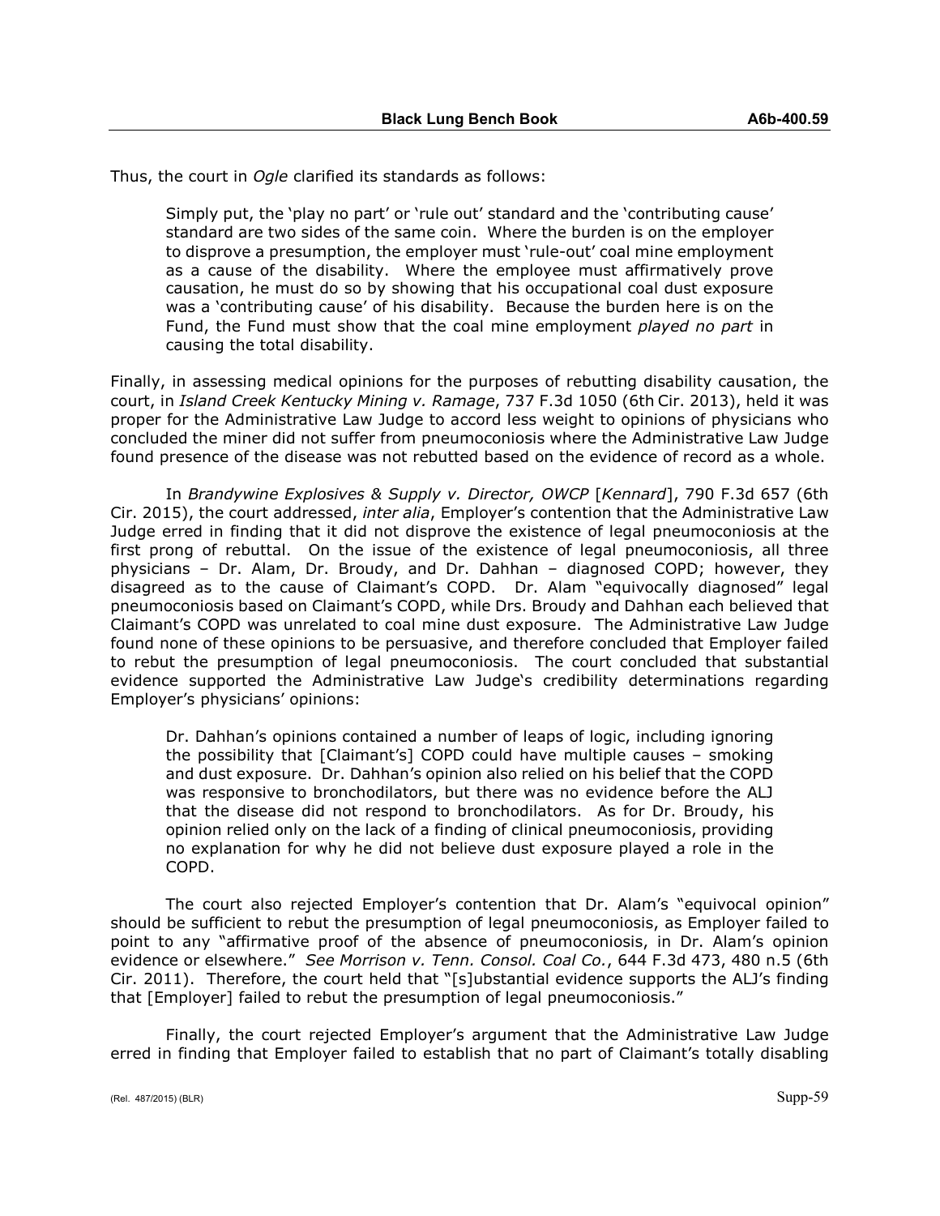Thus, the court in *Ogle* clarified its standards as follows:

> Simply put, the 'play no part' or 'rule out' standard and the 'contributing cause' standard are two sides of the same coin. Where the burden is on the employer to disprove a presumption, the employer must 'rule-out' coal mine employment as a cause of the disability. Where the employee must affirmatively prove causation, he must do so by showing that his occupational coal dust exposure was a 'contributing cause' of his disability. Because the burden here is on the Fund, the Fund must show that the coal mine employment *played no part* in causing the total disability.

Finally, in assessing medical opinions for the purposes of rebutting disability causation, the court, in *Island Creek Kentucky Mining v. Ramage*, 737 F.3d 1050 (6th Cir. 2013), held it was proper for the Administrative Law Judge to accord less weight to opinions of physicians who concluded the miner did not suffer from pneumoconiosis where the Administrative Law Judge found presence of the disease was not rebutted based on the evidence of record as a whole.

In *Brandywine Explosives & Supply v. Director, OWCP* [*Kennard*], 790 F.3d 657 (6th Cir. 2015), the court addressed, *inter alia*, Employer's contention that the Administrative Law Judge erred in finding that it did not disprove the existence of legal pneumoconiosis at the first prong of rebuttal. On the issue of the existence of legal pneumoconiosis, all three physicians – Dr. Alam, Dr. Broudy, and Dr. Dahhan – diagnosed COPD; however, they disagreed as to the cause of Claimant's COPD. Dr. Alam "equivocally diagnosed" legal pneumoconiosis based on Claimant's COPD, while Drs. Broudy and Dahhan each believed that Claimant's COPD was unrelated to coal mine dust exposure. The Administrative Law Judge found none of these opinions to be persuasive, and therefore concluded that Employer failed to rebut the presumption of legal pneumoconiosis. The court concluded that substantial evidence supported the Administrative Law Judge's credibility determinations regarding Employer's physicians' opinions:

> Dr. Dahhan's opinions contained a number of leaps of logic, including ignoring the possibility that [Claimant's] COPD could have multiple causes – smoking and dust exposure. Dr. Dahhan's opinion also relied on his belief that the COPD was responsive to bronchodilators, but there was no evidence before the ALJ that the disease did not respond to bronchodilators. As for Dr. Broudy, his opinion relied only on the lack of a finding of clinical pneumoconiosis, providing no explanation for why he did not believe dust exposure played a role in the COPD.

The court also rejected Employer's contention that Dr. Alam's "equivocal opinion" should be sufficient to rebut the presumption of legal pneumoconiosis, as Employer failed to point to any "affirmative proof of the absence of pneumoconiosis, in Dr. Alam's opinion evidence or elsewhere." *See Morrison v. Tenn. Consol. Coal Co.*, 644 F.3d 473, 480 n.5 (6th Cir. 2011). Therefore, the court held that "[s]ubstantial evidence supports the ALJ's finding that [Employer] failed to rebut the presumption of legal pneumoconiosis."

Finally, the court rejected Employer's argument that the Administrative Law Judge erred in finding that Employer failed to establish that no part of Claimant's totally disabling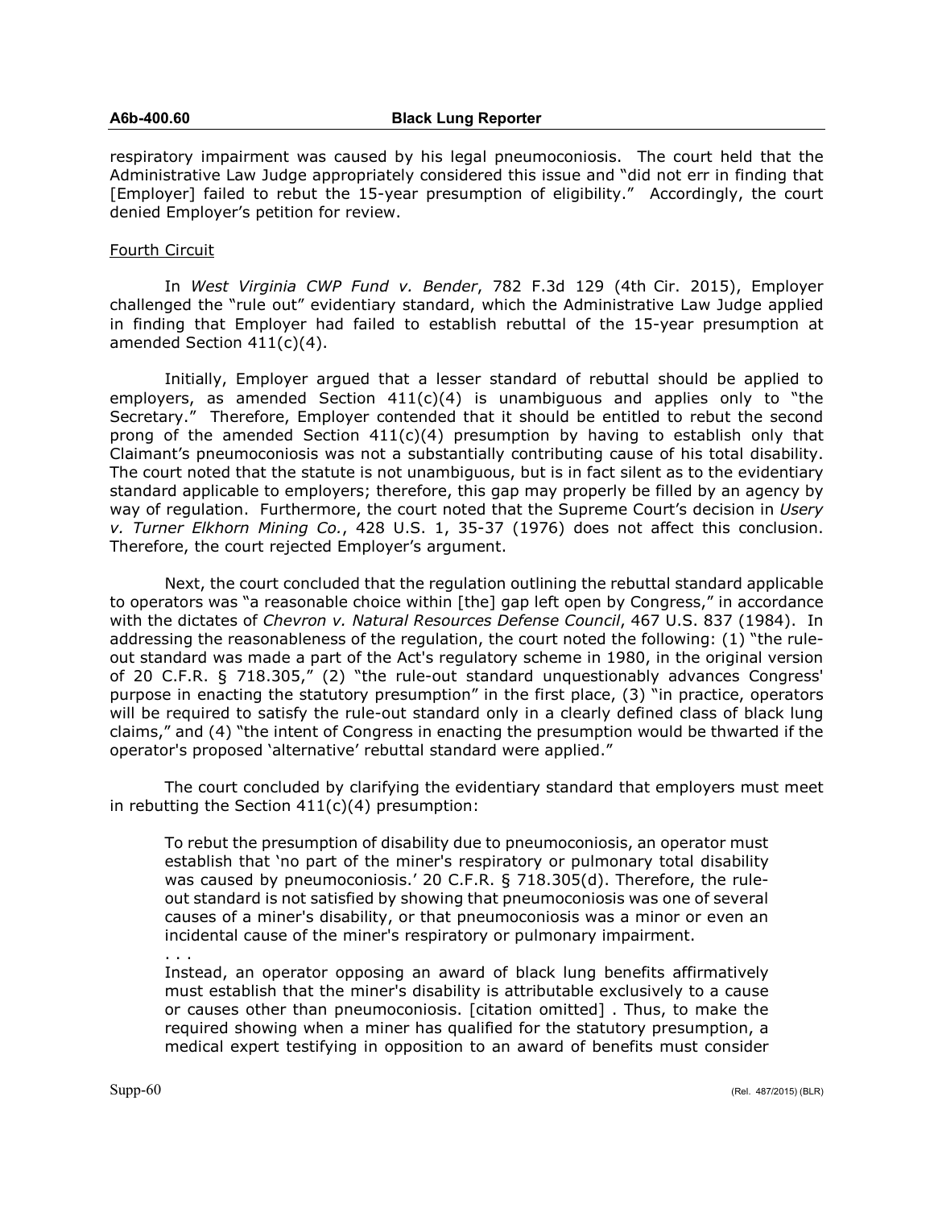respiratory impairment was caused by his legal pneumoconiosis. The court held that the Administrative Law Judge appropriately considered this issue and "did not err in finding that [Employer] failed to rebut the 15-year presumption of eligibility." Accordingly, the court denied Employer's petition for review.

Fourth Circuit

In *West Virginia CWP Fund v. Bender*, 782 F.3d 129 (4th Cir. 2015), Employer challenged the "rule out" evidentiary standard, which the Administrative Law Judge applied in finding that Employer had failed to establish rebuttal of the 15-year presumption at amended Section 411(c)(4).

Initially, Employer argued that a lesser standard of rebuttal should be applied to employers, as amended Section 411(c)(4) is unambiguous and applies only to "the Secretary." Therefore, Employer contended that it should be entitled to rebut the second prong of the amended Section 411(c)(4) presumption by having to establish only that Claimant's pneumoconiosis was not a substantially contributing cause of his total disability. The court noted that the statute is not unambiguous, but is in fact silent as to the evidentiary standard applicable to employers; therefore, this gap may properly be filled by an agency by way of regulation. Furthermore, the court noted that the Supreme Court's decision in *Usery v. Turner Elkhorn Mining Co.*, 428 U.S. 1, 35-37 (1976) does not affect this conclusion. Therefore, the court rejected Employer's argument.

Next, the court concluded that the regulation outlining the rebuttal standard applicable to operators was "a reasonable choice within [the] gap left open by Congress," in accordance with the dictates of *Chevron v. Natural Resources Defense Council*, 467 U.S. 837 (1984). In addressing the reasonableness of the regulation, the court noted the following: (1) "the rule-out standard was made a part of the Act's regulatory scheme in 1980, in the original version of 20 C.F.R. § 718.305," (2) "the rule-out standard unquestionably advances Congress' purpose in enacting the statutory presumption" in the first place, (3) "in practice, operators will be required to satisfy the rule-out standard only in a clearly defined class of black lung claims," and (4) "the intent of Congress in enacting the presumption would be thwarted if the operator's proposed 'alternative' rebuttal standard were applied."

The court concluded by clarifying the evidentiary standard that employers must meet in rebutting the Section 411(c)(4) presumption:

> To rebut the presumption of disability due to pneumoconiosis, an operator must establish that 'no part of the miner's respiratory or pulmonary total disability was caused by pneumoconiosis.' 20 C.F.R. § 718.305(d). Therefore, the rule-out standard is not satisfied by showing that pneumoconiosis was one of several causes of a miner's disability, or that pneumoconiosis was a minor or even an incidental cause of the miner's respiratory or pulmonary impairment.
>
> . . .
>
> Instead, an operator opposing an award of black lung benefits affirmatively must establish that the miner's disability is attributable exclusively to a cause or causes other than pneumoconiosis. [citation omitted] . Thus, to make the required showing when a miner has qualified for the statutory presumption, a medical expert testifying in opposition to an award of benefits must consider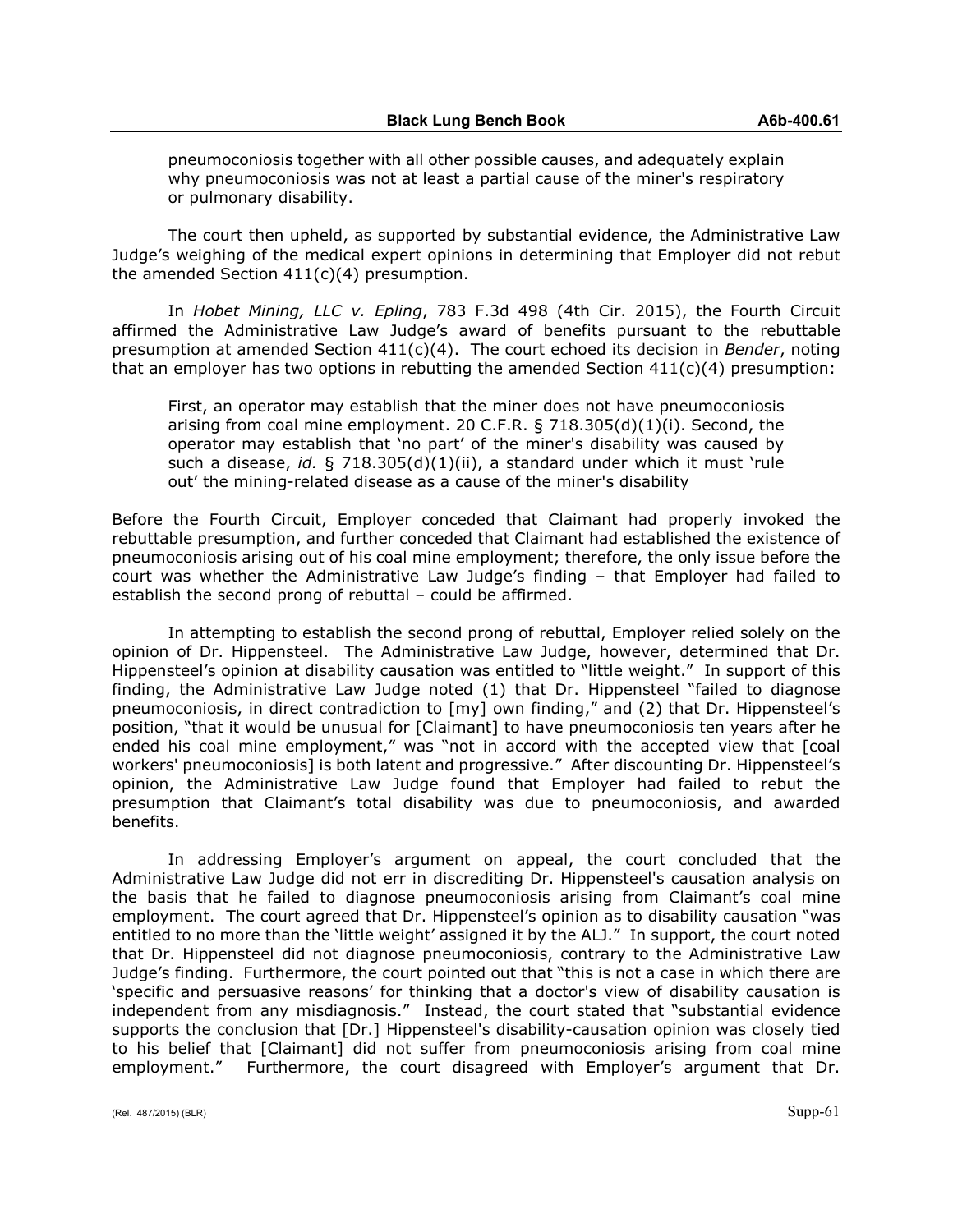> pneumoconiosis together with all other possible causes, and adequately explain why pneumoconiosis was not at least a partial cause of the miner's respiratory or pulmonary disability.

The court then upheld, as supported by substantial evidence, the Administrative Law Judge's weighing of the medical expert opinions in determining that Employer did not rebut the amended Section 411(c)(4) presumption.

In *Hobet Mining, LLC v. Epling*, 783 F.3d 498 (4th Cir. 2015), the Fourth Circuit affirmed the Administrative Law Judge's award of benefits pursuant to the rebuttable presumption at amended Section 411(c)(4). The court echoed its decision in *Bender*, noting that an employer has two options in rebutting the amended Section 411(c)(4) presumption:

> First, an operator may establish that the miner does not have pneumoconiosis arising from coal mine employment. 20 C.F.R. § 718.305(d)(1)(i). Second, the operator may establish that 'no part' of the miner's disability was caused by such a disease, *id.* § 718.305(d)(1)(ii), a standard under which it must 'rule out' the mining-related disease as a cause of the miner's disability

Before the Fourth Circuit, Employer conceded that Claimant had properly invoked the rebuttable presumption, and further conceded that Claimant had established the existence of pneumoconiosis arising out of his coal mine employment; therefore, the only issue before the court was whether the Administrative Law Judge's finding – that Employer had failed to establish the second prong of rebuttal – could be affirmed.

In attempting to establish the second prong of rebuttal, Employer relied solely on the opinion of Dr. Hippensteel. The Administrative Law Judge, however, determined that Dr. Hippensteel's opinion at disability causation was entitled to "little weight." In support of this finding, the Administrative Law Judge noted (1) that Dr. Hippensteel "failed to diagnose pneumoconiosis, in direct contradiction to [my] own finding," and (2) that Dr. Hippensteel's position, "that it would be unusual for [Claimant] to have pneumoconiosis ten years after he ended his coal mine employment," was "not in accord with the accepted view that [coal workers' pneumoconiosis] is both latent and progressive." After discounting Dr. Hippensteel's opinion, the Administrative Law Judge found that Employer had failed to rebut the presumption that Claimant's total disability was due to pneumoconiosis, and awarded benefits.

In addressing Employer's argument on appeal, the court concluded that the Administrative Law Judge did not err in discrediting Dr. Hippensteel's causation analysis on the basis that he failed to diagnose pneumoconiosis arising from Claimant's coal mine employment. The court agreed that Dr. Hippensteel's opinion as to disability causation "was entitled to no more than the 'little weight' assigned it by the ALJ." In support, the court noted that Dr. Hippensteel did not diagnose pneumoconiosis, contrary to the Administrative Law Judge's finding. Furthermore, the court pointed out that "this is not a case in which there are 'specific and persuasive reasons' for thinking that a doctor's view of disability causation is independent from any misdiagnosis." Instead, the court stated that "substantial evidence supports the conclusion that [Dr.] Hippensteel's disability-causation opinion was closely tied to his belief that [Claimant] did not suffer from pneumoconiosis arising from coal mine employment." Furthermore, the court disagreed with Employer's argument that Dr.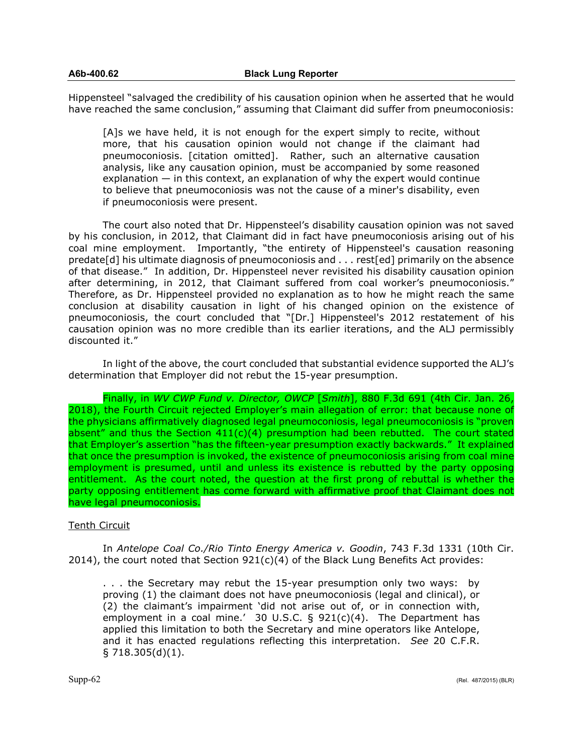Hippensteel "salvaged the credibility of his causation opinion when he asserted that he would have reached the same conclusion," assuming that Claimant did suffer from pneumoconiosis:

> [A]s we have held, it is not enough for the expert simply to recite, without more, that his causation opinion would not change if the claimant had pneumoconiosis. [citation omitted]. Rather, such an alternative causation analysis, like any causation opinion, must be accompanied by some reasoned explanation — in this context, an explanation of why the expert would continue to believe that pneumoconiosis was not the cause of a miner's disability, even if pneumoconiosis were present.

The court also noted that Dr. Hippensteel's disability causation opinion was not saved by his conclusion, in 2012, that Claimant did in fact have pneumoconiosis arising out of his coal mine employment. Importantly, "the entirety of Hippensteel's causation reasoning predate[d] his ultimate diagnosis of pneumoconiosis and . . . rest[ed] primarily on the absence of that disease." In addition, Dr. Hippensteel never revisited his disability causation opinion after determining, in 2012, that Claimant suffered from coal worker's pneumoconiosis." Therefore, as Dr. Hippensteel provided no explanation as to how he might reach the same conclusion at disability causation in light of his changed opinion on the existence of pneumoconiosis, the court concluded that "[Dr.] Hippensteel's 2012 restatement of his causation opinion was no more credible than its earlier iterations, and the ALJ permissibly discounted it."

In light of the above, the court concluded that substantial evidence supported the ALJ's determination that Employer did not rebut the 15-year presumption.

Finally, in *WV CWP Fund v. Director, OWCP* [*Smith*], 880 F.3d 691 (4th Cir. Jan. 26, 2018), the Fourth Circuit rejected Employer's main allegation of error: that because none of the physicians affirmatively diagnosed legal pneumoconiosis, legal pneumoconiosis is "proven absent" and thus the Section 411(c)(4) presumption had been rebutted. The court stated that Employer's assertion "has the fifteen-year presumption exactly backwards." It explained that once the presumption is invoked, the existence of pneumoconiosis arising from coal mine employment is presumed, until and unless its existence is rebutted by the party opposing entitlement. As the court noted, the question at the first prong of rebuttal is whether the party opposing entitlement has come forward with affirmative proof that Claimant does not have legal pneumoconiosis.

## Tenth Circuit

In *Antelope Coal Co./Rio Tinto Energy America v. Goodin*, 743 F.3d 1331 (10th Cir. 2014), the court noted that Section 921(c)(4) of the Black Lung Benefits Act provides:

> . . . the Secretary may rebut the 15-year presumption only two ways: by proving (1) the claimant does not have pneumoconiosis (legal and clinical), or (2) the claimant's impairment 'did not arise out of, or in connection with, employment in a coal mine.' 30 U.S.C. § 921(c)(4). The Department has applied this limitation to both the Secretary and mine operators like Antelope, and it has enacted regulations reflecting this interpretation. *See* 20 C.F.R. § 718.305(d)(1).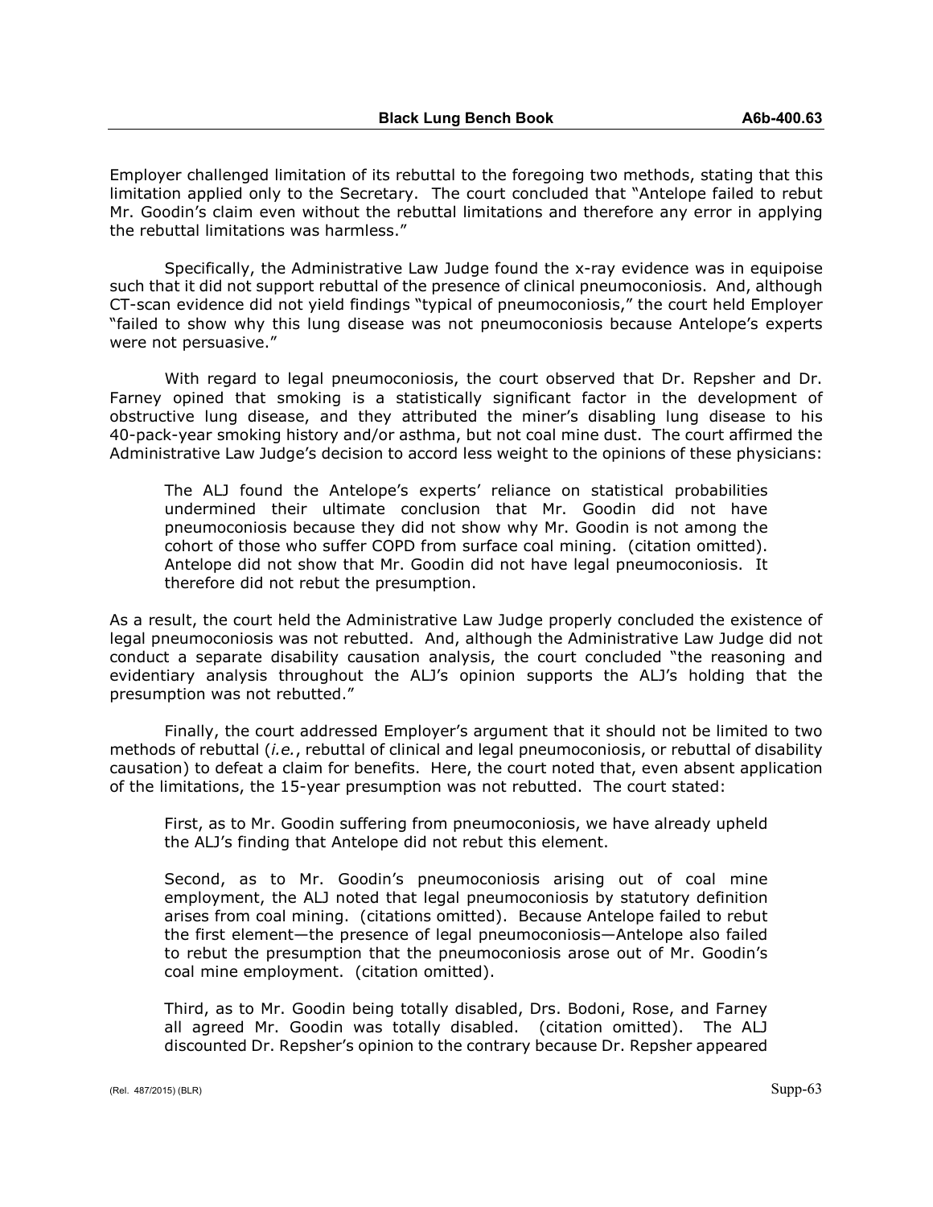Employer challenged limitation of its rebuttal to the foregoing two methods, stating that this limitation applied only to the Secretary. The court concluded that "Antelope failed to rebut Mr. Goodin's claim even without the rebuttal limitations and therefore any error in applying the rebuttal limitations was harmless."

Specifically, the Administrative Law Judge found the x-ray evidence was in equipoise such that it did not support rebuttal of the presence of clinical pneumoconiosis. And, although CT-scan evidence did not yield findings "typical of pneumoconiosis," the court held Employer "failed to show why this lung disease was not pneumoconiosis because Antelope's experts were not persuasive."

With regard to legal pneumoconiosis, the court observed that Dr. Repsher and Dr. Farney opined that smoking is a statistically significant factor in the development of obstructive lung disease, and they attributed the miner's disabling lung disease to his 40-pack-year smoking history and/or asthma, but not coal mine dust. The court affirmed the Administrative Law Judge's decision to accord less weight to the opinions of these physicians:

> The ALJ found the Antelope's experts' reliance on statistical probabilities undermined their ultimate conclusion that Mr. Goodin did not have pneumoconiosis because they did not show why Mr. Goodin is not among the cohort of those who suffer COPD from surface coal mining. (citation omitted). Antelope did not show that Mr. Goodin did not have legal pneumoconiosis. It therefore did not rebut the presumption.

As a result, the court held the Administrative Law Judge properly concluded the existence of legal pneumoconiosis was not rebutted. And, although the Administrative Law Judge did not conduct a separate disability causation analysis, the court concluded "the reasoning and evidentiary analysis throughout the ALJ's opinion supports the ALJ's holding that the presumption was not rebutted."

Finally, the court addressed Employer's argument that it should not be limited to two methods of rebuttal (*i.e.*, rebuttal of clinical and legal pneumoconiosis, or rebuttal of disability causation) to defeat a claim for benefits. Here, the court noted that, even absent application of the limitations, the 15-year presumption was not rebutted. The court stated:

> First, as to Mr. Goodin suffering from pneumoconiosis, we have already upheld the ALJ's finding that Antelope did not rebut this element.
>
> Second, as to Mr. Goodin's pneumoconiosis arising out of coal mine employment, the ALJ noted that legal pneumoconiosis by statutory definition arises from coal mining. (citations omitted). Because Antelope failed to rebut the first element—the presence of legal pneumoconiosis—Antelope also failed to rebut the presumption that the pneumoconiosis arose out of Mr. Goodin's coal mine employment. (citation omitted).
>
> Third, as to Mr. Goodin being totally disabled, Drs. Bodoni, Rose, and Farney all agreed Mr. Goodin was totally disabled. (citation omitted). The ALJ discounted Dr. Repsher's opinion to the contrary because Dr. Repsher appeared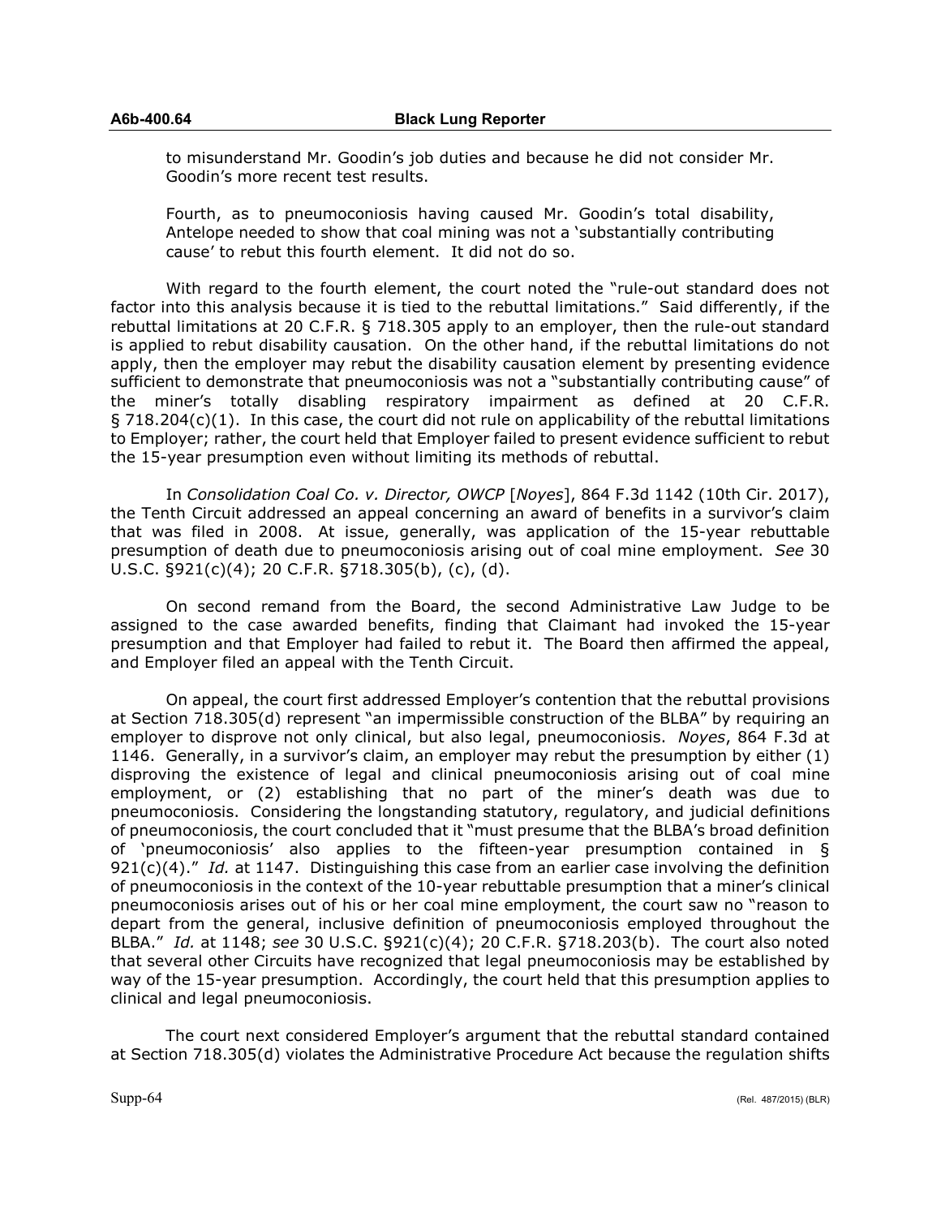> to misunderstand Mr. Goodin's job duties and because he did not consider Mr. Goodin's more recent test results.
>
> Fourth, as to pneumoconiosis having caused Mr. Goodin's total disability, Antelope needed to show that coal mining was not a 'substantially contributing cause' to rebut this fourth element. It did not do so.

With regard to the fourth element, the court noted the "rule-out standard does not factor into this analysis because it is tied to the rebuttal limitations." Said differently, if the rebuttal limitations at 20 C.F.R. § 718.305 apply to an employer, then the rule-out standard is applied to rebut disability causation. On the other hand, if the rebuttal limitations do not apply, then the employer may rebut the disability causation element by presenting evidence sufficient to demonstrate that pneumoconiosis was not a "substantially contributing cause" of the miner's totally disabling respiratory impairment as defined at 20 C.F.R. § 718.204(c)(1). In this case, the court did not rule on applicability of the rebuttal limitations to Employer; rather, the court held that Employer failed to present evidence sufficient to rebut the 15-year presumption even without limiting its methods of rebuttal.

In *Consolidation Coal Co. v. Director, OWCP* [*Noyes*], 864 F.3d 1142 (10th Cir. 2017), the Tenth Circuit addressed an appeal concerning an award of benefits in a survivor's claim that was filed in 2008. At issue, generally, was application of the 15-year rebuttable presumption of death due to pneumoconiosis arising out of coal mine employment. *See* 30 U.S.C. §921(c)(4); 20 C.F.R. §718.305(b), (c), (d).

On second remand from the Board, the second Administrative Law Judge to be assigned to the case awarded benefits, finding that Claimant had invoked the 15-year presumption and that Employer had failed to rebut it. The Board then affirmed the appeal, and Employer filed an appeal with the Tenth Circuit.

On appeal, the court first addressed Employer's contention that the rebuttal provisions at Section 718.305(d) represent "an impermissible construction of the BLBA" by requiring an employer to disprove not only clinical, but also legal, pneumoconiosis. *Noyes*, 864 F.3d at 1146. Generally, in a survivor's claim, an employer may rebut the presumption by either (1) disproving the existence of legal and clinical pneumoconiosis arising out of coal mine employment, or (2) establishing that no part of the miner's death was due to pneumoconiosis. Considering the longstanding statutory, regulatory, and judicial definitions of pneumoconiosis, the court concluded that it "must presume that the BLBA's broad definition of 'pneumoconiosis' also applies to the fifteen-year presumption contained in § 921(c)(4)." *Id.* at 1147. Distinguishing this case from an earlier case involving the definition of pneumoconiosis in the context of the 10-year rebuttable presumption that a miner's clinical pneumoconiosis arises out of his or her coal mine employment, the court saw no "reason to depart from the general, inclusive definition of pneumoconiosis employed throughout the BLBA." *Id.* at 1148; *see* 30 U.S.C. §921(c)(4); 20 C.F.R. §718.203(b). The court also noted that several other Circuits have recognized that legal pneumoconiosis may be established by way of the 15-year presumption. Accordingly, the court held that this presumption applies to clinical and legal pneumoconiosis.

The court next considered Employer's argument that the rebuttal standard contained at Section 718.305(d) violates the Administrative Procedure Act because the regulation shifts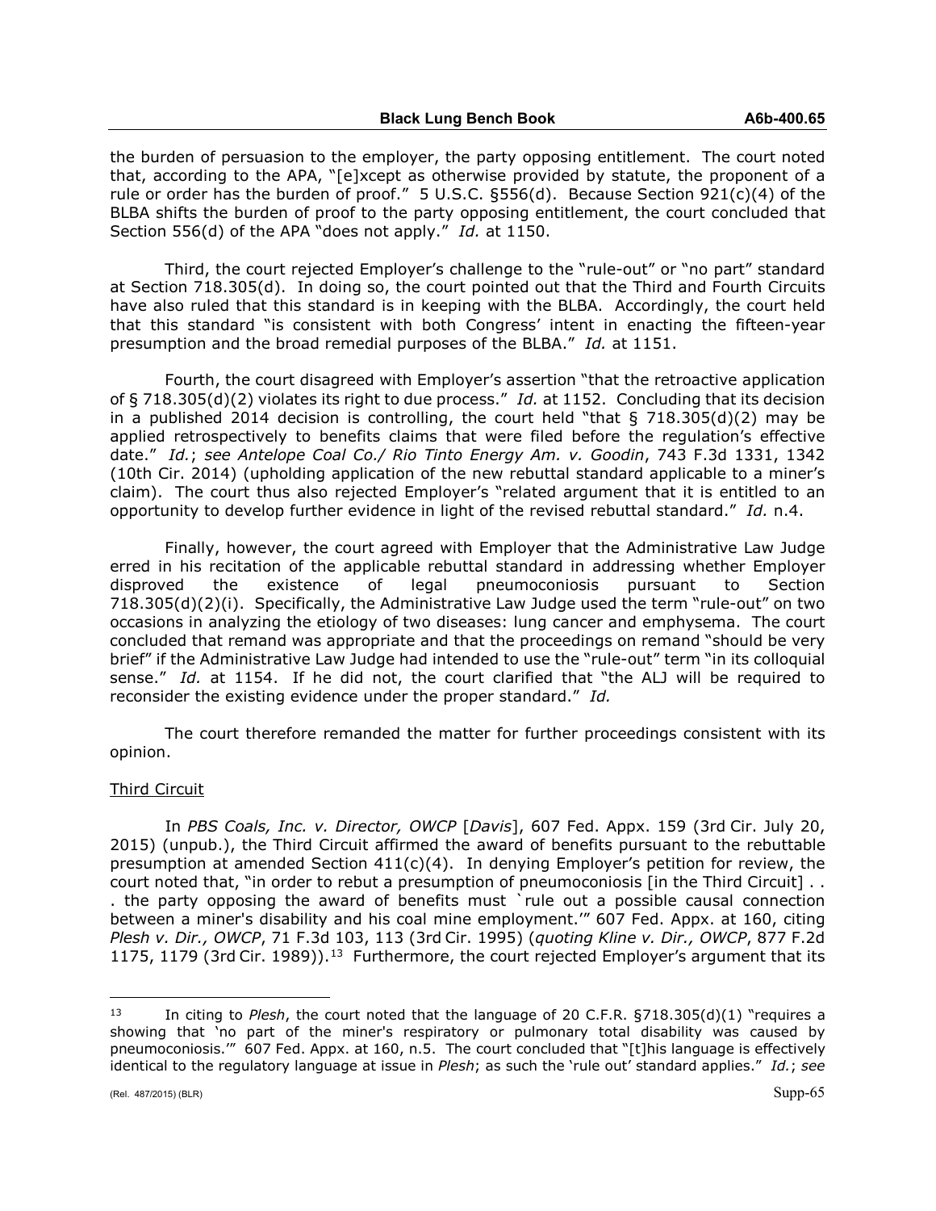the burden of persuasion to the employer, the party opposing entitlement. The court noted that, according to the APA, "[e]xcept as otherwise provided by statute, the proponent of a rule or order has the burden of proof." 5 U.S.C. §556(d). Because Section 921(c)(4) of the BLBA shifts the burden of proof to the party opposing entitlement, the court concluded that Section 556(d) of the APA "does not apply." *Id.* at 1150.

Third, the court rejected Employer's challenge to the "rule-out" or "no part" standard at Section 718.305(d). In doing so, the court pointed out that the Third and Fourth Circuits have also ruled that this standard is in keeping with the BLBA. Accordingly, the court held that this standard "is consistent with both Congress' intent in enacting the fifteen-year presumption and the broad remedial purposes of the BLBA." *Id.* at 1151.

Fourth, the court disagreed with Employer's assertion "that the retroactive application of § 718.305(d)(2) violates its right to due process." *Id.* at 1152. Concluding that its decision in a published 2014 decision is controlling, the court held "that § 718.305(d)(2) may be applied retrospectively to benefits claims that were filed before the regulation's effective date." *Id.*; *see Antelope Coal Co./ Rio Tinto Energy Am. v. Goodin*, 743 F.3d 1331, 1342 (10th Cir. 2014) (upholding application of the new rebuttal standard applicable to a miner's claim). The court thus also rejected Employer's "related argument that it is entitled to an opportunity to develop further evidence in light of the revised rebuttal standard." *Id.* n.4.

Finally, however, the court agreed with Employer that the Administrative Law Judge erred in his recitation of the applicable rebuttal standard in addressing whether Employer disproved the existence of legal pneumoconiosis pursuant to Section 718.305(d)(2)(i). Specifically, the Administrative Law Judge used the term "rule-out" on two occasions in analyzing the etiology of two diseases: lung cancer and emphysema. The court concluded that remand was appropriate and that the proceedings on remand "should be very brief" if the Administrative Law Judge had intended to use the "rule-out" term "in its colloquial sense." *Id.* at 1154. If he did not, the court clarified that "the ALJ will be required to reconsider the existing evidence under the proper standard." *Id.*

The court therefore remanded the matter for further proceedings consistent with its opinion.

Third Circuit

In *PBS Coals, Inc. v. Director, OWCP* [*Davis*], 607 Fed. Appx. 159 (3rd Cir. July 20, 2015) (unpub.), the Third Circuit affirmed the award of benefits pursuant to the rebuttable presumption at amended Section 411(c)(4). In denying Employer's petition for review, the court noted that, "in order to rebut a presumption of pneumoconiosis [in the Third Circuit] . . . the party opposing the award of benefits must `rule out a possible causal connection between a miner's disability and his coal mine employment.'" 607 Fed. Appx. at 160, citing *Plesh v. Dir., OWCP*, 71 F.3d 103, 113 (3rd Cir. 1995) (*quoting Kline v. Dir., OWCP*, 877 F.2d 1175, 1179 (3rd Cir. 1989)).[13] Furthermore, the court rejected Employer's argument that its

---

[13] In citing to *Plesh*, the court noted that the language of 20 C.F.R. §718.305(d)(1) "requires a showing that 'no part of the miner's respiratory or pulmonary total disability was caused by pneumoconiosis.'" 607 Fed. Appx. at 160, n.5. The court concluded that "[t]his language is effectively identical to the regulatory language at issue in *Plesh*; as such the 'rule out' standard applies." *Id.*; *see*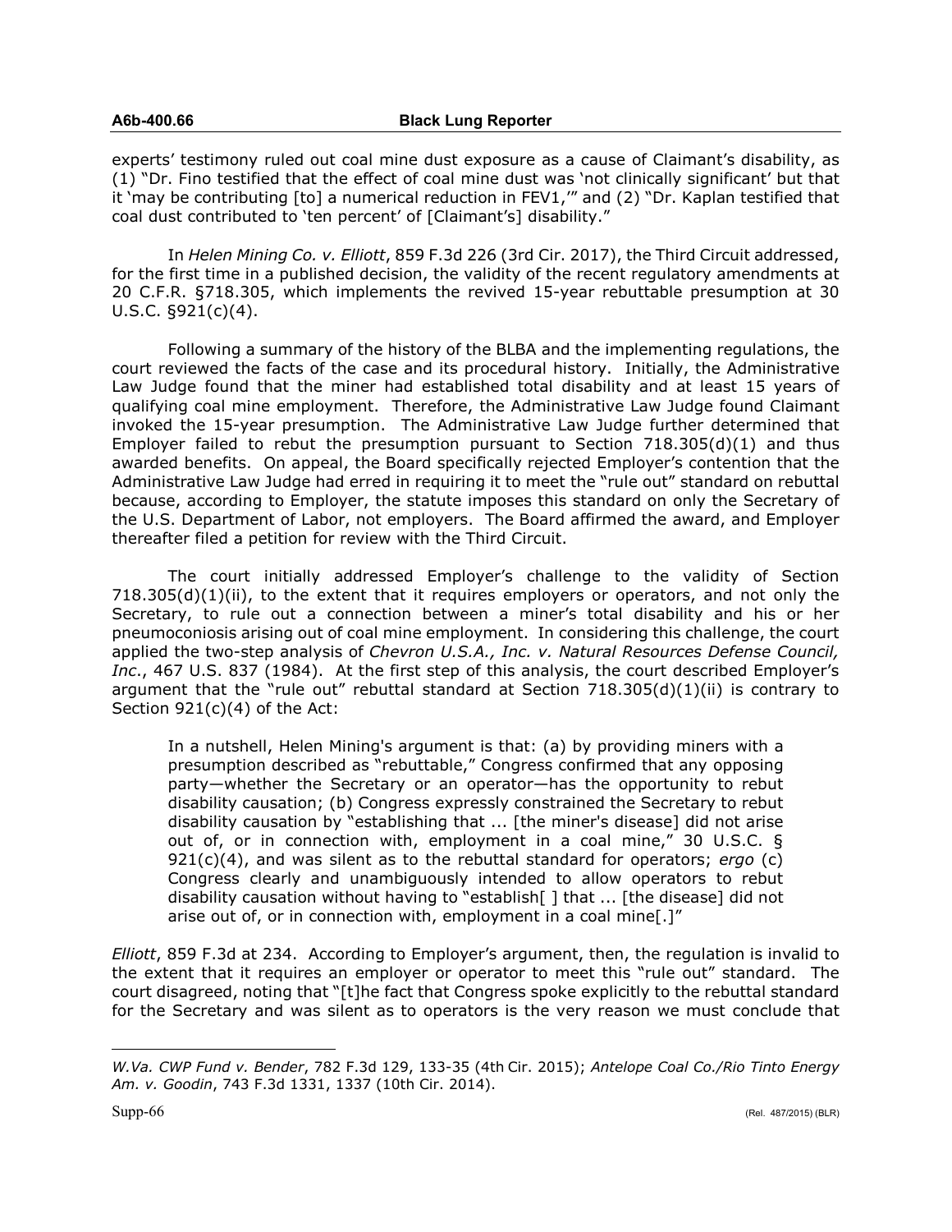experts' testimony ruled out coal mine dust exposure as a cause of Claimant's disability, as (1) "Dr. Fino testified that the effect of coal mine dust was 'not clinically significant' but that it 'may be contributing [to] a numerical reduction in FEV1,'" and (2) "Dr. Kaplan testified that coal dust contributed to 'ten percent' of [Claimant's] disability."

In *Helen Mining Co. v. Elliott*, 859 F.3d 226 (3rd Cir. 2017), the Third Circuit addressed, for the first time in a published decision, the validity of the recent regulatory amendments at 20 C.F.R. §718.305, which implements the revived 15-year rebuttable presumption at 30 U.S.C. §921(c)(4).

Following a summary of the history of the BLBA and the implementing regulations, the court reviewed the facts of the case and its procedural history. Initially, the Administrative Law Judge found that the miner had established total disability and at least 15 years of qualifying coal mine employment. Therefore, the Administrative Law Judge found Claimant invoked the 15-year presumption. The Administrative Law Judge further determined that Employer failed to rebut the presumption pursuant to Section 718.305(d)(1) and thus awarded benefits. On appeal, the Board specifically rejected Employer's contention that the Administrative Law Judge had erred in requiring it to meet the "rule out" standard on rebuttal because, according to Employer, the statute imposes this standard on only the Secretary of the U.S. Department of Labor, not employers. The Board affirmed the award, and Employer thereafter filed a petition for review with the Third Circuit.

The court initially addressed Employer's challenge to the validity of Section 718.305(d)(1)(ii), to the extent that it requires employers or operators, and not only the Secretary, to rule out a connection between a miner's total disability and his or her pneumoconiosis arising out of coal mine employment. In considering this challenge, the court applied the two-step analysis of *Chevron U.S.A., Inc. v. Natural Resources Defense Council, Inc.*, 467 U.S. 837 (1984). At the first step of this analysis, the court described Employer's argument that the "rule out" rebuttal standard at Section 718.305(d)(1)(ii) is contrary to Section 921(c)(4) of the Act:

> In a nutshell, Helen Mining's argument is that: (a) by providing miners with a presumption described as "rebuttable," Congress confirmed that any opposing party—whether the Secretary or an operator—has the opportunity to rebut disability causation; (b) Congress expressly constrained the Secretary to rebut disability causation by "establishing that ... [the miner's disease] did not arise out of, or in connection with, employment in a coal mine," 30 U.S.C. § 921(c)(4), and was silent as to the rebuttal standard for operators; *ergo* (c) Congress clearly and unambiguously intended to allow operators to rebut disability causation without having to "establish[ ] that ... [the disease] did not arise out of, or in connection with, employment in a coal mine[.]"

*Elliott*, 859 F.3d at 234. According to Employer's argument, then, the regulation is invalid to the extent that it requires an employer or operator to meet this "rule out" standard. The court disagreed, noting that "[t]he fact that Congress spoke explicitly to the rebuttal standard for the Secretary and was silent as to operators is the very reason we must conclude that

---

*W.Va. CWP Fund v. Bender*, 782 F.3d 129, 133-35 (4th Cir. 2015); *Antelope Coal Co./Rio Tinto Energy Am. v. Goodin*, 743 F.3d 1331, 1337 (10th Cir. 2014).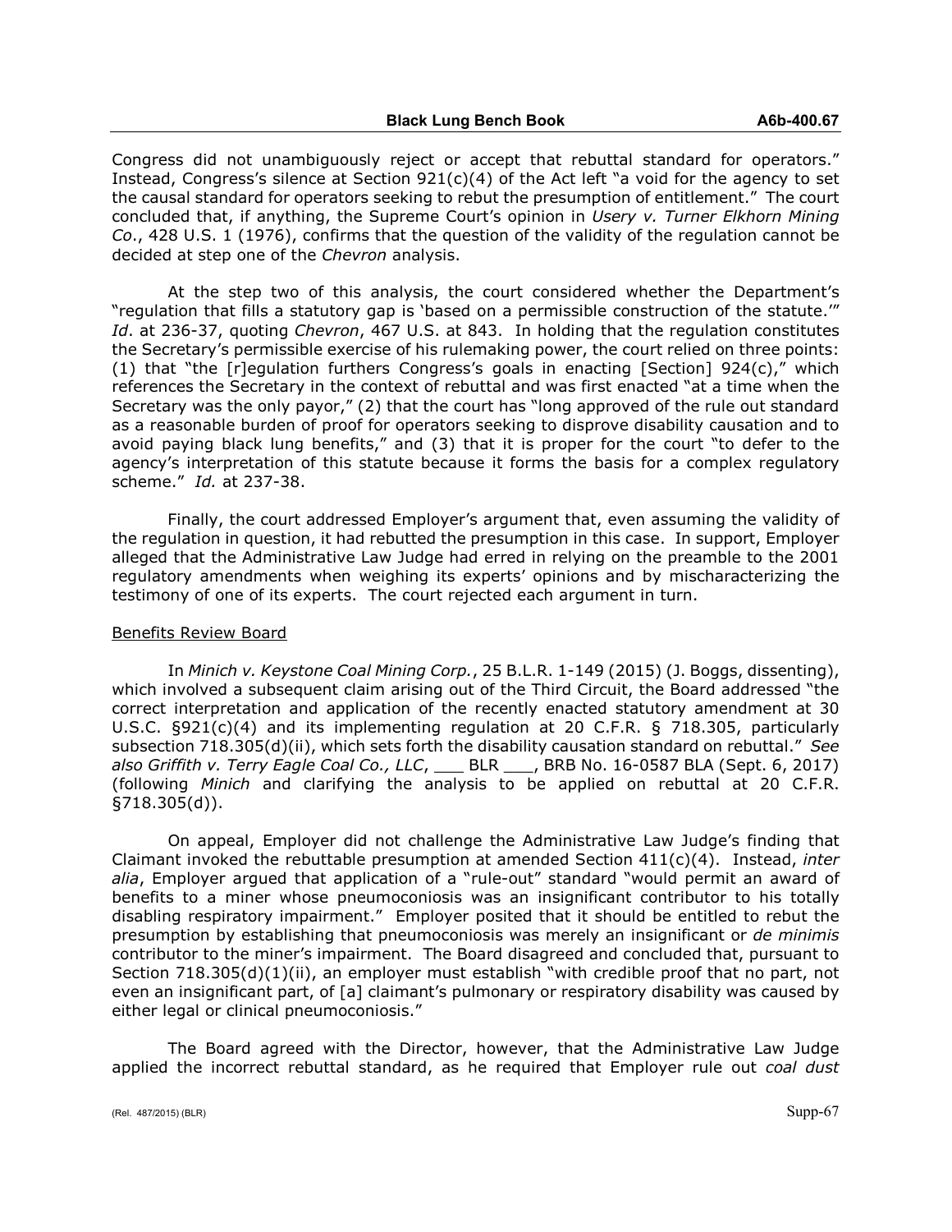Congress did not unambiguously reject or accept that rebuttal standard for operators." Instead, Congress's silence at Section 921(c)(4) of the Act left "a void for the agency to set the causal standard for operators seeking to rebut the presumption of entitlement." The court concluded that, if anything, the Supreme Court's opinion in *Usery v. Turner Elkhorn Mining Co.*, 428 U.S. 1 (1976), confirms that the question of the validity of the regulation cannot be decided at step one of the *Chevron* analysis.

At the step two of this analysis, the court considered whether the Department's "regulation that fills a statutory gap is 'based on a permissible construction of the statute.'" *Id*. at 236-37, quoting *Chevron*, 467 U.S. at 843. In holding that the regulation constitutes the Secretary's permissible exercise of his rulemaking power, the court relied on three points: (1) that "the [r]egulation furthers Congress's goals in enacting [Section] 924(c)," which references the Secretary in the context of rebuttal and was first enacted "at a time when the Secretary was the only payor," (2) that the court has "long approved of the rule out standard as a reasonable burden of proof for operators seeking to disprove disability causation and to avoid paying black lung benefits," and (3) that it is proper for the court "to defer to the agency's interpretation of this statute because it forms the basis for a complex regulatory scheme." *Id.* at 237-38.

Finally, the court addressed Employer's argument that, even assuming the validity of the regulation in question, it had rebutted the presumption in this case. In support, Employer alleged that the Administrative Law Judge had erred in relying on the preamble to the 2001 regulatory amendments when weighing its experts' opinions and by mischaracterizing the testimony of one of its experts. The court rejected each argument in turn.

Benefits Review Board

In *Minich v. Keystone Coal Mining Corp.*, 25 B.L.R. 1-149 (2015) (J. Boggs, dissenting), which involved a subsequent claim arising out of the Third Circuit, the Board addressed "the correct interpretation and application of the recently enacted statutory amendment at 30 U.S.C. §921(c)(4) and its implementing regulation at 20 C.F.R. § 718.305, particularly subsection 718.305(d)(ii), which sets forth the disability causation standard on rebuttal." *See also Griffith v. Terry Eagle Coal Co., LLC*, ___ BLR ___, BRB No. 16-0587 BLA (Sept. 6, 2017) (following *Minich* and clarifying the analysis to be applied on rebuttal at 20 C.F.R. §718.305(d)).

On appeal, Employer did not challenge the Administrative Law Judge's finding that Claimant invoked the rebuttable presumption at amended Section 411(c)(4). Instead, *inter alia*, Employer argued that application of a "rule-out" standard "would permit an award of benefits to a miner whose pneumoconiosis was an insignificant contributor to his totally disabling respiratory impairment." Employer posited that it should be entitled to rebut the presumption by establishing that pneumoconiosis was merely an insignificant or *de minimis* contributor to the miner's impairment. The Board disagreed and concluded that, pursuant to Section 718.305(d)(1)(ii), an employer must establish "with credible proof that no part, not even an insignificant part, of [a] claimant's pulmonary or respiratory disability was caused by either legal or clinical pneumoconiosis."

The Board agreed with the Director, however, that the Administrative Law Judge applied the incorrect rebuttal standard, as he required that Employer rule out *coal dust*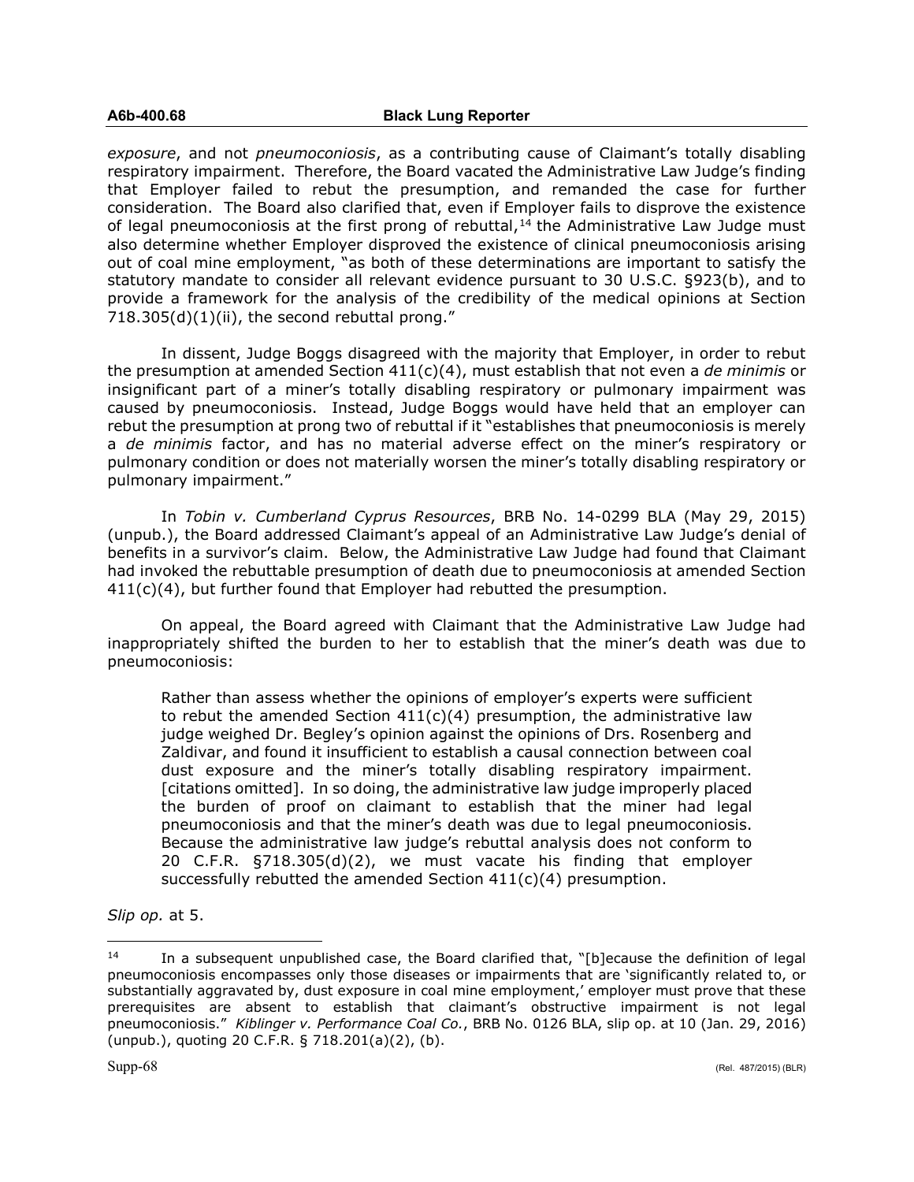*exposure*, and not *pneumoconiosis*, as a contributing cause of Claimant's totally disabling respiratory impairment. Therefore, the Board vacated the Administrative Law Judge's finding that Employer failed to rebut the presumption, and remanded the case for further consideration. The Board also clarified that, even if Employer fails to disprove the existence of legal pneumoconiosis at the first prong of rebuttal,[14] the Administrative Law Judge must also determine whether Employer disproved the existence of clinical pneumoconiosis arising out of coal mine employment, "as both of these determinations are important to satisfy the statutory mandate to consider all relevant evidence pursuant to 30 U.S.C. §923(b), and to provide a framework for the analysis of the credibility of the medical opinions at Section 718.305(d)(1)(ii), the second rebuttal prong."

In dissent, Judge Boggs disagreed with the majority that Employer, in order to rebut the presumption at amended Section 411(c)(4), must establish that not even a *de minimis* or insignificant part of a miner's totally disabling respiratory or pulmonary impairment was caused by pneumoconiosis. Instead, Judge Boggs would have held that an employer can rebut the presumption at prong two of rebuttal if it "establishes that pneumoconiosis is merely a *de minimis* factor, and has no material adverse effect on the miner's respiratory or pulmonary condition or does not materially worsen the miner's totally disabling respiratory or pulmonary impairment."

In *Tobin v. Cumberland Cyprus Resources*, BRB No. 14-0299 BLA (May 29, 2015) (unpub.), the Board addressed Claimant's appeal of an Administrative Law Judge's denial of benefits in a survivor's claim. Below, the Administrative Law Judge had found that Claimant had invoked the rebuttable presumption of death due to pneumoconiosis at amended Section 411(c)(4), but further found that Employer had rebutted the presumption.

On appeal, the Board agreed with Claimant that the Administrative Law Judge had inappropriately shifted the burden to her to establish that the miner's death was due to pneumoconiosis:

> Rather than assess whether the opinions of employer's experts were sufficient to rebut the amended Section 411(c)(4) presumption, the administrative law judge weighed Dr. Begley's opinion against the opinions of Drs. Rosenberg and Zaldivar, and found it insufficient to establish a causal connection between coal dust exposure and the miner's totally disabling respiratory impairment. [citations omitted]. In so doing, the administrative law judge improperly placed the burden of proof on claimant to establish that the miner had legal pneumoconiosis and that the miner's death was due to legal pneumoconiosis. Because the administrative law judge's rebuttal analysis does not conform to 20 C.F.R. §718.305(d)(2), we must vacate his finding that employer successfully rebutted the amended Section 411(c)(4) presumption.

*Slip op.* at 5.

---

[14] In a subsequent unpublished case, the Board clarified that, "[b]ecause the definition of legal pneumoconiosis encompasses only those diseases or impairments that are 'significantly related to, or substantially aggravated by, dust exposure in coal mine employment,' employer must prove that these prerequisites are absent to establish that claimant's obstructive impairment is not legal pneumoconiosis." *Kiblinger v. Performance Coal Co.*, BRB No. 0126 BLA, slip op. at 10 (Jan. 29, 2016) (unpub.), quoting 20 C.F.R. § 718.201(a)(2), (b).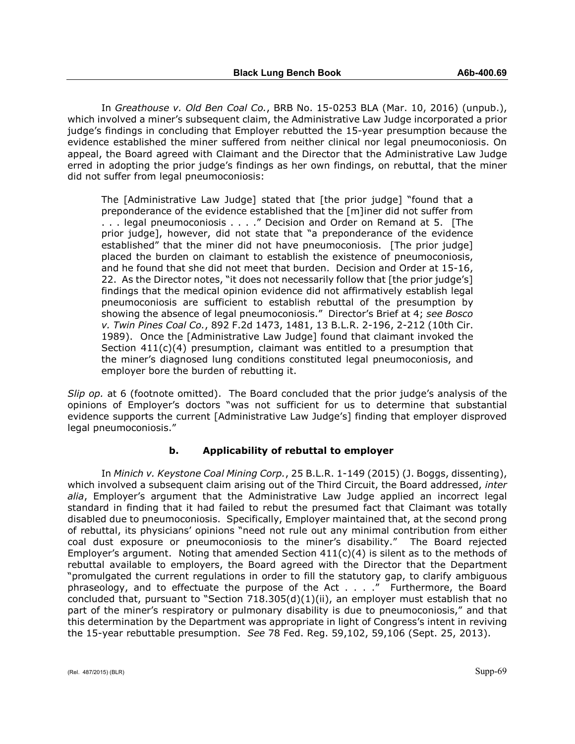In *Greathouse v. Old Ben Coal Co.*, BRB No. 15-0253 BLA (Mar. 10, 2016) (unpub.), which involved a miner's subsequent claim, the Administrative Law Judge incorporated a prior judge's findings in concluding that Employer rebutted the 15-year presumption because the evidence established the miner suffered from neither clinical nor legal pneumoconiosis. On appeal, the Board agreed with Claimant and the Director that the Administrative Law Judge erred in adopting the prior judge's findings as her own findings, on rebuttal, that the miner did not suffer from legal pneumoconiosis:

> The [Administrative Law Judge] stated that [the prior judge] "found that a preponderance of the evidence established that the [m]iner did not suffer from . . . legal pneumoconiosis . . . ." Decision and Order on Remand at 5. [The prior judge], however, did not state that "a preponderance of the evidence established" that the miner did not have pneumoconiosis. [The prior judge] placed the burden on claimant to establish the existence of pneumoconiosis, and he found that she did not meet that burden. Decision and Order at 15-16, 22. As the Director notes, "it does not necessarily follow that [the prior judge's] findings that the medical opinion evidence did not affirmatively establish legal pneumoconiosis are sufficient to establish rebuttal of the presumption by showing the absence of legal pneumoconiosis." Director's Brief at 4; *see Bosco v. Twin Pines Coal Co.*, 892 F.2d 1473, 1481, 13 B.L.R. 2-196, 2-212 (10th Cir. 1989). Once the [Administrative Law Judge] found that claimant invoked the Section 411(c)(4) presumption, claimant was entitled to a presumption that the miner's diagnosed lung conditions constituted legal pneumoconiosis, and employer bore the burden of rebutting it.

*Slip op.* at 6 (footnote omitted). The Board concluded that the prior judge's analysis of the opinions of Employer's doctors "was not sufficient for us to determine that substantial evidence supports the current [Administrative Law Judge's] finding that employer disproved legal pneumoconiosis."

#### b. Applicability of rebuttal to employer

In *Minich v. Keystone Coal Mining Corp.*, 25 B.L.R. 1-149 (2015) (J. Boggs, dissenting), which involved a subsequent claim arising out of the Third Circuit, the Board addressed, *inter alia*, Employer's argument that the Administrative Law Judge applied an incorrect legal standard in finding that it had failed to rebut the presumed fact that Claimant was totally disabled due to pneumoconiosis. Specifically, Employer maintained that, at the second prong of rebuttal, its physicians' opinions "need not rule out any minimal contribution from either coal dust exposure or pneumoconiosis to the miner's disability." The Board rejected Employer's argument. Noting that amended Section 411(c)(4) is silent as to the methods of rebuttal available to employers, the Board agreed with the Director that the Department "promulgated the current regulations in order to fill the statutory gap, to clarify ambiguous phraseology, and to effectuate the purpose of the Act . . . ." Furthermore, the Board concluded that, pursuant to "Section 718.305(d)(1)(ii), an employer must establish that no part of the miner's respiratory or pulmonary disability is due to pneumoconiosis," and that this determination by the Department was appropriate in light of Congress's intent in reviving the 15-year rebuttable presumption. *See* 78 Fed. Reg. 59,102, 59,106 (Sept. 25, 2013).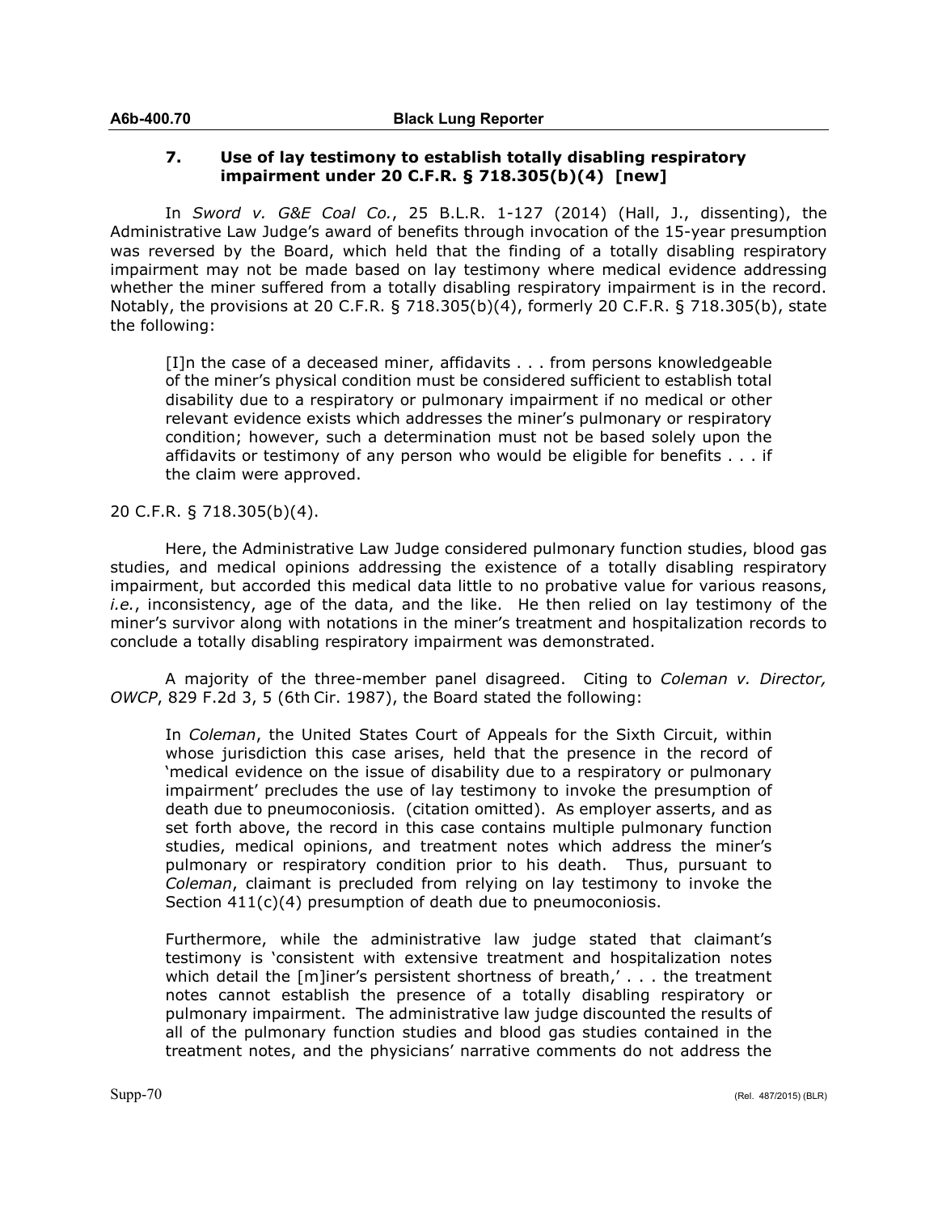### 7. Use of lay testimony to establish totally disabling respiratory impairment under 20 C.F.R. § 718.305(b)(4) [new]

In *Sword v. G&E Coal Co.*, 25 B.L.R. 1-127 (2014) (Hall, J., dissenting), the Administrative Law Judge's award of benefits through invocation of the 15-year presumption was reversed by the Board, which held that the finding of a totally disabling respiratory impairment may not be made based on lay testimony where medical evidence addressing whether the miner suffered from a totally disabling respiratory impairment is in the record. Notably, the provisions at 20 C.F.R. § 718.305(b)(4), formerly 20 C.F.R. § 718.305(b), state the following:

> [I]n the case of a deceased miner, affidavits . . . from persons knowledgeable of the miner's physical condition must be considered sufficient to establish total disability due to a respiratory or pulmonary impairment if no medical or other relevant evidence exists which addresses the miner's pulmonary or respiratory condition; however, such a determination must not be based solely upon the affidavits or testimony of any person who would be eligible for benefits . . . if the claim were approved.

20 C.F.R. § 718.305(b)(4).

Here, the Administrative Law Judge considered pulmonary function studies, blood gas studies, and medical opinions addressing the existence of a totally disabling respiratory impairment, but accorded this medical data little to no probative value for various reasons, *i.e.*, inconsistency, age of the data, and the like. He then relied on lay testimony of the miner's survivor along with notations in the miner's treatment and hospitalization records to conclude a totally disabling respiratory impairment was demonstrated.

A majority of the three-member panel disagreed. Citing to *Coleman v. Director, OWCP*, 829 F.2d 3, 5 (6th Cir. 1987), the Board stated the following:

> In *Coleman*, the United States Court of Appeals for the Sixth Circuit, within whose jurisdiction this case arises, held that the presence in the record of 'medical evidence on the issue of disability due to a respiratory or pulmonary impairment' precludes the use of lay testimony to invoke the presumption of death due to pneumoconiosis. (citation omitted). As employer asserts, and as set forth above, the record in this case contains multiple pulmonary function studies, medical opinions, and treatment notes which address the miner's pulmonary or respiratory condition prior to his death. Thus, pursuant to *Coleman*, claimant is precluded from relying on lay testimony to invoke the Section 411(c)(4) presumption of death due to pneumoconiosis.
>
> Furthermore, while the administrative law judge stated that claimant's testimony is 'consistent with extensive treatment and hospitalization notes which detail the [m]iner's persistent shortness of breath,' . . . the treatment notes cannot establish the presence of a totally disabling respiratory or pulmonary impairment. The administrative law judge discounted the results of all of the pulmonary function studies and blood gas studies contained in the treatment notes, and the physicians' narrative comments do not address the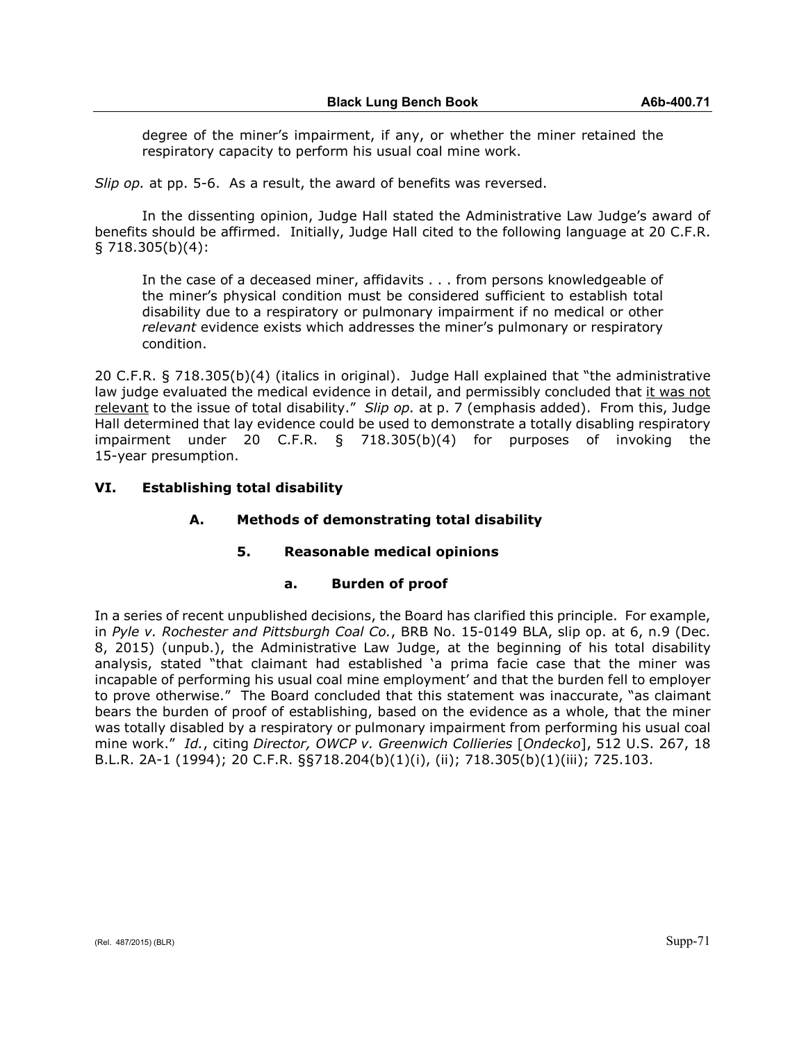> degree of the miner's impairment, if any, or whether the miner retained the respiratory capacity to perform his usual coal mine work.

*Slip op.* at pp. 5-6. As a result, the award of benefits was reversed.

In the dissenting opinion, Judge Hall stated the Administrative Law Judge's award of benefits should be affirmed. Initially, Judge Hall cited to the following language at 20 C.F.R. § 718.305(b)(4):

> In the case of a deceased miner, affidavits . . . from persons knowledgeable of the miner's physical condition must be considered sufficient to establish total disability due to a respiratory or pulmonary impairment if no medical or other *relevant* evidence exists which addresses the miner's pulmonary or respiratory condition.

20 C.F.R. § 718.305(b)(4) (italics in original). Judge Hall explained that "the administrative law judge evaluated the medical evidence in detail, and permissibly concluded that <u>it was not relevant</u> to the issue of total disability." *Slip op.* at p. 7 (emphasis added). From this, Judge Hall determined that lay evidence could be used to demonstrate a totally disabling respiratory impairment under 20 C.F.R. § 718.305(b)(4) for purposes of invoking the 15-year presumption.

## VI. Establishing total disability

### A. Methods of demonstrating total disability

#### 5. Reasonable medical opinions

##### a. Burden of proof

In a series of recent unpublished decisions, the Board has clarified this principle. For example, in *Pyle v. Rochester and Pittsburgh Coal Co.*, BRB No. 15-0149 BLA, slip op. at 6, n.9 (Dec. 8, 2015) (unpub.), the Administrative Law Judge, at the beginning of his total disability analysis, stated "that claimant had established 'a prima facie case that the miner was incapable of performing his usual coal mine employment' and that the burden fell to employer to prove otherwise." The Board concluded that this statement was inaccurate, "as claimant bears the burden of proof of establishing, based on the evidence as a whole, that the miner was totally disabled by a respiratory or pulmonary impairment from performing his usual coal mine work." *Id.*, citing *Director, OWCP v. Greenwich Collieries* [*Ondecko*], 512 U.S. 267, 18 B.L.R. 2A-1 (1994); 20 C.F.R. §§718.204(b)(1)(i), (ii); 718.305(b)(1)(iii); 725.103.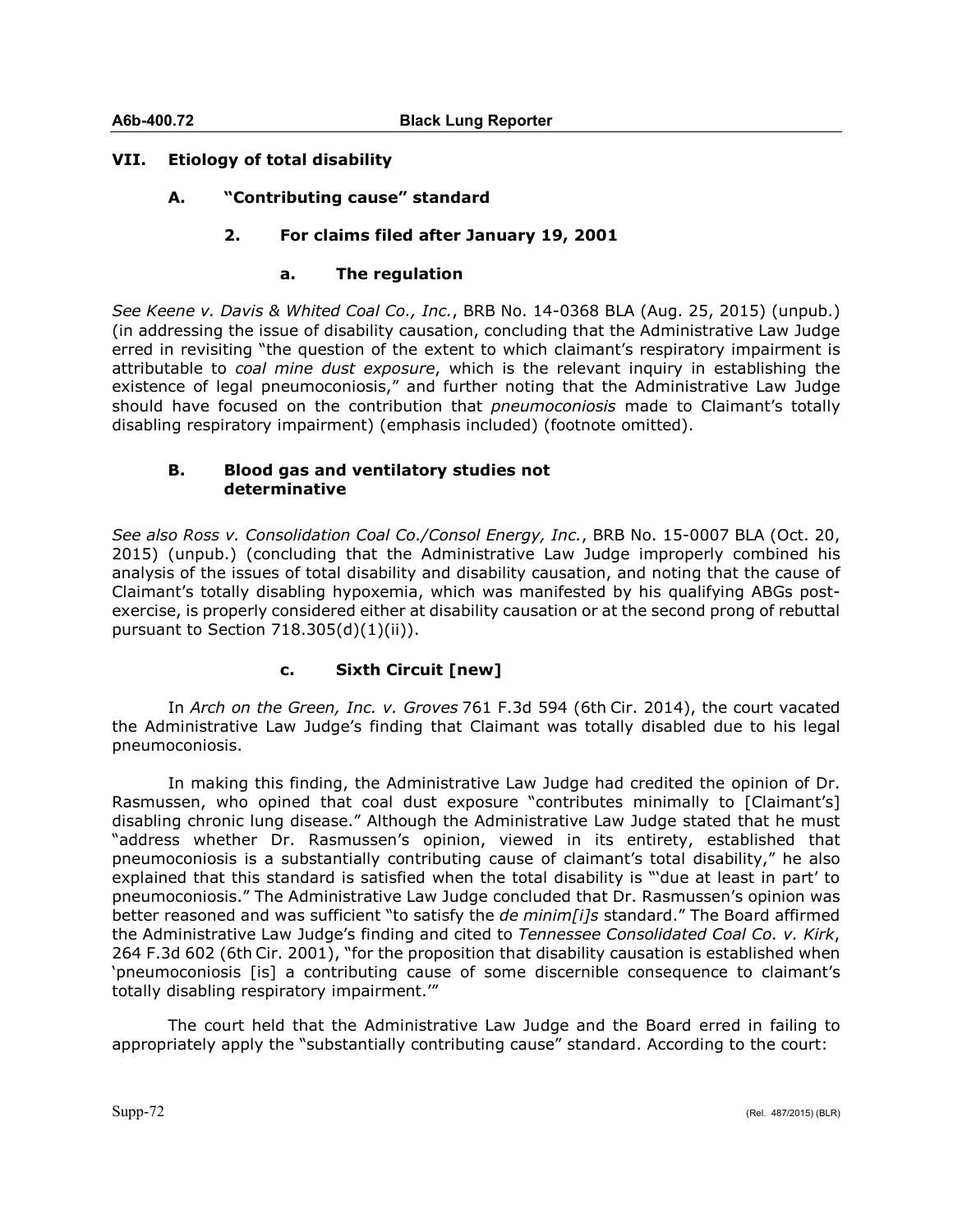## VII. Etiology of total disability

### A. "Contributing cause" standard

#### 2. For claims filed after January 19, 2001

##### a. The regulation

*See Keene v. Davis & Whited Coal Co., Inc.*, BRB No. 14-0368 BLA (Aug. 25, 2015) (unpub.) (in addressing the issue of disability causation, concluding that the Administrative Law Judge erred in revisiting "the question of the extent to which claimant's respiratory impairment is attributable to *coal mine dust exposure*, which is the relevant inquiry in establishing the existence of legal pneumoconiosis," and further noting that the Administrative Law Judge should have focused on the contribution that *pneumoconiosis* made to Claimant's totally disabling respiratory impairment) (emphasis included) (footnote omitted).

### B. Blood gas and ventilatory studies not determinative

*See also Ross v. Consolidation Coal Co./Consol Energy, Inc.*, BRB No. 15-0007 BLA (Oct. 20, 2015) (unpub.) (concluding that the Administrative Law Judge improperly combined his analysis of the issues of total disability and disability causation, and noting that the cause of Claimant's totally disabling hypoxemia, which was manifested by his qualifying ABGs post-exercise, is properly considered either at disability causation or at the second prong of rebuttal pursuant to Section 718.305(d)(1)(ii)).

##### c. Sixth Circuit [new]

In *Arch on the Green, Inc. v. Groves* 761 F.3d 594 (6th Cir. 2014), the court vacated the Administrative Law Judge's finding that Claimant was totally disabled due to his legal pneumoconiosis.

In making this finding, the Administrative Law Judge had credited the opinion of Dr. Rasmussen, who opined that coal dust exposure "contributes minimally to [Claimant's] disabling chronic lung disease." Although the Administrative Law Judge stated that he must "address whether Dr. Rasmussen's opinion, viewed in its entirety, established that pneumoconiosis is a substantially contributing cause of claimant's total disability," he also explained that this standard is satisfied when the total disability is "'due at least in part' to pneumoconiosis." The Administrative Law Judge concluded that Dr. Rasmussen's opinion was better reasoned and was sufficient "to satisfy the *de minim[i]s* standard." The Board affirmed the Administrative Law Judge's finding and cited to *Tennessee Consolidated Coal Co. v. Kirk*, 264 F.3d 602 (6th Cir. 2001), "for the proposition that disability causation is established when 'pneumoconiosis [is] a contributing cause of some discernible consequence to claimant's totally disabling respiratory impairment.'"

The court held that the Administrative Law Judge and the Board erred in failing to appropriately apply the "substantially contributing cause" standard. According to the court: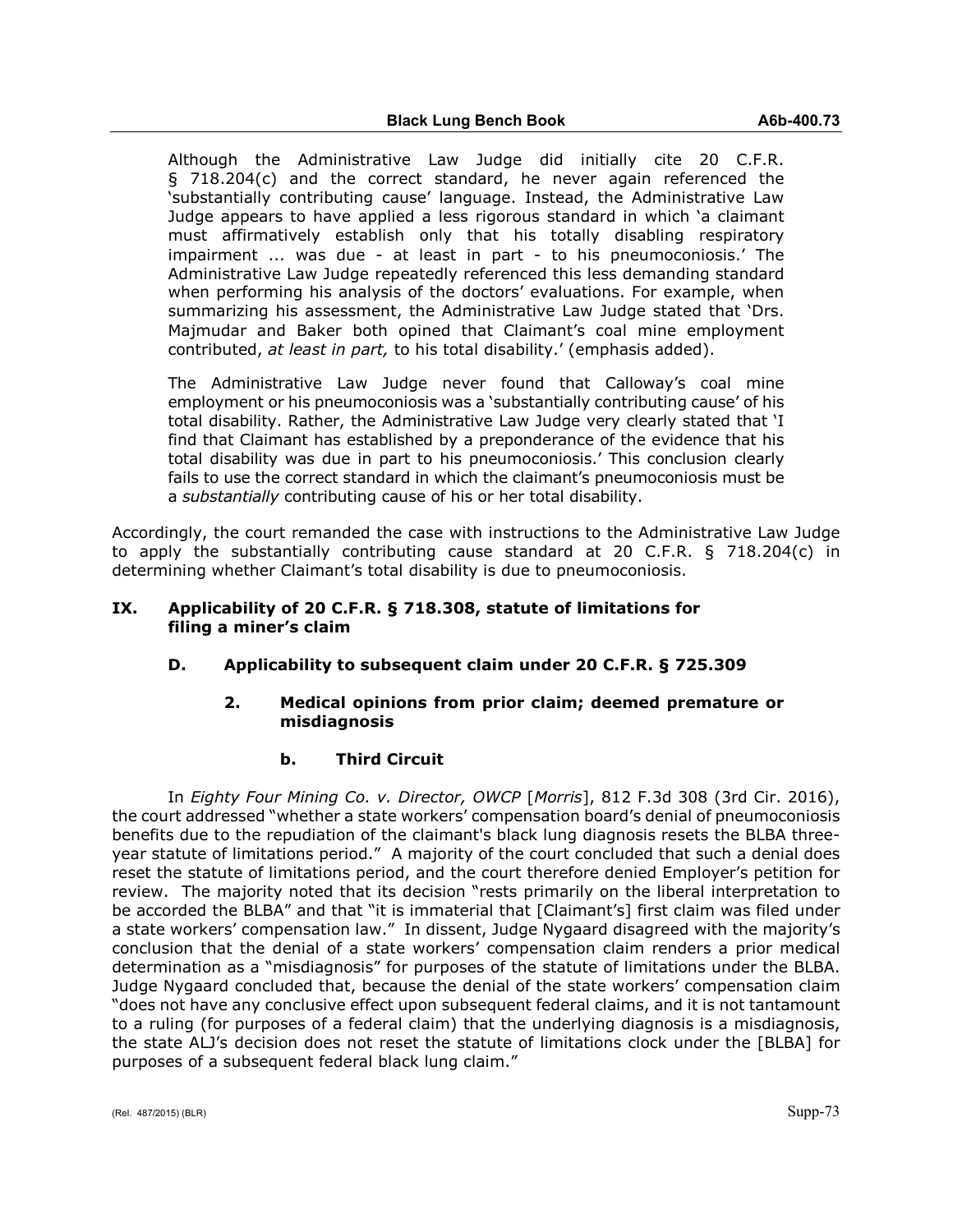> Although the Administrative Law Judge did initially cite 20 C.F.R. § 718.204(c) and the correct standard, he never again referenced the 'substantially contributing cause' language. Instead, the Administrative Law Judge appears to have applied a less rigorous standard in which 'a claimant must affirmatively establish only that his totally disabling respiratory impairment ... was due - at least in part - to his pneumoconiosis.' The Administrative Law Judge repeatedly referenced this less demanding standard when performing his analysis of the doctors' evaluations. For example, when summarizing his assessment, the Administrative Law Judge stated that 'Drs. Majmudar and Baker both opined that Claimant's coal mine employment contributed, *at least in part,* to his total disability.' (emphasis added).
>
> The Administrative Law Judge never found that Calloway's coal mine employment or his pneumoconiosis was a 'substantially contributing cause' of his total disability. Rather, the Administrative Law Judge very clearly stated that 'I find that Claimant has established by a preponderance of the evidence that his total disability was due in part to his pneumoconiosis.' This conclusion clearly fails to use the correct standard in which the claimant's pneumoconiosis must be a *substantially* contributing cause of his or her total disability.

Accordingly, the court remanded the case with instructions to the Administrative Law Judge to apply the substantially contributing cause standard at 20 C.F.R. § 718.204(c) in determining whether Claimant's total disability is due to pneumoconiosis.

## IX. Applicability of 20 C.F.R. § 718.308, statute of limitations for filing a miner's claim

### D. Applicability to subsequent claim under 20 C.F.R. § 725.309

#### 2. Medical opinions from prior claim; deemed premature or misdiagnosis

##### b. Third Circuit

In *Eighty Four Mining Co. v. Director, OWCP* [*Morris*], 812 F.3d 308 (3rd Cir. 2016), the court addressed "whether a state workers' compensation board's denial of pneumoconiosis benefits due to the repudiation of the claimant's black lung diagnosis resets the BLBA three-year statute of limitations period." A majority of the court concluded that such a denial does reset the statute of limitations period, and the court therefore denied Employer's petition for review. The majority noted that its decision "rests primarily on the liberal interpretation to be accorded the BLBA" and that "it is immaterial that [Claimant's] first claim was filed under a state workers' compensation law." In dissent, Judge Nygaard disagreed with the majority's conclusion that the denial of a state workers' compensation claim renders a prior medical determination as a "misdiagnosis" for purposes of the statute of limitations under the BLBA. Judge Nygaard concluded that, because the denial of the state workers' compensation claim "does not have any conclusive effect upon subsequent federal claims, and it is not tantamount to a ruling (for purposes of a federal claim) that the underlying diagnosis is a misdiagnosis, the state ALJ's decision does not reset the statute of limitations clock under the [BLBA] for purposes of a subsequent federal black lung claim."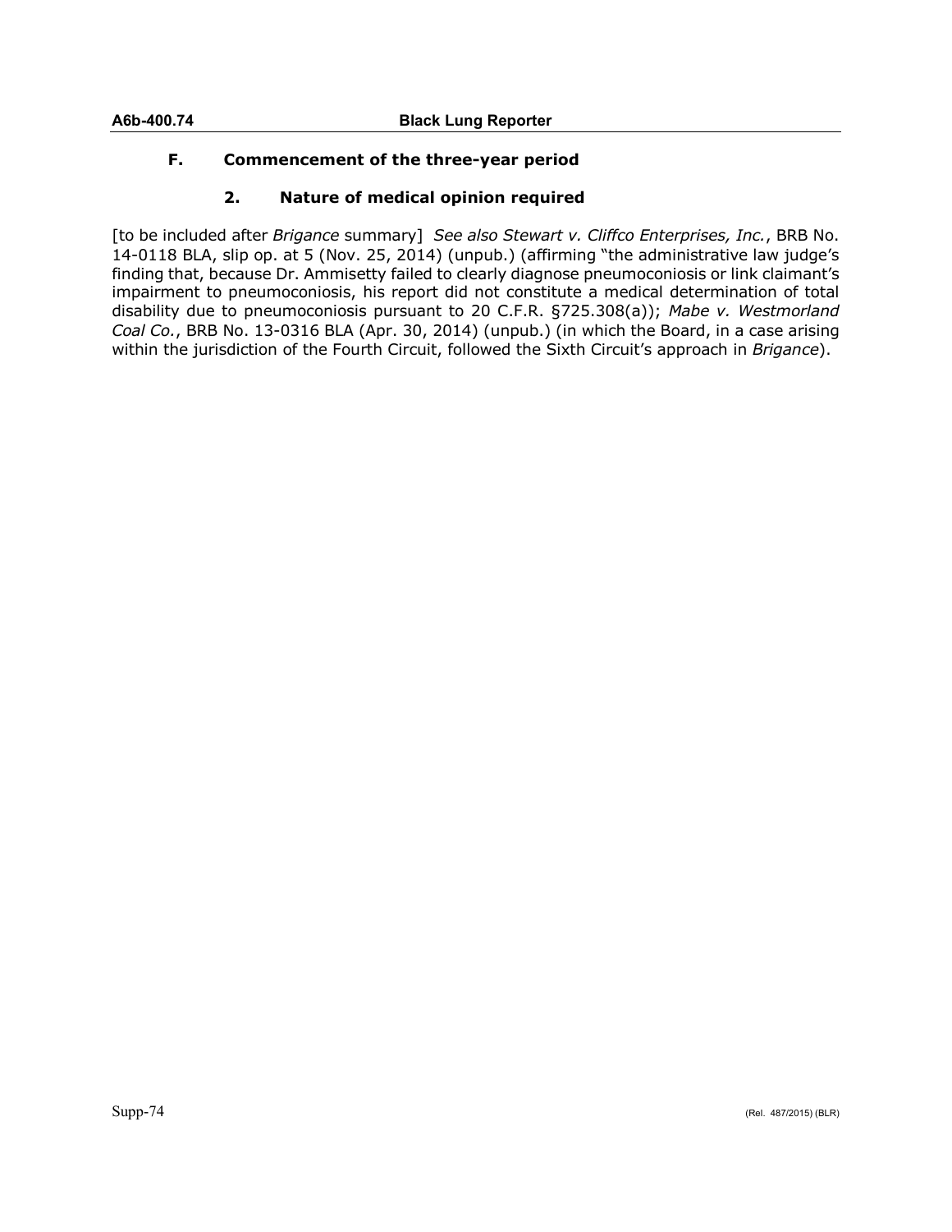## F. Commencement of the three-year period

### 2. Nature of medical opinion required

[to be included after *Brigance* summary] *See also Stewart v. Cliffco Enterprises, Inc.*, BRB No. 14-0118 BLA, slip op. at 5 (Nov. 25, 2014) (unpub.) (affirming "the administrative law judge's finding that, because Dr. Ammisetty failed to clearly diagnose pneumoconiosis or link claimant's impairment to pneumoconiosis, his report did not constitute a medical determination of total disability due to pneumoconiosis pursuant to 20 C.F.R. §725.308(a)); *Mabe v. Westmorland Coal Co.*, BRB No. 13-0316 BLA (Apr. 30, 2014) (unpub.) (in which the Board, in a case arising within the jurisdiction of the Fourth Circuit, followed the Sixth Circuit's approach in *Brigance*).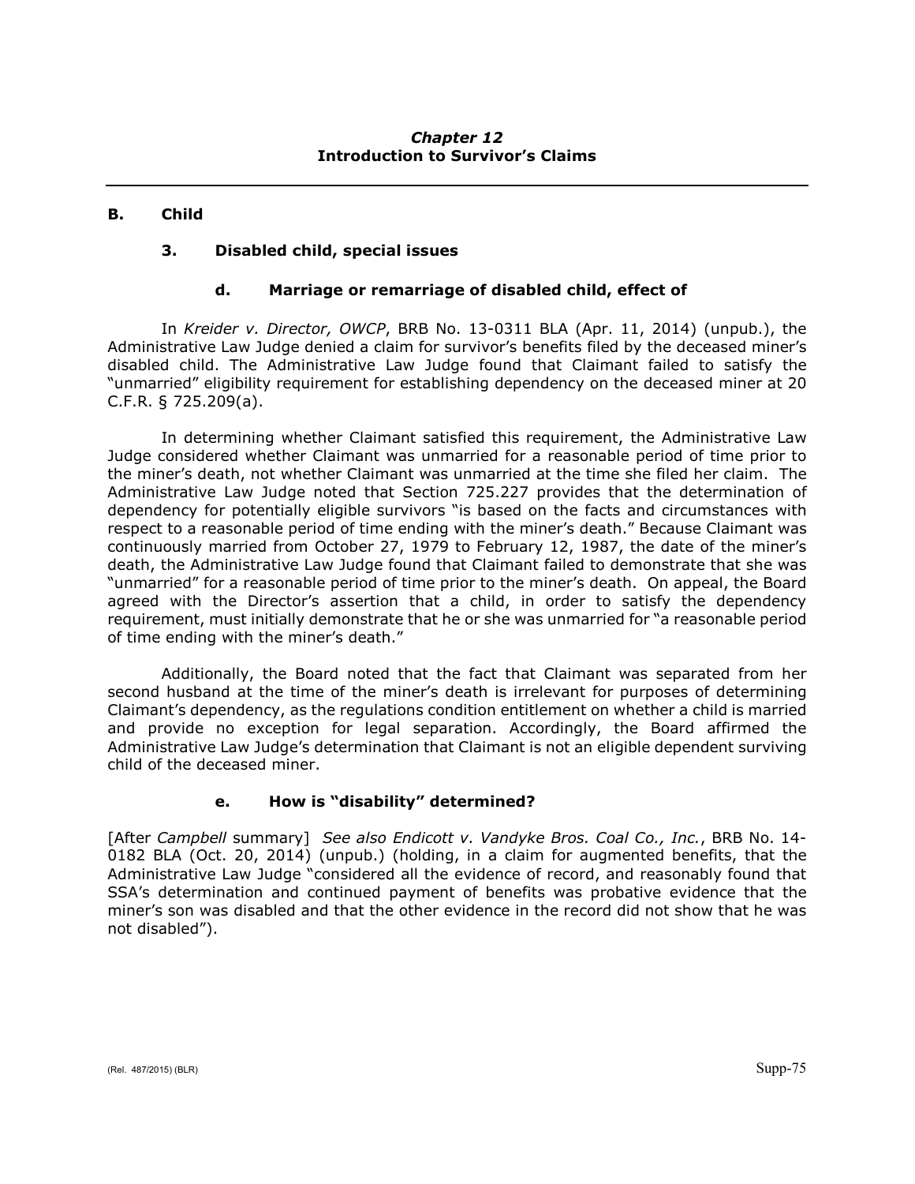## B. Child

### 3. Disabled child, special issues

#### d. Marriage or remarriage of disabled child, effect of

In *Kreider v. Director, OWCP*, BRB No. 13-0311 BLA (Apr. 11, 2014) (unpub.), the Administrative Law Judge denied a claim for survivor's benefits filed by the deceased miner's disabled child. The Administrative Law Judge found that Claimant failed to satisfy the "unmarried" eligibility requirement for establishing dependency on the deceased miner at 20 C.F.R. § 725.209(a).

In determining whether Claimant satisfied this requirement, the Administrative Law Judge considered whether Claimant was unmarried for a reasonable period of time prior to the miner's death, not whether Claimant was unmarried at the time she filed her claim. The Administrative Law Judge noted that Section 725.227 provides that the determination of dependency for potentially eligible survivors "is based on the facts and circumstances with respect to a reasonable period of time ending with the miner's death." Because Claimant was continuously married from October 27, 1979 to February 12, 1987, the date of the miner's death, the Administrative Law Judge found that Claimant failed to demonstrate that she was "unmarried" for a reasonable period of time prior to the miner's death. On appeal, the Board agreed with the Director's assertion that a child, in order to satisfy the dependency requirement, must initially demonstrate that he or she was unmarried for "a reasonable period of time ending with the miner's death."

Additionally, the Board noted that the fact that Claimant was separated from her second husband at the time of the miner's death is irrelevant for purposes of determining Claimant's dependency, as the regulations condition entitlement on whether a child is married and provide no exception for legal separation. Accordingly, the Board affirmed the Administrative Law Judge's determination that Claimant is not an eligible dependent surviving child of the deceased miner.

#### e. How is "disability" determined?

[After *Campbell* summary] *See also Endicott v. Vandyke Bros. Coal Co., Inc.*, BRB No. 14-0182 BLA (Oct. 20, 2014) (unpub.) (holding, in a claim for augmented benefits, that the Administrative Law Judge "considered all the evidence of record, and reasonably found that SSA's determination and continued payment of benefits was probative evidence that the miner's son was disabled and that the other evidence in the record did not show that he was not disabled").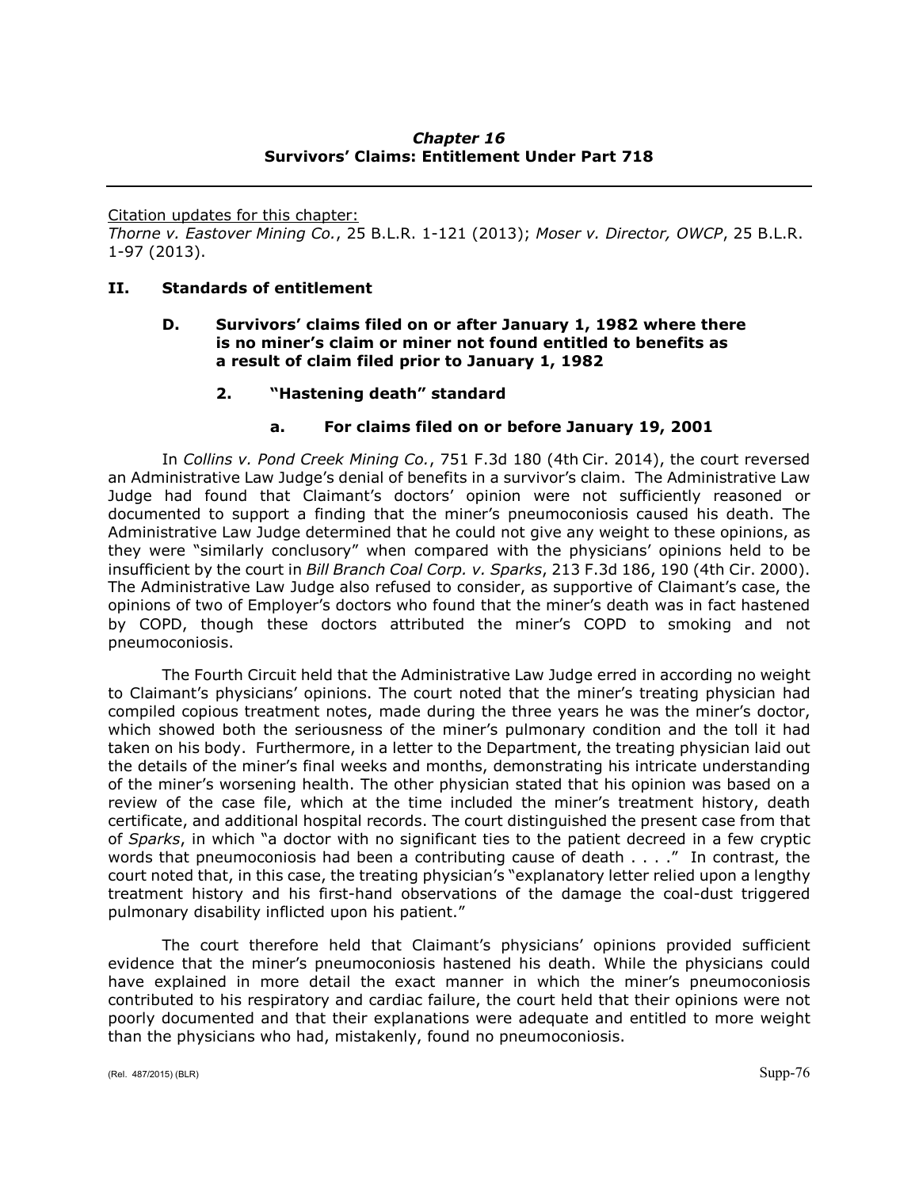### *Chapter 16*
### Survivors' Claims: Entitlement Under Part 718

---

Citation updates for this chapter:
*Thorne v. Eastover Mining Co.*, 25 B.L.R. 1-121 (2013); *Moser v. Director, OWCP*, 25 B.L.R. 1-97 (2013).

## II. Standards of entitlement

### D. Survivors' claims filed on or after January 1, 1982 where there is no miner's claim or miner not found entitled to benefits as a result of claim filed prior to January 1, 1982

#### 2. "Hastening death" standard

##### a. For claims filed on or before January 19, 2001

In *Collins v. Pond Creek Mining Co.*, 751 F.3d 180 (4th Cir. 2014), the court reversed an Administrative Law Judge's denial of benefits in a survivor's claim. The Administrative Law Judge had found that Claimant's doctors' opinion were not sufficiently reasoned or documented to support a finding that the miner's pneumoconiosis caused his death. The Administrative Law Judge determined that he could not give any weight to these opinions, as they were "similarly conclusory" when compared with the physicians' opinions held to be insufficient by the court in *Bill Branch Coal Corp. v. Sparks*, 213 F.3d 186, 190 (4th Cir. 2000). The Administrative Law Judge also refused to consider, as supportive of Claimant's case, the opinions of two of Employer's doctors who found that the miner's death was in fact hastened by COPD, though these doctors attributed the miner's COPD to smoking and not pneumoconiosis.

The Fourth Circuit held that the Administrative Law Judge erred in according no weight to Claimant's physicians' opinions. The court noted that the miner's treating physician had compiled copious treatment notes, made during the three years he was the miner's doctor, which showed both the seriousness of the miner's pulmonary condition and the toll it had taken on his body. Furthermore, in a letter to the Department, the treating physician laid out the details of the miner's final weeks and months, demonstrating his intricate understanding of the miner's worsening health. The other physician stated that his opinion was based on a review of the case file, which at the time included the miner's treatment history, death certificate, and additional hospital records. The court distinguished the present case from that of *Sparks*, in which "a doctor with no significant ties to the patient decreed in a few cryptic words that pneumoconiosis had been a contributing cause of death . . . ." In contrast, the court noted that, in this case, the treating physician's "explanatory letter relied upon a lengthy treatment history and his first-hand observations of the damage the coal-dust triggered pulmonary disability inflicted upon his patient."

The court therefore held that Claimant's physicians' opinions provided sufficient evidence that the miner's pneumoconiosis hastened his death. While the physicians could have explained in more detail the exact manner in which the miner's pneumoconiosis contributed to his respiratory and cardiac failure, the court held that their opinions were not poorly documented and that their explanations were adequate and entitled to more weight than the physicians who had, mistakenly, found no pneumoconiosis.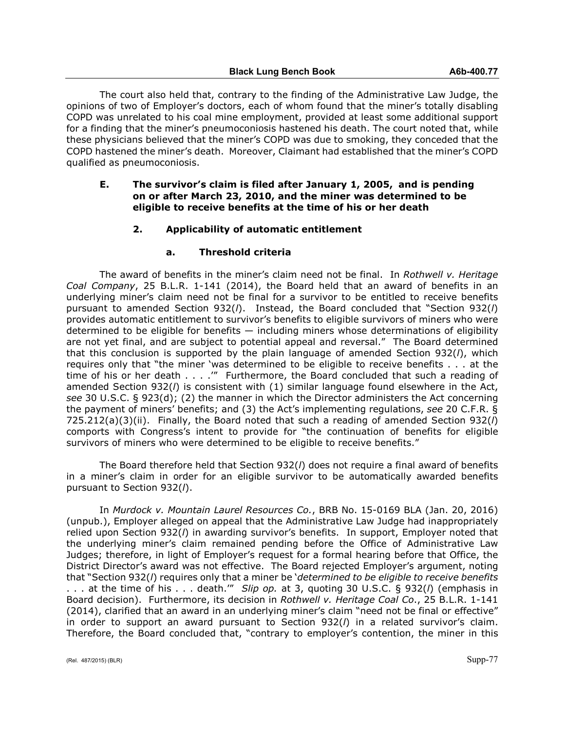The court also held that, contrary to the finding of the Administrative Law Judge, the opinions of two of Employer's doctors, each of whom found that the miner's totally disabling COPD was unrelated to his coal mine employment, provided at least some additional support for a finding that the miner's pneumoconiosis hastened his death. The court noted that, while these physicians believed that the miner's COPD was due to smoking, they conceded that the COPD hastened the miner's death. Moreover, Claimant had established that the miner's COPD qualified as pneumoconiosis.

### E. The survivor's claim is filed after January 1, 2005, and is pending on or after March 23, 2010, and the miner was determined to be eligible to receive benefits at the time of his or her death

#### 2. Applicability of automatic entitlement

##### a. Threshold criteria

The award of benefits in the miner's claim need not be final. In *Rothwell v. Heritage Coal Company*, 25 B.L.R. 1-141 (2014), the Board held that an award of benefits in an underlying miner's claim need not be final for a survivor to be entitled to receive benefits pursuant to amended Section 932(*l*). Instead, the Board concluded that "Section 932(*l*) provides automatic entitlement to survivor's benefits to eligible survivors of miners who were determined to be eligible for benefits — including miners whose determinations of eligibility are not yet final, and are subject to potential appeal and reversal." The Board determined that this conclusion is supported by the plain language of amended Section 932(*l*), which requires only that "the miner 'was determined to be eligible to receive benefits . . . at the time of his or her death . . . .'" Furthermore, the Board concluded that such a reading of amended Section 932(*l*) is consistent with (1) similar language found elsewhere in the Act, *see* 30 U.S.C. § 923(d); (2) the manner in which the Director administers the Act concerning the payment of miners' benefits; and (3) the Act's implementing regulations, *see* 20 C.F.R. § 725.212(a)(3)(ii). Finally, the Board noted that such a reading of amended Section 932(*l*) comports with Congress's intent to provide for "the continuation of benefits for eligible survivors of miners who were determined to be eligible to receive benefits."

The Board therefore held that Section 932(*l*) does not require a final award of benefits in a miner's claim in order for an eligible survivor to be automatically awarded benefits pursuant to Section 932(*l*).

In *Murdock v. Mountain Laurel Resources Co.*, BRB No. 15-0169 BLA (Jan. 20, 2016) (unpub.), Employer alleged on appeal that the Administrative Law Judge had inappropriately relied upon Section 932(*l*) in awarding survivor's benefits. In support, Employer noted that the underlying miner's claim remained pending before the Office of Administrative Law Judges; therefore, in light of Employer's request for a formal hearing before that Office, the District Director's award was not effective. The Board rejected Employer's argument, noting that "Section 932(*l*) requires only that a miner be '*determined to be eligible to receive benefits . . .* at the time of his . . . death.'" *Slip op.* at 3, quoting 30 U.S.C. § 932(*l*) (emphasis in Board decision). Furthermore, its decision in *Rothwell v. Heritage Coal Co*., 25 B.L.R. 1-141 (2014), clarified that an award in an underlying miner's claim "need not be final or effective" in order to support an award pursuant to Section 932(*l*) in a related survivor's claim. Therefore, the Board concluded that, "contrary to employer's contention, the miner in this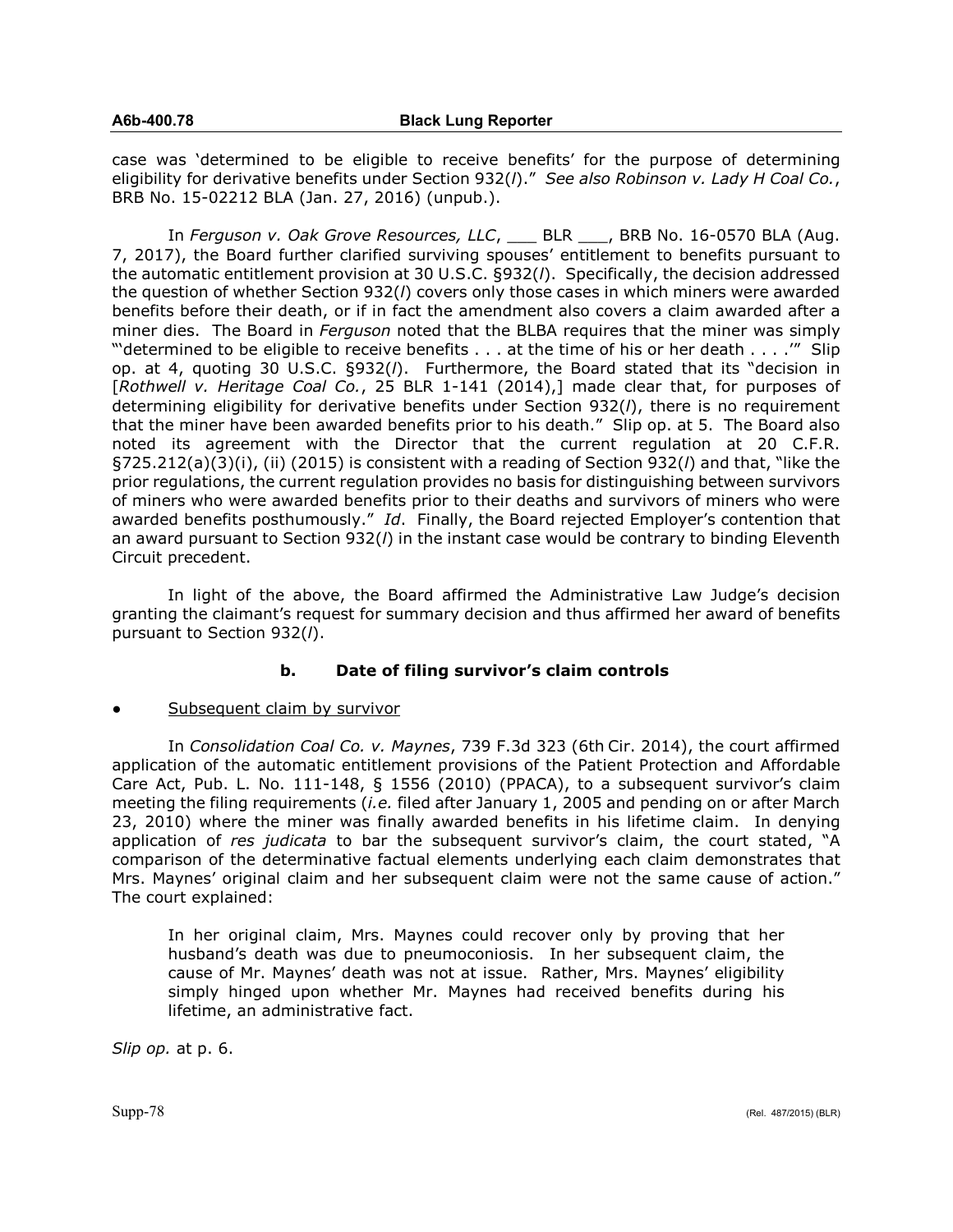case was 'determined to be eligible to receive benefits' for the purpose of determining eligibility for derivative benefits under Section 932(*l*)." *See also Robinson v. Lady H Coal Co.*, BRB No. 15-02212 BLA (Jan. 27, 2016) (unpub.).

In *Ferguson v. Oak Grove Resources, LLC*, ___ BLR ___, BRB No. 16-0570 BLA (Aug. 7, 2017), the Board further clarified surviving spouses' entitlement to benefits pursuant to the automatic entitlement provision at 30 U.S.C. §932(*l*). Specifically, the decision addressed the question of whether Section 932(*l*) covers only those cases in which miners were awarded benefits before their death, or if in fact the amendment also covers a claim awarded after a miner dies. The Board in *Ferguson* noted that the BLBA requires that the miner was simply "'determined to be eligible to receive benefits . . . at the time of his or her death . . . .'" Slip op. at 4, quoting 30 U.S.C. §932(*l*). Furthermore, the Board stated that its "decision in [*Rothwell v. Heritage Coal Co.*, 25 BLR 1-141 (2014),] made clear that, for purposes of determining eligibility for derivative benefits under Section 932(*l*), there is no requirement that the miner have been awarded benefits prior to his death." Slip op. at 5. The Board also noted its agreement with the Director that the current regulation at 20 C.F.R. §725.212(a)(3)(i), (ii) (2015) is consistent with a reading of Section 932(*l*) and that, "like the prior regulations, the current regulation provides no basis for distinguishing between survivors of miners who were awarded benefits prior to their deaths and survivors of miners who were awarded benefits posthumously." *Id*. Finally, the Board rejected Employer's contention that an award pursuant to Section 932(*l*) in the instant case would be contrary to binding Eleventh Circuit precedent.

In light of the above, the Board affirmed the Administrative Law Judge's decision granting the claimant's request for summary decision and thus affirmed her award of benefits pursuant to Section 932(*l*).

### b. Date of filing survivor's claim controls

- Subsequent claim by survivor

In *Consolidation Coal Co. v. Maynes*, 739 F.3d 323 (6th Cir. 2014), the court affirmed application of the automatic entitlement provisions of the Patient Protection and Affordable Care Act, Pub. L. No. 111-148, § 1556 (2010) (PPACA), to a subsequent survivor's claim meeting the filing requirements (*i.e.* filed after January 1, 2005 and pending on or after March 23, 2010) where the miner was finally awarded benefits in his lifetime claim. In denying application of *res judicata* to bar the subsequent survivor's claim, the court stated, "A comparison of the determinative factual elements underlying each claim demonstrates that Mrs. Maynes' original claim and her subsequent claim were not the same cause of action." The court explained:

> In her original claim, Mrs. Maynes could recover only by proving that her husband's death was due to pneumoconiosis. In her subsequent claim, the cause of Mr. Maynes' death was not at issue. Rather, Mrs. Maynes' eligibility simply hinged upon whether Mr. Maynes had received benefits during his lifetime, an administrative fact.

*Slip op.* at p. 6.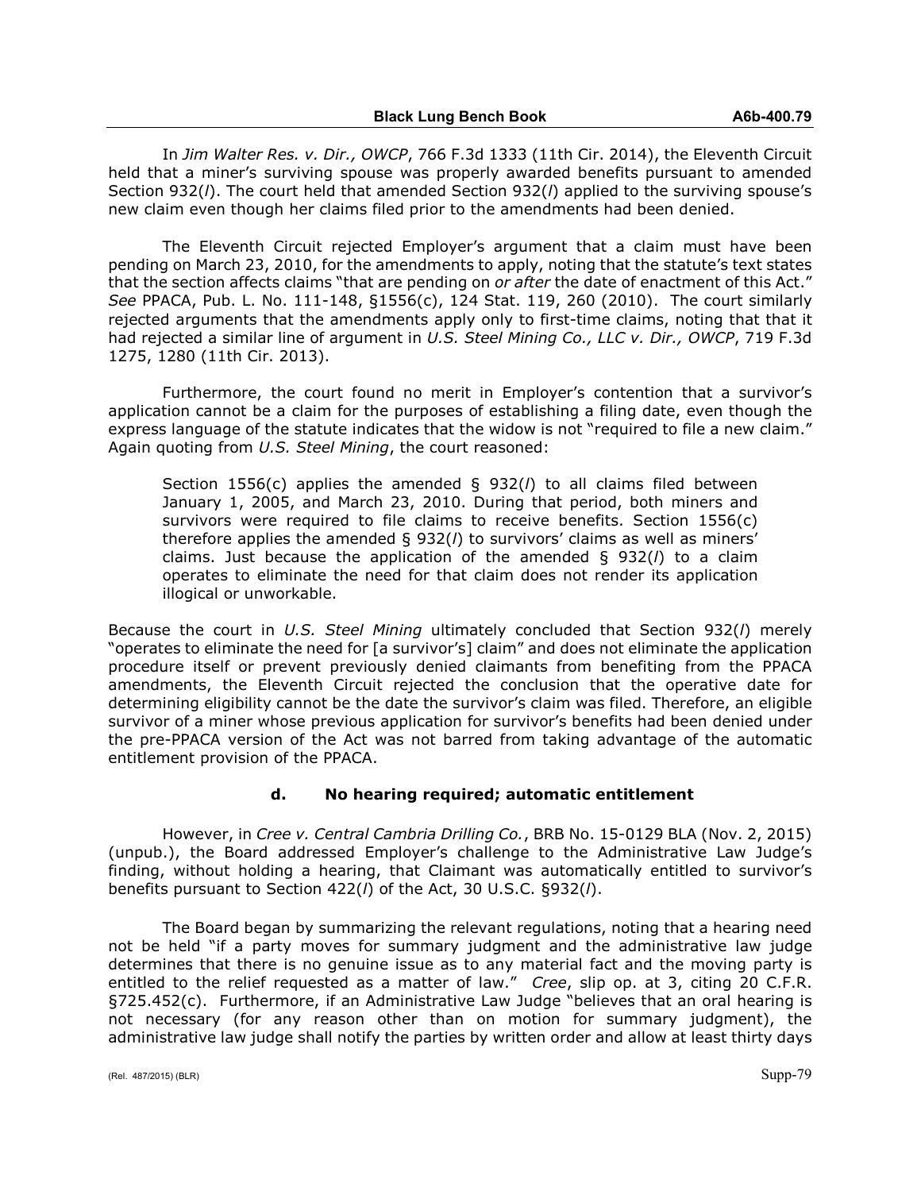In *Jim Walter Res. v. Dir., OWCP*, 766 F.3d 1333 (11th Cir. 2014), the Eleventh Circuit held that a miner's surviving spouse was properly awarded benefits pursuant to amended Section 932(*l*). The court held that amended Section 932(*l*) applied to the surviving spouse's new claim even though her claims filed prior to the amendments had been denied.

The Eleventh Circuit rejected Employer's argument that a claim must have been pending on March 23, 2010, for the amendments to apply, noting that the statute's text states that the section affects claims "that are pending on *or after* the date of enactment of this Act." *See* PPACA, Pub. L. No. 111-148, §1556(c), 124 Stat. 119, 260 (2010). The court similarly rejected arguments that the amendments apply only to first-time claims, noting that that it had rejected a similar line of argument in *U.S. Steel Mining Co., LLC v. Dir., OWCP*, 719 F.3d 1275, 1280 (11th Cir. 2013).

Furthermore, the court found no merit in Employer's contention that a survivor's application cannot be a claim for the purposes of establishing a filing date, even though the express language of the statute indicates that the widow is not "required to file a new claim." Again quoting from *U.S. Steel Mining*, the court reasoned:

> Section 1556(c) applies the amended § 932(*l*) to all claims filed between January 1, 2005, and March 23, 2010. During that period, both miners and survivors were required to file claims to receive benefits. Section 1556(c) therefore applies the amended § 932(*l*) to survivors' claims as well as miners' claims. Just because the application of the amended § 932(*l*) to a claim operates to eliminate the need for that claim does not render its application illogical or unworkable.

Because the court in *U.S. Steel Mining* ultimately concluded that Section 932(*l*) merely "operates to eliminate the need for [a survivor's] claim" and does not eliminate the application procedure itself or prevent previously denied claimants from benefiting from the PPACA amendments, the Eleventh Circuit rejected the conclusion that the operative date for determining eligibility cannot be the date the survivor's claim was filed. Therefore, an eligible survivor of a miner whose previous application for survivor's benefits had been denied under the pre-PPACA version of the Act was not barred from taking advantage of the automatic entitlement provision of the PPACA.

#### d. No hearing required; automatic entitlement

However, in *Cree v. Central Cambria Drilling Co.*, BRB No. 15-0129 BLA (Nov. 2, 2015) (unpub.), the Board addressed Employer's challenge to the Administrative Law Judge's finding, without holding a hearing, that Claimant was automatically entitled to survivor's benefits pursuant to Section 422(*l*) of the Act, 30 U.S.C. §932(*l*).

The Board began by summarizing the relevant regulations, noting that a hearing need not be held "if a party moves for summary judgment and the administrative law judge determines that there is no genuine issue as to any material fact and the moving party is entitled to the relief requested as a matter of law." *Cree*, slip op. at 3, citing 20 C.F.R. §725.452(c). Furthermore, if an Administrative Law Judge "believes that an oral hearing is not necessary (for any reason other than on motion for summary judgment), the administrative law judge shall notify the parties by written order and allow at least thirty days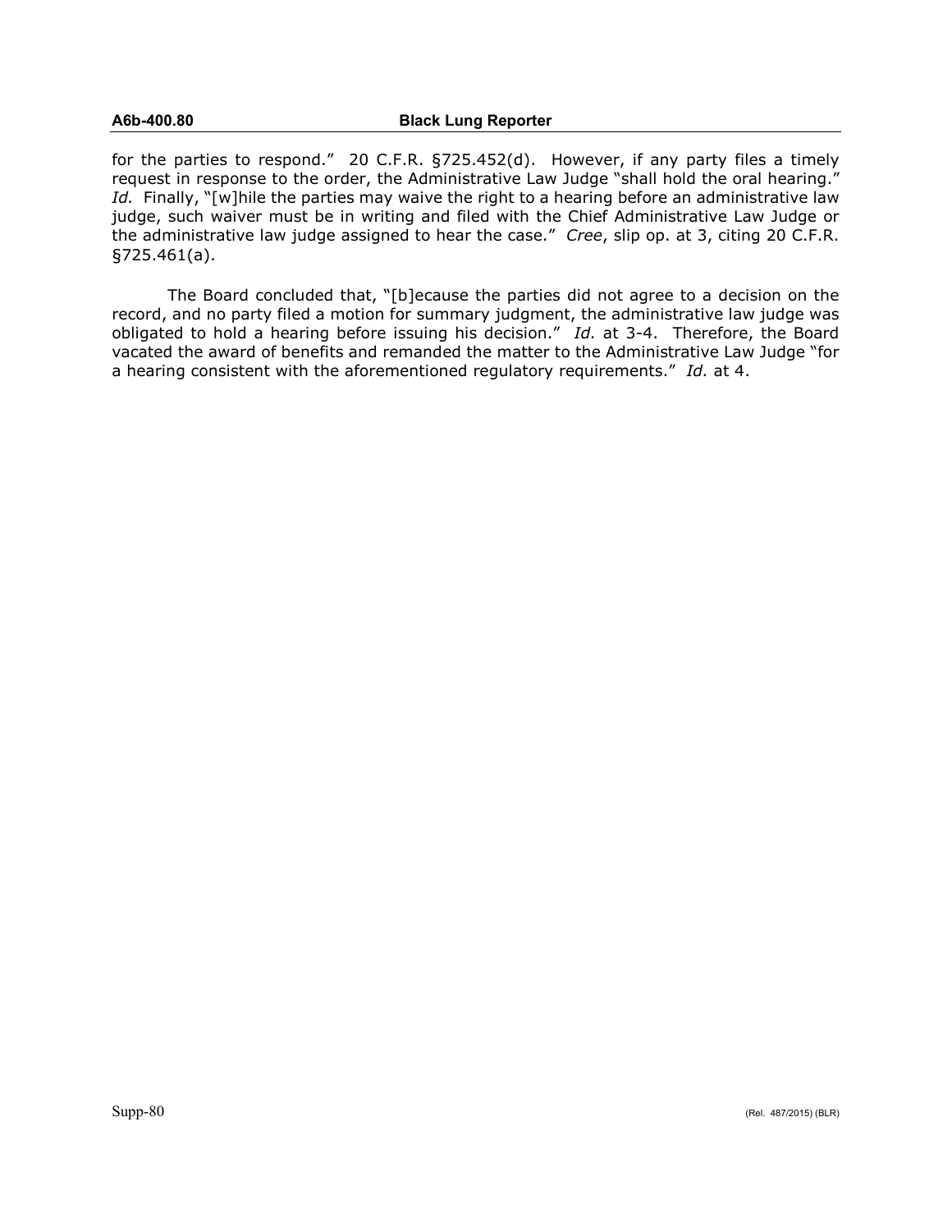for the parties to respond." 20 C.F.R. §725.452(d). However, if any party files a timely request in response to the order, the Administrative Law Judge "shall hold the oral hearing." *Id.* Finally, "[w]hile the parties may waive the right to a hearing before an administrative law judge, such waiver must be in writing and filed with the Chief Administrative Law Judge or the administrative law judge assigned to hear the case." *Cree*, slip op. at 3, citing 20 C.F.R. §725.461(a).

The Board concluded that, "[b]ecause the parties did not agree to a decision on the record, and no party filed a motion for summary judgment, the administrative law judge was obligated to hold a hearing before issuing his decision." *Id.* at 3-4. Therefore, the Board vacated the award of benefits and remanded the matter to the Administrative Law Judge "for a hearing consistent with the aforementioned regulatory requirements." *Id.* at 4.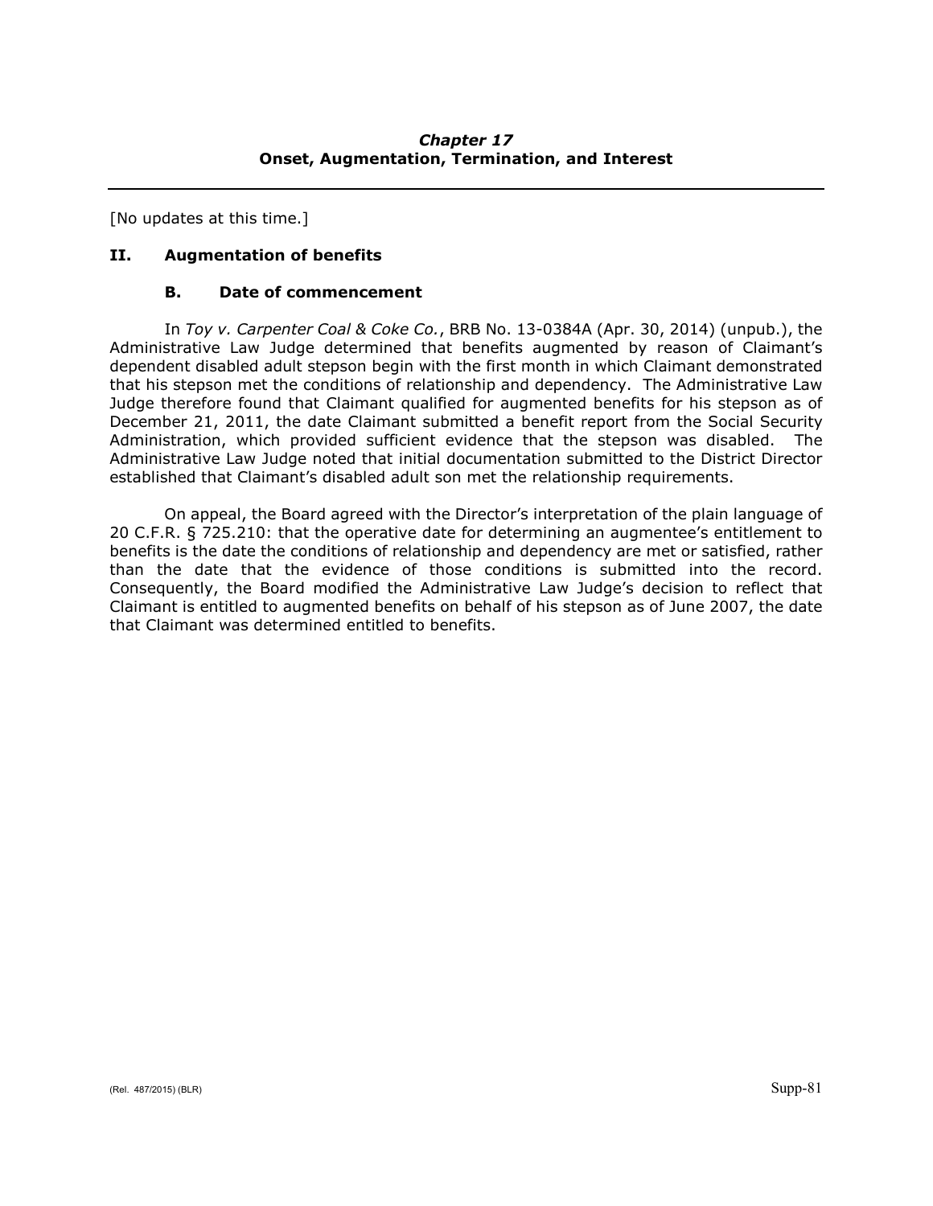## *Chapter 17*
## Onset, Augmentation, Termination, and Interest

[No updates at this time.]

### II. Augmentation of benefits

#### B. Date of commencement

In *Toy v. Carpenter Coal & Coke Co.*, BRB No. 13-0384A (Apr. 30, 2014) (unpub.), the Administrative Law Judge determined that benefits augmented by reason of Claimant's dependent disabled adult stepson begin with the first month in which Claimant demonstrated that his stepson met the conditions of relationship and dependency. The Administrative Law Judge therefore found that Claimant qualified for augmented benefits for his stepson as of December 21, 2011, the date Claimant submitted a benefit report from the Social Security Administration, which provided sufficient evidence that the stepson was disabled. The Administrative Law Judge noted that initial documentation submitted to the District Director established that Claimant's disabled adult son met the relationship requirements.

On appeal, the Board agreed with the Director's interpretation of the plain language of 20 C.F.R. § 725.210: that the operative date for determining an augmentee's entitlement to benefits is the date the conditions of relationship and dependency are met or satisfied, rather than the date that the evidence of those conditions is submitted into the record. Consequently, the Board modified the Administrative Law Judge's decision to reflect that Claimant is entitled to augmented benefits on behalf of his stepson as of June 2007, the date that Claimant was determined entitled to benefits.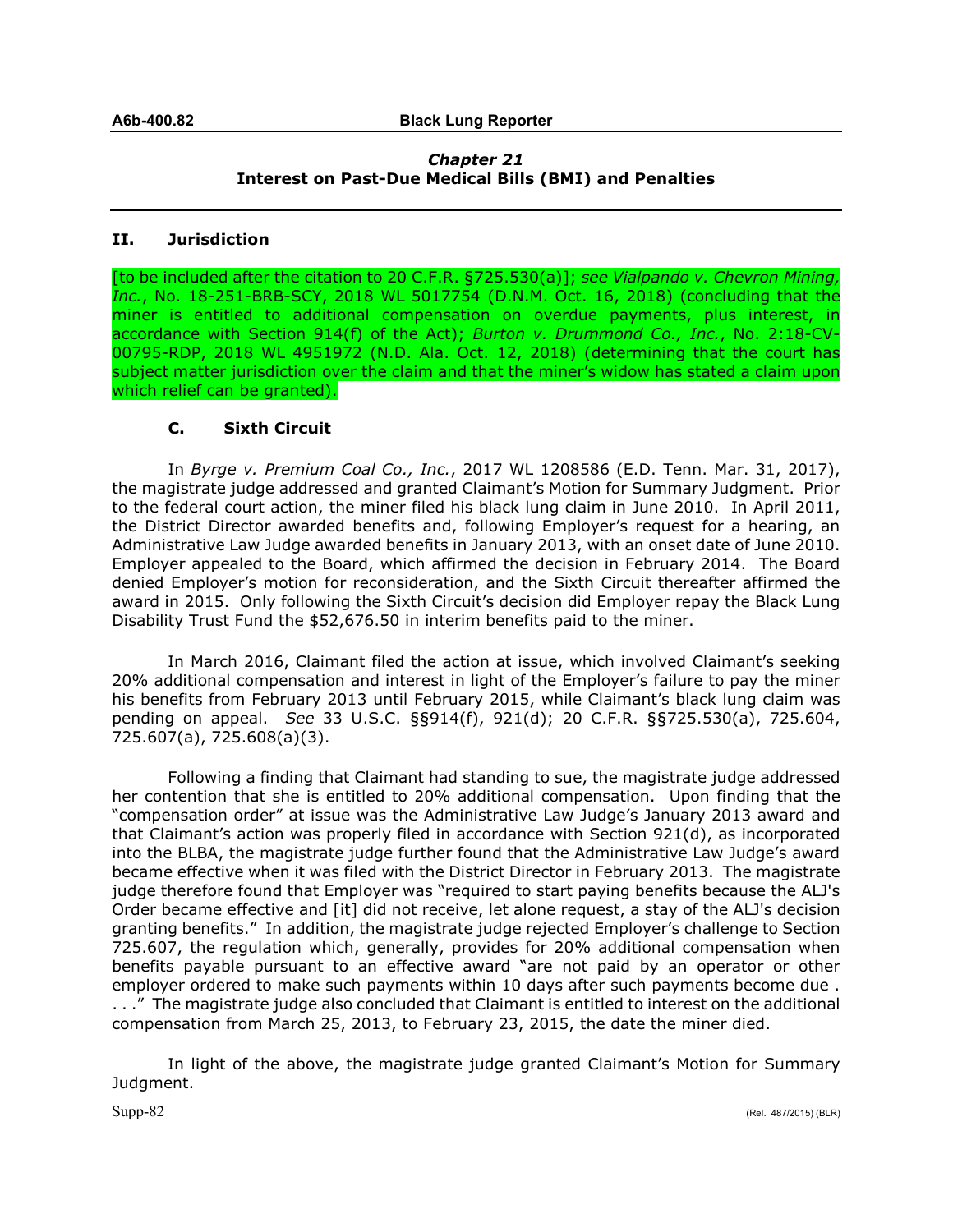### Chapter 21
### Interest on Past-Due Medical Bills (BMI) and Penalties

## II. Jurisdiction

[to be included after the citation to 20 C.F.R. §725.530(a)]; *see Vialpando v. Chevron Mining, Inc.*, No. 18-251-BRB-SCY, 2018 WL 5017754 (D.N.M. Oct. 16, 2018) (concluding that the miner is entitled to additional compensation on overdue payments, plus interest, in accordance with Section 914(f) of the Act); *Burton v. Drummond Co., Inc.*, No. 2:18-CV-00795-RDP, 2018 WL 4951972 (N.D. Ala. Oct. 12, 2018) (determining that the court has subject matter jurisdiction over the claim and that the miner's widow has stated a claim upon which relief can be granted).

### C. Sixth Circuit

In *Byrge v. Premium Coal Co., Inc.*, 2017 WL 1208586 (E.D. Tenn. Mar. 31, 2017), the magistrate judge addressed and granted Claimant's Motion for Summary Judgment. Prior to the federal court action, the miner filed his black lung claim in June 2010. In April 2011, the District Director awarded benefits and, following Employer's request for a hearing, an Administrative Law Judge awarded benefits in January 2013, with an onset date of June 2010. Employer appealed to the Board, which affirmed the decision in February 2014. The Board denied Employer's motion for reconsideration, and the Sixth Circuit thereafter affirmed the award in 2015. Only following the Sixth Circuit's decision did Employer repay the Black Lung Disability Trust Fund the $52,676.50 in interim benefits paid to the miner.

In March 2016, Claimant filed the action at issue, which involved Claimant's seeking 20% additional compensation and interest in light of the Employer's failure to pay the miner his benefits from February 2013 until February 2015, while Claimant's black lung claim was pending on appeal. *See* 33 U.S.C. §§914(f), 921(d); 20 C.F.R. §§725.530(a), 725.604, 725.607(a), 725.608(a)(3).

Following a finding that Claimant had standing to sue, the magistrate judge addressed her contention that she is entitled to 20% additional compensation. Upon finding that the "compensation order" at issue was the Administrative Law Judge's January 2013 award and that Claimant's action was properly filed in accordance with Section 921(d), as incorporated into the BLBA, the magistrate judge further found that the Administrative Law Judge's award became effective when it was filed with the District Director in February 2013. The magistrate judge therefore found that Employer was "required to start paying benefits because the ALJ's Order became effective and [it] did not receive, let alone request, a stay of the ALJ's decision granting benefits." In addition, the magistrate judge rejected Employer's challenge to Section 725.607, the regulation which, generally, provides for 20% additional compensation when benefits payable pursuant to an effective award "are not paid by an operator or other employer ordered to make such payments within 10 days after such payments become due . . . ." The magistrate judge also concluded that Claimant is entitled to interest on the additional compensation from March 25, 2013, to February 23, 2015, the date the miner died.

In light of the above, the magistrate judge granted Claimant's Motion for Summary Judgment.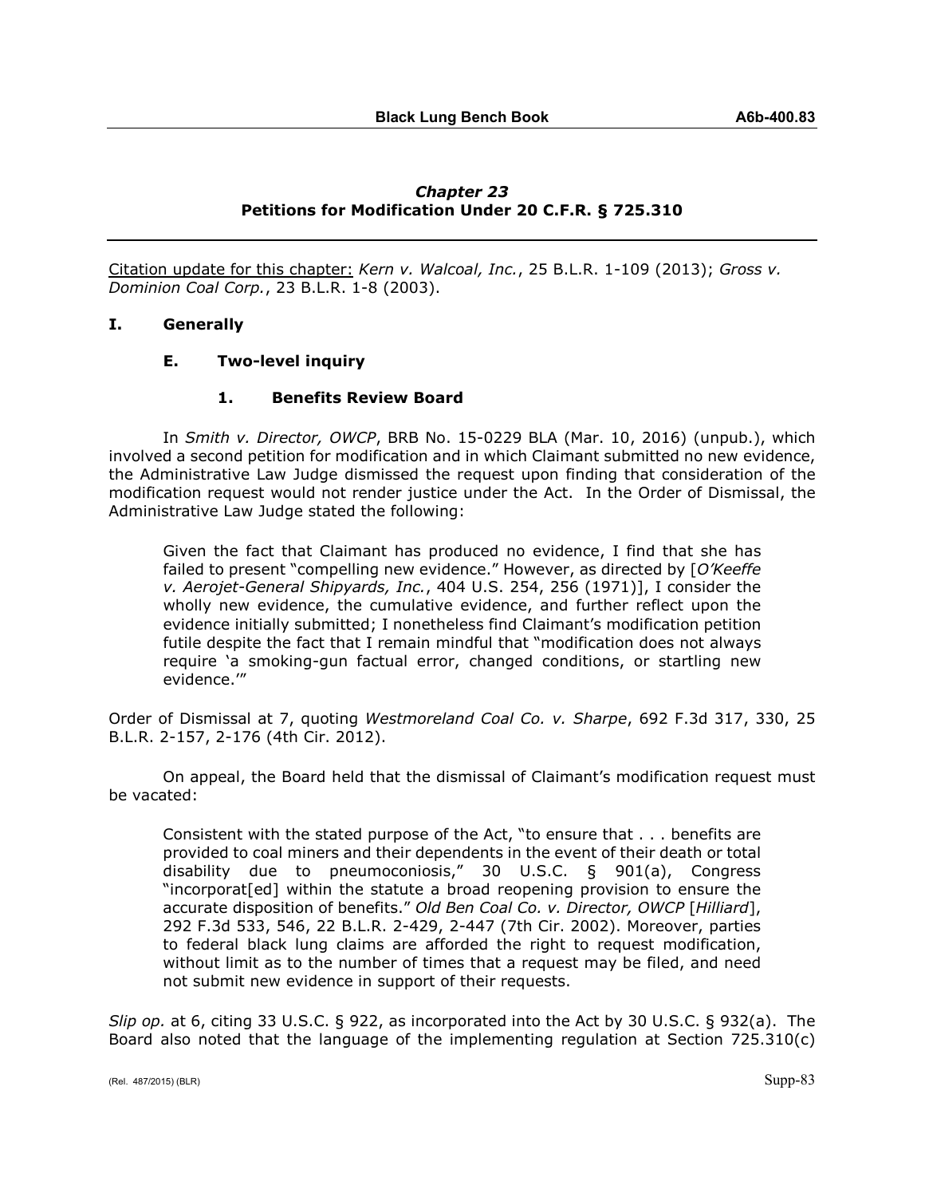## *Chapter 23*
## Petitions for Modification Under 20 C.F.R. § 725.310

Citation update for this chapter: *Kern v. Walcoal, Inc.*, 25 B.L.R. 1-109 (2013); *Gross v. Dominion Coal Corp.*, 23 B.L.R. 1-8 (2003).

### I. Generally

#### E. Two-level inquiry

##### 1. Benefits Review Board

In *Smith v. Director, OWCP*, BRB No. 15-0229 BLA (Mar. 10, 2016) (unpub.), which involved a second petition for modification and in which Claimant submitted no new evidence, the Administrative Law Judge dismissed the request upon finding that consideration of the modification request would not render justice under the Act. In the Order of Dismissal, the Administrative Law Judge stated the following:

> Given the fact that Claimant has produced no evidence, I find that she has failed to present "compelling new evidence." However, as directed by [*O'Keeffe v. Aerojet-General Shipyards, Inc.*, 404 U.S. 254, 256 (1971)], I consider the wholly new evidence, the cumulative evidence, and further reflect upon the evidence initially submitted; I nonetheless find Claimant's modification petition futile despite the fact that I remain mindful that "modification does not always require 'a smoking-gun factual error, changed conditions, or startling new evidence.'"

Order of Dismissal at 7, quoting *Westmoreland Coal Co. v. Sharpe*, 692 F.3d 317, 330, 25 B.L.R. 2-157, 2-176 (4th Cir. 2012).

On appeal, the Board held that the dismissal of Claimant's modification request must be vacated:

> Consistent with the stated purpose of the Act, "to ensure that . . . benefits are provided to coal miners and their dependents in the event of their death or total disability due to pneumoconiosis," 30 U.S.C. § 901(a), Congress "incorporat[ed] within the statute a broad reopening provision to ensure the accurate disposition of benefits." *Old Ben Coal Co. v. Director, OWCP* [*Hilliard*], 292 F.3d 533, 546, 22 B.L.R. 2-429, 2-447 (7th Cir. 2002). Moreover, parties to federal black lung claims are afforded the right to request modification, without limit as to the number of times that a request may be filed, and need not submit new evidence in support of their requests.

*Slip op.* at 6, citing 33 U.S.C. § 922, as incorporated into the Act by 30 U.S.C. § 932(a). The Board also noted that the language of the implementing regulation at Section 725.310(c)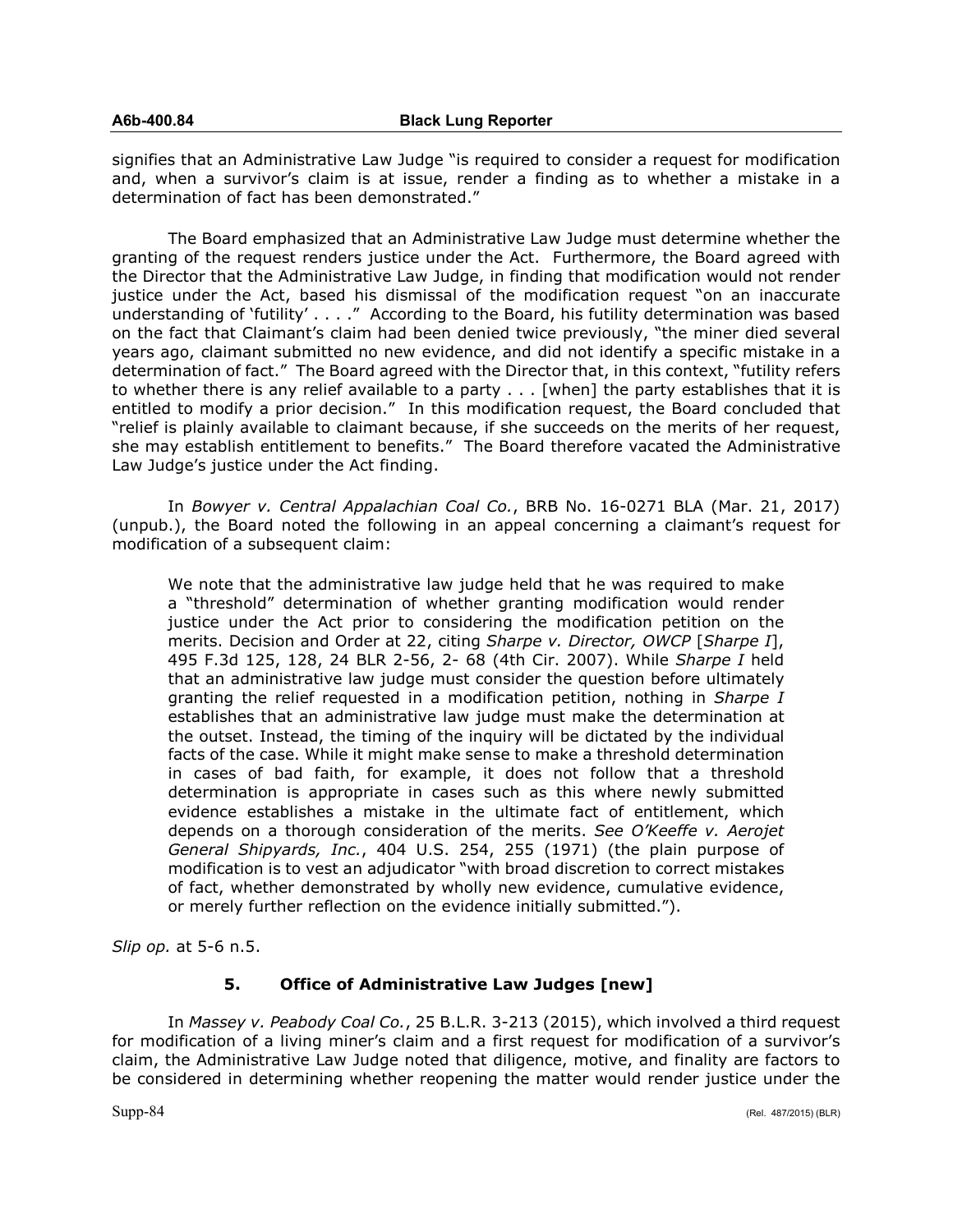signifies that an Administrative Law Judge "is required to consider a request for modification and, when a survivor's claim is at issue, render a finding as to whether a mistake in a determination of fact has been demonstrated."

The Board emphasized that an Administrative Law Judge must determine whether the granting of the request renders justice under the Act. Furthermore, the Board agreed with the Director that the Administrative Law Judge, in finding that modification would not render justice under the Act, based his dismissal of the modification request "on an inaccurate understanding of 'futility' . . . ." According to the Board, his futility determination was based on the fact that Claimant's claim had been denied twice previously, "the miner died several years ago, claimant submitted no new evidence, and did not identify a specific mistake in a determination of fact." The Board agreed with the Director that, in this context, "futility refers to whether there is any relief available to a party . . . [when] the party establishes that it is entitled to modify a prior decision." In this modification request, the Board concluded that "relief is plainly available to claimant because, if she succeeds on the merits of her request, she may establish entitlement to benefits." The Board therefore vacated the Administrative Law Judge's justice under the Act finding.

In *Bowyer v. Central Appalachian Coal Co.*, BRB No. 16-0271 BLA (Mar. 21, 2017) (unpub.), the Board noted the following in an appeal concerning a claimant's request for modification of a subsequent claim:

> We note that the administrative law judge held that he was required to make a "threshold" determination of whether granting modification would render justice under the Act prior to considering the modification petition on the merits. Decision and Order at 22, citing *Sharpe v. Director, OWCP* [*Sharpe I*], 495 F.3d 125, 128, 24 BLR 2-56, 2- 68 (4th Cir. 2007). While *Sharpe I* held that an administrative law judge must consider the question before ultimately granting the relief requested in a modification petition, nothing in *Sharpe I* establishes that an administrative law judge must make the determination at the outset. Instead, the timing of the inquiry will be dictated by the individual facts of the case. While it might make sense to make a threshold determination in cases of bad faith, for example, it does not follow that a threshold determination is appropriate in cases such as this where newly submitted evidence establishes a mistake in the ultimate fact of entitlement, which depends on a thorough consideration of the merits. *See O'Keeffe v. Aerojet General Shipyards, Inc.*, 404 U.S. 254, 255 (1971) (the plain purpose of modification is to vest an adjudicator "with broad discretion to correct mistakes of fact, whether demonstrated by wholly new evidence, cumulative evidence, or merely further reflection on the evidence initially submitted.").

*Slip op.* at 5-6 n.5.

### 5. Office of Administrative Law Judges [new]

In *Massey v. Peabody Coal Co.*, 25 B.L.R. 3-213 (2015), which involved a third request for modification of a living miner's claim and a first request for modification of a survivor's claim, the Administrative Law Judge noted that diligence, motive, and finality are factors to be considered in determining whether reopening the matter would render justice under the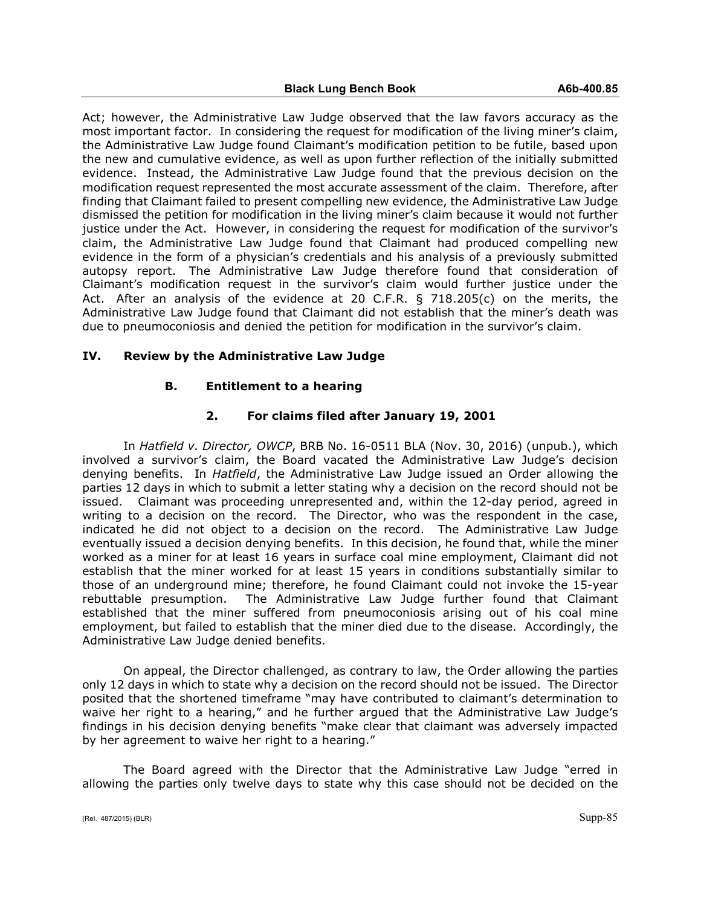Act; however, the Administrative Law Judge observed that the law favors accuracy as the most important factor. In considering the request for modification of the living miner's claim, the Administrative Law Judge found Claimant's modification petition to be futile, based upon the new and cumulative evidence, as well as upon further reflection of the initially submitted evidence. Instead, the Administrative Law Judge found that the previous decision on the modification request represented the most accurate assessment of the claim. Therefore, after finding that Claimant failed to present compelling new evidence, the Administrative Law Judge dismissed the petition for modification in the living miner's claim because it would not further justice under the Act. However, in considering the request for modification of the survivor's claim, the Administrative Law Judge found that Claimant had produced compelling new evidence in the form of a physician's credentials and his analysis of a previously submitted autopsy report. The Administrative Law Judge therefore found that consideration of Claimant's modification request in the survivor's claim would further justice under the Act. After an analysis of the evidence at 20 C.F.R. § 718.205(c) on the merits, the Administrative Law Judge found that Claimant did not establish that the miner's death was due to pneumoconiosis and denied the petition for modification in the survivor's claim.

## IV. Review by the Administrative Law Judge

### B. Entitlement to a hearing

#### 2. For claims filed after January 19, 2001

In *Hatfield v. Director, OWCP*, BRB No. 16-0511 BLA (Nov. 30, 2016) (unpub.), which involved a survivor's claim, the Board vacated the Administrative Law Judge's decision denying benefits. In *Hatfield*, the Administrative Law Judge issued an Order allowing the parties 12 days in which to submit a letter stating why a decision on the record should not be issued. Claimant was proceeding unrepresented and, within the 12-day period, agreed in writing to a decision on the record. The Director, who was the respondent in the case, indicated he did not object to a decision on the record. The Administrative Law Judge eventually issued a decision denying benefits. In this decision, he found that, while the miner worked as a miner for at least 16 years in surface coal mine employment, Claimant did not establish that the miner worked for at least 15 years in conditions substantially similar to those of an underground mine; therefore, he found Claimant could not invoke the 15-year rebuttable presumption. The Administrative Law Judge further found that Claimant established that the miner suffered from pneumoconiosis arising out of his coal mine employment, but failed to establish that the miner died due to the disease. Accordingly, the Administrative Law Judge denied benefits.

On appeal, the Director challenged, as contrary to law, the Order allowing the parties only 12 days in which to state why a decision on the record should not be issued. The Director posited that the shortened timeframe "may have contributed to claimant's determination to waive her right to a hearing," and he further argued that the Administrative Law Judge's findings in his decision denying benefits "make clear that claimant was adversely impacted by her agreement to waive her right to a hearing."

The Board agreed with the Director that the Administrative Law Judge "erred in allowing the parties only twelve days to state why this case should not be decided on the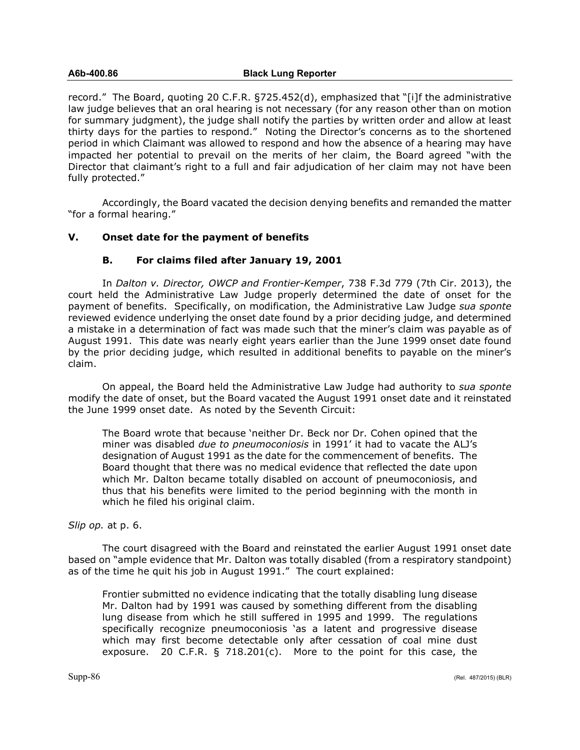record." The Board, quoting 20 C.F.R. §725.452(d), emphasized that "[i]f the administrative law judge believes that an oral hearing is not necessary (for any reason other than on motion for summary judgment), the judge shall notify the parties by written order and allow at least thirty days for the parties to respond." Noting the Director's concerns as to the shortened period in which Claimant was allowed to respond and how the absence of a hearing may have impacted her potential to prevail on the merits of her claim, the Board agreed "with the Director that claimant's right to a full and fair adjudication of her claim may not have been fully protected."

Accordingly, the Board vacated the decision denying benefits and remanded the matter "for a formal hearing."

## V. Onset date for the payment of benefits

### B. For claims filed after January 19, 2001

In *Dalton v. Director, OWCP and Frontier-Kemper*, 738 F.3d 779 (7th Cir. 2013), the court held the Administrative Law Judge properly determined the date of onset for the payment of benefits. Specifically, on modification, the Administrative Law Judge *sua sponte* reviewed evidence underlying the onset date found by a prior deciding judge, and determined a mistake in a determination of fact was made such that the miner's claim was payable as of August 1991. This date was nearly eight years earlier than the June 1999 onset date found by the prior deciding judge, which resulted in additional benefits to payable on the miner's claim.

On appeal, the Board held the Administrative Law Judge had authority to *sua sponte* modify the date of onset, but the Board vacated the August 1991 onset date and it reinstated the June 1999 onset date. As noted by the Seventh Circuit:

> The Board wrote that because 'neither Dr. Beck nor Dr. Cohen opined that the miner was disabled *due to pneumoconiosis* in 1991' it had to vacate the ALJ's designation of August 1991 as the date for the commencement of benefits. The Board thought that there was no medical evidence that reflected the date upon which Mr. Dalton became totally disabled on account of pneumoconiosis, and thus that his benefits were limited to the period beginning with the month in which he filed his original claim.

*Slip op.* at p. 6.

The court disagreed with the Board and reinstated the earlier August 1991 onset date based on "ample evidence that Mr. Dalton was totally disabled (from a respiratory standpoint) as of the time he quit his job in August 1991." The court explained:

> Frontier submitted no evidence indicating that the totally disabling lung disease Mr. Dalton had by 1991 was caused by something different from the disabling lung disease from which he still suffered in 1995 and 1999. The regulations specifically recognize pneumoconiosis 'as a latent and progressive disease which may first become detectable only after cessation of coal mine dust exposure. 20 C.F.R. § 718.201(c). More to the point for this case, the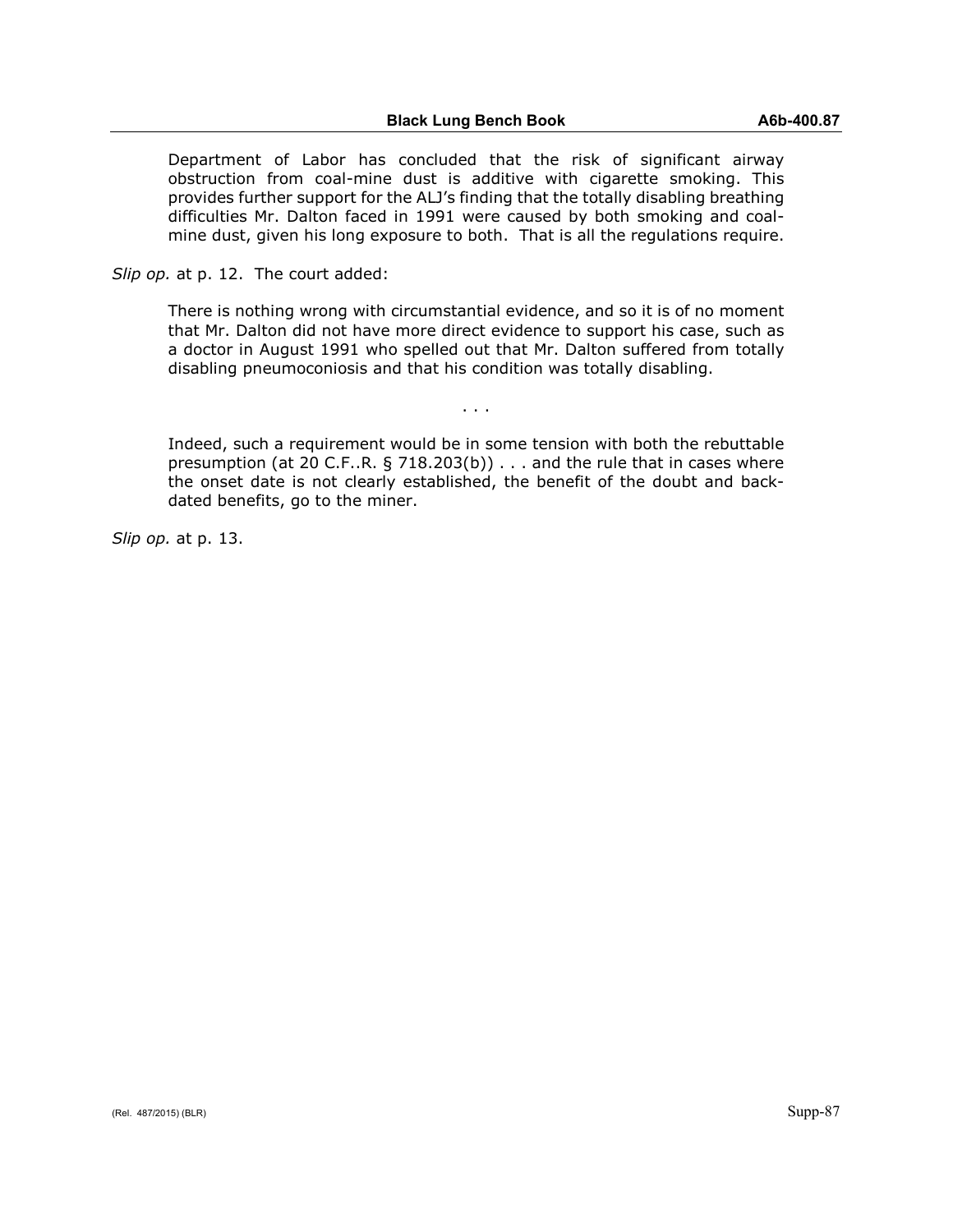> Department of Labor has concluded that the risk of significant airway obstruction from coal-mine dust is additive with cigarette smoking. This provides further support for the ALJ's finding that the totally disabling breathing difficulties Mr. Dalton faced in 1991 were caused by both smoking and coal-mine dust, given his long exposure to both. That is all the regulations require.

*Slip op.* at p. 12. The court added:

> There is nothing wrong with circumstantial evidence, and so it is of no moment that Mr. Dalton did not have more direct evidence to support his case, such as a doctor in August 1991 who spelled out that Mr. Dalton suffered from totally disabling pneumoconiosis and that his condition was totally disabling.
>
> . . .
>
> Indeed, such a requirement would be in some tension with both the rebuttable presumption (at 20 C.F..R. § 718.203(b)) . . . and the rule that in cases where the onset date is not clearly established, the benefit of the doubt and back-dated benefits, go to the miner.

*Slip op.* at p. 13.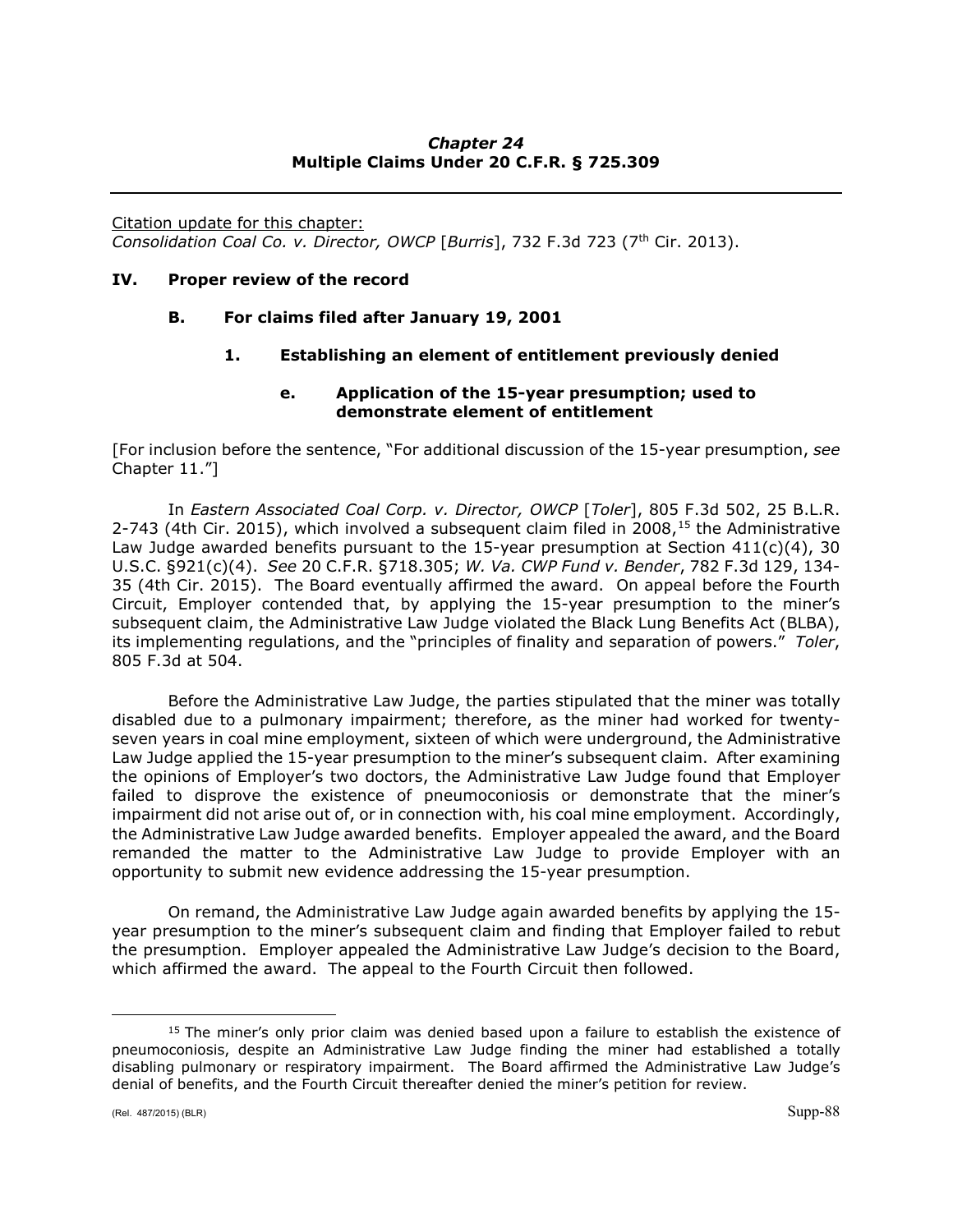### *Chapter 24*
### Multiple Claims Under 20 C.F.R. § 725.309

Citation update for this chapter:
*Consolidation Coal Co. v. Director, OWCP* [*Burris*], 732 F.3d 723 (7th Cir. 2013).

## IV. Proper review of the record

### B. For claims filed after January 19, 2001

#### 1. Establishing an element of entitlement previously denied

##### e. Application of the 15-year presumption; used to demonstrate element of entitlement

[For inclusion before the sentence, "For additional discussion of the 15-year presumption, *see* Chapter 11."]

In *Eastern Associated Coal Corp. v. Director, OWCP* [*Toler*], 805 F.3d 502, 25 B.L.R. 2-743 (4th Cir. 2015), which involved a subsequent claim filed in 2008,[15] the Administrative Law Judge awarded benefits pursuant to the 15-year presumption at Section 411(c)(4), 30 U.S.C. §921(c)(4). *See* 20 C.F.R. §718.305; *W. Va. CWP Fund v. Bender*, 782 F.3d 129, 134-35 (4th Cir. 2015). The Board eventually affirmed the award. On appeal before the Fourth Circuit, Employer contended that, by applying the 15-year presumption to the miner's subsequent claim, the Administrative Law Judge violated the Black Lung Benefits Act (BLBA), its implementing regulations, and the "principles of finality and separation of powers." *Toler*, 805 F.3d at 504.

Before the Administrative Law Judge, the parties stipulated that the miner was totally disabled due to a pulmonary impairment; therefore, as the miner had worked for twenty-seven years in coal mine employment, sixteen of which were underground, the Administrative Law Judge applied the 15-year presumption to the miner's subsequent claim. After examining the opinions of Employer's two doctors, the Administrative Law Judge found that Employer failed to disprove the existence of pneumoconiosis or demonstrate that the miner's impairment did not arise out of, or in connection with, his coal mine employment. Accordingly, the Administrative Law Judge awarded benefits. Employer appealed the award, and the Board remanded the matter to the Administrative Law Judge to provide Employer with an opportunity to submit new evidence addressing the 15-year presumption.

On remand, the Administrative Law Judge again awarded benefits by applying the 15-year presumption to the miner's subsequent claim and finding that Employer failed to rebut the presumption. Employer appealed the Administrative Law Judge's decision to the Board, which affirmed the award. The appeal to the Fourth Circuit then followed.

---

[15] The miner's only prior claim was denied based upon a failure to establish the existence of pneumoconiosis, despite an Administrative Law Judge finding the miner had established a totally disabling pulmonary or respiratory impairment. The Board affirmed the Administrative Law Judge's denial of benefits, and the Fourth Circuit thereafter denied the miner's petition for review.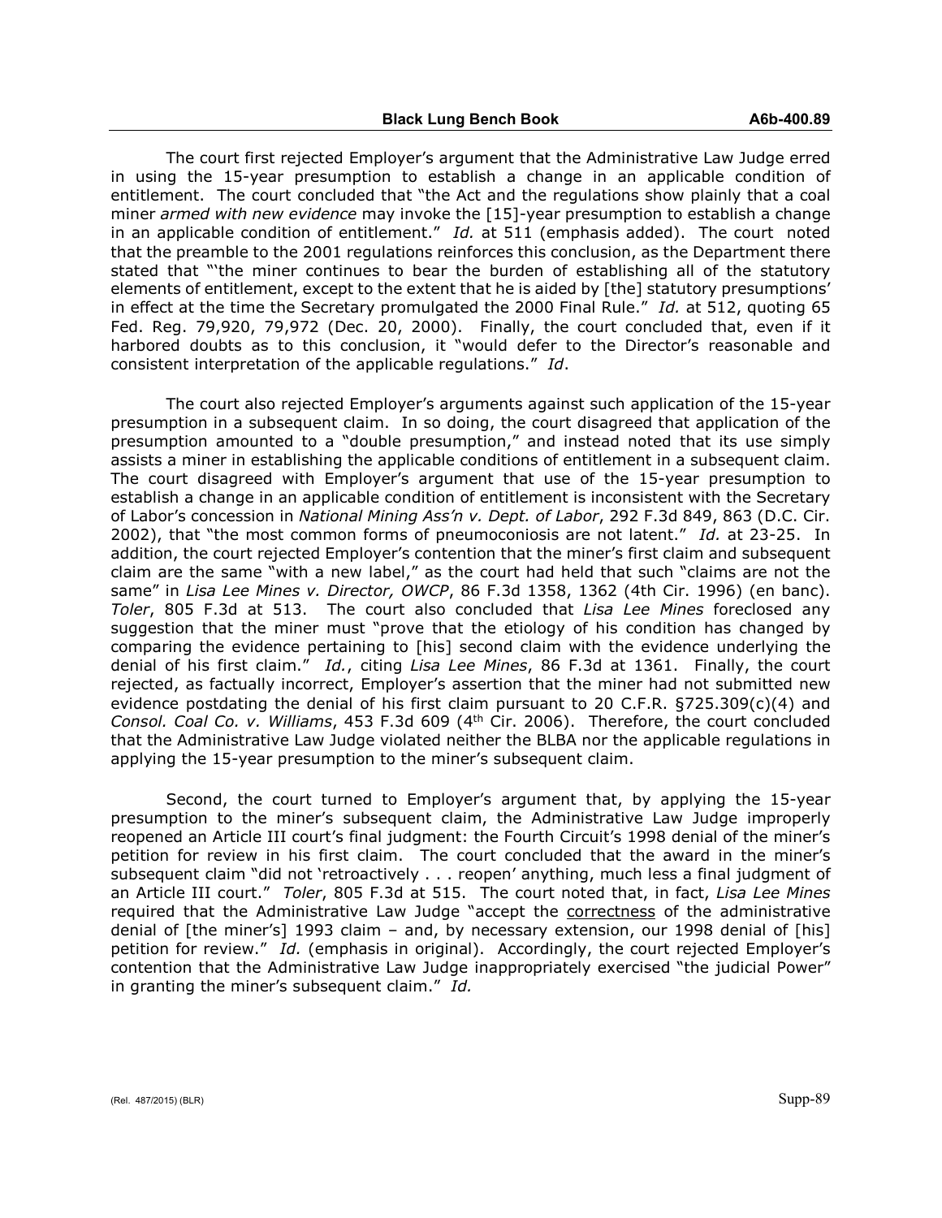The court first rejected Employer's argument that the Administrative Law Judge erred in using the 15-year presumption to establish a change in an applicable condition of entitlement. The court concluded that "the Act and the regulations show plainly that a coal miner *armed with new evidence* may invoke the [15]-year presumption to establish a change in an applicable condition of entitlement." *Id.* at 511 (emphasis added). The court noted that the preamble to the 2001 regulations reinforces this conclusion, as the Department there stated that "'the miner continues to bear the burden of establishing all of the statutory elements of entitlement, except to the extent that he is aided by [the] statutory presumptions' in effect at the time the Secretary promulgated the 2000 Final Rule." *Id.* at 512, quoting 65 Fed. Reg. 79,920, 79,972 (Dec. 20, 2000). Finally, the court concluded that, even if it harbored doubts as to this conclusion, it "would defer to the Director's reasonable and consistent interpretation of the applicable regulations." *Id*.

The court also rejected Employer's arguments against such application of the 15-year presumption in a subsequent claim. In so doing, the court disagreed that application of the presumption amounted to a "double presumption," and instead noted that its use simply assists a miner in establishing the applicable conditions of entitlement in a subsequent claim. The court disagreed with Employer's argument that use of the 15-year presumption to establish a change in an applicable condition of entitlement is inconsistent with the Secretary of Labor's concession in *National Mining Ass'n v. Dept. of Labor*, 292 F.3d 849, 863 (D.C. Cir. 2002), that "the most common forms of pneumoconiosis are not latent." *Id.* at 23-25. In addition, the court rejected Employer's contention that the miner's first claim and subsequent claim are the same "with a new label," as the court had held that such "claims are not the same" in *Lisa Lee Mines v. Director, OWCP*, 86 F.3d 1358, 1362 (4th Cir. 1996) (en banc). *Toler*, 805 F.3d at 513. The court also concluded that *Lisa Lee Mines* foreclosed any suggestion that the miner must "prove that the etiology of his condition has changed by comparing the evidence pertaining to [his] second claim with the evidence underlying the denial of his first claim." *Id.*, citing *Lisa Lee Mines*, 86 F.3d at 1361. Finally, the court rejected, as factually incorrect, Employer's assertion that the miner had not submitted new evidence postdating the denial of his first claim pursuant to 20 C.F.R. §725.309(c)(4) and *Consol. Coal Co. v. Williams*, 453 F.3d 609 (4th Cir. 2006). Therefore, the court concluded that the Administrative Law Judge violated neither the BLBA nor the applicable regulations in applying the 15-year presumption to the miner's subsequent claim.

Second, the court turned to Employer's argument that, by applying the 15-year presumption to the miner's subsequent claim, the Administrative Law Judge improperly reopened an Article III court's final judgment: the Fourth Circuit's 1998 denial of the miner's petition for review in his first claim. The court concluded that the award in the miner's subsequent claim "did not 'retroactively . . . reopen' anything, much less a final judgment of an Article III court." *Toler*, 805 F.3d at 515. The court noted that, in fact, *Lisa Lee Mines* required that the Administrative Law Judge "accept the <u>correctness</u> of the administrative denial of [the miner's] 1993 claim – and, by necessary extension, our 1998 denial of [his] petition for review." *Id.* (emphasis in original). Accordingly, the court rejected Employer's contention that the Administrative Law Judge inappropriately exercised "the judicial Power" in granting the miner's subsequent claim." *Id.*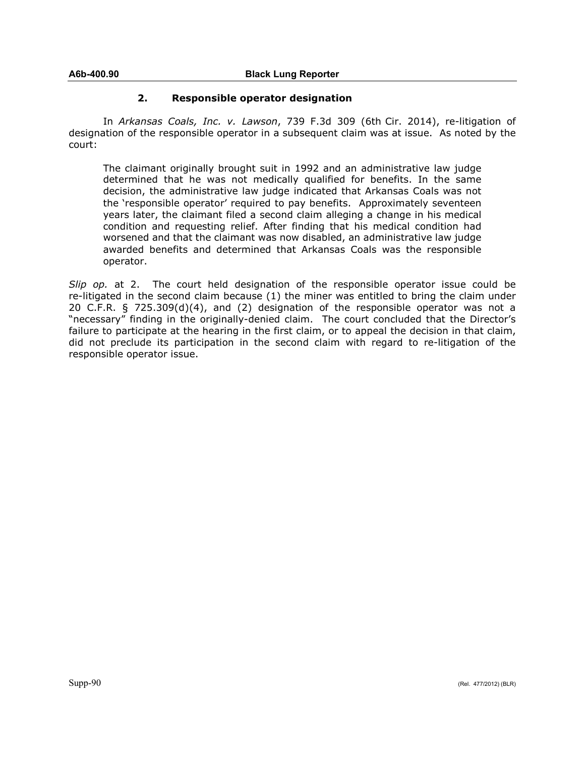## 2. Responsible operator designation

In *Arkansas Coals, Inc. v. Lawson*, 739 F.3d 309 (6th Cir. 2014), re-litigation of designation of the responsible operator in a subsequent claim was at issue. As noted by the court:

> The claimant originally brought suit in 1992 and an administrative law judge determined that he was not medically qualified for benefits. In the same decision, the administrative law judge indicated that Arkansas Coals was not the 'responsible operator' required to pay benefits. Approximately seventeen years later, the claimant filed a second claim alleging a change in his medical condition and requesting relief. After finding that his medical condition had worsened and that the claimant was now disabled, an administrative law judge awarded benefits and determined that Arkansas Coals was the responsible operator.

*Slip op.* at 2. The court held designation of the responsible operator issue could be re-litigated in the second claim because (1) the miner was entitled to bring the claim under 20 C.F.R. § 725.309(d)(4), and (2) designation of the responsible operator was not a "necessary" finding in the originally-denied claim. The court concluded that the Director's failure to participate at the hearing in the first claim, or to appeal the decision in that claim, did not preclude its participation in the second claim with regard to re-litigation of the responsible operator issue.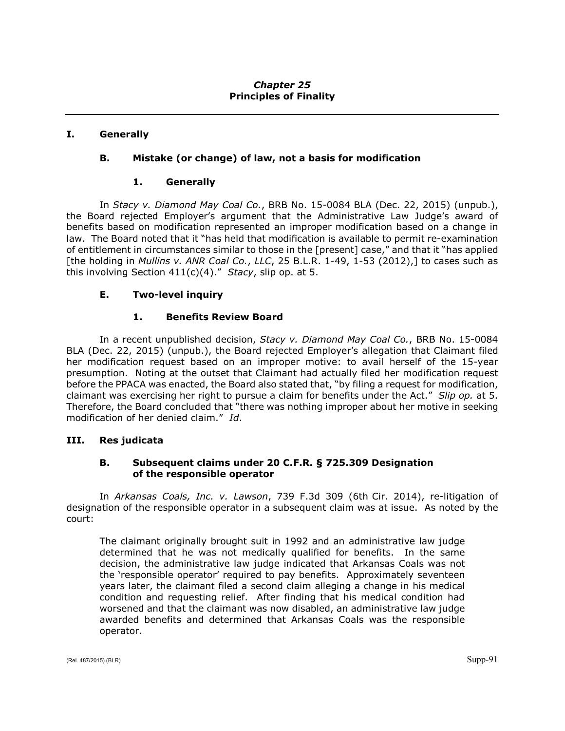# *Chapter 25*
# Principles of Finality

## I. Generally

### B. Mistake (or change) of law, not a basis for modification

#### 1. Generally

In *Stacy v. Diamond May Coal Co.*, BRB No. 15-0084 BLA (Dec. 22, 2015) (unpub.), the Board rejected Employer's argument that the Administrative Law Judge's award of benefits based on modification represented an improper modification based on a change in law. The Board noted that it "has held that modification is available to permit re-examination of entitlement in circumstances similar to those in the [present] case," and that it "has applied [the holding in *Mullins v. ANR Coal Co., LLC*, 25 B.L.R. 1-49, 1-53 (2012),] to cases such as this involving Section 411(c)(4)." *Stacy*, slip op. at 5.

### E. Two-level inquiry

#### 1. Benefits Review Board

In a recent unpublished decision, *Stacy v. Diamond May Coal Co.*, BRB No. 15-0084 BLA (Dec. 22, 2015) (unpub.), the Board rejected Employer's allegation that Claimant filed her modification request based on an improper motive: to avail herself of the 15-year presumption. Noting at the outset that Claimant had actually filed her modification request before the PPACA was enacted, the Board also stated that, "by filing a request for modification, claimant was exercising her right to pursue a claim for benefits under the Act." *Slip op.* at 5. Therefore, the Board concluded that "there was nothing improper about her motive in seeking modification of her denied claim." *Id*.

## III. Res judicata

### B. Subsequent claims under 20 C.F.R. § 725.309 Designation of the responsible operator

In *Arkansas Coals, Inc. v. Lawson*, 739 F.3d 309 (6th Cir. 2014), re-litigation of designation of the responsible operator in a subsequent claim was at issue. As noted by the court:

> The claimant originally brought suit in 1992 and an administrative law judge determined that he was not medically qualified for benefits. In the same decision, the administrative law judge indicated that Arkansas Coals was not the 'responsible operator' required to pay benefits. Approximately seventeen years later, the claimant filed a second claim alleging a change in his medical condition and requesting relief. After finding that his medical condition had worsened and that the claimant was now disabled, an administrative law judge awarded benefits and determined that Arkansas Coals was the responsible operator.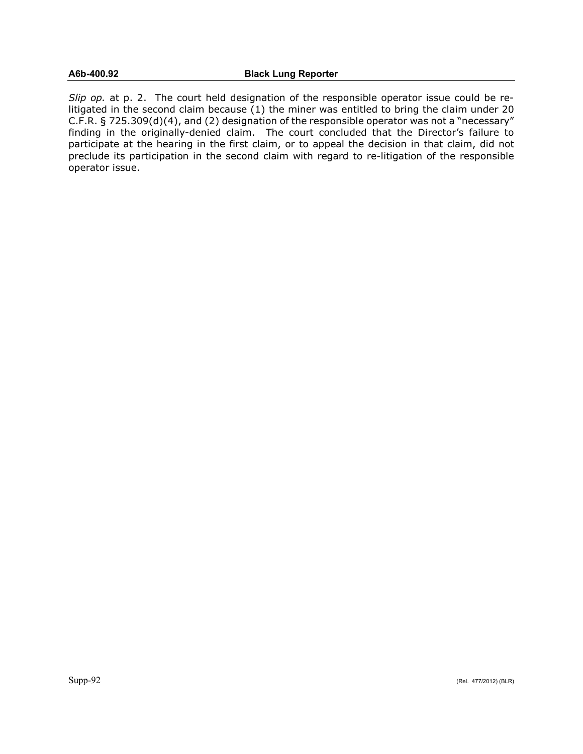*Slip op.* at p. 2. The court held designation of the responsible operator issue could be re-litigated in the second claim because (1) the miner was entitled to bring the claim under 20 C.F.R. § 725.309(d)(4), and (2) designation of the responsible operator was not a "necessary" finding in the originally-denied claim. The court concluded that the Director's failure to participate at the hearing in the first claim, or to appeal the decision in that claim, did not preclude its participation in the second claim with regard to re-litigation of the responsible operator issue.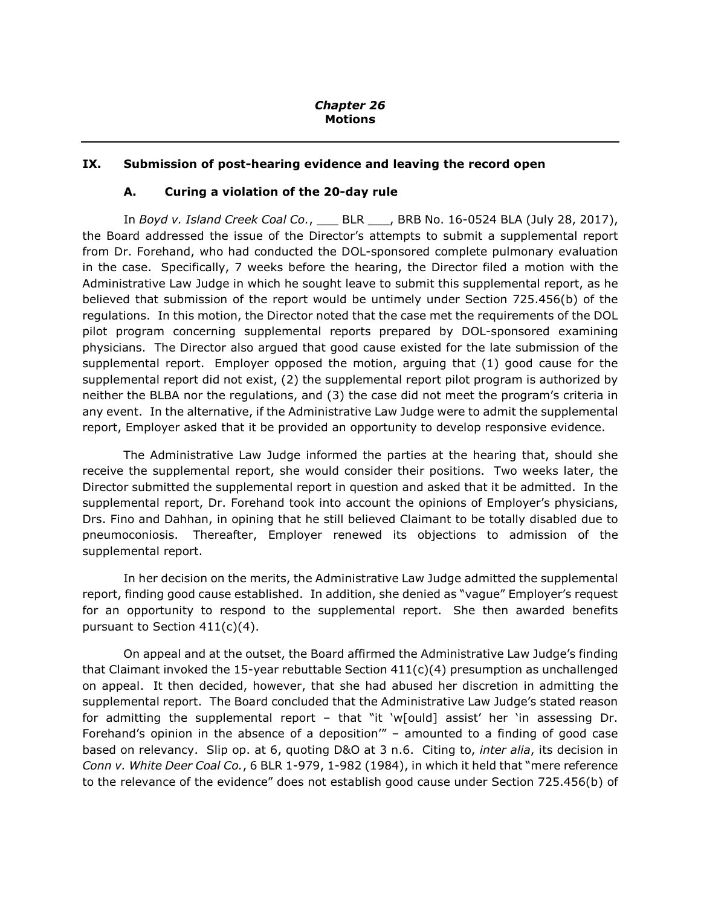# *Chapter 26*
# **Motions**

## IX. Submission of post-hearing evidence and leaving the record open

### A. Curing a violation of the 20-day rule

In *Boyd v. Island Creek Coal Co.*, ___ BLR ___, BRB No. 16-0524 BLA (July 28, 2017), the Board addressed the issue of the Director's attempts to submit a supplemental report from Dr. Forehand, who had conducted the DOL-sponsored complete pulmonary evaluation in the case. Specifically, 7 weeks before the hearing, the Director filed a motion with the Administrative Law Judge in which he sought leave to submit this supplemental report, as he believed that submission of the report would be untimely under Section 725.456(b) of the regulations. In this motion, the Director noted that the case met the requirements of the DOL pilot program concerning supplemental reports prepared by DOL-sponsored examining physicians. The Director also argued that good cause existed for the late submission of the supplemental report. Employer opposed the motion, arguing that (1) good cause for the supplemental report did not exist, (2) the supplemental report pilot program is authorized by neither the BLBA nor the regulations, and (3) the case did not meet the program's criteria in any event. In the alternative, if the Administrative Law Judge were to admit the supplemental report, Employer asked that it be provided an opportunity to develop responsive evidence.

The Administrative Law Judge informed the parties at the hearing that, should she receive the supplemental report, she would consider their positions. Two weeks later, the Director submitted the supplemental report in question and asked that it be admitted. In the supplemental report, Dr. Forehand took into account the opinions of Employer's physicians, Drs. Fino and Dahhan, in opining that he still believed Claimant to be totally disabled due to pneumoconiosis. Thereafter, Employer renewed its objections to admission of the supplemental report.

In her decision on the merits, the Administrative Law Judge admitted the supplemental report, finding good cause established. In addition, she denied as "vague" Employer's request for an opportunity to respond to the supplemental report. She then awarded benefits pursuant to Section 411(c)(4).

On appeal and at the outset, the Board affirmed the Administrative Law Judge's finding that Claimant invoked the 15-year rebuttable Section 411(c)(4) presumption as unchallenged on appeal. It then decided, however, that she had abused her discretion in admitting the supplemental report. The Board concluded that the Administrative Law Judge's stated reason for admitting the supplemental report – that "it 'w[ould] assist' her 'in assessing Dr. Forehand's opinion in the absence of a deposition'" – amounted to a finding of good case based on relevancy. Slip op. at 6, quoting D&O at 3 n.6. Citing to, *inter alia*, its decision in *Conn v. White Deer Coal Co.*, 6 BLR 1-979, 1-982 (1984), in which it held that "mere reference to the relevance of the evidence" does not establish good cause under Section 725.456(b) of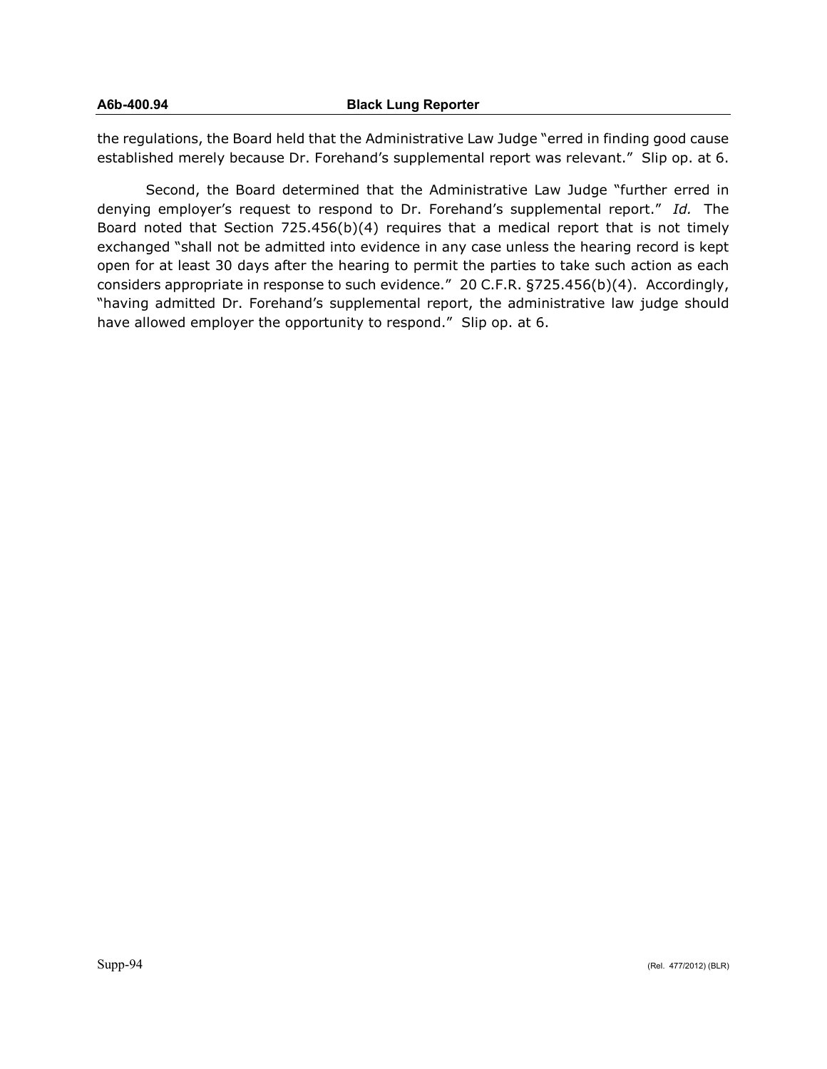the regulations, the Board held that the Administrative Law Judge "erred in finding good cause established merely because Dr. Forehand's supplemental report was relevant." Slip op. at 6.

Second, the Board determined that the Administrative Law Judge "further erred in denying employer's request to respond to Dr. Forehand's supplemental report." *Id.* The Board noted that Section 725.456(b)(4) requires that a medical report that is not timely exchanged "shall not be admitted into evidence in any case unless the hearing record is kept open for at least 30 days after the hearing to permit the parties to take such action as each considers appropriate in response to such evidence." 20 C.F.R. §725.456(b)(4). Accordingly, "having admitted Dr. Forehand's supplemental report, the administrative law judge should have allowed employer the opportunity to respond." Slip op. at 6.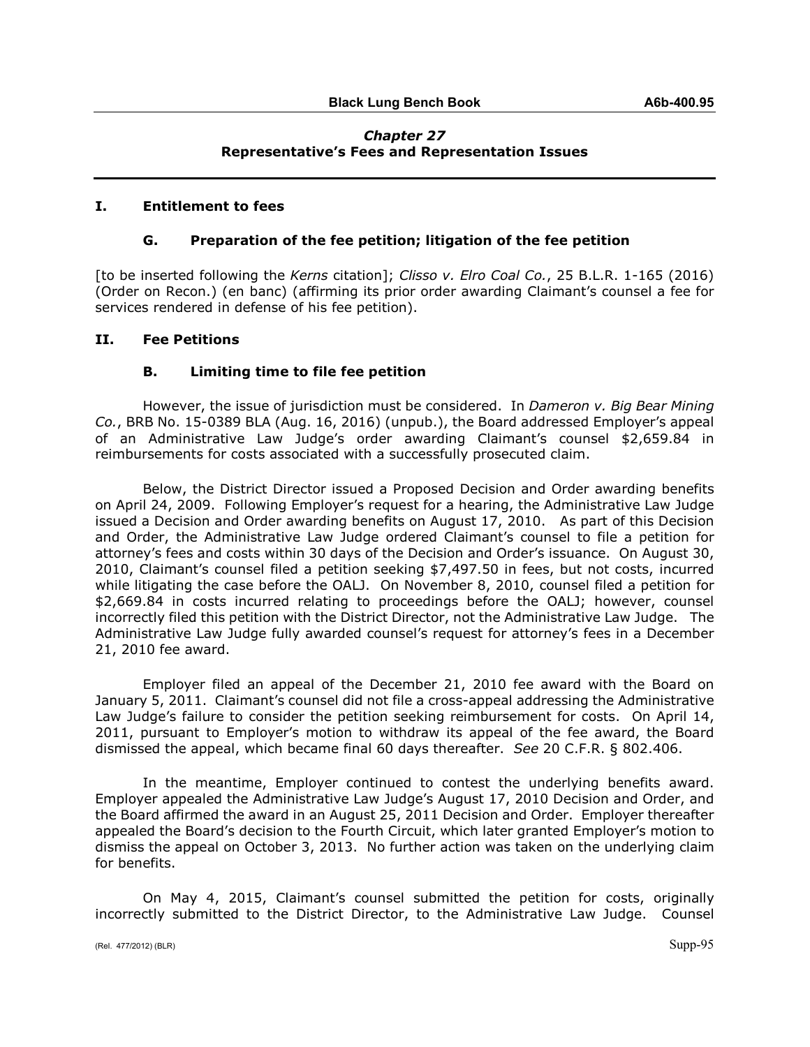## Chapter 27
## Representative's Fees and Representation Issues

### I. Entitlement to fees

#### G. Preparation of the fee petition; litigation of the fee petition

[to be inserted following the *Kerns* citation]; *Clisso v. Elro Coal Co.*, 25 B.L.R. 1-165 (2016) (Order on Recon.) (en banc) (affirming its prior order awarding Claimant's counsel a fee for services rendered in defense of his fee petition).

### II. Fee Petitions

#### B. Limiting time to file fee petition

However, the issue of jurisdiction must be considered. In *Dameron v. Big Bear Mining Co.*, BRB No. 15-0389 BLA (Aug. 16, 2016) (unpub.), the Board addressed Employer's appeal of an Administrative Law Judge's order awarding Claimant's counsel $2,659.84 in reimbursements for costs associated with a successfully prosecuted claim.

Below, the District Director issued a Proposed Decision and Order awarding benefits on April 24, 2009. Following Employer's request for a hearing, the Administrative Law Judge issued a Decision and Order awarding benefits on August 17, 2010. As part of this Decision and Order, the Administrative Law Judge ordered Claimant's counsel to file a petition for attorney's fees and costs within 30 days of the Decision and Order's issuance. On August 30, 2010, Claimant's counsel filed a petition seeking $7,497.50 in fees, but not costs, incurred while litigating the case before the OALJ. On November 8, 2010, counsel filed a petition for $2,669.84 in costs incurred relating to proceedings before the OALJ; however, counsel incorrectly filed this petition with the District Director, not the Administrative Law Judge. The Administrative Law Judge fully awarded counsel's request for attorney's fees in a December 21, 2010 fee award.

Employer filed an appeal of the December 21, 2010 fee award with the Board on January 5, 2011. Claimant's counsel did not file a cross-appeal addressing the Administrative Law Judge's failure to consider the petition seeking reimbursement for costs. On April 14, 2011, pursuant to Employer's motion to withdraw its appeal of the fee award, the Board dismissed the appeal, which became final 60 days thereafter. *See* 20 C.F.R. § 802.406.

In the meantime, Employer continued to contest the underlying benefits award. Employer appealed the Administrative Law Judge's August 17, 2010 Decision and Order, and the Board affirmed the award in an August 25, 2011 Decision and Order. Employer thereafter appealed the Board's decision to the Fourth Circuit, which later granted Employer's motion to dismiss the appeal on October 3, 2013. No further action was taken on the underlying claim for benefits.

On May 4, 2015, Claimant's counsel submitted the petition for costs, originally incorrectly submitted to the District Director, to the Administrative Law Judge. Counsel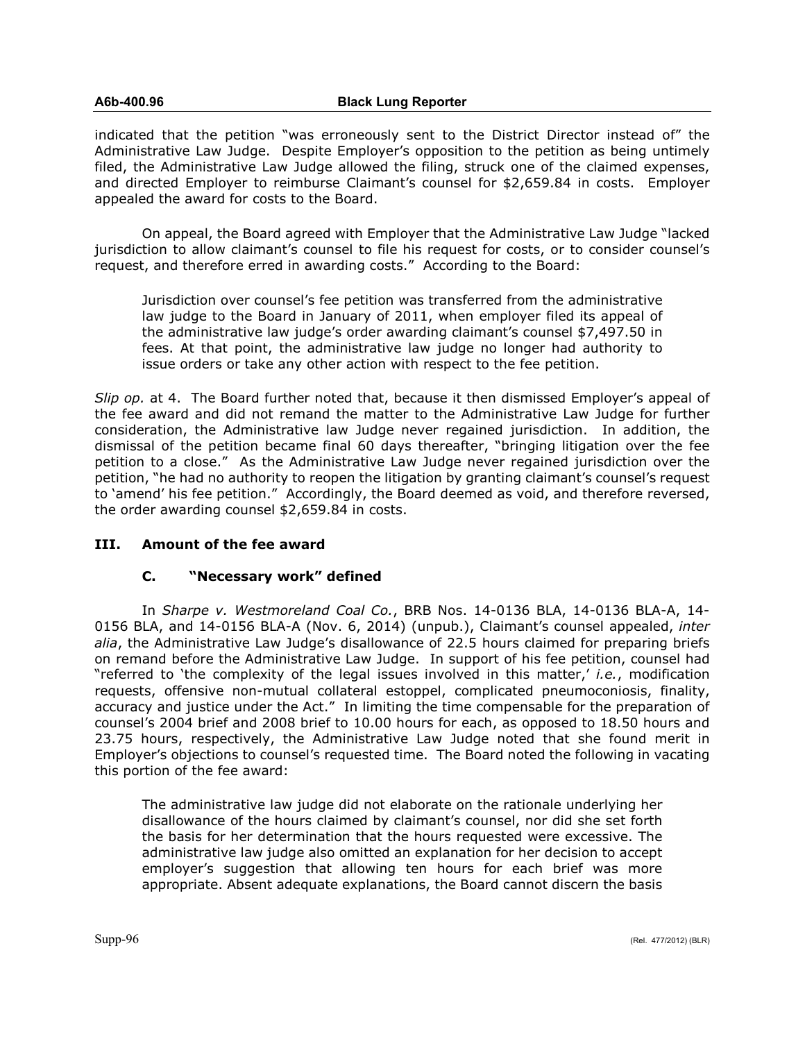indicated that the petition "was erroneously sent to the District Director instead of" the Administrative Law Judge. Despite Employer's opposition to the petition as being untimely filed, the Administrative Law Judge allowed the filing, struck one of the claimed expenses, and directed Employer to reimburse Claimant's counsel for $2,659.84 in costs. Employer appealed the award for costs to the Board.

On appeal, the Board agreed with Employer that the Administrative Law Judge "lacked jurisdiction to allow claimant's counsel to file his request for costs, or to consider counsel's request, and therefore erred in awarding costs." According to the Board:

> Jurisdiction over counsel's fee petition was transferred from the administrative law judge to the Board in January of 2011, when employer filed its appeal of the administrative law judge's order awarding claimant's counsel $7,497.50 in fees. At that point, the administrative law judge no longer had authority to issue orders or take any other action with respect to the fee petition.

*Slip op.* at 4. The Board further noted that, because it then dismissed Employer's appeal of the fee award and did not remand the matter to the Administrative law Judge for further consideration, the Administrative Law Judge never regained jurisdiction. In addition, the dismissal of the petition became final 60 days thereafter, "bringing litigation over the fee petition to a close." As the Administrative Law Judge never regained jurisdiction over the petition, "he had no authority to reopen the litigation by granting claimant's counsel's request to 'amend' his fee petition." Accordingly, the Board deemed as void, and therefore reversed, the order awarding counsel $2,659.84 in costs.

## III. Amount of the fee award

### C. "Necessary work" defined

In *Sharpe v. Westmoreland Coal Co.*, BRB Nos. 14-0136 BLA, 14-0136 BLA-A, 14-0156 BLA, and 14-0156 BLA-A (Nov. 6, 2014) (unpub.), Claimant's counsel appealed, *inter alia*, the Administrative Law Judge's disallowance of 22.5 hours claimed for preparing briefs on remand before the Administrative Law Judge. In support of his fee petition, counsel had "referred to 'the complexity of the legal issues involved in this matter,' *i.e.*, modification requests, offensive non-mutual collateral estoppel, complicated pneumoconiosis, finality, accuracy and justice under the Act." In limiting the time compensable for the preparation of counsel's 2004 brief and 2008 brief to 10.00 hours for each, as opposed to 18.50 hours and 23.75 hours, respectively, the Administrative Law Judge noted that she found merit in Employer's objections to counsel's requested time. The Board noted the following in vacating this portion of the fee award:

> The administrative law judge did not elaborate on the rationale underlying her disallowance of the hours claimed by claimant's counsel, nor did she set forth the basis for her determination that the hours requested were excessive. The administrative law judge also omitted an explanation for her decision to accept employer's suggestion that allowing ten hours for each brief was more appropriate. Absent adequate explanations, the Board cannot discern the basis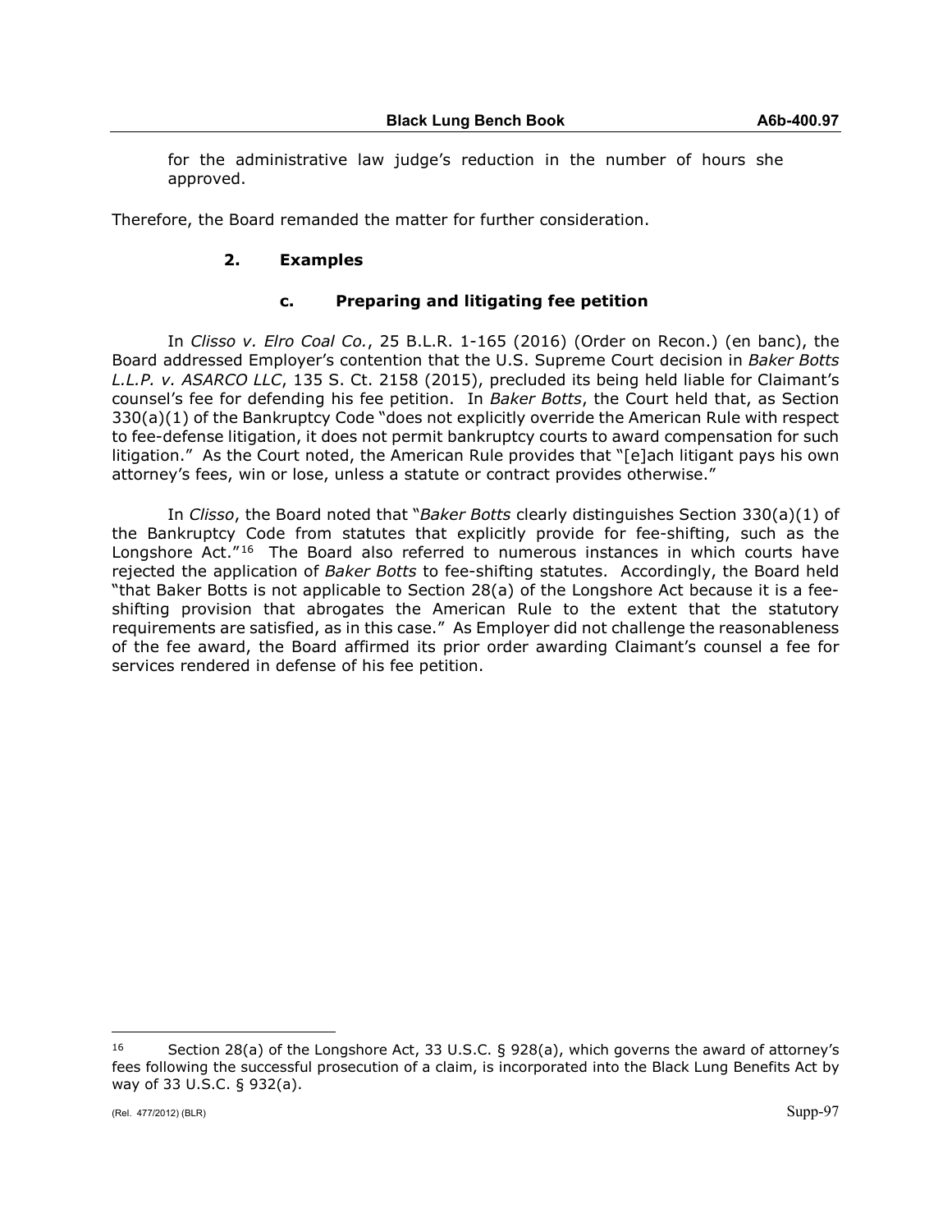for the administrative law judge's reduction in the number of hours she approved.

Therefore, the Board remanded the matter for further consideration.

### 2. Examples

#### c. Preparing and litigating fee petition

In *Clisso v. Elro Coal Co.*, 25 B.L.R. 1-165 (2016) (Order on Recon.) (en banc), the Board addressed Employer's contention that the U.S. Supreme Court decision in *Baker Botts L.L.P. v. ASARCO LLC*, 135 S. Ct. 2158 (2015), precluded its being held liable for Claimant's counsel's fee for defending his fee petition. In *Baker Botts*, the Court held that, as Section 330(a)(1) of the Bankruptcy Code "does not explicitly override the American Rule with respect to fee-defense litigation, it does not permit bankruptcy courts to award compensation for such litigation." As the Court noted, the American Rule provides that "[e]ach litigant pays his own attorney's fees, win or lose, unless a statute or contract provides otherwise."

In *Clisso*, the Board noted that "*Baker Botts* clearly distinguishes Section 330(a)(1) of the Bankruptcy Code from statutes that explicitly provide for fee-shifting, such as the Longshore Act."[16] The Board also referred to numerous instances in which courts have rejected the application of *Baker Botts* to fee-shifting statutes. Accordingly, the Board held "that Baker Botts is not applicable to Section 28(a) of the Longshore Act because it is a fee-shifting provision that abrogates the American Rule to the extent that the statutory requirements are satisfied, as in this case." As Employer did not challenge the reasonableness of the fee award, the Board affirmed its prior order awarding Claimant's counsel a fee for services rendered in defense of his fee petition.

---

[16] Section 28(a) of the Longshore Act, 33 U.S.C. § 928(a), which governs the award of attorney's fees following the successful prosecution of a claim, is incorporated into the Black Lung Benefits Act by way of 33 U.S.C. § 932(a).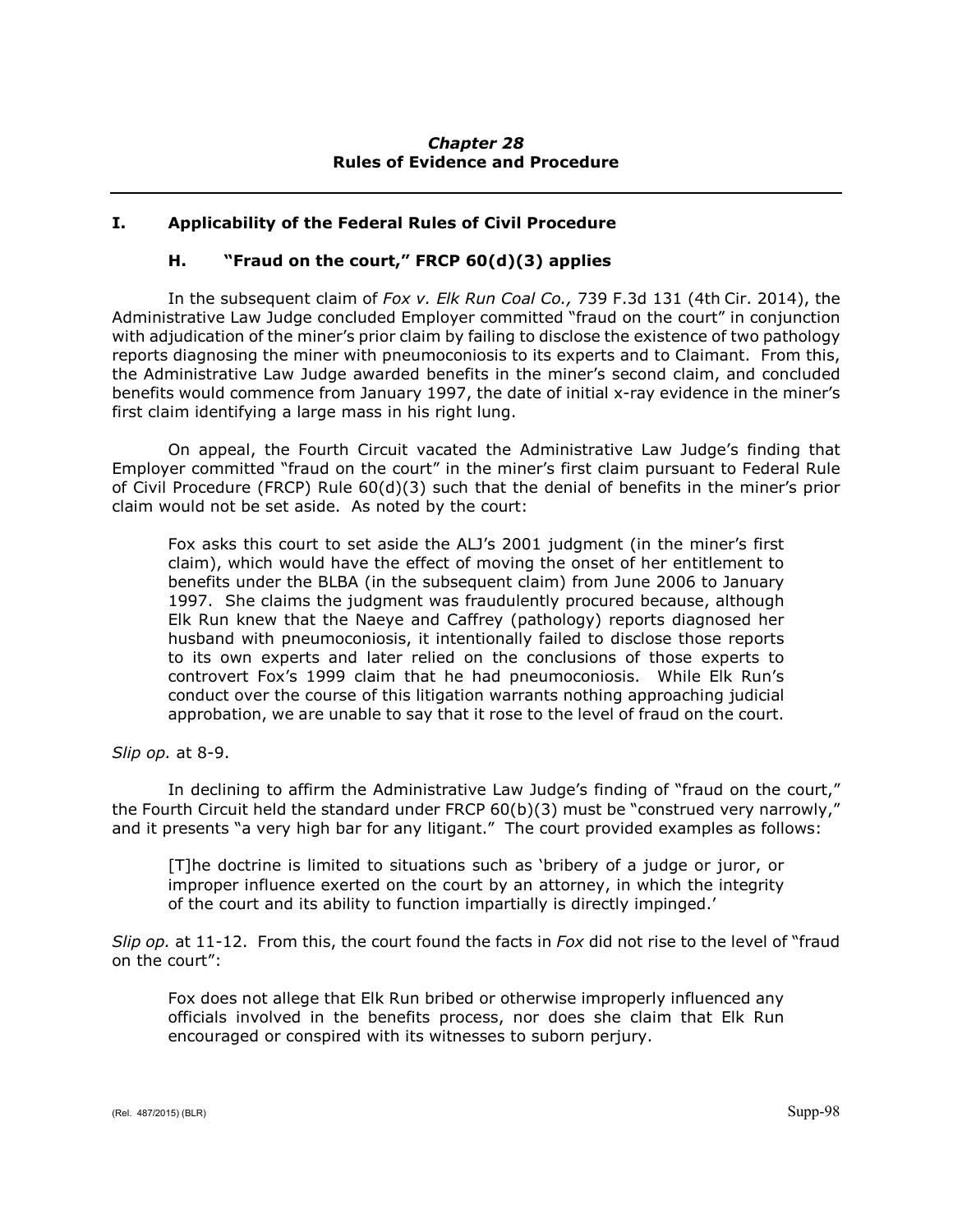*Chapter 28*
**Rules of Evidence and Procedure**

---

## I. Applicability of the Federal Rules of Civil Procedure

### H. "Fraud on the court," FRCP 60(d)(3) applies

In the subsequent claim of *Fox v. Elk Run Coal Co.,* 739 F.3d 131 (4th Cir. 2014), the Administrative Law Judge concluded Employer committed "fraud on the court" in conjunction with adjudication of the miner's prior claim by failing to disclose the existence of two pathology reports diagnosing the miner with pneumoconiosis to its experts and to Claimant. From this, the Administrative Law Judge awarded benefits in the miner's second claim, and concluded benefits would commence from January 1997, the date of initial x-ray evidence in the miner's first claim identifying a large mass in his right lung.

On appeal, the Fourth Circuit vacated the Administrative Law Judge's finding that Employer committed "fraud on the court" in the miner's first claim pursuant to Federal Rule of Civil Procedure (FRCP) Rule 60(d)(3) such that the denial of benefits in the miner's prior claim would not be set aside. As noted by the court:

> Fox asks this court to set aside the ALJ's 2001 judgment (in the miner's first claim), which would have the effect of moving the onset of her entitlement to benefits under the BLBA (in the subsequent claim) from June 2006 to January 1997. She claims the judgment was fraudulently procured because, although Elk Run knew that the Naeye and Caffrey (pathology) reports diagnosed her husband with pneumoconiosis, it intentionally failed to disclose those reports to its own experts and later relied on the conclusions of those experts to controvert Fox's 1999 claim that he had pneumoconiosis. While Elk Run's conduct over the course of this litigation warrants nothing approaching judicial approbation, we are unable to say that it rose to the level of fraud on the court.

*Slip op.* at 8-9.

In declining to affirm the Administrative Law Judge's finding of "fraud on the court," the Fourth Circuit held the standard under FRCP 60(b)(3) must be "construed very narrowly," and it presents "a very high bar for any litigant." The court provided examples as follows:

> [T]he doctrine is limited to situations such as 'bribery of a judge or juror, or improper influence exerted on the court by an attorney, in which the integrity of the court and its ability to function impartially is directly impinged.'

*Slip op.* at 11-12. From this, the court found the facts in *Fox* did not rise to the level of "fraud on the court":

> Fox does not allege that Elk Run bribed or otherwise improperly influenced any officials involved in the benefits process, nor does she claim that Elk Run encouraged or conspired with its witnesses to suborn perjury.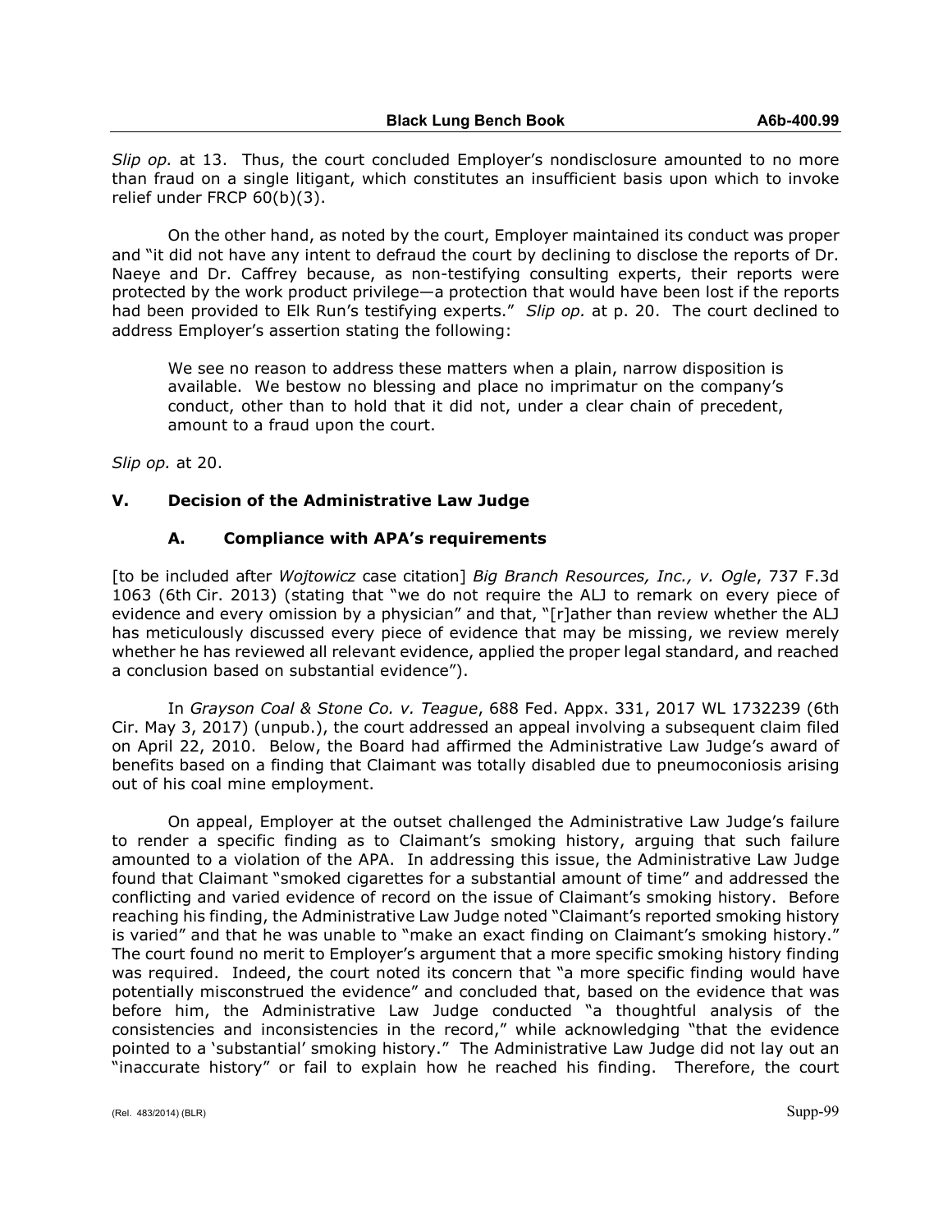*Slip op.* at 13. Thus, the court concluded Employer's nondisclosure amounted to no more than fraud on a single litigant, which constitutes an insufficient basis upon which to invoke relief under FRCP 60(b)(3).

On the other hand, as noted by the court, Employer maintained its conduct was proper and "it did not have any intent to defraud the court by declining to disclose the reports of Dr. Naeye and Dr. Caffrey because, as non-testifying consulting experts, their reports were protected by the work product privilege—a protection that would have been lost if the reports had been provided to Elk Run's testifying experts." *Slip op.* at p. 20. The court declined to address Employer's assertion stating the following:

> We see no reason to address these matters when a plain, narrow disposition is available. We bestow no blessing and place no imprimatur on the company's conduct, other than to hold that it did not, under a clear chain of precedent, amount to a fraud upon the court.

*Slip op.* at 20.

## V. Decision of the Administrative Law Judge

### A. Compliance with APA's requirements

[to be included after *Wojtowicz* case citation] *Big Branch Resources, Inc., v. Ogle*, 737 F.3d 1063 (6th Cir. 2013) (stating that "we do not require the ALJ to remark on every piece of evidence and every omission by a physician" and that, "[r]ather than review whether the ALJ has meticulously discussed every piece of evidence that may be missing, we review merely whether he has reviewed all relevant evidence, applied the proper legal standard, and reached a conclusion based on substantial evidence").

In *Grayson Coal & Stone Co. v. Teague*, 688 Fed. Appx. 331, 2017 WL 1732239 (6th Cir. May 3, 2017) (unpub.), the court addressed an appeal involving a subsequent claim filed on April 22, 2010. Below, the Board had affirmed the Administrative Law Judge's award of benefits based on a finding that Claimant was totally disabled due to pneumoconiosis arising out of his coal mine employment.

On appeal, Employer at the outset challenged the Administrative Law Judge's failure to render a specific finding as to Claimant's smoking history, arguing that such failure amounted to a violation of the APA. In addressing this issue, the Administrative Law Judge found that Claimant "smoked cigarettes for a substantial amount of time" and addressed the conflicting and varied evidence of record on the issue of Claimant's smoking history. Before reaching his finding, the Administrative Law Judge noted "Claimant's reported smoking history is varied" and that he was unable to "make an exact finding on Claimant's smoking history." The court found no merit to Employer's argument that a more specific smoking history finding was required. Indeed, the court noted its concern that "a more specific finding would have potentially misconstrued the evidence" and concluded that, based on the evidence that was before him, the Administrative Law Judge conducted "a thoughtful analysis of the consistencies and inconsistencies in the record," while acknowledging "that the evidence pointed to a 'substantial' smoking history." The Administrative Law Judge did not lay out an "inaccurate history" or fail to explain how he reached his finding. Therefore, the court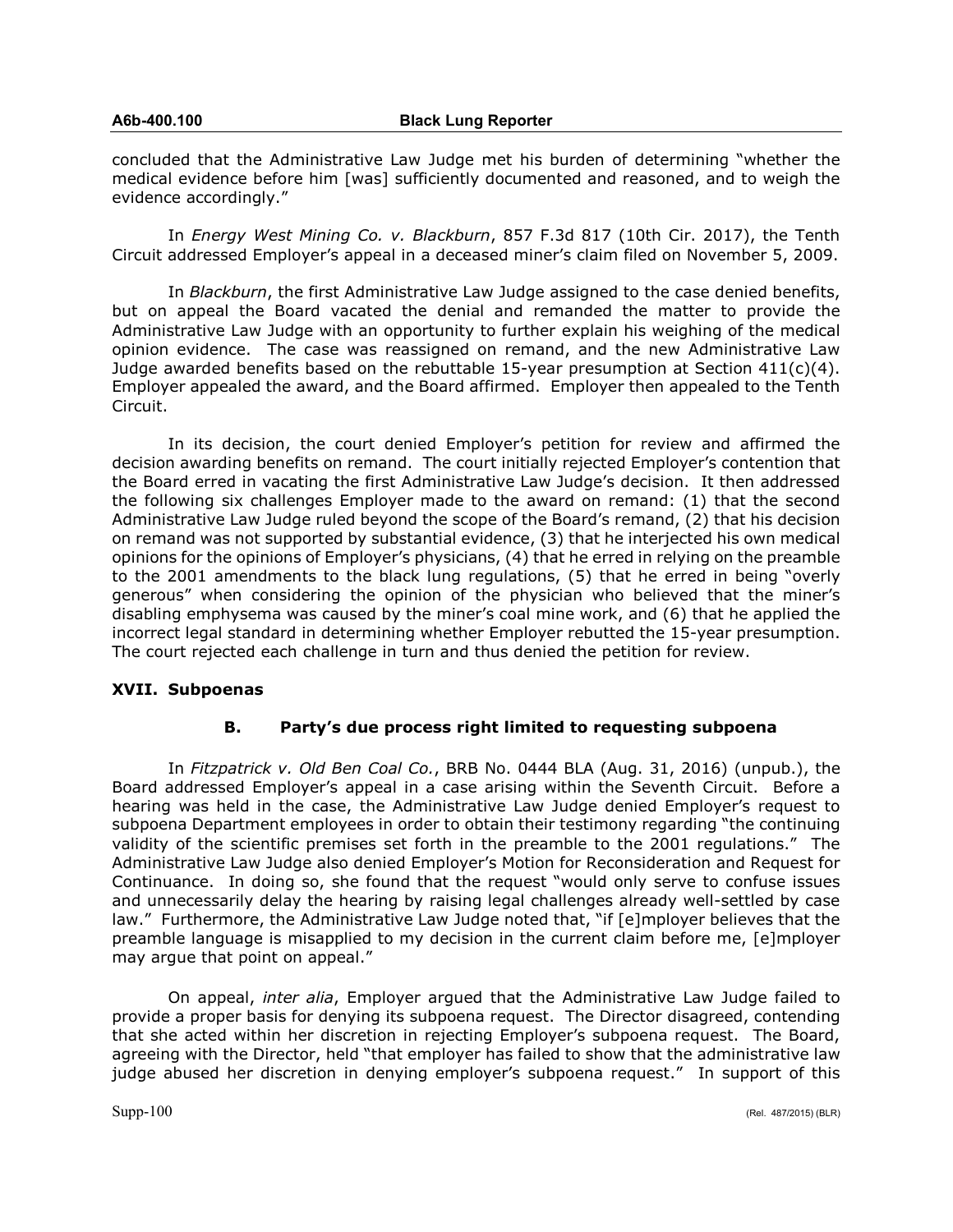concluded that the Administrative Law Judge met his burden of determining "whether the medical evidence before him [was] sufficiently documented and reasoned, and to weigh the evidence accordingly."

In *Energy West Mining Co. v. Blackburn*, 857 F.3d 817 (10th Cir. 2017), the Tenth Circuit addressed Employer's appeal in a deceased miner's claim filed on November 5, 2009.

In *Blackburn*, the first Administrative Law Judge assigned to the case denied benefits, but on appeal the Board vacated the denial and remanded the matter to provide the Administrative Law Judge with an opportunity to further explain his weighing of the medical opinion evidence. The case was reassigned on remand, and the new Administrative Law Judge awarded benefits based on the rebuttable 15-year presumption at Section 411(c)(4). Employer appealed the award, and the Board affirmed. Employer then appealed to the Tenth Circuit.

In its decision, the court denied Employer's petition for review and affirmed the decision awarding benefits on remand. The court initially rejected Employer's contention that the Board erred in vacating the first Administrative Law Judge's decision. It then addressed the following six challenges Employer made to the award on remand: (1) that the second Administrative Law Judge ruled beyond the scope of the Board's remand, (2) that his decision on remand was not supported by substantial evidence, (3) that he interjected his own medical opinions for the opinions of Employer's physicians, (4) that he erred in relying on the preamble to the 2001 amendments to the black lung regulations, (5) that he erred in being "overly generous" when considering the opinion of the physician who believed that the miner's disabling emphysema was caused by the miner's coal mine work, and (6) that he applied the incorrect legal standard in determining whether Employer rebutted the 15-year presumption. The court rejected each challenge in turn and thus denied the petition for review.

## XVII. Subpoenas

### B. Party's due process right limited to requesting subpoena

In *Fitzpatrick v. Old Ben Coal Co.*, BRB No. 0444 BLA (Aug. 31, 2016) (unpub.), the Board addressed Employer's appeal in a case arising within the Seventh Circuit. Before a hearing was held in the case, the Administrative Law Judge denied Employer's request to subpoena Department employees in order to obtain their testimony regarding "the continuing validity of the scientific premises set forth in the preamble to the 2001 regulations." The Administrative Law Judge also denied Employer's Motion for Reconsideration and Request for Continuance. In doing so, she found that the request "would only serve to confuse issues and unnecessarily delay the hearing by raising legal challenges already well-settled by case law." Furthermore, the Administrative Law Judge noted that, "if [e]mployer believes that the preamble language is misapplied to my decision in the current claim before me, [e]mployer may argue that point on appeal."

On appeal, *inter alia*, Employer argued that the Administrative Law Judge failed to provide a proper basis for denying its subpoena request. The Director disagreed, contending that she acted within her discretion in rejecting Employer's subpoena request. The Board, agreeing with the Director, held "that employer has failed to show that the administrative law judge abused her discretion in denying employer's subpoena request." In support of this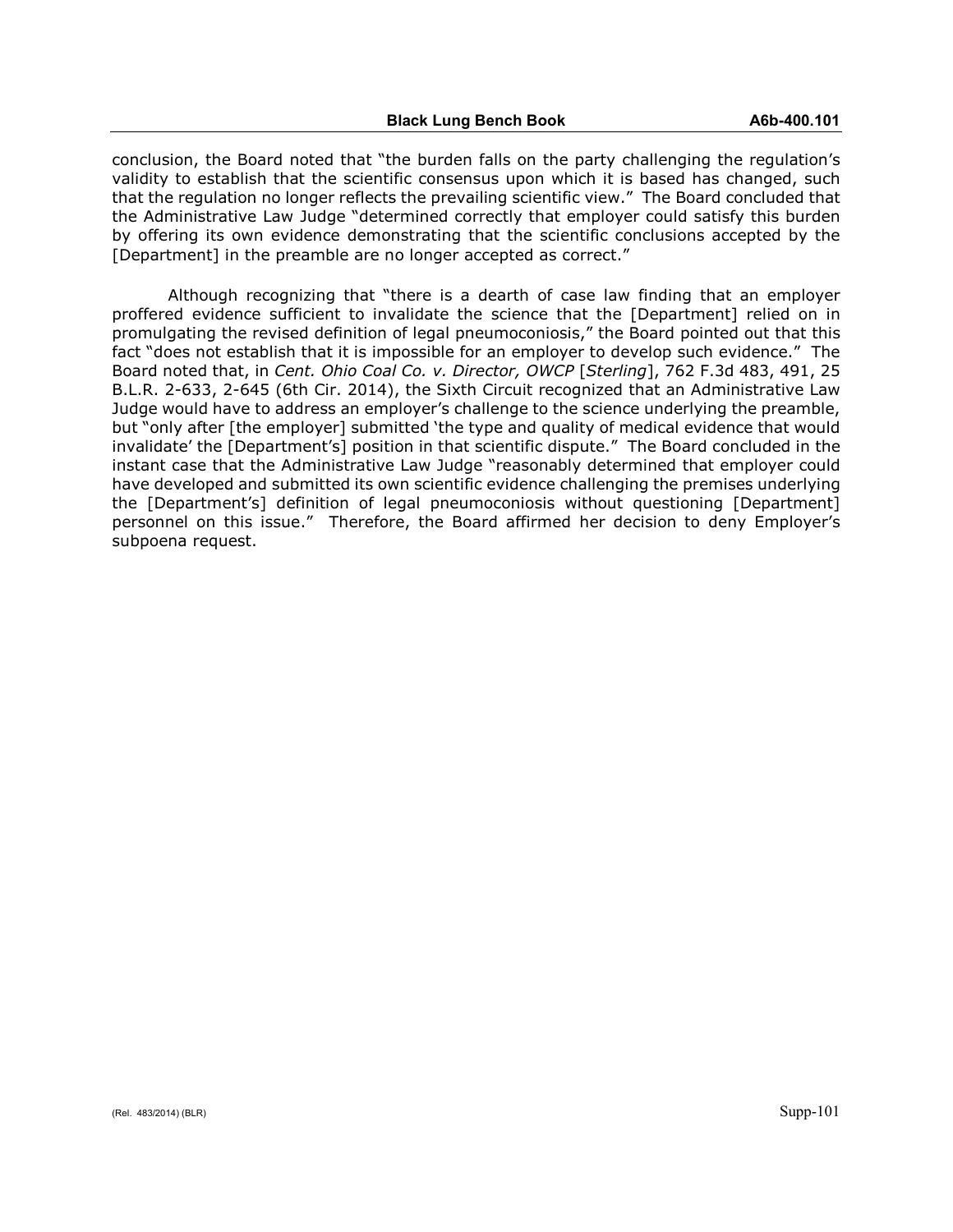conclusion, the Board noted that "the burden falls on the party challenging the regulation's validity to establish that the scientific consensus upon which it is based has changed, such that the regulation no longer reflects the prevailing scientific view." The Board concluded that the Administrative Law Judge "determined correctly that employer could satisfy this burden by offering its own evidence demonstrating that the scientific conclusions accepted by the [Department] in the preamble are no longer accepted as correct."

Although recognizing that "there is a dearth of case law finding that an employer proffered evidence sufficient to invalidate the science that the [Department] relied on in promulgating the revised definition of legal pneumoconiosis," the Board pointed out that this fact "does not establish that it is impossible for an employer to develop such evidence." The Board noted that, in *Cent. Ohio Coal Co. v. Director, OWCP* [*Sterling*], 762 F.3d 483, 491, 25 B.L.R. 2-633, 2-645 (6th Cir. 2014), the Sixth Circuit recognized that an Administrative Law Judge would have to address an employer's challenge to the science underlying the preamble, but "only after [the employer] submitted 'the type and quality of medical evidence that would invalidate' the [Department's] position in that scientific dispute." The Board concluded in the instant case that the Administrative Law Judge "reasonably determined that employer could have developed and submitted its own scientific evidence challenging the premises underlying the [Department's] definition of legal pneumoconiosis without questioning [Department] personnel on this issue." Therefore, the Board affirmed her decision to deny Employer's subpoena request.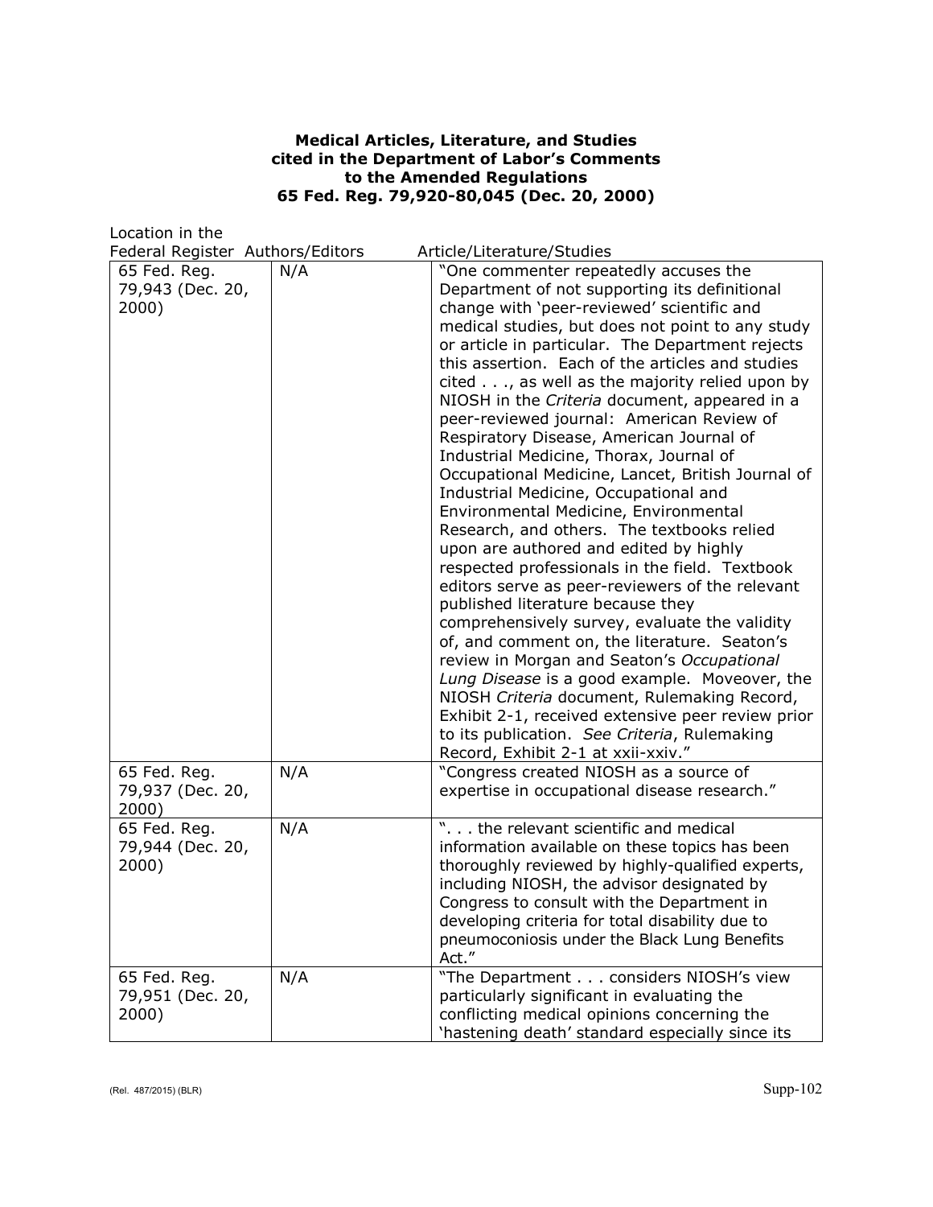**Medical Articles, Literature, and Studies cited in the Department of Labor's Comments to the Amended Regulations 65 Fed. Reg. 79,920-80,045 (Dec. 20, 2000)**

| Location in the Federal Register | Authors/Editors | Article/Literature/Studies |
|---|---|---|
| 65 Fed. Reg. 79,943 (Dec. 20, 2000) | N/A | "One commenter repeatedly accuses the Department of not supporting its definitional change with 'peer-reviewed' scientific and medical studies, but does not point to any study or article in particular. The Department rejects this assertion. Each of the articles and studies cited . . ., as well as the majority relied upon by NIOSH in the *Criteria* document, appeared in a peer-reviewed journal: American Review of Respiratory Disease, American Journal of Industrial Medicine, Thorax, Journal of Occupational Medicine, Lancet, British Journal of Industrial Medicine, Occupational and Environmental Medicine, Environmental Research, and others. The textbooks relied upon are authored and edited by highly respected professionals in the field. Textbook editors serve as peer-reviewers of the relevant published literature because they comprehensively survey, evaluate the validity of, and comment on, the literature. Seaton's review in Morgan and Seaton's *Occupational Lung Disease* is a good example. Moveover, the NIOSH *Criteria* document, Rulemaking Record, Exhibit 2-1, received extensive peer review prior to its publication. *See Criteria*, Rulemaking Record, Exhibit 2-1 at xxii-xxiv." |
| 65 Fed. Reg. 79,937 (Dec. 20, 2000) | N/A | "Congress created NIOSH as a source of expertise in occupational disease research." |
| 65 Fed. Reg. 79,944 (Dec. 20, 2000) | N/A | ". . . the relevant scientific and medical information available on these topics has been thoroughly reviewed by highly-qualified experts, including NIOSH, the advisor designated by Congress to consult with the Department in developing criteria for total disability due to pneumoconiosis under the Black Lung Benefits Act." |
| 65 Fed. Reg. 79,951 (Dec. 20, 2000) | N/A | "The Department . . . considers NIOSH's view particularly significant in evaluating the conflicting medical opinions concerning the 'hastening death' standard especially since its |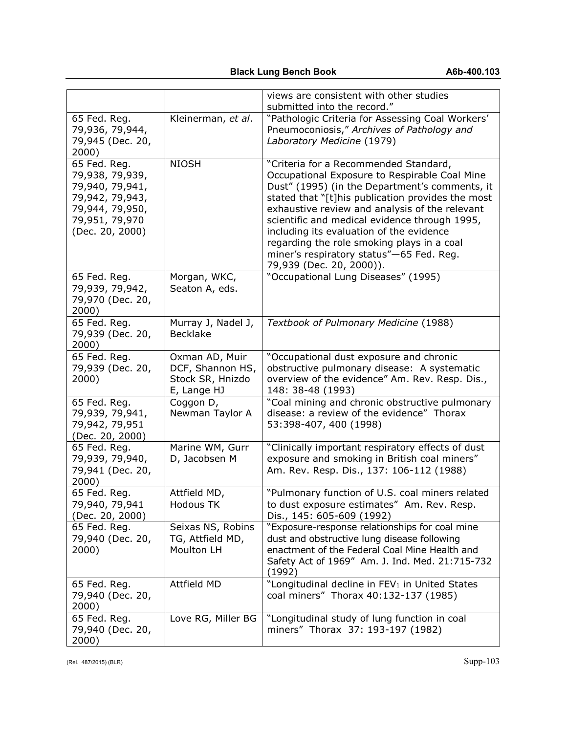| | | |
|---|---|---|
| | | views are consistent with other studies submitted into the record." |
| 65 Fed. Reg. 79,936, 79,944, 79,945 (Dec. 20, 2000) | Kleinerman, *et al*. | "Pathologic Criteria for Assessing Coal Workers' Pneumoconiosis," *Archives of Pathology and Laboratory Medicine* (1979) |
| 65 Fed. Reg. 79,938, 79,939, 79,940, 79,941, 79,942, 79,943, 79,944, 79,950, 79,951, 79,970 (Dec. 20, 2000) | NIOSH | "Criteria for a Recommended Standard, Occupational Exposure to Respirable Coal Mine Dust" (1995) (in the Department's comments, it stated that "[t]his publication provides the most exhaustive review and analysis of the relevant scientific and medical evidence through 1995, including its evaluation of the evidence regarding the role smoking plays in a coal miner's respiratory status"—65 Fed. Reg. 79,939 (Dec. 20, 2000)). |
| 65 Fed. Reg. 79,939, 79,942, 79,970 (Dec. 20, 2000) | Morgan, WKC, Seaton A, eds. | "Occupational Lung Diseases" (1995) |
| 65 Fed. Reg. 79,939 (Dec. 20, 2000) | Murray J, Nadel J, Becklake | *Textbook of Pulmonary Medicine* (1988) |
| 65 Fed. Reg. 79,939 (Dec. 20, 2000) | Oxman AD, Muir DCF, Shannon HS, Stock SR, Hnizdo E, Lange HJ | "Occupational dust exposure and chronic obstructive pulmonary disease: A systematic overview of the evidence" Am. Rev. Resp. Dis., 148: 38-48 (1993) |
| 65 Fed. Reg. 79,939, 79,941, 79,942, 79,951 (Dec. 20, 2000) | Coggon D, Newman Taylor A | "Coal mining and chronic obstructive pulmonary disease: a review of the evidence" Thorax 53:398-407, 400 (1998) |
| 65 Fed. Reg. 79,939, 79,940, 79,941 (Dec. 20, 2000) | Marine WM, Gurr D, Jacobsen M | "Clinically important respiratory effects of dust exposure and smoking in British coal miners" Am. Rev. Resp. Dis., 137: 106-112 (1988) |
| 65 Fed. Reg. 79,940, 79,941 (Dec. 20, 2000) | Attfield MD, Hodous TK | "Pulmonary function of U.S. coal miners related to dust exposure estimates" Am. Rev. Resp. Dis., 145: 605-609 (1992) |
| 65 Fed. Reg. 79,940 (Dec. 20, 2000) | Seixas NS, Robins TG, Attfield MD, Moulton LH | "Exposure-response relationships for coal mine dust and obstructive lung disease following enactment of the Federal Coal Mine Health and Safety Act of 1969" Am. J. Ind. Med. 21:715-732 (1992) |
| 65 Fed. Reg. 79,940 (Dec. 20, 2000) | Attfield MD | "Longitudinal decline in $FEV_1$ in United States coal miners" Thorax 40:132-137 (1985) |
| 65 Fed. Reg. 79,940 (Dec. 20, 2000) | Love RG, Miller BG | "Longitudinal study of lung function in coal miners" Thorax 37: 193-197 (1982) |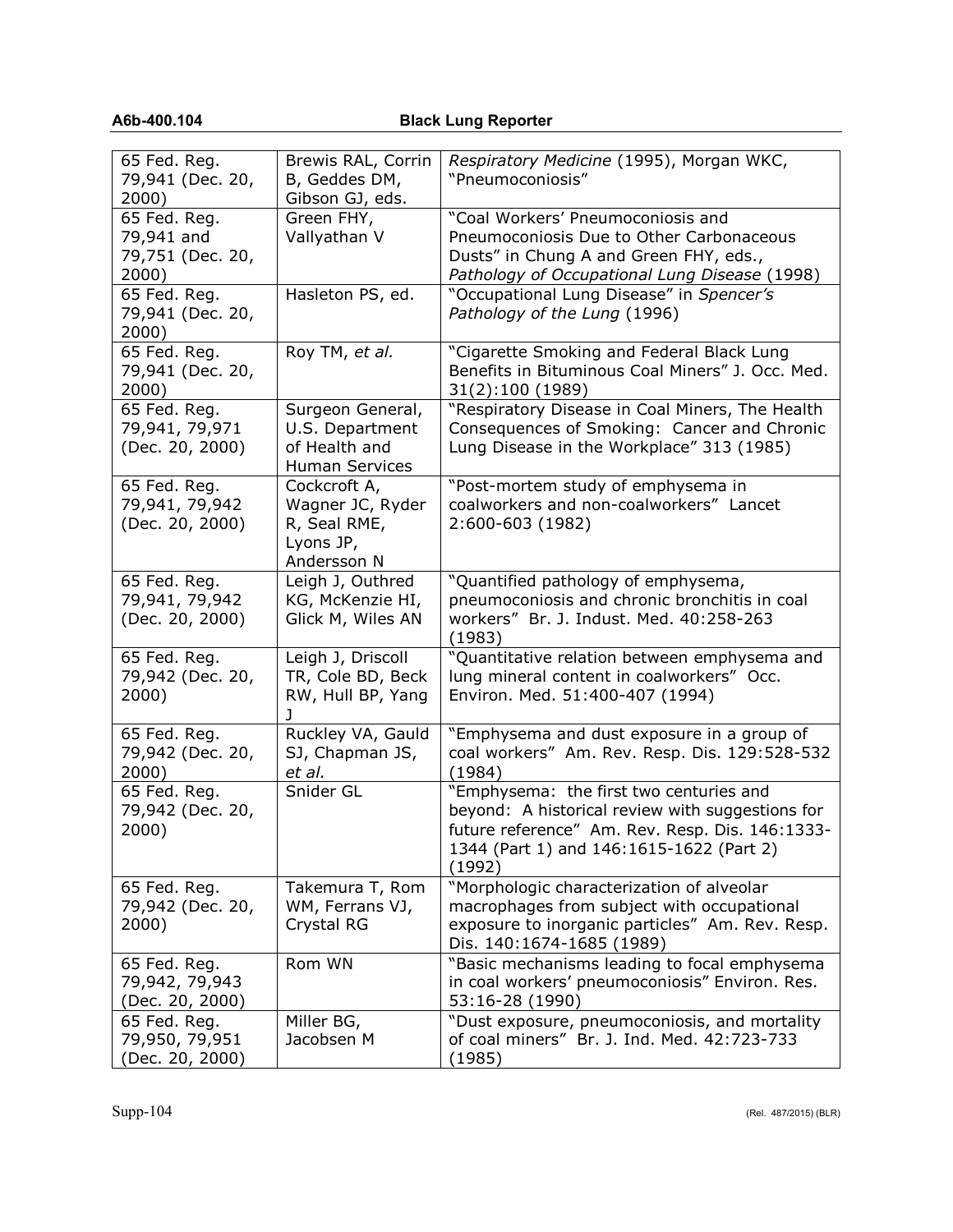| | | |
|---|---|---|
| 65 Fed. Reg. 79,941 (Dec. 20, 2000) | Brewis RAL, Corrin B, Geddes DM, Gibson GJ, eds. | *Respiratory Medicine* (1995), Morgan WKC, "Pneumoconiosis" |
| 65 Fed. Reg. 79,941 and 79,751 (Dec. 20, 2000) | Green FHY, Vallyathan V | "Coal Workers' Pneumoconiosis and Pneumoconiosis Due to Other Carbonaceous Dusts" in Chung A and Green FHY, eds., *Pathology of Occupational Lung Disease* (1998) |
| 65 Fed. Reg. 79,941 (Dec. 20, 2000) | Hasleton PS, ed. | "Occupational Lung Disease" in *Spencer's Pathology of the Lung* (1996) |
| 65 Fed. Reg. 79,941 (Dec. 20, 2000) | Roy TM, *et al.* | "Cigarette Smoking and Federal Black Lung Benefits in Bituminous Coal Miners" J. Occ. Med. 31(2):100 (1989) |
| 65 Fed. Reg. 79,941, 79,971 (Dec. 20, 2000) | Surgeon General, U.S. Department of Health and Human Services | "Respiratory Disease in Coal Miners, The Health Consequences of Smoking: Cancer and Chronic Lung Disease in the Workplace" 313 (1985) |
| 65 Fed. Reg. 79,941, 79,942 (Dec. 20, 2000) | Cockcroft A, Wagner JC, Ryder R, Seal RME, Lyons JP, Andersson N | "Post-mortem study of emphysema in coalworkers and non-coalworkers" Lancet 2:600-603 (1982) |
| 65 Fed. Reg. 79,941, 79,942 (Dec. 20, 2000) | Leigh J, Outhred KG, McKenzie HI, Glick M, Wiles AN | "Quantified pathology of emphysema, pneumoconiosis and chronic bronchitis in coal workers" Br. J. Indust. Med. 40:258-263 (1983) |
| 65 Fed. Reg. 79,942 (Dec. 20, 2000) | Leigh J, Driscoll TR, Cole BD, Beck RW, Hull BP, Yang J | "Quantitative relation between emphysema and lung mineral content in coalworkers" Occ. Environ. Med. 51:400-407 (1994) |
| 65 Fed. Reg. 79,942 (Dec. 20, 2000) | Ruckley VA, Gauld SJ, Chapman JS, *et al.* | "Emphysema and dust exposure in a group of coal workers" Am. Rev. Resp. Dis. 129:528-532 (1984) |
| 65 Fed. Reg. 79,942 (Dec. 20, 2000) | Snider GL | "Emphysema: the first two centuries and beyond: A historical review with suggestions for future reference" Am. Rev. Resp. Dis. 146:1333-1344 (Part 1) and 146:1615-1622 (Part 2) (1992) |
| 65 Fed. Reg. 79,942 (Dec. 20, 2000) | Takemura T, Rom WM, Ferrans VJ, Crystal RG | "Morphologic characterization of alveolar macrophages from subject with occupational exposure to inorganic particles" Am. Rev. Resp. Dis. 140:1674-1685 (1989) |
| 65 Fed. Reg. 79,942, 79,943 (Dec. 20, 2000) | Rom WN | "Basic mechanisms leading to focal emphysema in coal workers' pneumoconiosis" Environ. Res. 53:16-28 (1990) |
| 65 Fed. Reg. 79,950, 79,951 (Dec. 20, 2000) | Miller BG, Jacobsen M | "Dust exposure, pneumoconiosis, and mortality of coal miners" Br. J. Ind. Med. 42:723-733 (1985) |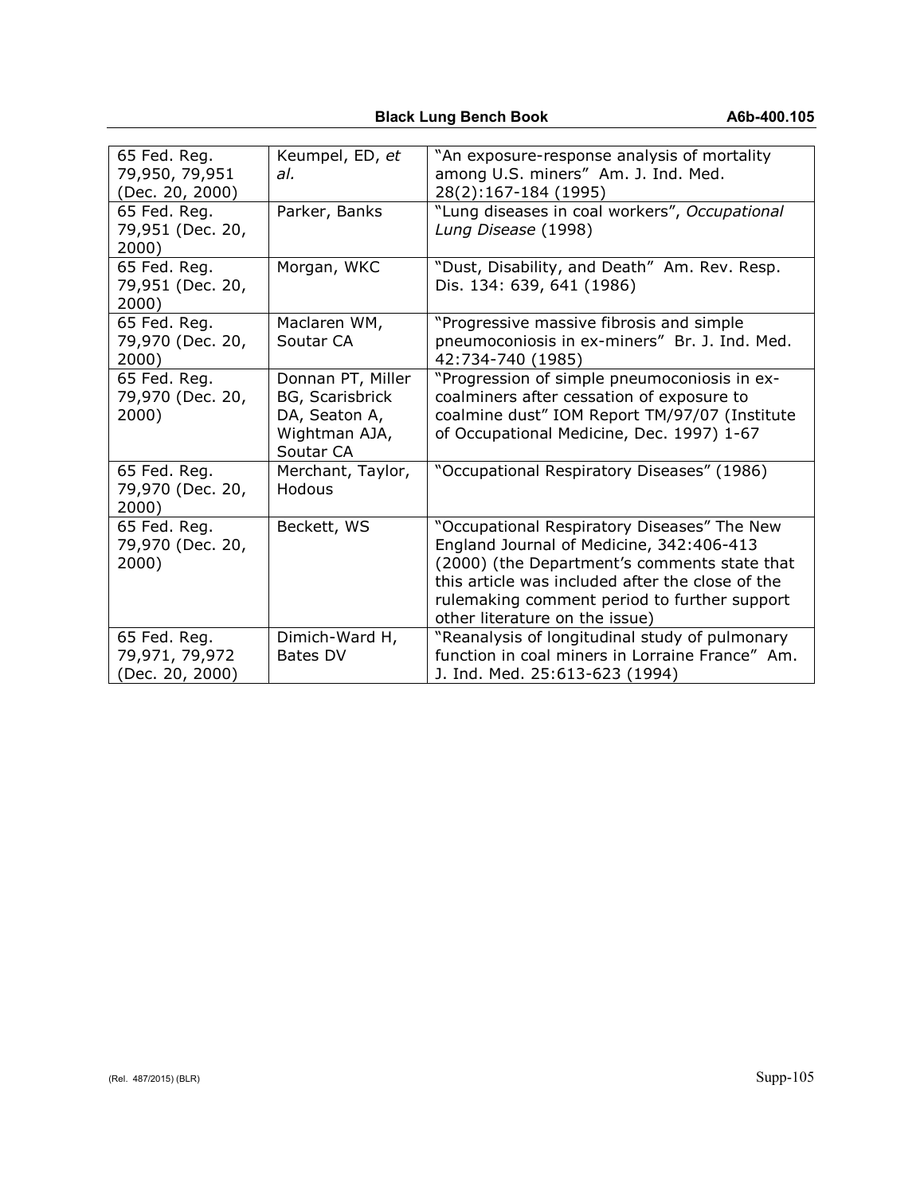| | | |
|---|---|---|
| 65 Fed. Reg. 79,950, 79,951 (Dec. 20, 2000) | Keumpel, ED, *et al.* | "An exposure-response analysis of mortality among U.S. miners" Am. J. Ind. Med. 28(2):167-184 (1995) |
| 65 Fed. Reg. 79,951 (Dec. 20, 2000) | Parker, Banks | "Lung diseases in coal workers", *Occupational Lung Disease* (1998) |
| 65 Fed. Reg. 79,951 (Dec. 20, 2000) | Morgan, WKC | "Dust, Disability, and Death" Am. Rev. Resp. Dis. 134: 639, 641 (1986) |
| 65 Fed. Reg. 79,970 (Dec. 20, 2000) | Maclaren WM, Soutar CA | "Progressive massive fibrosis and simple pneumoconiosis in ex-miners" Br. J. Ind. Med. 42:734-740 (1985) |
| 65 Fed. Reg. 79,970 (Dec. 20, 2000) | Donnan PT, Miller BG, Scarisbrick DA, Seaton A, Wightman AJA, Soutar CA | "Progression of simple pneumoconiosis in ex-coalminers after cessation of exposure to coalmine dust" IOM Report TM/97/07 (Institute of Occupational Medicine, Dec. 1997) 1-67 |
| 65 Fed. Reg. 79,970 (Dec. 20, 2000) | Merchant, Taylor, Hodous | "Occupational Respiratory Diseases" (1986) |
| 65 Fed. Reg. 79,970 (Dec. 20, 2000) | Beckett, WS | "Occupational Respiratory Diseases" The New England Journal of Medicine, 342:406-413 (2000) (the Department's comments state that this article was included after the close of the rulemaking comment period to further support other literature on the issue) |
| 65 Fed. Reg. 79,971, 79,972 (Dec. 20, 2000) | Dimich-Ward H, Bates DV | "Reanalysis of longitudinal study of pulmonary function in coal miners in Lorraine France" Am. J. Ind. Med. 25:613-623 (1994) |